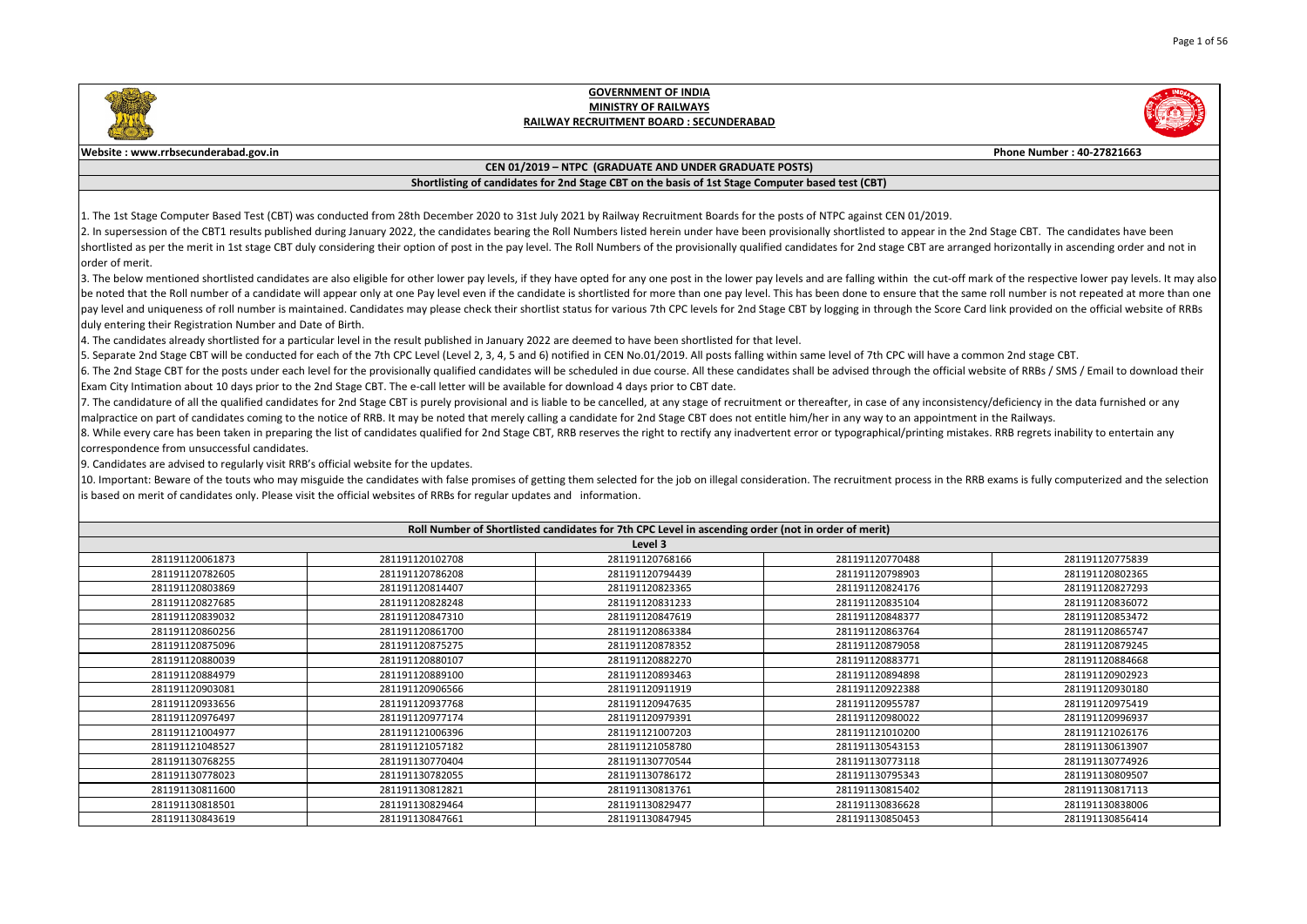# GOVERNMENT OF INDIA
## MINISTRY OF RAILWAYS
## RAILWAY RECRUITMENT BOARD : SECUNDERABAD

**Website : www.rrbsecunderabad.gov.in** **Phone Number : 40-27821663**

### CEN 01/2019 – NTPC (GRADUATE AND UNDER GRADUATE POSTS)

### Shortlisting of candidates for 2nd Stage CBT on the basis of 1st Stage Computer based test (CBT)

1. The 1st Stage Computer Based Test (CBT) was conducted from 28th December 2020 to 31st July 2021 by Railway Recruitment Boards for the posts of NTPC against CEN 01/2019.
2. In supersession of the CBT1 results published during January 2022, the candidates bearing the Roll Numbers listed herein under have been provisionally shortlisted to appear in the 2nd Stage CBT. The candidates have been shortlisted as per the merit in 1st stage CBT duly considering their option of post in the pay level. The Roll Numbers of the provisionally qualified candidates for 2nd stage CBT are arranged horizontally in ascending order and not in order of merit.
3. The below mentioned shortlisted candidates are also eligible for other lower pay levels, if they have opted for any one post in the lower pay levels and are falling within the cut-off mark of the respective lower pay levels. It may also be noted that the Roll number of a candidate will appear only at one Pay level even if the candidate is shortlisted for more than one pay level. This has been done to ensure that the same roll number is not repeated at more than one pay level and uniqueness of roll number is maintained. Candidates may please check their shortlist status for various 7th CPC levels for 2nd Stage CBT by logging in through the Score Card link provided on the official website of RRBs duly entering their Registration Number and Date of Birth.
4. The candidates already shortlisted for a particular level in the result published in January 2022 are deemed to have been shortlisted for that level.
5. Separate 2nd Stage CBT will be conducted for each of the 7th CPC Level (Level 2, 3, 4, 5 and 6) notified in CEN No.01/2019. All posts falling within same level of 7th CPC will have a common 2nd stage CBT.
6. The 2nd Stage CBT for the posts under each level for the provisionally qualified candidates will be scheduled in due course. All these candidates shall be advised through the official website of RRBs / SMS / Email to download their Exam City Intimation about 10 days prior to the 2nd Stage CBT. The e-call letter will be available for download 4 days prior to CBT date.
7. The candidature of all the qualified candidates for 2nd Stage CBT is purely provisional and is liable to be cancelled, at any stage of recruitment or thereafter, in case of any inconsistency/deficiency in the data furnished or any malpractice on part of candidates coming to the notice of RRB. It may be noted that merely calling a candidate for 2nd Stage CBT does not entitle him/her in any way to an appointment in the Railways.
8. While every care has been taken in preparing the list of candidates qualified for 2nd Stage CBT, RRB reserves the right to rectify any inadvertent error or typographical/printing mistakes. RRB regrets inability to entertain any correspondence from unsuccessful candidates.
9. Candidates are advised to regularly visit RRB's official website for the updates.
10. Important: Beware of the touts who may misguide the candidates with false promises of getting them selected for the job on illegal consideration. The recruitment process in the RRB exams is fully computerized and the selection is based on merit of candidates only. Please visit the official websites of RRBs for regular updates and information.

### Roll Number of Shortlisted candidates for 7th CPC Level in ascending order (not in order of merit)

#### Level 3

| | | | | |
|---|---|---|---|---|
| 281191120061873 | 281191120102708 | 281191120768166 | 281191120770488 | 281191120775839 |
| 281191120782605 | 281191120786208 | 281191120794439 | 281191120798903 | 281191120802365 |
| 281191120803869 | 281191120814407 | 281191120823365 | 281191120824176 | 281191120827293 |
| 281191120827685 | 281191120828248 | 281191120831233 | 281191120835104 | 281191120836072 |
| 281191120839032 | 281191120847310 | 281191120847619 | 281191120848377 | 281191120853472 |
| 281191120860256 | 281191120861700 | 281191120863384 | 281191120863764 | 281191120865747 |
| 281191120875096 | 281191120875275 | 281191120878352 | 281191120879058 | 281191120879245 |
| 281191120880039 | 281191120880107 | 281191120882270 | 281191120883771 | 281191120884668 |
| 281191120884979 | 281191120889100 | 281191120893463 | 281191120894898 | 281191120902923 |
| 281191120903081 | 281191120906566 | 281191120911919 | 281191120922388 | 281191120930180 |
| 281191120933656 | 281191120937768 | 281191120947635 | 281191120955787 | 281191120975419 |
| 281191120976497 | 281191120977174 | 281191120979391 | 281191120980022 | 281191120996937 |
| 281191121004977 | 281191121006396 | 281191121007203 | 281191121010200 | 281191121026176 |
| 281191121048527 | 281191121057182 | 281191121058780 | 281191130543153 | 281191130613907 |
| 281191130768255 | 281191130770404 | 281191130770544 | 281191130773118 | 281191130774926 |
| 281191130778023 | 281191130782055 | 281191130786172 | 281191130795343 | 281191130809507 |
| 281191130811600 | 281191130812821 | 281191130813761 | 281191130815402 | 281191130817113 |
| 281191130818501 | 281191130829464 | 281191130829477 | 281191130836628 | 281191130838006 |
| 281191130843619 | 281191130847661 | 281191130847945 | 281191130850453 | 281191130856414 |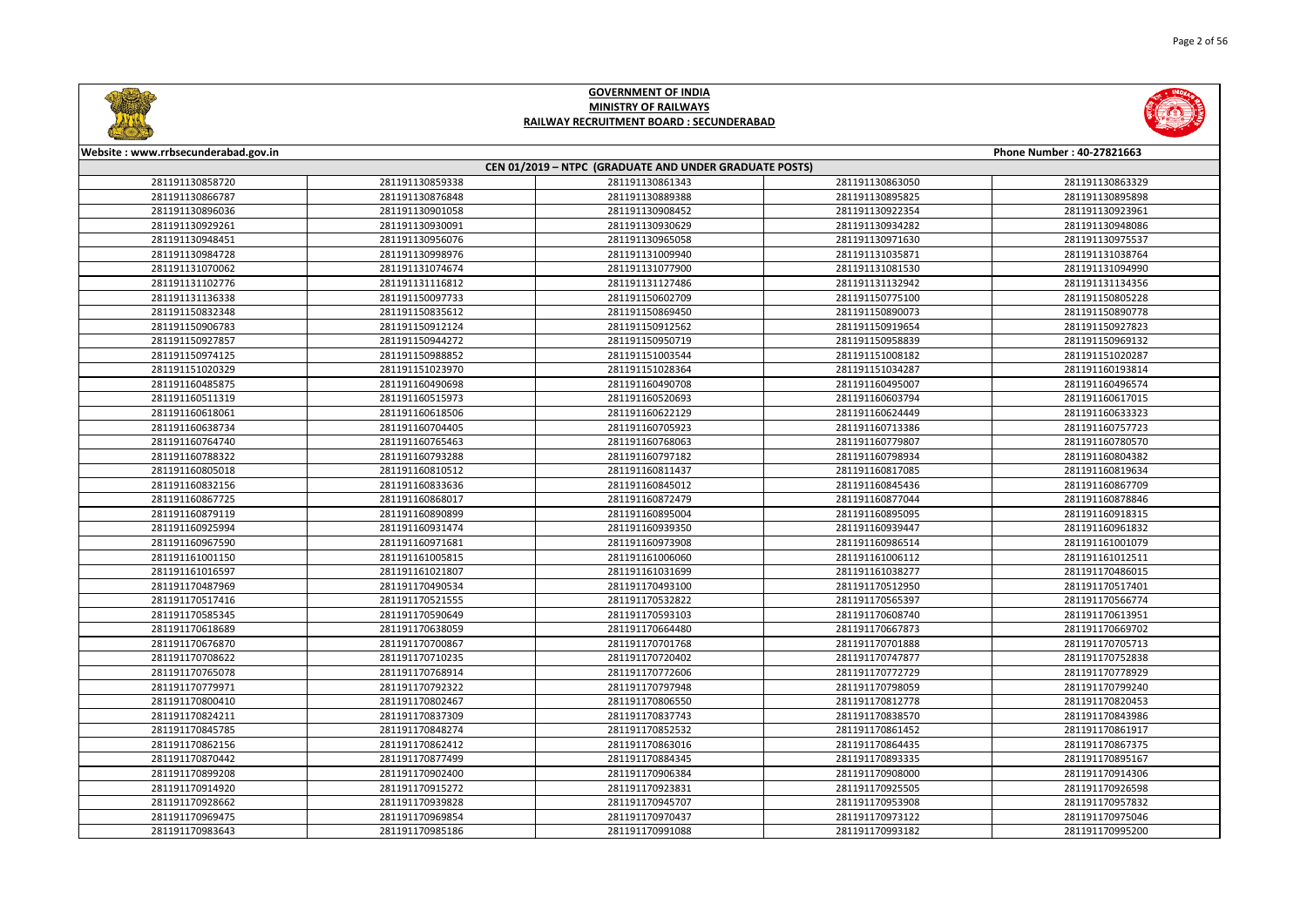# GOVERNMENT OF INDIA
## MINISTRY OF RAILWAYS
## RAILWAY RECRUITMENT BOARD : SECUNDERABAD

Website : www.rrbsecunderabad.gov.in | Phone Number : 40-27821663

### CEN 01/2019 – NTPC (GRADUATE AND UNDER GRADUATE POSTS)

| | | | | |
|---|---|---|---|---|
| 281191130858720 | 281191130859338 | 281191130861343 | 281191130863050 | 281191130863329 |
| 281191130866787 | 281191130876848 | 281191130889388 | 281191130895825 | 281191130895898 |
| 281191130896036 | 281191130901058 | 281191130908452 | 281191130922354 | 281191130923961 |
| 281191130929261 | 281191130930091 | 281191130930629 | 281191130934282 | 281191130948086 |
| 281191130948451 | 281191130956076 | 281191130965058 | 281191130971630 | 281191130975537 |
| 281191130984728 | 281191130998976 | 281191131009940 | 281191131035871 | 281191131038764 |
| 281191131070062 | 281191131074674 | 281191131077900 | 281191131081530 | 281191131094990 |
| 281191131102776 | 281191131116812 | 281191131127486 | 281191131132942 | 281191131134356 |
| 281191131136338 | 281191150097733 | 281191150602709 | 281191150775100 | 281191150805228 |
| 281191150832348 | 281191150835612 | 281191150869450 | 281191150890073 | 281191150890778 |
| 281191150906783 | 281191150912124 | 281191150912562 | 281191150919654 | 281191150927823 |
| 281191150927857 | 281191150944272 | 281191150950719 | 281191150958839 | 281191150969132 |
| 281191150974125 | 281191150988852 | 281191151003544 | 281191151008182 | 281191151020287 |
| 281191151020329 | 281191151023970 | 281191151028364 | 281191151034287 | 281191160193814 |
| 281191160485875 | 281191160490698 | 281191160490708 | 281191160495007 | 281191160496574 |
| 281191160511319 | 281191160515973 | 281191160520693 | 281191160603794 | 281191160617015 |
| 281191160618061 | 281191160618506 | 281191160622129 | 281191160624449 | 281191160633323 |
| 281191160638734 | 281191160704405 | 281191160705923 | 281191160713386 | 281191160757723 |
| 281191160764740 | 281191160765463 | 281191160768063 | 281191160779807 | 281191160780570 |
| 281191160788322 | 281191160793288 | 281191160797182 | 281191160798934 | 281191160804382 |
| 281191160805018 | 281191160810512 | 281191160811437 | 281191160817085 | 281191160819634 |
| 281191160832156 | 281191160833636 | 281191160845012 | 281191160845436 | 281191160867709 |
| 281191160867725 | 281191160868017 | 281191160872479 | 281191160877044 | 281191160878846 |
| 281191160879119 | 281191160890899 | 281191160895004 | 281191160895095 | 281191160918315 |
| 281191160925994 | 281191160931474 | 281191160939350 | 281191160939447 | 281191160961832 |
| 281191160967590 | 281191160971681 | 281191160973908 | 281191160986514 | 281191161001079 |
| 281191161001150 | 281191161005815 | 281191161006060 | 281191161006112 | 281191161012511 |
| 281191161016597 | 281191161021807 | 281191161031699 | 281191161038277 | 281191170486015 |
| 281191170487969 | 281191170490534 | 281191170493100 | 281191170512950 | 281191170517401 |
| 281191170517416 | 281191170521555 | 281191170532822 | 281191170565397 | 281191170566774 |
| 281191170585345 | 281191170590649 | 281191170593103 | 281191170608740 | 281191170613951 |
| 281191170618689 | 281191170638059 | 281191170664480 | 281191170667873 | 281191170669702 |
| 281191170676870 | 281191170700867 | 281191170701768 | 281191170701888 | 281191170705713 |
| 281191170708622 | 281191170710235 | 281191170720402 | 281191170747877 | 281191170752838 |
| 281191170765078 | 281191170768914 | 281191170772606 | 281191170772729 | 281191170778929 |
| 281191170779971 | 281191170792322 | 281191170797948 | 281191170798059 | 281191170799240 |
| 281191170800410 | 281191170802467 | 281191170806550 | 281191170812778 | 281191170820453 |
| 281191170824211 | 281191170837309 | 281191170837743 | 281191170838570 | 281191170843986 |
| 281191170845785 | 281191170848274 | 281191170852532 | 281191170861452 | 281191170861917 |
| 281191170862156 | 281191170862412 | 281191170863016 | 281191170864435 | 281191170867375 |
| 281191170870442 | 281191170877499 | 281191170884345 | 281191170893335 | 281191170895167 |
| 281191170899208 | 281191170902400 | 281191170906384 | 281191170908000 | 281191170914306 |
| 281191170914920 | 281191170915272 | 281191170923831 | 281191170925505 | 281191170926598 |
| 281191170928662 | 281191170939828 | 281191170945707 | 281191170953908 | 281191170957832 |
| 281191170969475 | 281191170969854 | 281191170970437 | 281191170973122 | 281191170975046 |
| 281191170983643 | 281191170985186 | 281191170991088 | 281191170993182 | 281191170995200 |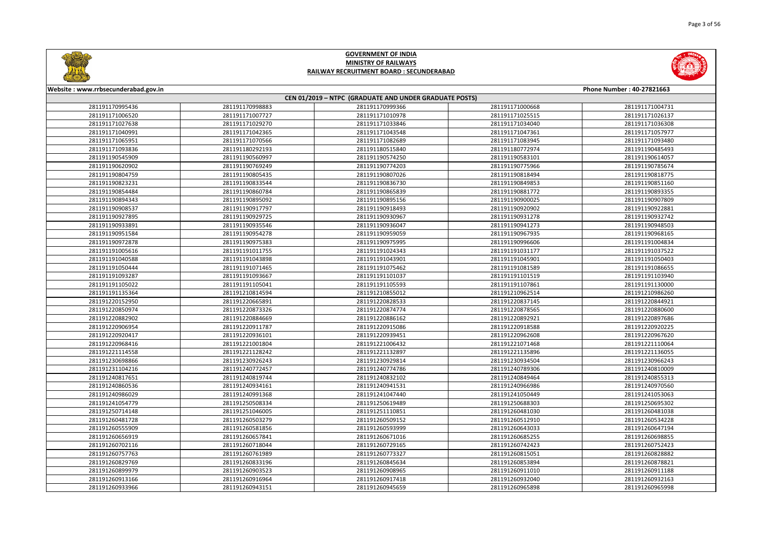# GOVERNMENT OF INDIA
## MINISTRY OF RAILWAYS
### RAILWAY RECRUITMENT BOARD : SECUNDERABAD

Website : www.rrbsecunderabad.gov.in | Phone Number : 40-27821663

**CEN 01/2019 – NTPC (GRADUATE AND UNDER GRADUATE POSTS)**

| | | | | |
|---|---|---|---|---|
| 281191170995436 | 281191170998883 | 281191170999366 | 281191171000668 | 281191171004731 |
| 281191171006520 | 281191171007727 | 281191171010978 | 281191171025515 | 281191171026137 |
| 281191171027638 | 281191171029270 | 281191171033846 | 281191171034040 | 281191171036308 |
| 281191171040991 | 281191171042365 | 281191171043548 | 281191171047361 | 281191171057977 |
| 281191171065951 | 281191171070566 | 281191171082689 | 281191171083945 | 281191171093480 |
| 281191171093836 | 281191180292193 | 281191180515840 | 281191180772974 | 281191190485493 |
| 281191190545909 | 281191190560997 | 281191190574250 | 281191190583101 | 281191190614057 |
| 281191190620902 | 281191190769249 | 281191190774203 | 281191190775966 | 281191190785674 |
| 281191190804759 | 281191190805435 | 281191190807026 | 281191190818494 | 281191190818775 |
| 281191190823231 | 281191190833544 | 281191190836730 | 281191190849853 | 281191190851160 |
| 281191190854484 | 281191190860784 | 281191190865839 | 281191190881772 | 281191190893355 |
| 281191190894343 | 281191190895092 | 281191190895156 | 281191190900025 | 281191190907809 |
| 281191190908537 | 281191190917797 | 281191190918493 | 281191190920902 | 281191190922881 |
| 281191190927895 | 281191190929725 | 281191190930967 | 281191190931278 | 281191190932742 |
| 281191190933891 | 281191190935546 | 281191190936047 | 281191190941273 | 281191190948503 |
| 281191190951584 | 281191190954278 | 281191190959059 | 281191190967935 | 281191190968165 |
| 281191190972878 | 281191190975383 | 281191190975995 | 281191190996606 | 281191191004834 |
| 281191191005616 | 281191191011755 | 281191191024343 | 281191191031177 | 281191191037522 |
| 281191191040588 | 281191191043898 | 281191191043901 | 281191191045901 | 281191191050403 |
| 281191191050444 | 281191191071465 | 281191191075462 | 281191191081589 | 281191191086655 |
| 281191191093287 | 281191191093667 | 281191191101037 | 281191191101519 | 281191191103940 |
| 281191191105022 | 281191191105041 | 281191191105593 | 281191191107861 | 281191191130000 |
| 281191191135364 | 281191210814594 | 281191210855012 | 281191210962514 | 281191210986260 |
| 281191220152950 | 281191220665891 | 281191220828533 | 281191220837145 | 281191220844921 |
| 281191220850974 | 281191220873326 | 281191220874774 | 281191220878565 | 281191220880600 |
| 281191220882902 | 281191220884669 | 281191220886162 | 281191220892921 | 281191220897686 |
| 281191220906954 | 281191220911787 | 281191220915086 | 281191220918588 | 281191220920225 |
| 281191220920417 | 281191220936101 | 281191220939451 | 281191220962608 | 281191220967620 |
| 281191220968416 | 281191221001804 | 281191221006432 | 281191221071468 | 281191221110064 |
| 281191221114558 | 281191221128242 | 281191221132897 | 281191221135896 | 281191221136055 |
| 281191230698866 | 281191230926243 | 281191230929814 | 281191230934504 | 281191230966243 |
| 281191231104216 | 281191240772457 | 281191240774786 | 281191240789306 | 281191240810009 |
| 281191240817651 | 281191240819744 | 281191240832102 | 281191240849464 | 281191240855313 |
| 281191240860536 | 281191240934161 | 281191240941531 | 281191240966986 | 281191240970560 |
| 281191240986029 | 281191240991368 | 281191241047440 | 281191241050449 | 281191241053063 |
| 281191241054779 | 281191250508334 | 281191250619489 | 281191250688303 | 281191250695302 |
| 281191250714148 | 281191251046005 | 281191251110851 | 281191260481030 | 281191260481038 |
| 281191260481728 | 281191260503279 | 281191260509152 | 281191260512910 | 281191260534228 |
| 281191260555909 | 281191260581856 | 281191260593999 | 281191260643033 | 281191260647194 |
| 281191260656919 | 281191260657841 | 281191260671016 | 281191260685255 | 281191260698855 |
| 281191260702116 | 281191260718044 | 281191260729165 | 281191260742423 | 281191260752423 |
| 281191260757763 | 281191260761989 | 281191260773327 | 281191260815051 | 281191260828882 |
| 281191260829769 | 281191260833196 | 281191260845634 | 281191260853894 | 281191260878821 |
| 281191260899979 | 281191260903523 | 281191260908965 | 281191260911010 | 281191260911188 |
| 281191260913166 | 281191260916964 | 281191260917418 | 281191260932040 | 281191260932163 |
| 281191260933966 | 281191260943151 | 281191260945659 | 281191260965898 | 281191260965998 |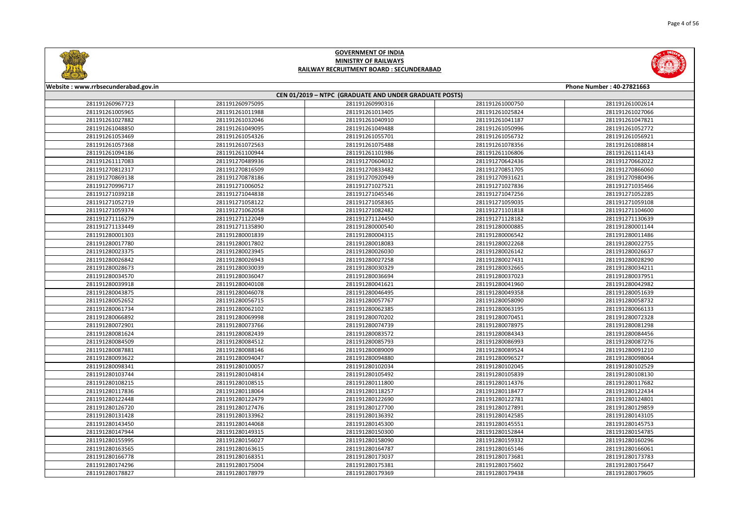# GOVERNMENT OF INDIA
## MINISTRY OF RAILWAYS
### RAILWAY RECRUITMENT BOARD : SECUNDERABAD

**Website : www.rrbsecunderabad.gov.in** | **Phone Number : 40-27821663**

**CEN 01/2019 – NTPC (GRADUATE AND UNDER GRADUATE POSTS)**

| | | | | |
|---|---|---|---|---|
| 281191260967723 | 281191260975095 | 281191260990316 | 281191261000750 | 281191261002614 |
| 281191261005965 | 281191261011988 | 281191261013405 | 281191261025824 | 281191261027066 |
| 281191261027882 | 281191261032046 | 281191261040910 | 281191261041187 | 281191261047821 |
| 281191261048850 | 281191261049095 | 281191261049488 | 281191261050996 | 281191261052772 |
| 281191261053469 | 281191261054326 | 281191261055701 | 281191261056732 | 281191261056921 |
| 281191261057368 | 281191261072563 | 281191261075488 | 281191261078356 | 281191261088814 |
| 281191261094186 | 281191261100944 | 281191261101986 | 281191261106806 | 281191261114143 |
| 281191261117083 | 281191270489936 | 281191270604032 | 281191270642436 | 281191270662022 |
| 281191270812317 | 281191270816509 | 281191270833482 | 281191270851705 | 281191270866060 |
| 281191270869138 | 281191270878186 | 281191270920949 | 281191270931621 | 281191270980496 |
| 281191270996717 | 281191271006052 | 281191271027521 | 281191271027836 | 281191271035466 |
| 281191271039218 | 281191271044838 | 281191271045546 | 281191271047256 | 281191271052285 |
| 281191271052719 | 281191271058122 | 281191271058365 | 281191271059035 | 281191271059108 |
| 281191271059374 | 281191271062058 | 281191271082482 | 281191271101818 | 281191271104600 |
| 281191271116279 | 281191271122049 | 281191271124450 | 281191271128182 | 281191271130639 |
| 281191271133449 | 281191271135890 | 281191280000540 | 281191280000885 | 281191280001144 |
| 281191280001303 | 281191280001839 | 281191280004315 | 281191280006542 | 281191280011486 |
| 281191280017780 | 281191280017802 | 281191280018083 | 281191280022268 | 281191280022755 |
| 281191280023375 | 281191280023945 | 281191280026030 | 281191280026142 | 281191280026637 |
| 281191280026842 | 281191280026943 | 281191280027258 | 281191280027431 | 281191280028290 |
| 281191280028673 | 281191280030039 | 281191280030329 | 281191280032665 | 281191280034211 |
| 281191280034570 | 281191280036047 | 281191280036694 | 281191280037023 | 281191280037951 |
| 281191280039918 | 281191280040108 | 281191280041621 | 281191280041960 | 281191280042982 |
| 281191280043875 | 281191280046078 | 281191280046495 | 281191280049358 | 281191280051639 |
| 281191280052652 | 281191280056715 | 281191280057767 | 281191280058090 | 281191280058732 |
| 281191280061734 | 281191280062102 | 281191280062385 | 281191280063195 | 281191280066133 |
| 281191280066892 | 281191280069998 | 281191280070202 | 281191280070451 | 281191280072328 |
| 281191280072901 | 281191280073766 | 281191280074739 | 281191280078975 | 281191280081298 |
| 281191280081624 | 281191280082439 | 281191280083572 | 281191280084343 | 281191280084456 |
| 281191280084509 | 281191280084512 | 281191280085793 | 281191280086993 | 281191280087276 |
| 281191280087881 | 281191280088146 | 281191280089009 | 281191280089524 | 281191280091210 |
| 281191280093622 | 281191280094047 | 281191280094880 | 281191280096527 | 281191280098064 |
| 281191280098341 | 281191280100057 | 281191280102034 | 281191280102045 | 281191280102529 |
| 281191280103744 | 281191280104814 | 281191280105492 | 281191280105839 | 281191280108130 |
| 281191280108215 | 281191280108515 | 281191280111800 | 281191280114376 | 281191280117682 |
| 281191280117836 | 281191280118064 | 281191280118257 | 281191280118477 | 281191280122434 |
| 281191280122448 | 281191280122479 | 281191280122690 | 281191280122781 | 281191280124801 |
| 281191280126720 | 281191280127476 | 281191280127700 | 281191280127891 | 281191280129859 |
| 281191280131428 | 281191280133962 | 281191280136392 | 281191280142585 | 281191280143105 |
| 281191280143450 | 281191280144068 | 281191280145300 | 281191280145551 | 281191280145753 |
| 281191280147944 | 281191280149315 | 281191280150300 | 281191280152844 | 281191280154785 |
| 281191280155995 | 281191280156027 | 281191280158090 | 281191280159332 | 281191280160296 |
| 281191280163565 | 281191280163615 | 281191280164787 | 281191280165146 | 281191280166061 |
| 281191280166778 | 281191280168351 | 281191280173037 | 281191280173681 | 281191280173783 |
| 281191280174296 | 281191280175004 | 281191280175381 | 281191280175602 | 281191280175647 |
| 281191280178827 | 281191280178979 | 281191280179369 | 281191280179438 | 281191280179605 |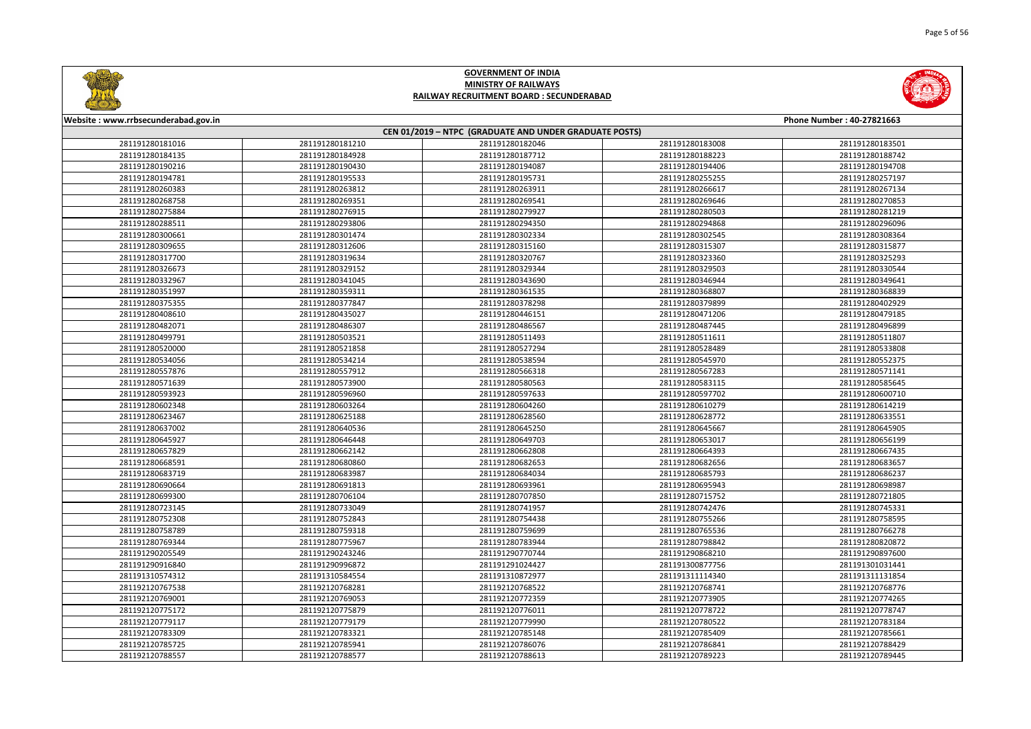# GOVERNMENT OF INDIA
## MINISTRY OF RAILWAYS
### RAILWAY RECRUITMENT BOARD : SECUNDERABAD

**Website : www.rrbsecunderabad.gov.in** | **Phone Number : 40-27821663**

**CEN 01/2019 – NTPC (GRADUATE AND UNDER GRADUATE POSTS)**

| | | | | |
|---|---|---|---|---|
| 281191280181016 | 281191280181210 | 281191280182046 | 281191280183008 | 281191280183501 |
| 281191280184135 | 281191280184928 | 281191280187712 | 281191280188223 | 281191280188742 |
| 281191280190216 | 281191280190430 | 281191280194087 | 281191280194406 | 281191280194708 |
| 281191280194781 | 281191280195533 | 281191280195731 | 281191280255255 | 281191280257197 |
| 281191280260383 | 281191280263812 | 281191280263911 | 281191280266617 | 281191280267134 |
| 281191280268758 | 281191280269351 | 281191280269541 | 281191280269646 | 281191280270853 |
| 281191280275884 | 281191280276915 | 281191280279927 | 281191280280503 | 281191280281219 |
| 281191280288511 | 281191280293806 | 281191280294350 | 281191280294868 | 281191280296096 |
| 281191280300661 | 281191280301474 | 281191280302334 | 281191280302545 | 281191280308364 |
| 281191280309655 | 281191280312606 | 281191280315160 | 281191280315307 | 281191280315877 |
| 281191280317700 | 281191280319634 | 281191280320767 | 281191280323360 | 281191280325293 |
| 281191280326673 | 281191280329152 | 281191280329344 | 281191280329503 | 281191280330544 |
| 281191280332967 | 281191280341045 | 281191280343690 | 281191280346944 | 281191280349641 |
| 281191280351997 | 281191280359311 | 281191280361535 | 281191280368807 | 281191280368839 |
| 281191280375355 | 281191280377847 | 281191280378298 | 281191280379899 | 281191280402929 |
| 281191280408610 | 281191280435027 | 281191280446151 | 281191280471206 | 281191280479185 |
| 281191280482071 | 281191280486307 | 281191280486567 | 281191280487445 | 281191280496899 |
| 281191280499791 | 281191280503521 | 281191280511493 | 281191280511611 | 281191280511807 |
| 281191280520000 | 281191280521858 | 281191280527294 | 281191280528489 | 281191280533808 |
| 281191280534056 | 281191280534214 | 281191280538594 | 281191280545970 | 281191280552375 |
| 281191280557876 | 281191280557912 | 281191280566318 | 281191280567283 | 281191280571141 |
| 281191280571639 | 281191280573900 | 281191280580563 | 281191280583115 | 281191280585645 |
| 281191280593923 | 281191280596960 | 281191280597633 | 281191280597702 | 281191280600710 |
| 281191280602348 | 281191280603264 | 281191280604260 | 281191280610279 | 281191280614219 |
| 281191280623467 | 281191280625188 | 281191280628560 | 281191280628772 | 281191280633551 |
| 281191280637002 | 281191280640536 | 281191280645250 | 281191280645667 | 281191280645905 |
| 281191280645927 | 281191280646448 | 281191280649703 | 281191280653017 | 281191280656199 |
| 281191280657829 | 281191280662142 | 281191280662808 | 281191280664393 | 281191280667435 |
| 281191280668591 | 281191280680860 | 281191280682653 | 281191280682656 | 281191280683657 |
| 281191280683719 | 281191280683987 | 281191280684034 | 281191280685793 | 281191280686237 |
| 281191280690664 | 281191280691813 | 281191280693961 | 281191280695943 | 281191280698987 |
| 281191280699300 | 281191280706104 | 281191280707850 | 281191280715752 | 281191280721805 |
| 281191280723145 | 281191280733049 | 281191280741957 | 281191280742476 | 281191280745331 |
| 281191280752308 | 281191280752843 | 281191280754438 | 281191280755266 | 281191280758595 |
| 281191280758789 | 281191280759318 | 281191280759699 | 281191280765536 | 281191280766278 |
| 281191280769344 | 281191280775967 | 281191280783944 | 281191280798842 | 281191280820872 |
| 281191290205549 | 281191290243246 | 281191290770744 | 281191290868210 | 281191290897600 |
| 281191290916840 | 281191290996872 | 281191291024427 | 281191300877756 | 281191301031441 |
| 281191310574312 | 281191310584554 | 281191310872977 | 281191311114340 | 281191311131854 |
| 281192120767538 | 281192120768281 | 281192120768522 | 281192120768741 | 281192120768776 |
| 281192120769001 | 281192120769053 | 281192120772359 | 281192120773905 | 281192120774265 |
| 281192120775172 | 281192120775879 | 281192120776011 | 281192120778722 | 281192120778747 |
| 281192120779117 | 281192120779179 | 281192120779990 | 281192120780522 | 281192120783184 |
| 281192120783309 | 281192120783321 | 281192120785148 | 281192120785409 | 281192120785661 |
| 281192120785725 | 281192120785941 | 281192120786076 | 281192120786841 | 281192120788429 |
| 281192120788557 | 281192120788577 | 281192120788613 | 281192120789223 | 281192120789445 |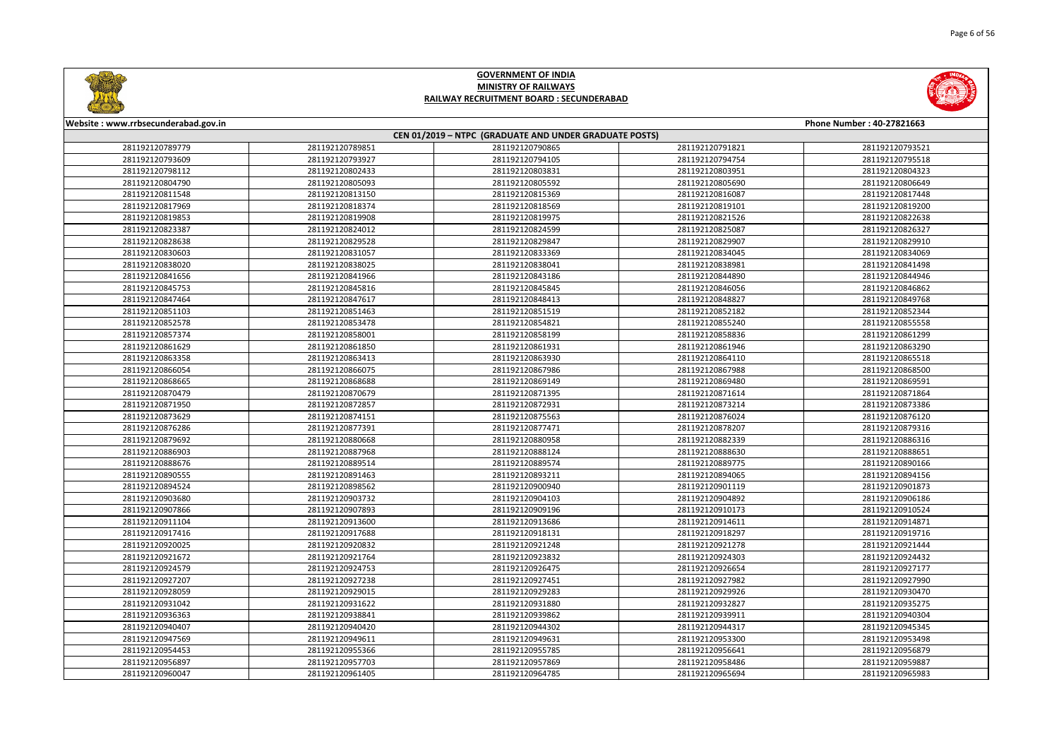**GOVERNMENT OF INDIA**
**MINISTRY OF RAILWAYS**
**RAILWAY RECRUITMENT BOARD : SECUNDERABAD**

Website : www.rrbsecunderabad.gov.in | Phone Number : 40-27821663

**CEN 01/2019 – NTPC (GRADUATE AND UNDER GRADUATE POSTS)**

| | | | | |
|---|---|---|---|---|
| 281192120789779 | 281192120789851 | 281192120790865 | 281192120791821 | 281192120793521 |
| 281192120793609 | 281192120793927 | 281192120794105 | 281192120794754 | 281192120795518 |
| 281192120798112 | 281192120802433 | 281192120803831 | 281192120803951 | 281192120804323 |
| 281192120804790 | 281192120805093 | 281192120805592 | 281192120805690 | 281192120806649 |
| 281192120811548 | 281192120813150 | 281192120815369 | 281192120816087 | 281192120817448 |
| 281192120817969 | 281192120818374 | 281192120818569 | 281192120819101 | 281192120819200 |
| 281192120819853 | 281192120819908 | 281192120819975 | 281192120821526 | 281192120822638 |
| 281192120823387 | 281192120824012 | 281192120824599 | 281192120825087 | 281192120826327 |
| 281192120828638 | 281192120829528 | 281192120829847 | 281192120829907 | 281192120829910 |
| 281192120830603 | 281192120831057 | 281192120833369 | 281192120834045 | 281192120834069 |
| 281192120838020 | 281192120838025 | 281192120838041 | 281192120838981 | 281192120841498 |
| 281192120841656 | 281192120841966 | 281192120843186 | 281192120844890 | 281192120844946 |
| 281192120845753 | 281192120845816 | 281192120845845 | 281192120846056 | 281192120846862 |
| 281192120847464 | 281192120847617 | 281192120848413 | 281192120848827 | 281192120849768 |
| 281192120851103 | 281192120851463 | 281192120851519 | 281192120852182 | 281192120852344 |
| 281192120852578 | 281192120853478 | 281192120854821 | 281192120855240 | 281192120855558 |
| 281192120857374 | 281192120858001 | 281192120858199 | 281192120858836 | 281192120861299 |
| 281192120861629 | 281192120861850 | 281192120861931 | 281192120861946 | 281192120863290 |
| 281192120863358 | 281192120863413 | 281192120863930 | 281192120864110 | 281192120865518 |
| 281192120866054 | 281192120866075 | 281192120867986 | 281192120867988 | 281192120868500 |
| 281192120868665 | 281192120868688 | 281192120869149 | 281192120869480 | 281192120869591 |
| 281192120870479 | 281192120870679 | 281192120871395 | 281192120871614 | 281192120871864 |
| 281192120871950 | 281192120872857 | 281192120872931 | 281192120873214 | 281192120873386 |
| 281192120873629 | 281192120874151 | 281192120875563 | 281192120876024 | 281192120876120 |
| 281192120876286 | 281192120877391 | 281192120877471 | 281192120878207 | 281192120879316 |
| 281192120879692 | 281192120880668 | 281192120880958 | 281192120882339 | 281192120886316 |
| 281192120886903 | 281192120887968 | 281192120888124 | 281192120888630 | 281192120888651 |
| 281192120888676 | 281192120889514 | 281192120889574 | 281192120889775 | 281192120890166 |
| 281192120890555 | 281192120891463 | 281192120893211 | 281192120894065 | 281192120894156 |
| 281192120894524 | 281192120898562 | 281192120900940 | 281192120901119 | 281192120901873 |
| 281192120903680 | 281192120903732 | 281192120904103 | 281192120904892 | 281192120906186 |
| 281192120907866 | 281192120907893 | 281192120909196 | 281192120910173 | 281192120910524 |
| 281192120911104 | 281192120913600 | 281192120913686 | 281192120914611 | 281192120914871 |
| 281192120917416 | 281192120917688 | 281192120918131 | 281192120918297 | 281192120919716 |
| 281192120920025 | 281192120920832 | 281192120921248 | 281192120921278 | 281192120921444 |
| 281192120921672 | 281192120921764 | 281192120923832 | 281192120924303 | 281192120924432 |
| 281192120924579 | 281192120924753 | 281192120926475 | 281192120926654 | 281192120927177 |
| 281192120927207 | 281192120927238 | 281192120927451 | 281192120927982 | 281192120927990 |
| 281192120928059 | 281192120929015 | 281192120929283 | 281192120929926 | 281192120930470 |
| 281192120931042 | 281192120931622 | 281192120931880 | 281192120932827 | 281192120935275 |
| 281192120936363 | 281192120938841 | 281192120939862 | 281192120939911 | 281192120940304 |
| 281192120940407 | 281192120940420 | 281192120944302 | 281192120944317 | 281192120945345 |
| 281192120947569 | 281192120949611 | 281192120949631 | 281192120953300 | 281192120953498 |
| 281192120954453 | 281192120955366 | 281192120955785 | 281192120956641 | 281192120956879 |
| 281192120956897 | 281192120957703 | 281192120957869 | 281192120958486 | 281192120959887 |
| 281192120960047 | 281192120961405 | 281192120964785 | 281192120965694 | 281192120965983 |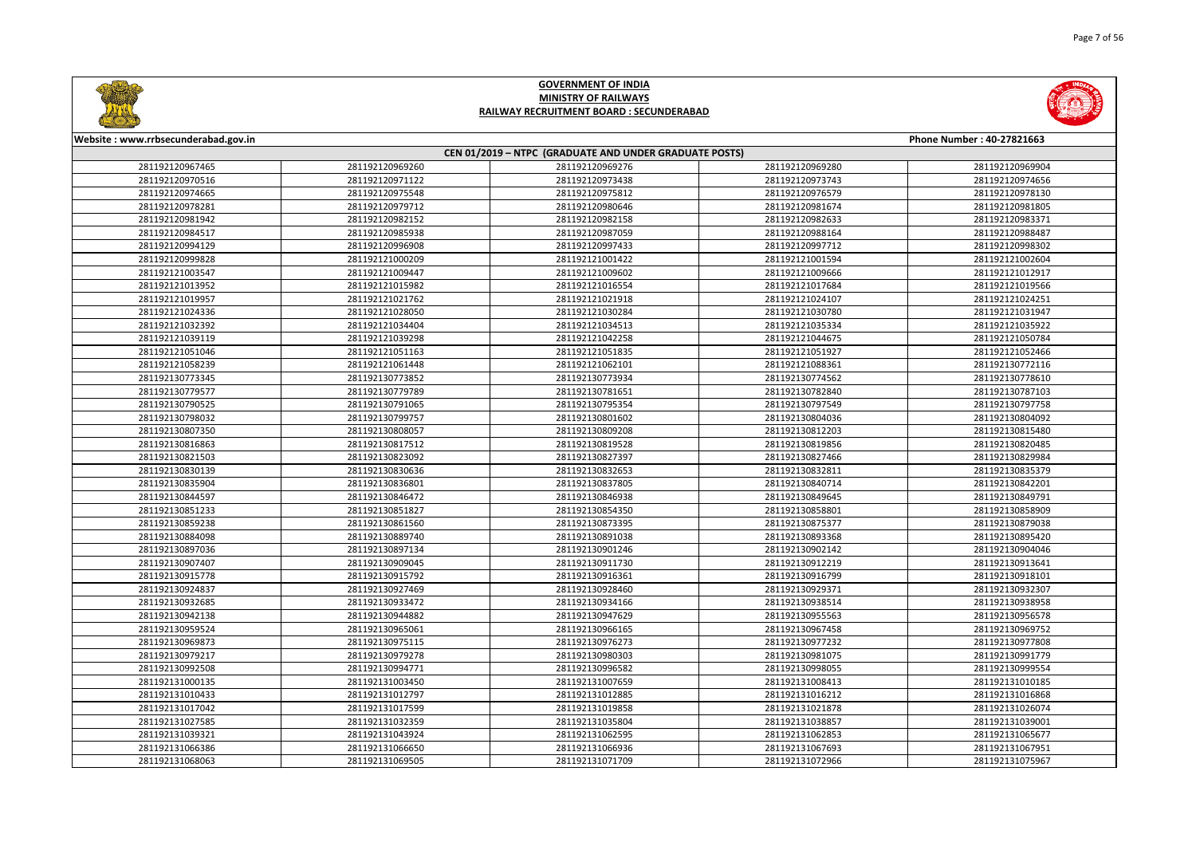# GOVERNMENT OF INDIA
## MINISTRY OF RAILWAYS
### RAILWAY RECRUITMENT BOARD : SECUNDERABAD

Website : www.rrbsecunderabad.gov.in

Phone Number : 40-27821663

**CEN 01/2019 – NTPC (GRADUATE AND UNDER GRADUATE POSTS)**

| | | | | |
|---|---|---|---|---|
| 281192120967465 | 281192120969260 | 281192120969276 | 281192120969280 | 281192120969904 |
| 281192120970516 | 281192120971122 | 281192120973438 | 281192120973743 | 281192120974656 |
| 281192120974665 | 281192120975548 | 281192120975812 | 281192120976579 | 281192120978130 |
| 281192120978281 | 281192120979712 | 281192120980646 | 281192120981674 | 281192120981805 |
| 281192120981942 | 281192120982152 | 281192120982158 | 281192120982633 | 281192120983371 |
| 281192120984517 | 281192120985938 | 281192120987059 | 281192120988164 | 281192120988487 |
| 281192120994129 | 281192120996908 | 281192120997433 | 281192120997712 | 281192120998302 |
| 281192120999828 | 281192121000209 | 281192121001422 | 281192121001594 | 281192121002604 |
| 281192121003547 | 281192121009447 | 281192121009602 | 281192121009666 | 281192121012917 |
| 281192121013952 | 281192121015982 | 281192121016554 | 281192121017684 | 281192121019566 |
| 281192121019957 | 281192121021762 | 281192121021918 | 281192121024107 | 281192121024251 |
| 281192121024336 | 281192121028050 | 281192121030284 | 281192121030780 | 281192121031947 |
| 281192121032392 | 281192121034404 | 281192121034513 | 281192121035334 | 281192121035922 |
| 281192121039119 | 281192121039298 | 281192121042258 | 281192121044675 | 281192121050784 |
| 281192121051046 | 281192121051163 | 281192121051835 | 281192121051927 | 281192121052466 |
| 281192121058239 | 281192121061448 | 281192121062101 | 281192121088361 | 281192130772116 |
| 281192130773345 | 281192130773852 | 281192130773934 | 281192130774562 | 281192130778610 |
| 281192130779577 | 281192130779789 | 281192130781651 | 281192130782840 | 281192130787103 |
| 281192130790525 | 281192130791065 | 281192130795354 | 281192130797549 | 281192130797758 |
| 281192130798032 | 281192130799757 | 281192130801602 | 281192130804036 | 281192130804092 |
| 281192130807350 | 281192130808057 | 281192130809208 | 281192130812203 | 281192130815480 |
| 281192130816863 | 281192130817512 | 281192130819528 | 281192130819856 | 281192130820485 |
| 281192130821503 | 281192130823092 | 281192130827397 | 281192130827466 | 281192130829984 |
| 281192130830139 | 281192130830636 | 281192130832653 | 281192130832811 | 281192130835379 |
| 281192130835904 | 281192130836801 | 281192130837805 | 281192130840714 | 281192130842201 |
| 281192130844597 | 281192130846472 | 281192130846938 | 281192130849645 | 281192130849791 |
| 281192130851233 | 281192130851827 | 281192130854350 | 281192130858801 | 281192130858909 |
| 281192130859238 | 281192130861560 | 281192130873395 | 281192130875377 | 281192130879038 |
| 281192130884098 | 281192130889740 | 281192130891038 | 281192130893368 | 281192130895420 |
| 281192130897036 | 281192130897134 | 281192130901246 | 281192130902142 | 281192130904046 |
| 281192130907407 | 281192130909045 | 281192130911730 | 281192130912219 | 281192130913641 |
| 281192130915778 | 281192130915792 | 281192130916361 | 281192130916799 | 281192130918101 |
| 281192130924837 | 281192130927469 | 281192130928460 | 281192130929371 | 281192130932307 |
| 281192130932685 | 281192130933472 | 281192130934166 | 281192130938514 | 281192130938958 |
| 281192130942138 | 281192130944882 | 281192130947629 | 281192130955563 | 281192130956578 |
| 281192130959524 | 281192130965061 | 281192130966165 | 281192130967458 | 281192130969752 |
| 281192130969873 | 281192130975115 | 281192130976273 | 281192130977232 | 281192130977808 |
| 281192130979217 | 281192130979278 | 281192130980303 | 281192130981075 | 281192130991779 |
| 281192130992508 | 281192130994771 | 281192130996582 | 281192130998055 | 281192130999554 |
| 281192131000135 | 281192131003450 | 281192131007659 | 281192131008413 | 281192131010185 |
| 281192131010433 | 281192131012797 | 281192131012885 | 281192131016212 | 281192131016868 |
| 281192131017042 | 281192131017599 | 281192131019858 | 281192131021878 | 281192131026074 |
| 281192131027585 | 281192131032359 | 281192131035804 | 281192131038857 | 281192131039001 |
| 281192131039321 | 281192131043924 | 281192131062595 | 281192131062853 | 281192131065677 |
| 281192131066386 | 281192131066650 | 281192131066936 | 281192131067693 | 281192131067951 |
| 281192131068063 | 281192131069505 | 281192131071709 | 281192131072966 | 281192131075967 |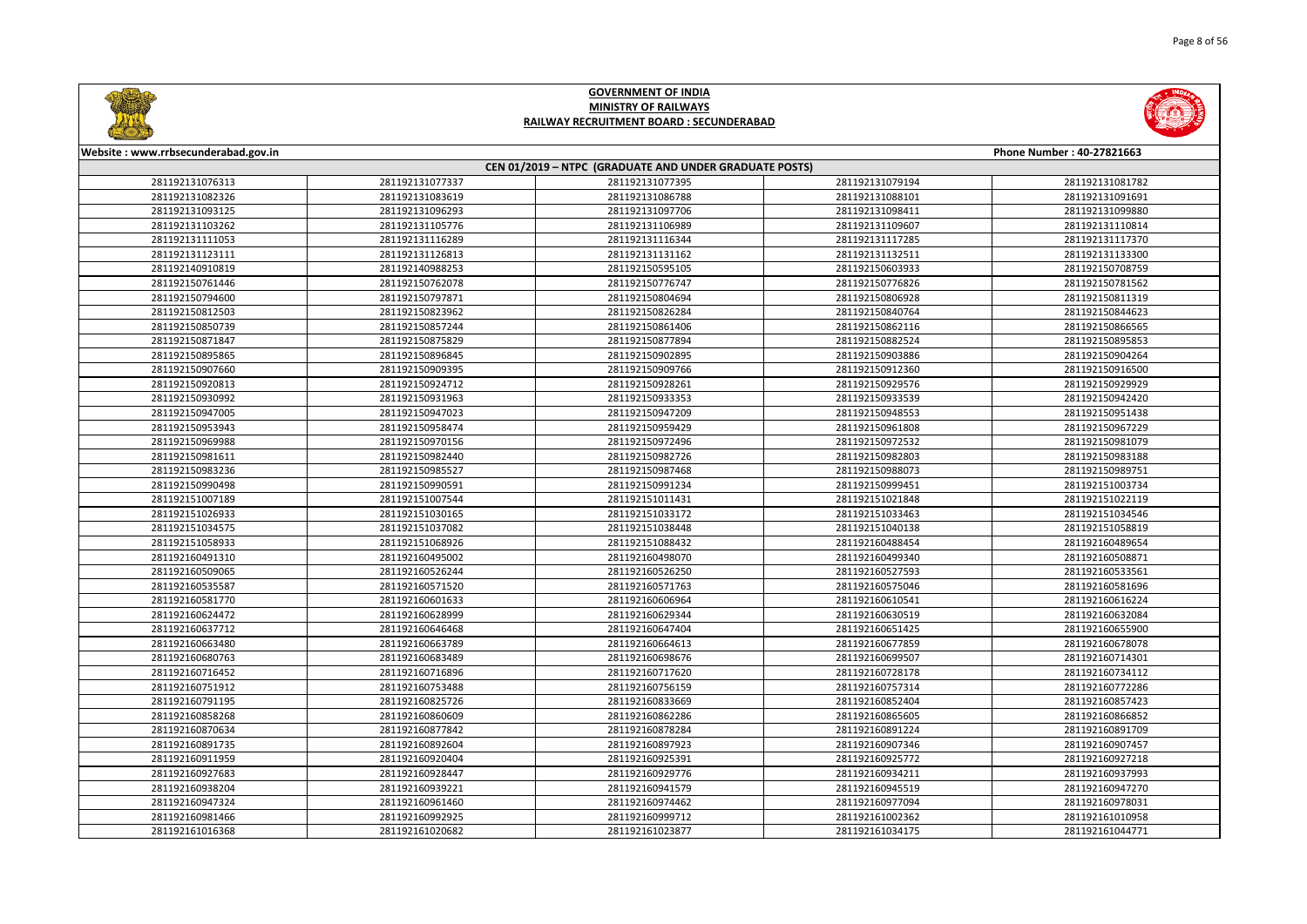# GOVERNMENT OF INDIA
## MINISTRY OF RAILWAYS
### RAILWAY RECRUITMENT BOARD : SECUNDERABAD

Website : www.rrbsecunderabad.gov.in | Phone Number : 40-27821663

**CEN 01/2019 – NTPC (GRADUATE AND UNDER GRADUATE POSTS)**

| | | | | |
|---|---|---|---|---|
| 281192131076313 | 281192131077337 | 281192131077395 | 281192131079194 | 281192131081782 |
| 281192131082326 | 281192131083619 | 281192131086788 | 281192131088101 | 281192131091691 |
| 281192131093125 | 281192131096293 | 281192131097706 | 281192131098411 | 281192131099880 |
| 281192131103262 | 281192131105776 | 281192131106989 | 281192131109607 | 281192131110814 |
| 281192131111053 | 281192131116289 | 281192131116344 | 281192131117285 | 281192131117370 |
| 281192131123111 | 281192131126813 | 281192131131162 | 281192131132511 | 281192131133300 |
| 281192140910819 | 281192140988253 | 281192150595105 | 281192150603933 | 281192150708759 |
| 281192150761446 | 281192150762078 | 281192150776747 | 281192150776826 | 281192150781562 |
| 281192150794600 | 281192150797871 | 281192150804694 | 281192150806928 | 281192150811319 |
| 281192150812503 | 281192150823962 | 281192150826284 | 281192150840764 | 281192150844623 |
| 281192150850739 | 281192150857244 | 281192150861406 | 281192150862116 | 281192150866565 |
| 281192150871847 | 281192150875829 | 281192150877894 | 281192150882524 | 281192150895853 |
| 281192150895865 | 281192150896845 | 281192150902895 | 281192150903886 | 281192150904264 |
| 281192150907660 | 281192150909395 | 281192150909766 | 281192150912360 | 281192150916500 |
| 281192150920813 | 281192150924712 | 281192150928261 | 281192150929576 | 281192150929929 |
| 281192150930992 | 281192150931963 | 281192150933353 | 281192150933539 | 281192150942420 |
| 281192150947005 | 281192150947023 | 281192150947209 | 281192150948553 | 281192150951438 |
| 281192150953943 | 281192150958474 | 281192150959429 | 281192150961808 | 281192150967229 |
| 281192150969988 | 281192150970156 | 281192150972496 | 281192150972532 | 281192150981079 |
| 281192150981611 | 281192150982440 | 281192150982726 | 281192150982803 | 281192150983188 |
| 281192150983236 | 281192150985527 | 281192150987468 | 281192150988073 | 281192150989751 |
| 281192150990498 | 281192150990591 | 281192150991234 | 281192150999451 | 281192151003734 |
| 281192151007189 | 281192151007544 | 281192151011431 | 281192151021848 | 281192151022119 |
| 281192151026933 | 281192151030165 | 281192151033172 | 281192151033463 | 281192151034546 |
| 281192151034575 | 281192151037082 | 281192151038448 | 281192151040138 | 281192151058819 |
| 281192151058933 | 281192151068926 | 281192151088432 | 281192160488454 | 281192160489654 |
| 281192160491310 | 281192160495002 | 281192160498070 | 281192160499340 | 281192160508871 |
| 281192160509065 | 281192160526244 | 281192160526250 | 281192160527593 | 281192160533561 |
| 281192160535587 | 281192160571520 | 281192160571763 | 281192160575046 | 281192160581696 |
| 281192160581770 | 281192160601633 | 281192160606964 | 281192160610541 | 281192160616224 |
| 281192160624472 | 281192160628999 | 281192160629344 | 281192160630519 | 281192160632084 |
| 281192160637712 | 281192160646468 | 281192160647404 | 281192160651425 | 281192160655900 |
| 281192160663480 | 281192160663789 | 281192160664613 | 281192160677859 | 281192160678078 |
| 281192160680763 | 281192160683489 | 281192160698676 | 281192160699507 | 281192160714301 |
| 281192160716452 | 281192160716896 | 281192160717620 | 281192160728178 | 281192160734112 |
| 281192160751912 | 281192160753488 | 281192160756159 | 281192160757314 | 281192160772286 |
| 281192160791195 | 281192160825726 | 281192160833669 | 281192160852404 | 281192160857423 |
| 281192160858268 | 281192160860609 | 281192160862286 | 281192160865605 | 281192160866852 |
| 281192160870634 | 281192160877842 | 281192160878284 | 281192160891224 | 281192160891709 |
| 281192160891735 | 281192160892604 | 281192160897923 | 281192160907346 | 281192160907457 |
| 281192160911959 | 281192160920404 | 281192160925391 | 281192160925772 | 281192160927218 |
| 281192160927683 | 281192160928447 | 281192160929776 | 281192160934211 | 281192160937993 |
| 281192160938204 | 281192160939221 | 281192160945579 | 281192160945519 | 281192160947270 |
| 281192160947324 | 281192160961460 | 281192160974462 | 281192160977094 | 281192160978031 |
| 281192160981466 | 281192160992925 | 281192160999712 | 281192161002362 | 281192161010958 |
| 281192161016368 | 281192161020682 | 281192161023877 | 281192161034175 | 281192161044771 |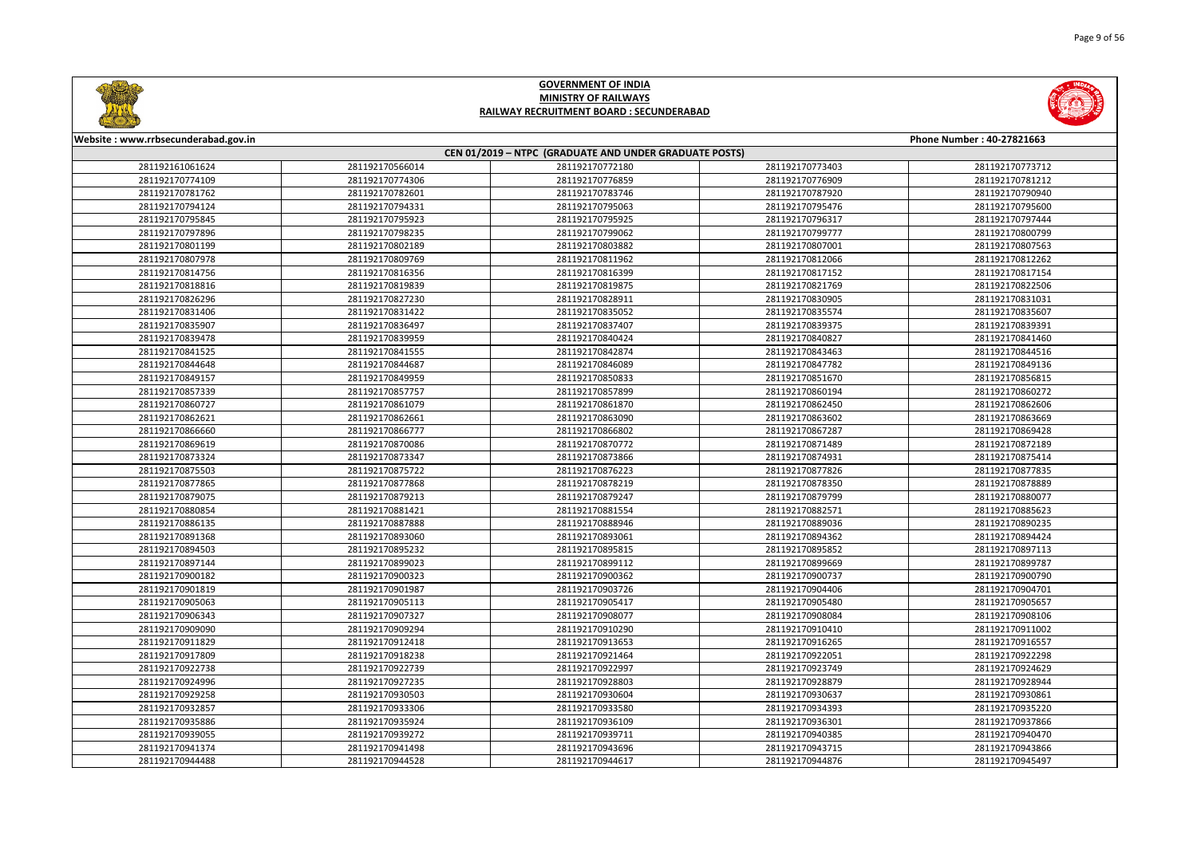# GOVERNMENT OF INDIA
## MINISTRY OF RAILWAYS
### RAILWAY RECRUITMENT BOARD : SECUNDERABAD

Website : www.rrbsecunderabad.gov.in

Phone Number : 40-27821663

| CEN 01/2019 – NTPC (GRADUATE AND UNDER GRADUATE POSTS) | | | | |
|---|---|---|---|---|
| 281192161061624 | 281192170566014 | 281192170772180 | 281192170773403 | 281192170773712 |
| 281192170774109 | 281192170774306 | 281192170776859 | 281192170776909 | 281192170781212 |
| 281192170781762 | 281192170782601 | 281192170783746 | 281192170787920 | 281192170790940 |
| 281192170794124 | 281192170794331 | 281192170795063 | 281192170795476 | 281192170795600 |
| 281192170795845 | 281192170795923 | 281192170795925 | 281192170796317 | 281192170797444 |
| 281192170797896 | 281192170798235 | 281192170799062 | 281192170799777 | 281192170800799 |
| 281192170801199 | 281192170802189 | 281192170803882 | 281192170807001 | 281192170807563 |
| 281192170807978 | 281192170809769 | 281192170811962 | 281192170812066 | 281192170812262 |
| 281192170814756 | 281192170816356 | 281192170816399 | 281192170817152 | 281192170817154 |
| 281192170818816 | 281192170819839 | 281192170819875 | 281192170821769 | 281192170822506 |
| 281192170826296 | 281192170827230 | 281192170828911 | 281192170830905 | 281192170831031 |
| 281192170831406 | 281192170831422 | 281192170835052 | 281192170835574 | 281192170835607 |
| 281192170835907 | 281192170836497 | 281192170837407 | 281192170839375 | 281192170839391 |
| 281192170839478 | 281192170839959 | 281192170840424 | 281192170840827 | 281192170841460 |
| 281192170841525 | 281192170841555 | 281192170842874 | 281192170843463 | 281192170844516 |
| 281192170844648 | 281192170844687 | 281192170846089 | 281192170847782 | 281192170849136 |
| 281192170849157 | 281192170849959 | 281192170850833 | 281192170851670 | 281192170856815 |
| 281192170857339 | 281192170857757 | 281192170857899 | 281192170860194 | 281192170860272 |
| 281192170860727 | 281192170861079 | 281192170861870 | 281192170862450 | 281192170862606 |
| 281192170862621 | 281192170862661 | 281192170863090 | 281192170863602 | 281192170863669 |
| 281192170866660 | 281192170866777 | 281192170866802 | 281192170867287 | 281192170869428 |
| 281192170869619 | 281192170870086 | 281192170870772 | 281192170871489 | 281192170872189 |
| 281192170873324 | 281192170873347 | 281192170873866 | 281192170874931 | 281192170875414 |
| 281192170875503 | 281192170875722 | 281192170876223 | 281192170877826 | 281192170877835 |
| 281192170877865 | 281192170877868 | 281192170878219 | 281192170878350 | 281192170878889 |
| 281192170879075 | 281192170879213 | 281192170879247 | 281192170879799 | 281192170880077 |
| 281192170880854 | 281192170881421 | 281192170881554 | 281192170882571 | 281192170885623 |
| 281192170886135 | 281192170887888 | 281192170888946 | 281192170889036 | 281192170890235 |
| 281192170891368 | 281192170893060 | 281192170893061 | 281192170894362 | 281192170894424 |
| 281192170894503 | 281192170895232 | 281192170895815 | 281192170895852 | 281192170897113 |
| 281192170897144 | 281192170899023 | 281192170899112 | 281192170899669 | 281192170899787 |
| 281192170900182 | 281192170900323 | 281192170900362 | 281192170900737 | 281192170900790 |
| 281192170901819 | 281192170901987 | 281192170903726 | 281192170904406 | 281192170904701 |
| 281192170905063 | 281192170905113 | 281192170905417 | 281192170905480 | 281192170905657 |
| 281192170906343 | 281192170907327 | 281192170908077 | 281192170908084 | 281192170908106 |
| 281192170909090 | 281192170909294 | 281192170910290 | 281192170910410 | 281192170911002 |
| 281192170911829 | 281192170912418 | 281192170913653 | 281192170916265 | 281192170916557 |
| 281192170917809 | 281192170918238 | 281192170921464 | 281192170922051 | 281192170922298 |
| 281192170922738 | 281192170922739 | 281192170922997 | 281192170923749 | 281192170924629 |
| 281192170924996 | 281192170927235 | 281192170928803 | 281192170928879 | 281192170928944 |
| 281192170929258 | 281192170930503 | 281192170930604 | 281192170930637 | 281192170930861 |
| 281192170932857 | 281192170933306 | 281192170933580 | 281192170934393 | 281192170935220 |
| 281192170935886 | 281192170935924 | 281192170936109 | 281192170936301 | 281192170937866 |
| 281192170939055 | 281192170939272 | 281192170939711 | 281192170940385 | 281192170940470 |
| 281192170941374 | 281192170941498 | 281192170943696 | 281192170943715 | 281192170943866 |
| 281192170944488 | 281192170944528 | 281192170944617 | 281192170944876 | 281192170945497 |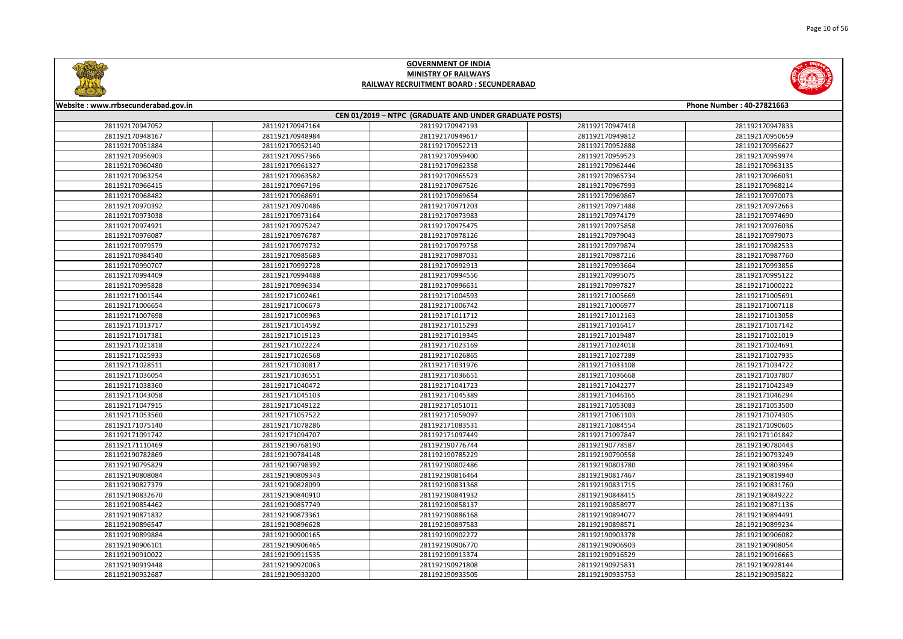# GOVERNMENT OF INDIA
## MINISTRY OF RAILWAYS
## RAILWAY RECRUITMENT BOARD : SECUNDERABAD

Website : www.rrbsecunderabad.gov.in

Phone Number : 40-27821663

### CEN 01/2019 – NTPC (GRADUATE AND UNDER GRADUATE POSTS)

| | | | | |
|---|---|---|---|---|
| 281192170947052 | 281192170947164 | 281192170947193 | 281192170947418 | 281192170947833 |
| 281192170948167 | 281192170948984 | 281192170949617 | 281192170949812 | 281192170950659 |
| 281192170951884 | 281192170952140 | 281192170952213 | 281192170952888 | 281192170956627 |
| 281192170956903 | 281192170957366 | 281192170959400 | 281192170959523 | 281192170959974 |
| 281192170960480 | 281192170961327 | 281192170962358 | 281192170962446 | 281192170963135 |
| 281192170963254 | 281192170963582 | 281192170965523 | 281192170965734 | 281192170966031 |
| 281192170966415 | 281192170967196 | 281192170967526 | 281192170967993 | 281192170968214 |
| 281192170968482 | 281192170968691 | 281192170969654 | 281192170969867 | 281192170970073 |
| 281192170970392 | 281192170970486 | 281192170971203 | 281192170971488 | 281192170972663 |
| 281192170973038 | 281192170973164 | 281192170973983 | 281192170974179 | 281192170974690 |
| 281192170974921 | 281192170975247 | 281192170975475 | 281192170975858 | 281192170976036 |
| 281192170976087 | 281192170976787 | 281192170978126 | 281192170979043 | 281192170979073 |
| 281192170979579 | 281192170979732 | 281192170979758 | 281192170979874 | 281192170982533 |
| 281192170984540 | 281192170985683 | 281192170987031 | 281192170987216 | 281192170987760 |
| 281192170990707 | 281192170992728 | 281192170992913 | 281192170993664 | 281192170993856 |
| 281192170994409 | 281192170994488 | 281192170994556 | 281192170995075 | 281192170995122 |
| 281192170995828 | 281192170996334 | 281192170996631 | 281192170997827 | 281192171000222 |
| 281192171001544 | 281192171002461 | 281192171004593 | 281192171005669 | 281192171005691 |
| 281192171006654 | 281192171006673 | 281192171006742 | 281192171006977 | 281192171007118 |
| 281192171007698 | 281192171009963 | 281192171011712 | 281192171012163 | 281192171013058 |
| 281192171013717 | 281192171014592 | 281192171015293 | 281192171016417 | 281192171017142 |
| 281192171017381 | 281192171019123 | 281192171019345 | 281192171019487 | 281192171021019 |
| 281192171021818 | 281192171022224 | 281192171023169 | 281192171024018 | 281192171024691 |
| 281192171025933 | 281192171026568 | 281192171026865 | 281192171027289 | 281192171027935 |
| 281192171028511 | 281192171030817 | 281192171031976 | 281192171033108 | 281192171034722 |
| 281192171036054 | 281192171036551 | 281192171036668 | 281192171037807 | 281192171038360 |
| 281192171038360 | 281192171040472 | 281192171041723 | 281192171042277 | 281192171042349 |
| 281192171043058 | 281192171045103 | 281192171045389 | 281192171046165 | 281192171046294 |
| 281192171047915 | 281192171049122 | 281192171051011 | 281192171053083 | 281192171053500 |
| 281192171053560 | 281192171057522 | 281192171059097 | 281192171061103 | 281192171074305 |
| 281192171075140 | 281192171078286 | 281192171083531 | 281192171084554 | 281192171090605 |
| 281192171091742 | 281192171094707 | 281192171097449 | 281192171097847 | 281192171101842 |
| 281192171110469 | 281192190768190 | 281192190776744 | 281192190778587 | 281192190780443 |
| 281192190782869 | 281192190784148 | 281192190785229 | 281192190790558 | 281192190793249 |
| 281192190795829 | 281192190798392 | 281192190802486 | 281192190803780 | 281192190803964 |
| 281192190808084 | 281192190809343 | 281192190816464 | 281192190817467 | 281192190819940 |
| 281192190827379 | 281192190828099 | 281192190831368 | 281192190831715 | 281192190831760 |
| 281192190832670 | 281192190840910 | 281192190841932 | 281192190848415 | 281192190849222 |
| 281192190854462 | 281192190857749 | 281192190858137 | 281192190858977 | 281192190871136 |
| 281192190871832 | 281192190873361 | 281192190886168 | 281192190894077 | 281192190894491 |
| 281192190896547 | 281192190896628 | 281192190897583 | 281192190898571 | 281192190899234 |
| 281192190899884 | 281192190900165 | 281192190902272 | 281192190903378 | 281192190906082 |
| 281192190906101 | 281192190906465 | 281192190906770 | 281192190906903 | 281192190908054 |
| 281192190910022 | 281192190911535 | 281192190913374 | 281192190916529 | 281192190916663 |
| 281192190919448 | 281192190920063 | 281192190921808 | 281192190925831 | 281192190928144 |
| 281192190932687 | 281192190933200 | 281192190933505 | 281192190935753 | 281192190935822 |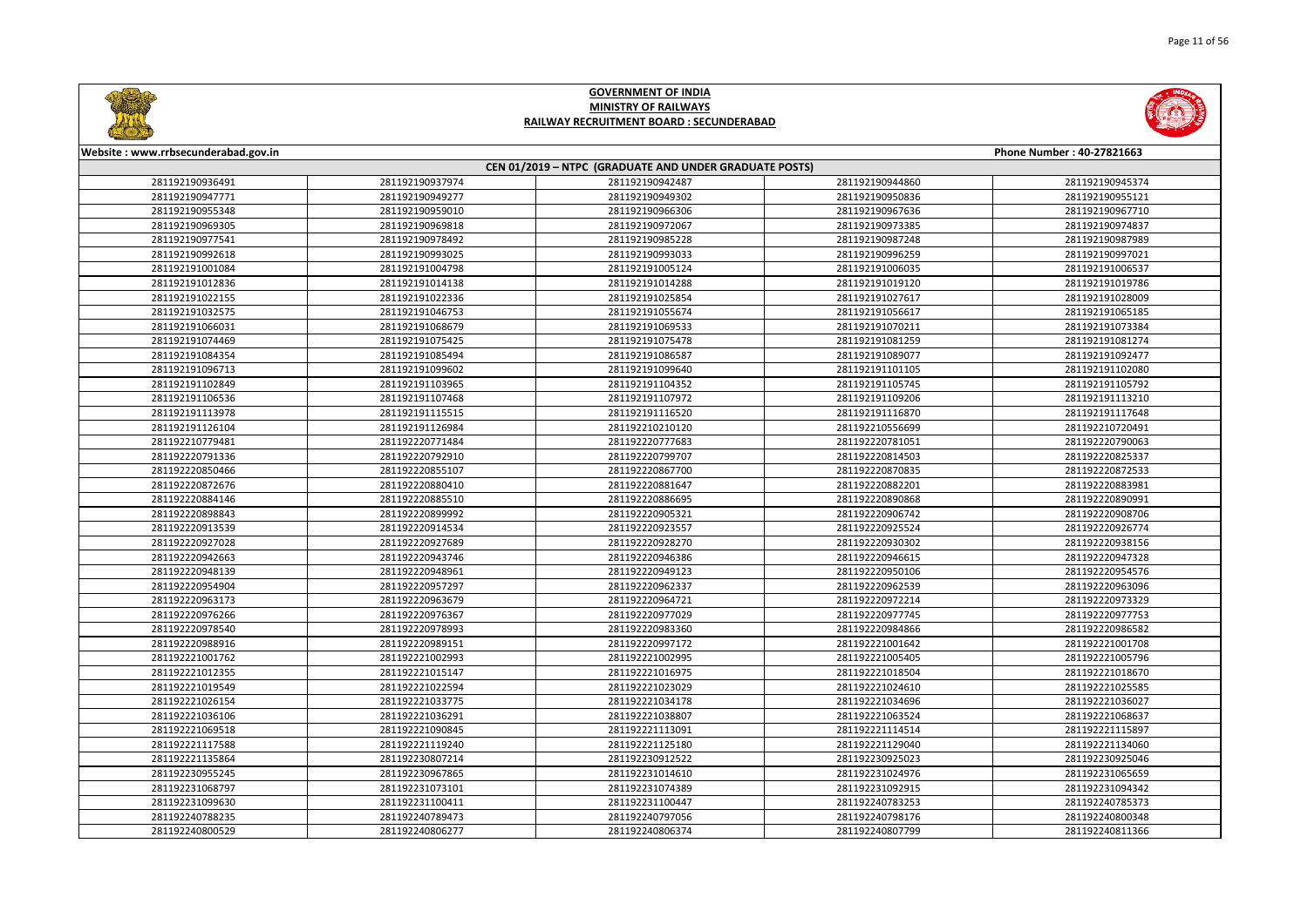# GOVERNMENT OF INDIA
## MINISTRY OF RAILWAYS
### RAILWAY RECRUITMENT BOARD : SECUNDERABAD

Website : www.rrbsecunderabad.gov.in | Phone Number : 40-27821663

**CEN 01/2019 – NTPC (GRADUATE AND UNDER GRADUATE POSTS)**

| | | | | |
|---|---|---|---|---|
| 281192190936491 | 281192190937974 | 281192190942487 | 281192190944860 | 281192190945374 |
| 281192190947771 | 281192190949302 | 281192190950836 | 281192190955121 | |
| 281192190955348 | 281192190959010 | 281192190966306 | 281192190967636 | 281192190967710 |
| 281192190969305 | 281192190969818 | 281192190972067 | 281192190973385 | 281192190974837 |
| 281192190977541 | 281192190978492 | 281192190985228 | 281192190987248 | 281192190987989 |
| 281192190992618 | 281192190993025 | 281192190993033 | 281192190996259 | 281192190997021 |
| 281192191001084 | 281192191004798 | 281192191005124 | 281192191006035 | 281192191006537 |
| 281192191012836 | 281192191014138 | 281192191014288 | 281192191019120 | 281192191019786 |
| 281192191022155 | 281192191022336 | 281192191025854 | 281192191027617 | 281192191028009 |
| 281192191032575 | 281192191046753 | 281192191055674 | 281192191056617 | 281192191065185 |
| 281192191066031 | 281192191068679 | 281192191069533 | 281192191070211 | 281192191073384 |
| 281192191074469 | 281192191075425 | 281192191075478 | 281192191081259 | 281192191081274 |
| 281192191084354 | 281192191085494 | 281192191086587 | 281192191089077 | 281192191092477 |
| 281192191096713 | 281192191099602 | 281192191099640 | 281192191101105 | 281192191102080 |
| 281192191102849 | 281192191103965 | 281192191104352 | 281192191105745 | 281192191105792 |
| 281192191106536 | 281192191107468 | 281192191107972 | 281192191109206 | 281192191113210 |
| 281192191113978 | 281192191115515 | 281192191116520 | 281192191116870 | 281192191117648 |
| 281192191126104 | 281192191126984 | 281192210210120 | 281192210556699 | 281192210720491 |
| 281192210779481 | 281192220771484 | 281192220777683 | 281192220781051 | 281192220790063 |
| 281192220791336 | 281192220792910 | 281192220799707 | 281192220814503 | 281192220825337 |
| 281192220850466 | 281192220855107 | 281192220867700 | 281192220870835 | 281192220872533 |
| 281192220872676 | 281192220880410 | 281192220881647 | 281192220882201 | 281192220883981 |
| 281192220884146 | 281192220885510 | 281192220886695 | 281192220890868 | 281192220890991 |
| 281192220898843 | 281192220899992 | 281192220905321 | 281192220906742 | 281192220908706 |
| 281192220913539 | 281192220914534 | 281192220923557 | 281192220925524 | 281192220926774 |
| 281192220927028 | 281192220927689 | 281192220928270 | 281192220930302 | 281192220938156 |
| 281192220942663 | 281192220943746 | 281192220946386 | 281192220946615 | 281192220947328 |
| 281192220948139 | 281192220948961 | 281192220949123 | 281192220950106 | 281192220954576 |
| 281192220954904 | 281192220957297 | 281192220962337 | 281192220962539 | 281192220963096 |
| 281192220963173 | 281192220963679 | 281192220964721 | 281192220972214 | 281192220973329 |
| 281192220976266 | 281192220976367 | 281192220977029 | 281192220977745 | 281192220977753 |
| 281192220978540 | 281192220978993 | 281192220983360 | 281192220984866 | 281192220986582 |
| 281192220988916 | 281192220989151 | 281192220997172 | 281192221001642 | 281192221001708 |
| 281192221001762 | 281192221002993 | 281192221002995 | 281192221005405 | 281192221005796 |
| 281192221012355 | 281192221015147 | 281192221016975 | 281192221018504 | 281192221018670 |
| 281192221019549 | 281192221022594 | 281192221023029 | 281192221024610 | 281192221025585 |
| 281192221026154 | 281192221033775 | 281192221034178 | 281192221034696 | 281192221036027 |
| 281192221036106 | 281192221036291 | 281192221038807 | 281192221063524 | 281192221068637 |
| 281192221069518 | 281192221090845 | 281192221113091 | 281192221114514 | 281192221115897 |
| 281192221117588 | 281192221119240 | 281192221125180 | 281192221129040 | 281192221134060 |
| 281192221135864 | 281192230807214 | 281192230912522 | 281192230925023 | 281192230925046 |
| 281192230955245 | 281192230967865 | 281192231014610 | 281192231024976 | 281192231065659 |
| 281192231068797 | 281192231073101 | 281192231074389 | 281192231092915 | 281192231094342 |
| 281192231099630 | 281192231100411 | 281192231100447 | 281192240783253 | 281192240785373 |
| 281192240788235 | 281192240789473 | 281192240797056 | 281192240798176 | 281192240800348 |
| 281192240800529 | 281192240806277 | 281192240806374 | 281192240807799 | 281192240811366 |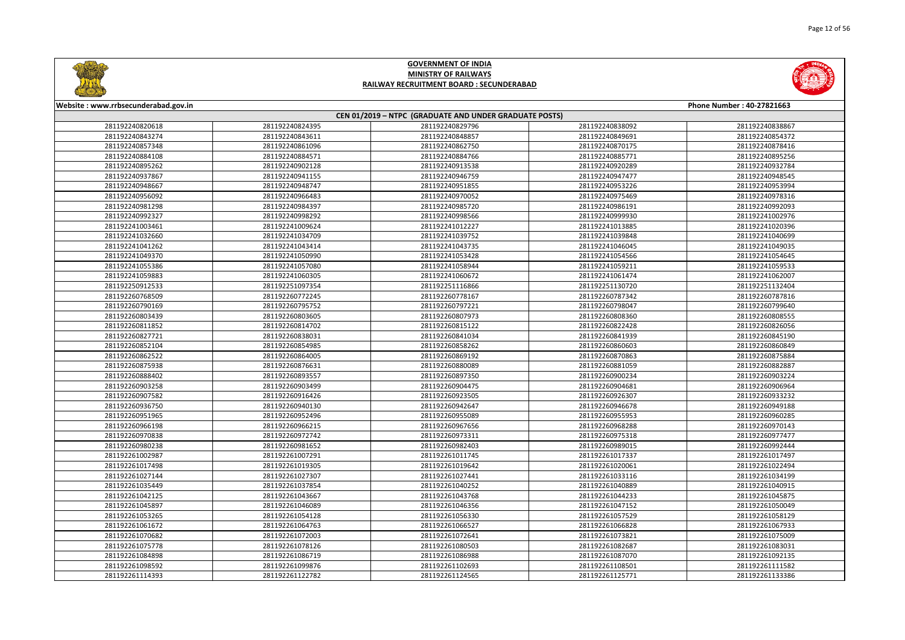# GOVERNMENT OF INDIA
## MINISTRY OF RAILWAYS
### RAILWAY RECRUITMENT BOARD : SECUNDERABAD

**Website : www.rrbsecunderabad.gov.in** | **Phone Number : 40-27821663**

**CEN 01/2019 – NTPC (GRADUATE AND UNDER GRADUATE POSTS)**

| | | | | |
|---|---|---|---|---|
| 281192240820618 | 281192240824395 | 281192240829796 | 281192240838092 | 281192240838867 |
| 281192240843274 | 281192240843611 | 281192240848857 | 281192240849691 | 281192240854372 |
| 281192240857348 | 281192240861096 | 281192240862750 | 281192240870175 | 281192240878416 |
| 281192240884108 | 281192240884571 | 281192240884766 | 281192240885771 | 281192240895256 |
| 281192240895262 | 281192240902128 | 281192240913538 | 281192240920289 | 281192240932784 |
| 281192240937867 | 281192240941155 | 281192240946759 | 281192240947477 | 281192240948545 |
| 281192240948667 | 281192240948747 | 281192240951855 | 281192240953226 | 281192240953994 |
| 281192240956092 | 281192240966483 | 281192240970052 | 281192240975469 | 281192240978316 |
| 281192240981298 | 281192240984397 | 281192240985720 | 281192240986191 | 281192240992093 |
| 281192240992327 | 281192240998292 | 281192240998566 | 281192240999930 | 281192241002976 |
| 281192241003461 | 281192241009624 | 281192241012227 | 281192241013885 | 281192241020396 |
| 281192241032660 | 281192241034709 | 281192241039752 | 281192241039848 | 281192241040699 |
| 281192241041262 | 281192241043414 | 281192241043735 | 281192241046045 | 281192241049035 |
| 281192241049370 | 281192241050990 | 281192241053428 | 281192241054566 | 281192241054645 |
| 281192241055386 | 281192241057080 | 281192241058944 | 281192241059211 | 281192241059533 |
| 281192241059883 | 281192241060305 | 281192241060672 | 281192241061474 | 281192241062007 |
| 281192250912533 | 281192251097354 | 281192251116866 | 281192251130720 | 281192251132404 |
| 281192260768509 | 281192260772245 | 281192260778167 | 281192260787342 | 281192260787816 |
| 281192260790169 | 281192260795752 | 281192260797221 | 281192260798047 | 281192260799640 |
| 281192260803439 | 281192260803605 | 281192260807973 | 281192260808360 | 281192260808555 |
| 281192260811852 | 281192260814702 | 281192260815122 | 281192260822428 | 281192260826056 |
| 281192260827721 | 281192260838031 | 281192260841034 | 281192260841939 | 281192260845190 |
| 281192260852104 | 281192260854985 | 281192260858262 | 281192260860603 | 281192260860849 |
| 281192260862522 | 281192260864005 | 281192260869192 | 281192260870863 | 281192260875884 |
| 281192260875938 | 281192260876631 | 281192260880089 | 281192260881059 | 281192260882887 |
| 281192260888402 | 281192260893557 | 281192260897350 | 281192260900234 | 281192260903224 |
| 281192260903258 | 281192260903499 | 281192260904475 | 281192260904681 | 281192260906964 |
| 281192260907582 | 281192260916426 | 281192260923505 | 281192260926307 | 281192260933232 |
| 281192260936750 | 281192260940130 | 281192260942647 | 281192260946678 | 281192260949188 |
| 281192260951965 | 281192260952496 | 281192260955089 | 281192260955953 | 281192260960285 |
| 281192260966198 | 281192260966215 | 281192260967656 | 281192260968288 | 281192260970143 |
| 281192260970838 | 281192260972742 | 281192260973311 | 281192260975318 | 281192260977477 |
| 281192260980238 | 281192260981652 | 281192260982403 | 281192260989015 | 281192260992444 |
| 281192261002987 | 281192261007291 | 281192261011745 | 281192261017337 | 281192261017497 |
| 281192261017498 | 281192261019305 | 281192261019642 | 281192261020061 | 281192261022494 |
| 281192261027144 | 281192261027307 | 281192261027441 | 281192261033116 | 281192261034199 |
| 281192261035449 | 281192261037854 | 281192261040252 | 281192261040889 | 281192261040915 |
| 281192261042125 | 281192261043667 | 281192261043768 | 281192261044233 | 281192261045875 |
| 281192261045897 | 281192261046089 | 281192261046356 | 281192261047152 | 281192261050049 |
| 281192261053265 | 281192261054128 | 281192261056330 | 281192261057529 | 281192261058129 |
| 281192261061672 | 281192261064763 | 281192261066527 | 281192261066828 | 281192261067933 |
| 281192261070682 | 281192261072003 | 281192261072641 | 281192261073821 | 281192261075009 |
| 281192261075778 | 281192261078126 | 281192261080503 | 281192261082687 | 281192261083031 |
| 281192261084898 | 281192261086719 | 281192261086988 | 281192261087070 | 281192261092135 |
| 281192261098592 | 281192261099876 | 281192261102693 | 281192261108501 | 281192261111582 |
| 281192261114393 | 281192261122782 | 281192261124565 | 281192261125771 | 281192261133386 |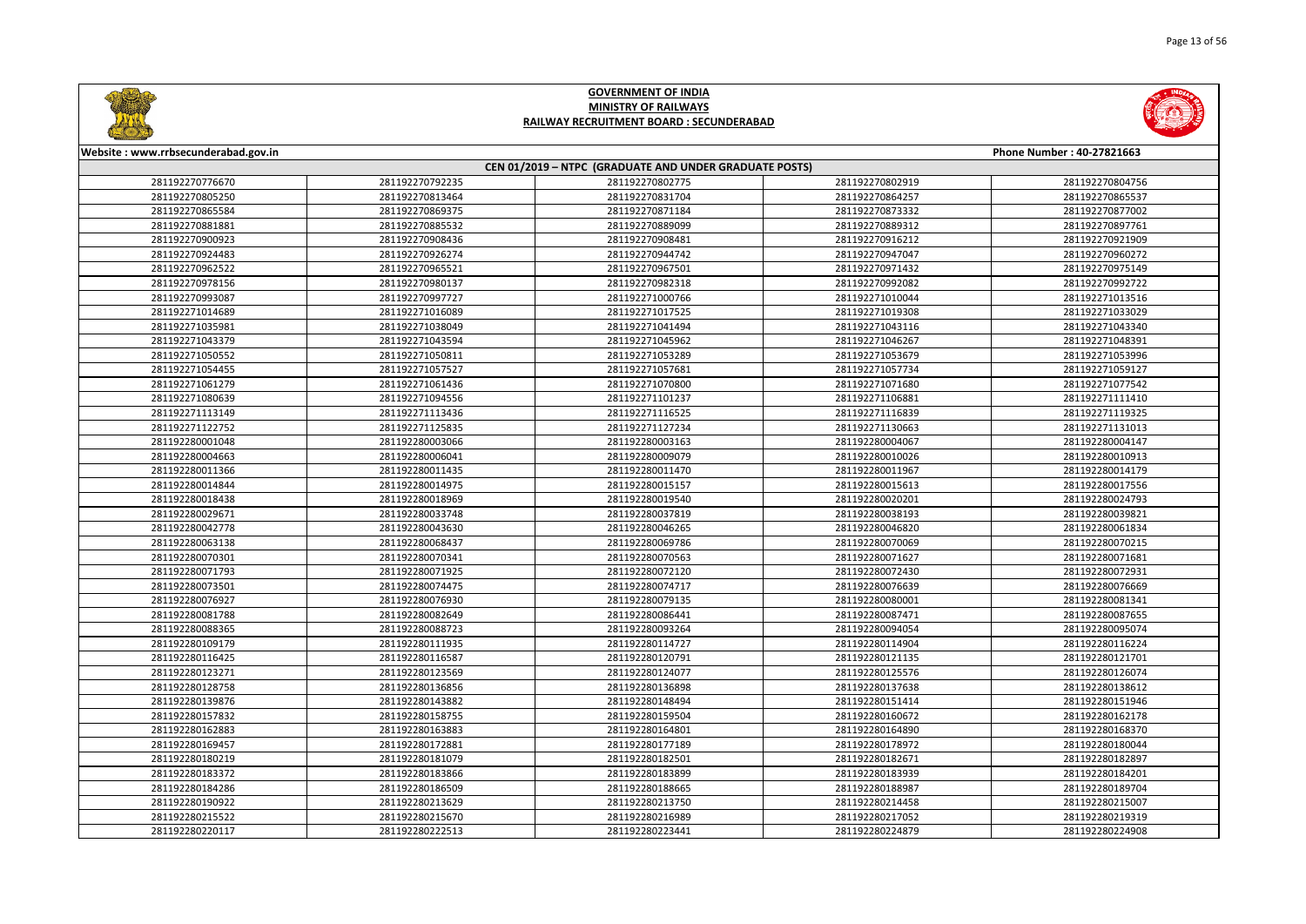# GOVERNMENT OF INDIA
## MINISTRY OF RAILWAYS
## RAILWAY RECRUITMENT BOARD : SECUNDERABAD

**Website : www.rrbsecunderabad.gov.in** | **Phone Number : 40-27821663**

**CEN 01/2019 – NTPC (GRADUATE AND UNDER GRADUATE POSTS)**

| | | | | |
|---|---|---|---|---|
| 281192270776670 | 281192270792235 | 281192270802775 | 281192270802919 | 281192270804756 |
| 281192270805250 | 281192270813464 | 281192270831704 | 281192270864257 | 281192270865537 |
| 281192270865584 | 281192270869375 | 281192270871184 | 281192270873332 | 281192270877002 |
| 281192270881881 | 281192270885532 | 281192270889099 | 281192270889312 | 281192270897761 |
| 281192270900923 | 281192270908436 | 281192270908481 | 281192270916212 | 281192270921909 |
| 281192270924483 | 281192270926274 | 281192270944742 | 281192270947047 | 281192270960272 |
| 281192270962522 | 281192270965521 | 281192270967501 | 281192270971432 | 281192270975149 |
| 281192270978156 | 281192270980137 | 281192270982318 | 281192270992082 | 281192270992722 |
| 281192270993087 | 281192270997727 | 281192271000766 | 281192271010044 | 281192271013516 |
| 281192271014689 | 281192271016089 | 281192271017525 | 281192271019308 | 281192271033029 |
| 281192271035981 | 281192271038049 | 281192271041494 | 281192271043116 | 281192271043340 |
| 281192271043379 | 281192271043594 | 281192271045962 | 281192271046267 | 281192271048391 |
| 281192271050552 | 281192271050811 | 281192271053289 | 281192271053679 | 281192271053996 |
| 281192271054455 | 281192271057527 | 281192271057681 | 281192271057734 | 281192271059127 |
| 281192271061279 | 281192271061436 | 281192271070800 | 281192271071680 | 281192271077542 |
| 281192271080639 | 281192271094556 | 281192271101237 | 281192271106881 | 281192271111410 |
| 281192271113149 | 281192271113436 | 281192271116525 | 281192271116839 | 281192271119325 |
| 281192271122752 | 281192271125835 | 281192271127234 | 281192271130663 | 281192271131013 |
| 281192280001048 | 281192280003066 | 281192280003163 | 281192280004067 | 281192280004147 |
| 281192280004663 | 281192280006041 | 281192280009079 | 281192280010026 | 281192280010913 |
| 281192280011366 | 281192280011435 | 281192280011470 | 281192280011967 | 281192280014179 |
| 281192280014844 | 281192280014975 | 281192280015157 | 281192280015613 | 281192280017556 |
| 281192280018438 | 281192280018969 | 281192280019540 | 281192280020201 | 281192280024793 |
| 281192280029671 | 281192280033748 | 281192280037819 | 281192280038193 | 281192280039821 |
| 281192280042778 | 281192280043630 | 281192280046265 | 281192280046820 | 281192280061834 |
| 281192280063138 | 281192280068437 | 281192280069786 | 281192280070069 | 281192280070215 |
| 281192280070301 | 281192280070341 | 281192280070563 | 281192280071627 | 281192280071681 |
| 281192280071793 | 281192280071925 | 281192280072120 | 281192280072430 | 281192280072931 |
| 281192280073501 | 281192280074475 | 281192280074717 | 281192280076639 | 281192280076669 |
| 281192280076927 | 281192280076930 | 281192280079135 | 281192280080001 | 281192280081341 |
| 281192280081788 | 281192280082649 | 281192280086441 | 281192280087471 | 281192280087655 |
| 281192280088365 | 281192280088723 | 281192280093264 | 281192280094054 | 281192280095074 |
| 281192280109179 | 281192280111935 | 281192280114727 | 281192280114904 | 281192280116224 |
| 281192280116425 | 281192280116587 | 281192280120791 | 281192280121135 | 281192280121701 |
| 281192280123271 | 281192280123569 | 281192280124077 | 281192280125576 | 281192280126074 |
| 281192280128758 | 281192280136856 | 281192280136898 | 281192280137638 | 281192280138612 |
| 281192280139876 | 281192280143882 | 281192280148494 | 281192280151414 | 281192280151946 |
| 281192280157832 | 281192280159755 | 281192280159504 | 281192280160672 | 281192280162178 |
| 281192280162883 | 281192280163883 | 281192280164801 | 281192280164890 | 281192280168370 |
| 281192280169457 | 281192280172881 | 281192280177189 | 281192280178972 | 281192280180044 |
| 281192280180219 | 281192280181079 | 281192280182501 | 281192280182671 | 281192280182897 |
| 281192280183372 | 281192280183866 | 281192280183899 | 281192280183939 | 281192280184201 |
| 281192280184286 | 281192280186509 | 281192280188665 | 281192280188987 | 281192280189704 |
| 281192280190922 | 281192280213629 | 281192280213750 | 281192280214458 | 281192280215007 |
| 281192280215522 | 281192280215670 | 281192280216989 | 281192280217052 | 281192280219319 |
| 281192280220117 | 281192280222513 | 281192280223441 | 281192280224879 | 281192280224908 |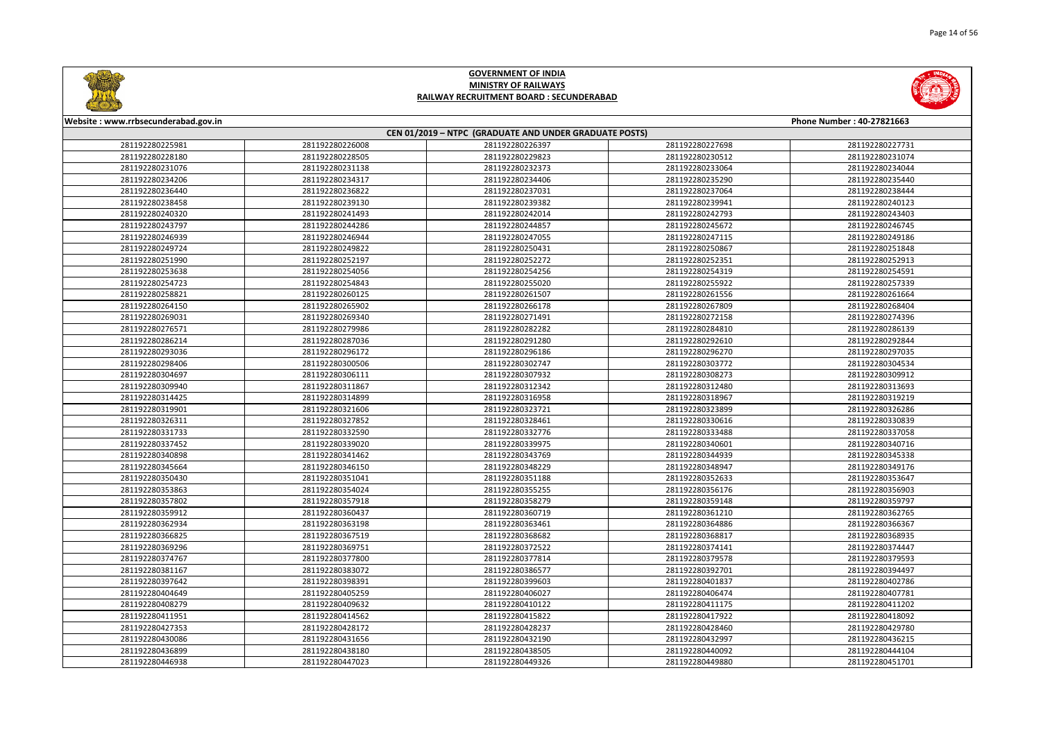**GOVERNMENT OF INDIA**
**MINISTRY OF RAILWAYS**
**RAILWAY RECRUITMENT BOARD : SECUNDERABAD**

**Website : www.rrbsecunderabad.gov.in** **Phone Number : 40-27821663**

**CEN 01/2019 – NTPC (GRADUATE AND UNDER GRADUATE POSTS)**

| | | | | |
|---|---|---|---|---|
| 281192280225981 | 281192280226008 | 281192280226397 | 281192280227698 | 281192280227731 |
| 281192280228180 | 281192280228505 | 281192280229823 | 281192280230512 | 281192280231074 |
| 281192280231076 | 281192280231138 | 281192280232373 | 281192280233064 | 281192280234044 |
| 281192280234206 | 281192280234317 | 281192280234406 | 281192280235290 | 281192280235440 |
| 281192280236440 | 281192280236822 | 281192280237031 | 281192280237064 | 281192280238444 |
| 281192280238458 | 281192280239130 | 281192280239382 | 281192280239941 | 281192280240123 |
| 281192280240320 | 281192280241493 | 281192280242014 | 281192280242793 | 281192280243403 |
| 281192280243797 | 281192280244286 | 281192280244857 | 281192280245672 | 281192280246745 |
| 281192280246939 | 281192280246944 | 281192280247055 | 281192280247115 | 281192280249186 |
| 281192280249724 | 281192280249822 | 281192280250431 | 281192280250867 | 281192280251848 |
| 281192280251990 | 281192280252197 | 281192280252272 | 281192280252351 | 281192280252913 |
| 281192280253638 | 281192280254056 | 281192280254256 | 281192280254319 | 281192280254591 |
| 281192280254723 | 281192280254843 | 281192280255020 | 281192280255922 | 281192280257339 |
| 281192280258821 | 281192280260125 | 281192280261507 | 281192280261556 | 281192280261664 |
| 281192280264150 | 281192280265902 | 281192280266178 | 281192280267809 | 281192280268404 |
| 281192280269031 | 281192280269340 | 281192280271491 | 281192280272158 | 281192280274396 |
| 281192280276571 | 281192280279986 | 281192280282282 | 281192280284810 | 281192280286139 |
| 281192280286214 | 281192280287036 | 281192280291280 | 281192280292610 | 281192280292844 |
| 281192280293036 | 281192280296172 | 281192280296186 | 281192280296270 | 281192280297035 |
| 281192280298406 | 281192280300506 | 281192280302747 | 281192280303772 | 281192280304534 |
| 281192280304697 | 281192280306111 | 281192280307932 | 281192280308273 | 281192280309912 |
| 281192280309940 | 281192280311867 | 281192280312342 | 281192280312480 | 281192280313693 |
| 281192280314425 | 281192280314899 | 281192280316958 | 281192280318967 | 281192280319219 |
| 281192280319901 | 281192280321606 | 281192280323721 | 281192280323899 | 281192280326286 |
| 281192280326311 | 281192280327852 | 281192280328461 | 281192280330616 | 281192280330839 |
| 281192280331733 | 281192280332590 | 281192280332776 | 281192280333488 | 281192280337058 |
| 281192280337452 | 281192280339020 | 281192280339975 | 281192280340601 | 281192280340716 |
| 281192280340898 | 281192280341462 | 281192280343769 | 281192280344939 | 281192280345338 |
| 281192280345664 | 281192280346150 | 281192280348229 | 281192280348947 | 281192280349176 |
| 281192280350430 | 281192280351041 | 281192280351188 | 281192280352633 | 281192280353647 |
| 281192280353863 | 281192280354024 | 281192280355255 | 281192280356176 | 281192280356903 |
| 281192280357802 | 281192280357918 | 281192280358279 | 281192280359148 | 281192280359797 |
| 281192280359912 | 281192280360437 | 281192280360719 | 281192280361210 | 281192280362765 |
| 281192280362934 | 281192280363198 | 281192280363461 | 281192280364886 | 281192280366367 |
| 281192280366825 | 281192280367519 | 281192280368682 | 281192280368817 | 281192280368935 |
| 281192280369296 | 281192280369751 | 281192280372522 | 281192280374141 | 281192280374447 |
| 281192280374767 | 281192280377800 | 281192280377814 | 281192280379578 | 281192280379593 |
| 281192280381167 | 281192280383072 | 281192280386577 | 281192280392701 | 281192280394497 |
| 281192280397642 | 281192280398391 | 281192280399603 | 281192280401837 | 281192280402786 |
| 281192280404649 | 281192280405259 | 281192280406027 | 281192280406474 | 281192280407781 |
| 281192280408279 | 281192280409632 | 281192280410122 | 281192280411175 | 281192280411202 |
| 281192280411951 | 281192280414562 | 281192280415822 | 281192280417922 | 281192280418092 |
| 281192280427353 | 281192280428172 | 281192280428237 | 281192280428460 | 281192280429780 |
| 281192280430086 | 281192280431656 | 281192280432190 | 281192280432997 | 281192280436215 |
| 281192280436899 | 281192280438180 | 281192280438505 | 281192280440092 | 281192280444104 |
| 281192280446938 | 281192280447023 | 281192280449326 | 281192280449880 | 281192280451701 |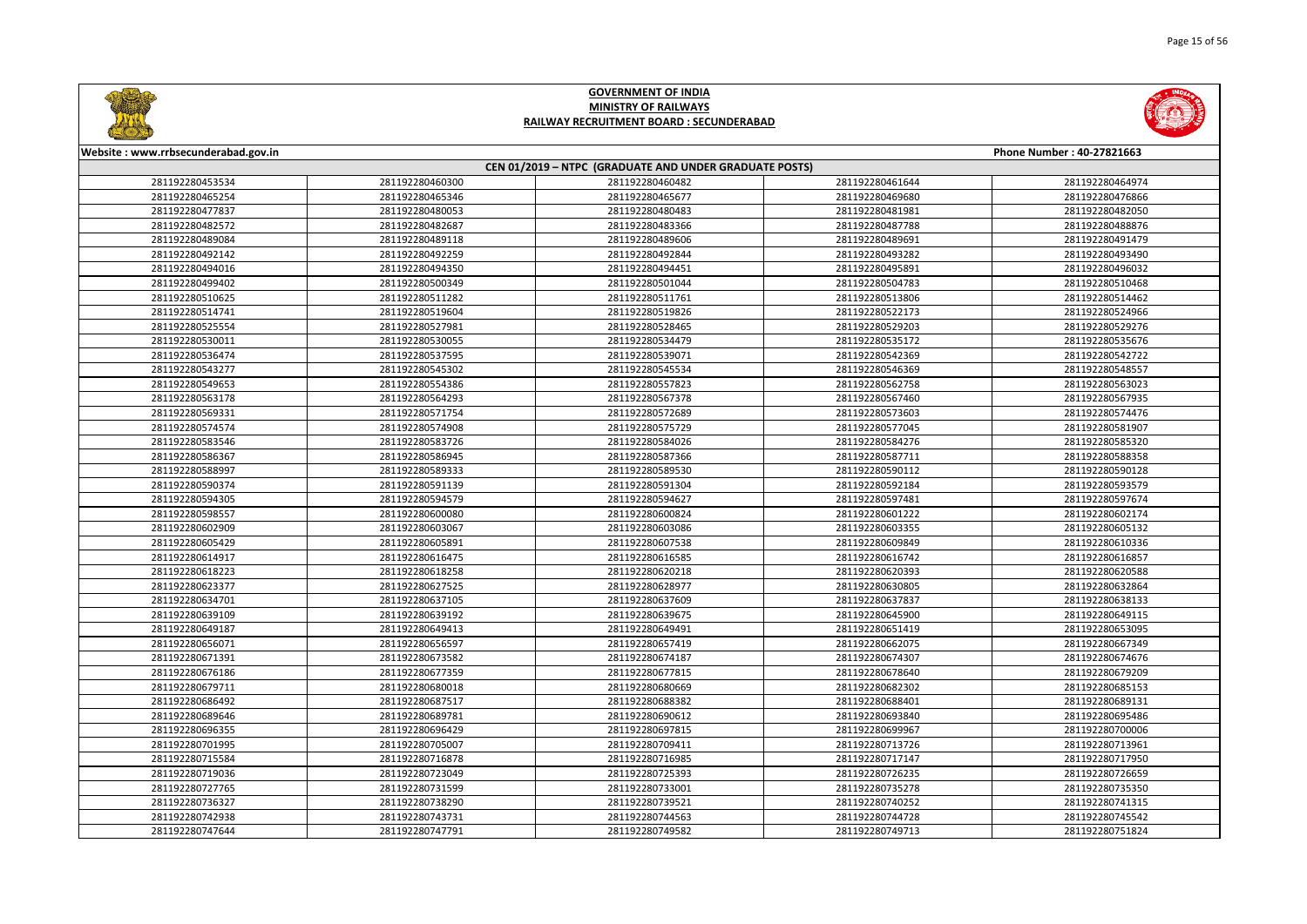# GOVERNMENT OF INDIA
## MINISTRY OF RAILWAYS
## RAILWAY RECRUITMENT BOARD : SECUNDERABAD

Website : www.rrbsecunderabad.gov.in | Phone Number : 40-27821663

### CEN 01/2019 – NTPC (GRADUATE AND UNDER GRADUATE POSTS)

| | | | | |
|---|---|---|---|---|
| 281192280453534 | 281192280460300 | 281192280460482 | 281192280461644 | 281192280464974 |
| 281192280465254 | 281192280465346 | 281192280465677 | 281192280469680 | 281192280476866 |
| 281192280477837 | 281192280480053 | 281192280480483 | 281192280481981 | 281192280482050 |
| 281192280482572 | 281192280482687 | 281192280483366 | 281192280487788 | 281192280488876 |
| 281192280489084 | 281192280489118 | 281192280489606 | 281192280489691 | 281192280491479 |
| 281192280492142 | 281192280492259 | 281192280492844 | 281192280493282 | 281192280493490 |
| 281192280494016 | 281192280494350 | 281192280494451 | 281192280495891 | 281192280496032 |
| 281192280499402 | 281192280500349 | 281192280501044 | 281192280504783 | 281192280510468 |
| 281192280510625 | 281192280511282 | 281192280511761 | 281192280513806 | 281192280514462 |
| 281192280514741 | 281192280519604 | 281192280519826 | 281192280522173 | 281192280524966 |
| 281192280525554 | 281192280527981 | 281192280528465 | 281192280529203 | 281192280529276 |
| 281192280530011 | 281192280530055 | 281192280534479 | 281192280535172 | 281192280535676 |
| 281192280536474 | 281192280537595 | 281192280539071 | 281192280542369 | 281192280542722 |
| 281192280543277 | 281192280545302 | 281192280545534 | 281192280546369 | 281192280548557 |
| 281192280549653 | 281192280554386 | 281192280557823 | 281192280562758 | 281192280563023 |
| 281192280563178 | 281192280564293 | 281192280567378 | 281192280567460 | 281192280567935 |
| 281192280569331 | 281192280571754 | 281192280572689 | 281192280573603 | 281192280574476 |
| 281192280574574 | 281192280574908 | 281192280575729 | 281192280577045 | 281192280581907 |
| 281192280583546 | 281192280583726 | 281192280584026 | 281192280584276 | 281192280585320 |
| 281192280586367 | 281192280586945 | 281192280587366 | 281192280587711 | 281192280588358 |
| 281192280588997 | 281192280589333 | 281192280589530 | 281192280590112 | 281192280590128 |
| 281192280590374 | 281192280591139 | 281192280591304 | 281192280592184 | 281192280593579 |
| 281192280594305 | 281192280594579 | 281192280594627 | 281192280597481 | 281192280597674 |
| 281192280598557 | 281192280600080 | 281192280600824 | 281192280601222 | 281192280602174 |
| 281192280602909 | 281192280603067 | 281192280603086 | 281192280603355 | 281192280605132 |
| 281192280605429 | 281192280605891 | 281192280607538 | 281192280609849 | 281192280610336 |
| 281192280614917 | 281192280616475 | 281192280616585 | 281192280616742 | 281192280616857 |
| 281192280618223 | 281192280618258 | 281192280620218 | 281192280620393 | 281192280620588 |
| 281192280623377 | 281192280627525 | 281192280628977 | 281192280630805 | 281192280632864 |
| 281192280634701 | 281192280637105 | 281192280637609 | 281192280637837 | 281192280638133 |
| 281192280639109 | 281192280639192 | 281192280639675 | 281192280645900 | 281192280649115 |
| 281192280649187 | 281192280649413 | 281192280649491 | 281192280651419 | 281192280653095 |
| 281192280656071 | 281192280656597 | 281192280657419 | 281192280662075 | 281192280667349 |
| 281192280671391 | 281192280673582 | 281192280674187 | 281192280674307 | 281192280674676 |
| 281192280676186 | 281192280677359 | 281192280677815 | 281192280678640 | 281192280679209 |
| 281192280679711 | 281192280680018 | 281192280680669 | 281192280682302 | 281192280685153 |
| 281192280686492 | 281192280687517 | 281192280688382 | 281192280688401 | 281192280689131 |
| 281192280689646 | 281192280689781 | 281192280690612 | 281192280693840 | 281192280695486 |
| 281192280696355 | 281192280696429 | 281192280697815 | 281192280699967 | 281192280700006 |
| 281192280701995 | 281192280705007 | 281192280709411 | 281192280713726 | 281192280713961 |
| 281192280715584 | 281192280716878 | 281192280716985 | 281192280717147 | 281192280717950 |
| 281192280719036 | 281192280723049 | 281192280725393 | 281192280726235 | 281192280726659 |
| 281192280727765 | 281192280731599 | 281192280733001 | 281192280735278 | 281192280735350 |
| 281192280736327 | 281192280738290 | 281192280739521 | 281192280740252 | 281192280741315 |
| 281192280742938 | 281192280743731 | 281192280744563 | 281192280744728 | 281192280745542 |
| 281192280747644 | 281192280747791 | 281192280749582 | 281192280749713 | 281192280751824 |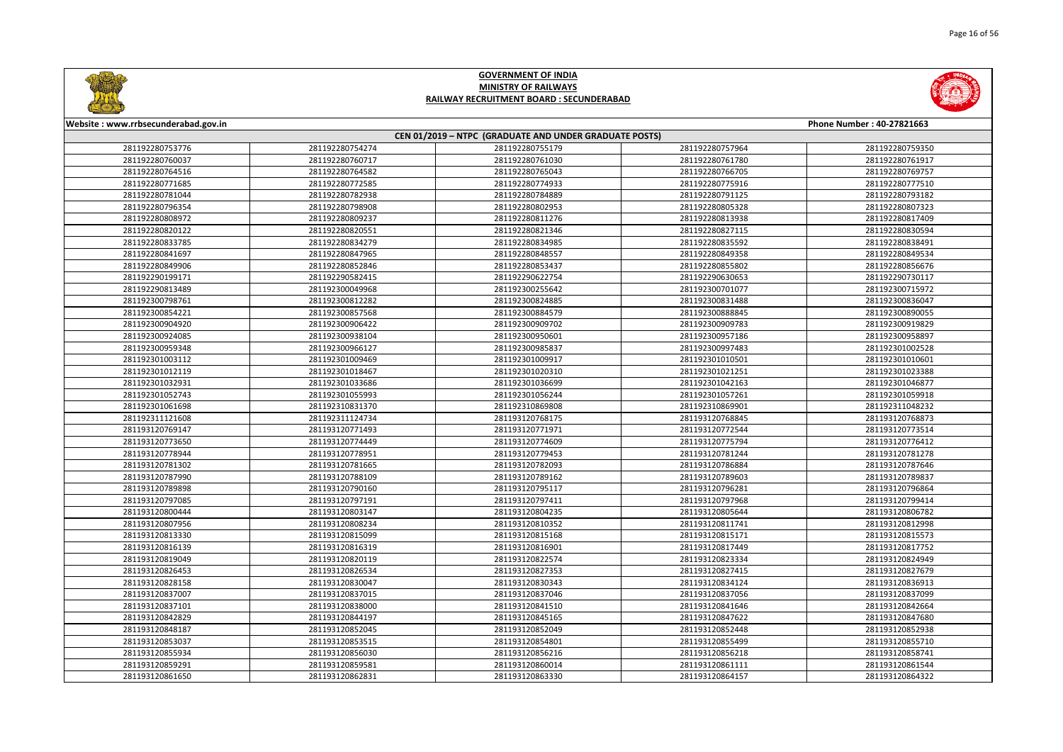# GOVERNMENT OF INDIA
## MINISTRY OF RAILWAYS
## RAILWAY RECRUITMENT BOARD : SECUNDERABAD

Website : www.rrbsecunderabad.gov.in | Phone Number : 40-27821663

### CEN 01/2019 – NTPC (GRADUATE AND UNDER GRADUATE POSTS)

| | | | | |
|---|---|---|---|---|
| 281192280753776 | 281192280754274 | 281192280755179 | 281192280757964 | 281192280759350 |
| 281192280760037 | 281192280760717 | 281192280761030 | 281192280761780 | 281192280761917 |
| 281192280764516 | 281192280764582 | 281192280765043 | 281192280766705 | 281192280769757 |
| 281192280771685 | 281192280772585 | 281192280774933 | 281192280775916 | 281192280777510 |
| 281192280781044 | 281192280782938 | 281192280784889 | 281192280791125 | 281192280793182 |
| 281192280796354 | 281192280798908 | 281192280802953 | 281192280805328 | 281192280807323 |
| 281192280808972 | 281192280809237 | 281192280811276 | 281192280813938 | 281192280817409 |
| 281192280820122 | 281192280820551 | 281192280821346 | 281192280827115 | 281192280830594 |
| 281192280833785 | 281192280834279 | 281192280834985 | 281192280835592 | 281192280838491 |
| 281192280841697 | 281192280847965 | 281192280848557 | 281192280849358 | 281192280849534 |
| 281192280849906 | 281192280852846 | 281192280853437 | 281192280855802 | 281192280856676 |
| 281192290199171 | 281192290582415 | 281192290622754 | 281192290630653 | 281192290730117 |
| 281192290813489 | 281192300049968 | 281192300255642 | 281192300701077 | 281192300715972 |
| 281192300798761 | 281192300812282 | 281192300824885 | 281192300831488 | 281192300836047 |
| 281192300854221 | 281192300857568 | 281192300884579 | 281192300888845 | 281192300890055 |
| 281192300904920 | 281192300906422 | 281192300909702 | 281192300909783 | 281192300919829 |
| 281192300924085 | 281192300938104 | 281192300950601 | 281192300957186 | 281192300958897 |
| 281192300959348 | 281192300966127 | 281192300985837 | 281192300997483 | 281192301002528 |
| 281192301003112 | 281192301009469 | 281192301009917 | 281192301010501 | 281192301010601 |
| 281192301012119 | 281192301018467 | 281192301020310 | 281192301021251 | 281192301023388 |
| 281192301032931 | 281192301033686 | 281192301036699 | 281192301042163 | 281192301046877 |
| 281192301052743 | 281192301055993 | 281192301056244 | 281192301057261 | 281192301059918 |
| 281192301061698 | 281192310831370 | 281192310869808 | 281192310869901 | 281192311048232 |
| 281192311121608 | 281192311124734 | 281193120768175 | 281193120768845 | 281193120768873 |
| 281193120769147 | 281193120771493 | 281193120771971 | 281193120772544 | 281193120773514 |
| 281193120773650 | 281193120774449 | 281193120774609 | 281193120775794 | 281193120776412 |
| 281193120778944 | 281193120778951 | 281193120779453 | 281193120781244 | 281193120781278 |
| 281193120781302 | 281193120781665 | 281193120782093 | 281193120786884 | 281193120787646 |
| 281193120787990 | 281193120788109 | 281193120789162 | 281193120789603 | 281193120789837 |
| 281193120789898 | 281193120790160 | 281193120795117 | 281193120796281 | 281193120796864 |
| 281193120797085 | 281193120797191 | 281193120797411 | 281193120797968 | 281193120799414 |
| 281193120800444 | 281193120803147 | 281193120804235 | 281193120805644 | 281193120806782 |
| 281193120807956 | 281193120808234 | 281193120810352 | 281193120811741 | 281193120812998 |
| 281193120813330 | 281193120815099 | 281193120815168 | 281193120815171 | 281193120815573 |
| 281193120816139 | 281193120816319 | 281193120816901 | 281193120817449 | 281193120817752 |
| 281193120819049 | 281193120820119 | 281193120822574 | 281193120823334 | 281193120824949 |
| 281193120826453 | 281193120826534 | 281193120827353 | 281193120827415 | 281193120827679 |
| 281193120828158 | 281193120830047 | 281193120830343 | 281193120834124 | 281193120836913 |
| 281193120837007 | 281193120837015 | 281193120837046 | 281193120837056 | 281193120837099 |
| 281193120837101 | 281193120838000 | 281193120841510 | 281193120841646 | 281193120842664 |
| 281193120842829 | 281193120844197 | 281193120845165 | 281193120847622 | 281193120847680 |
| 281193120848187 | 281193120852045 | 281193120852049 | 281193120852448 | 281193120852938 |
| 281193120853037 | 281193120853515 | 281193120854801 | 281193120855499 | 281193120855710 |
| 281193120855934 | 281193120856030 | 281193120856216 | 281193120856218 | 281193120858741 |
| 281193120859291 | 281193120859581 | 281193120860014 | 281193120861111 | 281193120861544 |
| 281193120861650 | 281193120862831 | 281193120863330 | 281193120864157 | 281193120864322 |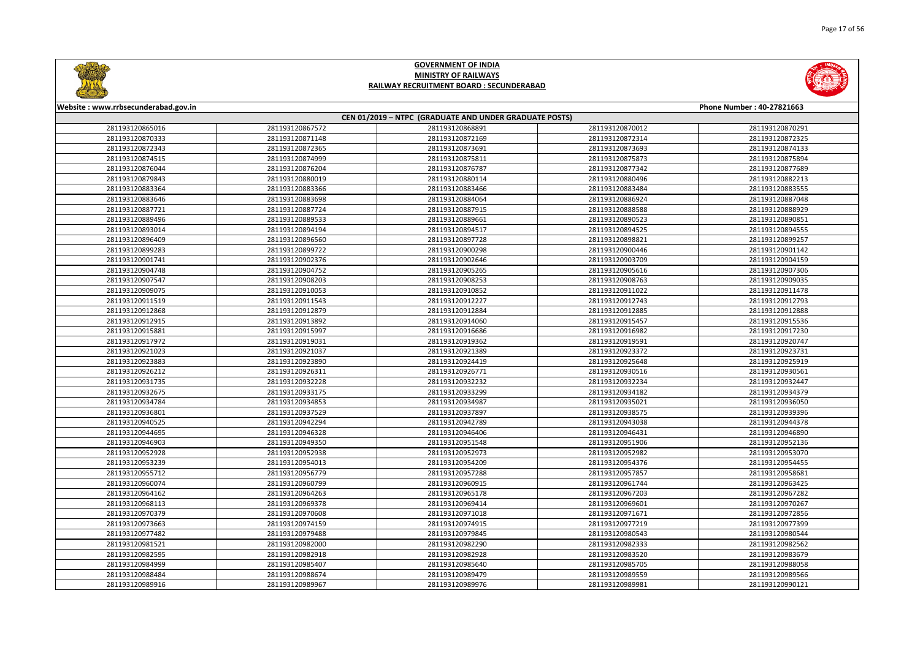# GOVERNMENT OF INDIA
## MINISTRY OF RAILWAYS
### RAILWAY RECRUITMENT BOARD : SECUNDERABAD

Website : www.rrbsecunderabad.gov.in | Phone Number : 40-27821663

**CEN 01/2019 – NTPC (GRADUATE AND UNDER GRADUATE POSTS)**

| | | | | |
|---|---|---|---|---|
| 281193120865016 | 281193120867572 | 281193120868891 | 281193120870012 | 281193120870291 |
| 281193120870333 | 281193120871148 | 281193120872169 | 281193120872314 | 281193120872325 |
| 281193120872343 | 281193120872365 | 281193120873691 | 281193120873693 | 281193120874133 |
| 281193120874515 | 281193120874999 | 281193120875811 | 281193120875873 | 281193120875894 |
| 281193120876044 | 281193120876204 | 281193120876787 | 281193120877342 | 281193120877689 |
| 281193120879843 | 281193120880019 | 281193120880114 | 281193120880496 | 281193120882213 |
| 281193120883364 | 281193120883366 | 281193120883466 | 281193120883484 | 281193120883555 |
| 281193120883646 | 281193120883698 | 281193120884064 | 281193120886924 | 281193120887048 |
| 281193120887721 | 281193120887724 | 281193120887915 | 281193120888588 | 281193120888929 |
| 281193120889496 | 281193120889533 | 281193120889661 | 281193120890523 | 281193120890851 |
| 281193120893014 | 281193120894194 | 281193120894517 | 281193120894525 | 281193120894555 |
| 281193120896409 | 281193120896560 | 281193120897728 | 281193120898821 | 281193120899257 |
| 281193120899283 | 281193120899722 | 281193120900298 | 281193120900446 | 281193120901142 |
| 281193120901741 | 281193120902376 | 281193120902646 | 281193120903709 | 281193120904159 |
| 281193120904748 | 281193120904752 | 281193120905265 | 281193120905616 | 281193120907306 |
| 281193120907547 | 281193120908203 | 281193120908253 | 281193120908763 | 281193120909035 |
| 281193120909075 | 281193120910053 | 281193120910852 | 281193120911022 | 281193120911478 |
| 281193120911519 | 281193120911543 | 281193120912227 | 281193120912743 | 281193120912793 |
| 281193120912868 | 281193120912879 | 281193120912884 | 281193120912885 | 281193120912888 |
| 281193120912915 | 281193120913892 | 281193120914060 | 281193120915457 | 281193120915536 |
| 281193120915881 | 281193120915997 | 281193120916686 | 281193120916982 | 281193120917230 |
| 281193120917972 | 281193120919031 | 281193120919362 | 281193120919591 | 281193120920747 |
| 281193120921023 | 281193120921037 | 281193120921389 | 281193120923372 | 281193120923731 |
| 281193120923883 | 281193120923890 | 281193120924419 | 281193120925648 | 281193120925919 |
| 281193120926212 | 281193120926311 | 281193120926771 | 281193120930516 | 281193120930561 |
| 281193120931735 | 281193120932228 | 281193120932232 | 281193120932234 | 281193120932447 |
| 281193120932675 | 281193120933175 | 281193120933299 | 281193120934182 | 281193120934379 |
| 281193120934784 | 281193120934853 | 281193120934987 | 281193120935021 | 281193120936050 |
| 281193120936801 | 281193120937529 | 281193120937897 | 281193120938575 | 281193120939396 |
| 281193120940525 | 281193120942294 | 281193120942789 | 281193120943038 | 281193120944378 |
| 281193120944695 | 281193120946328 | 281193120946406 | 281193120946431 | 281193120946890 |
| 281193120946903 | 281193120949350 | 281193120951548 | 281193120951906 | 281193120952136 |
| 281193120952928 | 281193120952938 | 281193120952973 | 281193120952982 | 281193120953070 |
| 281193120953239 | 281193120954013 | 281193120954209 | 281193120954376 | 281193120954455 |
| 281193120955712 | 281193120956779 | 281193120957288 | 281193120957857 | 281193120958681 |
| 281193120960074 | 281193120960799 | 281193120960915 | 281193120961744 | 281193120963425 |
| 281193120964162 | 281193120964263 | 281193120965178 | 281193120967203 | 281193120967282 |
| 281193120968113 | 281193120969378 | 281193120969414 | 281193120969601 | 281193120970267 |
| 281193120970379 | 281193120970608 | 281193120971018 | 281193120971671 | 281193120972856 |
| 281193120973663 | 281193120974159 | 281193120974915 | 281193120977219 | 281193120977399 |
| 281193120977482 | 281193120979488 | 281193120979845 | 281193120980543 | 281193120980544 |
| 281193120981521 | 281193120982000 | 281193120982290 | 281193120982333 | 281193120982562 |
| 281193120982595 | 281193120982918 | 281193120982928 | 281193120983520 | 281193120983679 |
| 281193120984999 | 281193120985407 | 281193120985640 | 281193120985705 | 281193120988058 |
| 281193120988484 | 281193120988674 | 281193120989479 | 281193120989559 | 281193120989566 |
| 281193120989916 | 281193120989967 | 281193120989976 | 281193120989981 | 281193120990121 |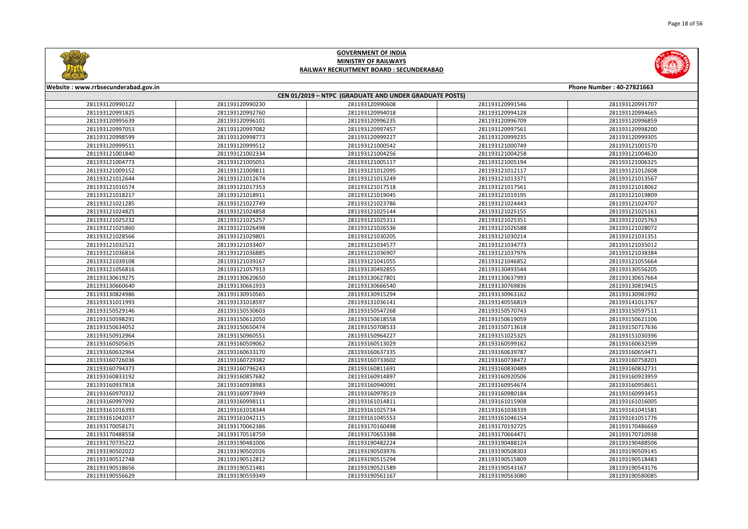# GOVERNMENT OF INDIA
## MINISTRY OF RAILWAYS
### RAILWAY RECRUITMENT BOARD : SECUNDERABAD

Website : www.rrbsecunderabad.gov.in | Phone Number : 40-27821663

**CEN 01/2019 – NTPC (GRADUATE AND UNDER GRADUATE POSTS)**

| | | | | |
|---|---|---|---|---|
| 281193120990122 | 281193120990230 | 281193120990608 | 281193120991546 | 281193120991707 |
| 281193120991825 | 281193120992760 | 281193120994018 | 281193120994128 | 281193120994665 |
| 281193120995639 | 281193120996101 | 281193120996235 | 281193120996709 | 281193120996859 |
| 281193120997053 | 281193120997082 | 281193120997457 | 281193120997561 | 281193120998200 |
| 281193120998599 | 281193120998773 | 281193120999227 | 281193120999235 | 281193120999305 |
| 281193120999511 | 281193120999512 | 281193121000542 | 281193121000749 | 281193121001570 |
| 281193121001840 | 281193121002334 | 281193121004256 | 281193121004258 | 281193121004620 |
| 281193121004773 | 281193121005051 | 281193121005117 | 281193121005194 | 281193121006325 |
| 281193121009152 | 281193121009811 | 281193121012095 | 281193121012117 | 281193121012608 |
| 281193121012644 | 281193121012674 | 281193121013249 | 281193121013371 | 281193121013567 |
| 281193121016574 | 281193121017353 | 281193121017518 | 281193121017561 | 281193121018062 |
| 281193121018217 | 281193121018911 | 281193121019045 | 281193121019195 | 281193121019809 |
| 281193121021285 | 281193121022749 | 281193121023786 | 281193121024443 | 281193121024707 |
| 281193121024825 | 281193121024858 | 281193121025144 | 281193121025155 | 281193121025161 |
| 281193121025232 | 281193121025257 | 281193121025311 | 281193121025351 | 281193121025763 |
| 281193121025860 | 281193121026498 | 281193121026536 | 281193121026588 | 281193121028072 |
| 281193121028566 | 281193121029801 | 281193121030205 | 281193121030214 | 281193121031351 |
| 281193121032521 | 281193121033407 | 281193121034577 | 281193121034773 | 281193121035012 |
| 281193121036816 | 281193121036885 | 281193121036907 | 281193121037976 | 281193121038384 |
| 281193121039108 | 281193121039167 | 281193121041055 | 281193121046852 | 281193121055664 |
| 281193121056816 | 281193121057913 | 281193130492855 | 281193130493544 | 281193130556205 |
| 281193130619275 | 281193130620650 | 281193130627801 | 281193130637993 | 281193130657664 |
| 281193130660640 | 281193130661933 | 281193130666540 | 281193130769836 | 281193130819415 |
| 281193130824986 | 281193130910565 | 281193130915294 | 281193130963162 | 281193130981992 |
| 281193131011993 | 281193131018597 | 281193131036141 | 281193140556819 | 281193141013767 |
| 281193150529146 | 281193150530603 | 281193150547268 | 281193150570743 | 281193150597511 |
| 281193150598291 | 281193150612050 | 281193150618558 | 281193150619059 | 281193150621106 |
| 281193150634052 | 281193150650474 | 281193150708533 | 281193150713618 | 281193150717636 |
| 281193150912964 | 281193150960551 | 281193150964227 | 281193151025325 | 281193151030396 |
| 281193160505635 | 281193160509062 | 281193160513029 | 281193160599162 | 281193160632599 |
| 281193160632964 | 281193160633170 | 281193160637335 | 281193160639787 | 281193160659471 |
| 281193160726036 | 281193160729382 | 281193160733602 | 281193160738472 | 281193160758201 |
| 281193160794373 | 281193160796243 | 281193160811691 | 281193160830489 | 281193160832731 |
| 281193160833192 | 281193160857682 | 281193160914897 | 281193160920506 | 281193160923959 |
| 281193160937818 | 281193160938983 | 281193160940091 | 281193160954674 | 281193160958651 |
| 281193160970332 | 281193160973949 | 281193160978519 | 281193160980184 | 281193160993453 |
| 281193160997092 | 281193160998111 | 281193161014811 | 281193161015908 | 281193161016005 |
| 281193161016393 | 281193161018344 | 281193161025734 | 281193161038339 | 281193161041581 |
| 281193161042037 | 281193161042115 | 281193161045553 | 281193161046154 | 281193161051776 |
| 281193170058171 | 281193170062386 | 281193170160498 | 281193170192725 | 281193170486669 |
| 281193170488558 | 281193170518759 | 281193170653388 | 281193170664471 | 281193170710938 |
| 281193170735222 | 281193190481006 | 281193190482224 | 281193190488124 | 281193190488506 |
| 281193190502022 | 281193190502026 | 281193190508976 | 281193190508303 | 281193190509145 |
| 281193190512748 | 281193190512812 | 281193190515294 | 281193190515809 | 281193190518483 |
| 281193190518656 | 281193190521481 | 281193190521589 | 281193190543167 | 281193190543176 |
| 281193190556629 | 281193190559349 | 281193190561167 | 281193190563080 | 281193190580085 |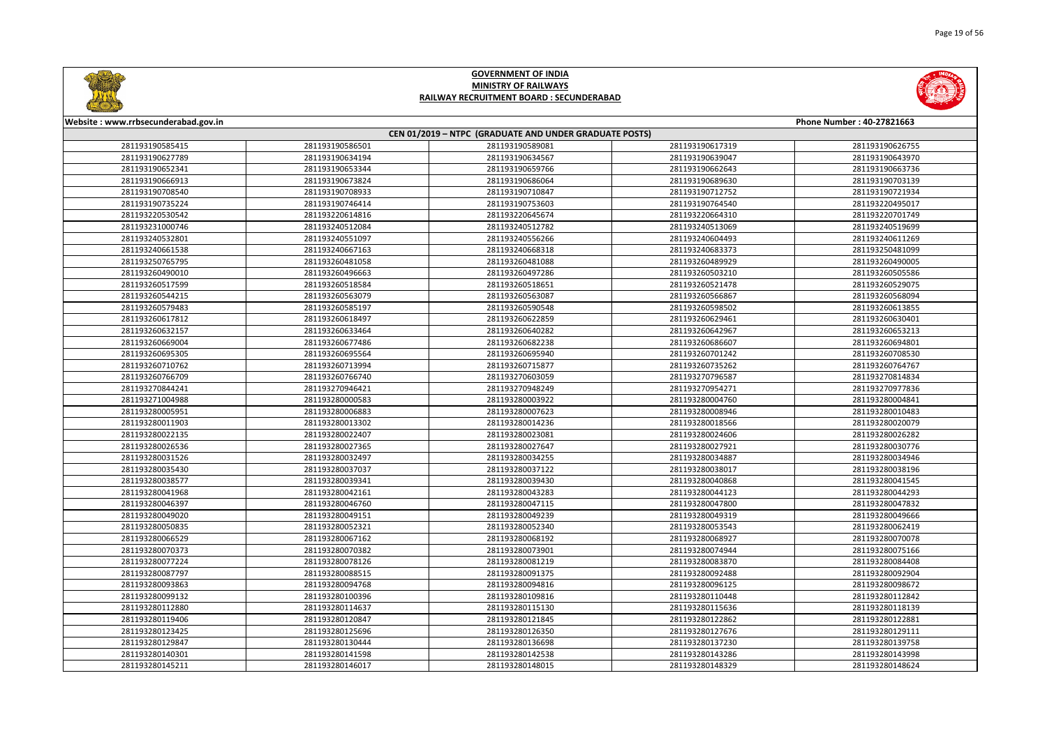# GOVERNMENT OF INDIA
## MINISTRY OF RAILWAYS
### RAILWAY RECRUITMENT BOARD : SECUNDERABAD

Website : www.rrbsecunderabad.gov.in | Phone Number : 40-27821663

**CEN 01/2019 – NTPC (GRADUATE AND UNDER GRADUATE POSTS)**

| | | | | |
|---|---|---|---|---|
| 281193190585415 | 281193190586501 | 281193190589081 | 281193190617319 | 281193190626755 |
| 281193190627789 | 281193190634194 | 281193190634567 | 281193190639047 | 281193190643970 |
| 281193190652341 | 281193190653344 | 281193190659766 | 281193190662643 | 281193190663736 |
| 281193190666913 | 281193190673824 | 281193190686064 | 281193190689630 | 281193190703139 |
| 281193190708540 | 281193190708933 | 281193190710847 | 281193190712752 | 281193190721934 |
| 281193190735224 | 281193190746414 | 281193190753603 | 281193190764540 | 281193220495017 |
| 281193220530542 | 281193220614816 | 281193220645674 | 281193220664310 | 281193220701749 |
| 281193231000746 | 281193240512084 | 281193240512782 | 281193240513069 | 281193240519699 |
| 281193240532801 | 281193240551097 | 281193240556266 | 281193240604493 | 281193240611269 |
| 281193240661538 | 281193240667163 | 281193240668318 | 281193240683373 | 281193250481099 |
| 281193250765795 | 281193260481058 | 281193260481088 | 281193260489929 | 281193260490005 |
| 281193260490010 | 281193260496663 | 281193260497286 | 281193260503210 | 281193260505586 |
| 281193260517599 | 281193260518584 | 281193260518651 | 281193260521478 | 281193260529075 |
| 281193260544215 | 281193260563079 | 281193260563087 | 281193260566867 | 281193260568094 |
| 281193260579483 | 281193260585197 | 281193260590548 | 281193260598502 | 281193260613855 |
| 281193260617812 | 281193260618497 | 281193260622859 | 281193260629461 | 281193260630401 |
| 281193260632157 | 281193260633464 | 281193260640282 | 281193260642967 | 281193260653213 |
| 281193260669004 | 281193260677486 | 281193260682238 | 281193260686607 | 281193260694801 |
| 281193260695305 | 281193260695564 | 281193260695940 | 281193260701242 | 281193260708530 |
| 281193260710762 | 281193260713994 | 281193260715877 | 281193260735262 | 281193260764767 |
| 281193260766709 | 281193260766740 | 281193270603059 | 281193270796587 | 281193270814834 |
| 281193270844241 | 281193270946421 | 281193270948249 | 281193270954271 | 281193270977836 |
| 281193271004988 | 281193280000583 | 281193280003922 | 281193280004760 | 281193280004841 |
| 281193280005951 | 281193280006883 | 281193280007623 | 281193280008946 | 281193280010483 |
| 281193280011903 | 281193280013302 | 281193280014236 | 281193280018566 | 281193280020079 |
| 281193280022135 | 281193280022407 | 281193280023081 | 281193280024606 | 281193280026282 |
| 281193280026536 | 281193280027365 | 281193280027647 | 281193280027921 | 281193280030776 |
| 281193280031526 | 281193280032497 | 281193280034255 | 281193280034887 | 281193280034946 |
| 281193280035430 | 281193280037037 | 281193280037122 | 281193280038017 | 281193280038196 |
| 281193280038577 | 281193280039341 | 281193280039430 | 281193280040868 | 281193280041545 |
| 281193280041968 | 281193280042161 | 281193280043283 | 281193280044123 | 281193280044293 |
| 281193280046397 | 281193280046760 | 281193280047115 | 281193280047800 | 281193280047832 |
| 281193280049020 | 281193280049151 | 281193280049239 | 281193280049319 | 281193280049666 |
| 281193280050835 | 281193280052321 | 281193280052340 | 281193280053543 | 281193280062419 |
| 281193280066529 | 281193280067162 | 281193280068192 | 281193280068927 | 281193280070078 |
| 281193280070373 | 281193280070382 | 281193280073901 | 281193280074944 | 281193280075166 |
| 281193280077224 | 281193280078126 | 281193280081219 | 281193280083870 | 281193280084408 |
| 281193280087797 | 281193280088515 | 281193280091375 | 281193280092488 | 281193280092904 |
| 281193280093863 | 281193280094768 | 281193280094816 | 281193280096125 | 281193280098672 |
| 281193280099132 | 281193280100396 | 281193280109816 | 281193280110448 | 281193280112842 |
| 281193280112880 | 281193280114637 | 281193280115130 | 281193280115636 | 281193280118139 |
| 281193280119406 | 281193280120847 | 281193280121845 | 281193280122862 | 281193280122881 |
| 281193280123425 | 281193280125696 | 281193280126350 | 281193280127676 | 281193280129111 |
| 281193280129847 | 281193280130444 | 281193280136698 | 281193280137230 | 281193280139758 |
| 281193280140301 | 281193280141598 | 281193280142538 | 281193280143286 | 281193280143998 |
| 281193280145211 | 281193280146017 | 281193280148015 | 281193280148329 | 281193280148624 |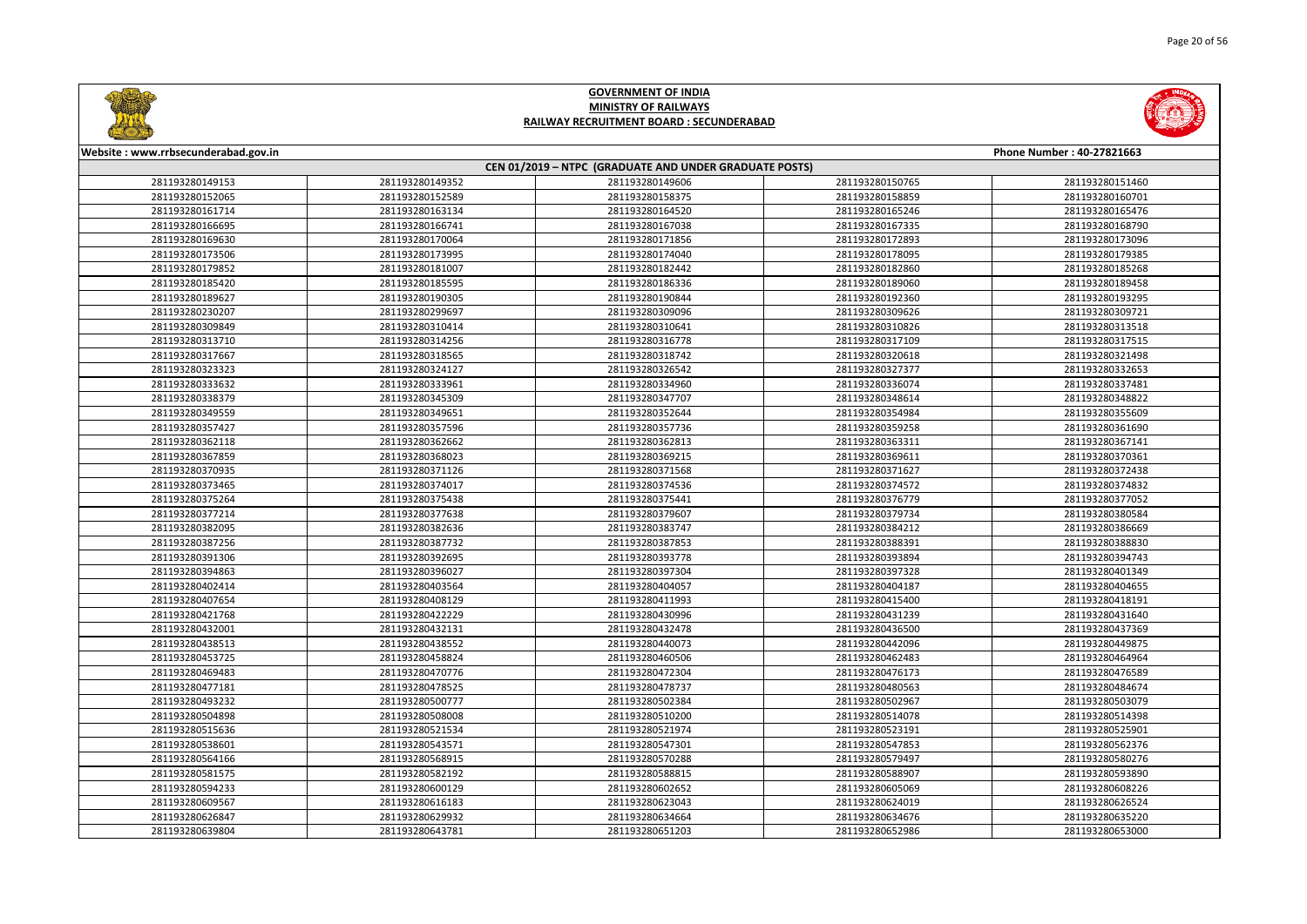# GOVERNMENT OF INDIA
## MINISTRY OF RAILWAYS
## RAILWAY RECRUITMENT BOARD : SECUNDERABAD

Website : www.rrbsecunderabad.gov.in

Phone Number : 40-27821663

### CEN 01/2019 – NTPC (GRADUATE AND UNDER GRADUATE POSTS)

| | | | | |
|---|---|---|---|---|
| 281193280149153 | 281193280149352 | 281193280149606 | 281193280150765 | 281193280151460 |
| 281193280152065 | 281193280152589 | 281193280158375 | 281193280158859 | 281193280160701 |
| 281193280161714 | 281193280163134 | 281193280164520 | 281193280165246 | 281193280165476 |
| 281193280166695 | 281193280166741 | 281193280167038 | 281193280167335 | 281193280168790 |
| 281193280169630 | 281193280170064 | 281193280171856 | 281193280172893 | 281193280173096 |
| 281193280173506 | 281193280173995 | 281193280174040 | 281193280178095 | 281193280179385 |
| 281193280179852 | 281193280181007 | 281193280182442 | 281193280182860 | 281193280185268 |
| 281193280185420 | 281193280185595 | 281193280186336 | 281193280189060 | 281193280189458 |
| 281193280189627 | 281193280190305 | 281193280190844 | 281193280192360 | 281193280193295 |
| 281193280230207 | 281193280299697 | 281193280309096 | 281193280309626 | 281193280309721 |
| 281193280309849 | 281193280310414 | 281193280310641 | 281193280310826 | 281193280313518 |
| 281193280313710 | 281193280314256 | 281193280316778 | 281193280317109 | 281193280317515 |
| 281193280317667 | 281193280318565 | 281193280318742 | 281193280320618 | 281193280321498 |
| 281193280323323 | 281193280324127 | 281193280326542 | 281193280327377 | 281193280332653 |
| 281193280333632 | 281193280333961 | 281193280334960 | 281193280336074 | 281193280337481 |
| 281193280338379 | 281193280345309 | 281193280347707 | 281193280348614 | 281193280348822 |
| 281193280349559 | 281193280349651 | 281193280352644 | 281193280354984 | 281193280355609 |
| 281193280357427 | 281193280357596 | 281193280357736 | 281193280359258 | 281193280361690 |
| 281193280362118 | 281193280362662 | 281193280362813 | 281193280363311 | 281193280367141 |
| 281193280367859 | 281193280368023 | 281193280369215 | 281193280369611 | 281193280370361 |
| 281193280370935 | 281193280371126 | 281193280371568 | 281193280371627 | 281193280372438 |
| 281193280373465 | 281193280374017 | 281193280374536 | 281193280374572 | 281193280374832 |
| 281193280375264 | 281193280375438 | 281193280375441 | 281193280376779 | 281193280377052 |
| 281193280377214 | 281193280377638 | 281193280379607 | 281193280379734 | 281193280380584 |
| 281193280382095 | 281193280382636 | 281193280383747 | 281193280384212 | 281193280386669 |
| 281193280387256 | 281193280387732 | 281193280387853 | 281193280388391 | 281193280388830 |
| 281193280391306 | 281193280392695 | 281193280393778 | 281193280393894 | 281193280394743 |
| 281193280394863 | 281193280396027 | 281193280397304 | 281193280397328 | 281193280401349 |
| 281193280402414 | 281193280403564 | 281193280404057 | 281193280404187 | 281193280404655 |
| 281193280407654 | 281193280408129 | 281193280411993 | 281193280415400 | 281193280418191 |
| 281193280421768 | 281193280422229 | 281193280430996 | 281193280431239 | 281193280431640 |
| 281193280432001 | 281193280432131 | 281193280432478 | 281193280436500 | 281193280437369 |
| 281193280438513 | 281193280438552 | 281193280440073 | 281193280442096 | 281193280449875 |
| 281193280453725 | 281193280458824 | 281193280460506 | 281193280462483 | 281193280464964 |
| 281193280469483 | 281193280470776 | 281193280472304 | 281193280476173 | 281193280476589 |
| 281193280477181 | 281193280478525 | 281193280478737 | 281193280480563 | 281193280484674 |
| 281193280493232 | 281193280500777 | 281193280502384 | 281193280502967 | 281193280503079 |
| 281193280504898 | 281193280508008 | 281193280510200 | 281193280514078 | 281193280514398 |
| 281193280515636 | 281193280521534 | 281193280521974 | 281193280523191 | 281193280525901 |
| 281193280538601 | 281193280543571 | 281193280547301 | 281193280547853 | 281193280562376 |
| 281193280564166 | 281193280568915 | 281193280570288 | 281193280579497 | 281193280580276 |
| 281193280581575 | 281193280582192 | 281193280588815 | 281193280588907 | 281193280593890 |
| 281193280594233 | 281193280600129 | 281193280602652 | 281193280605069 | 281193280608226 |
| 281193280609567 | 281193280616183 | 281193280623043 | 281193280624019 | 281193280626524 |
| 281193280626847 | 281193280629932 | 281193280634664 | 281193280634676 | 281193280635220 |
| 281193280639804 | 281193280643781 | 281193280651203 | 281193280652986 | 281193280653000 |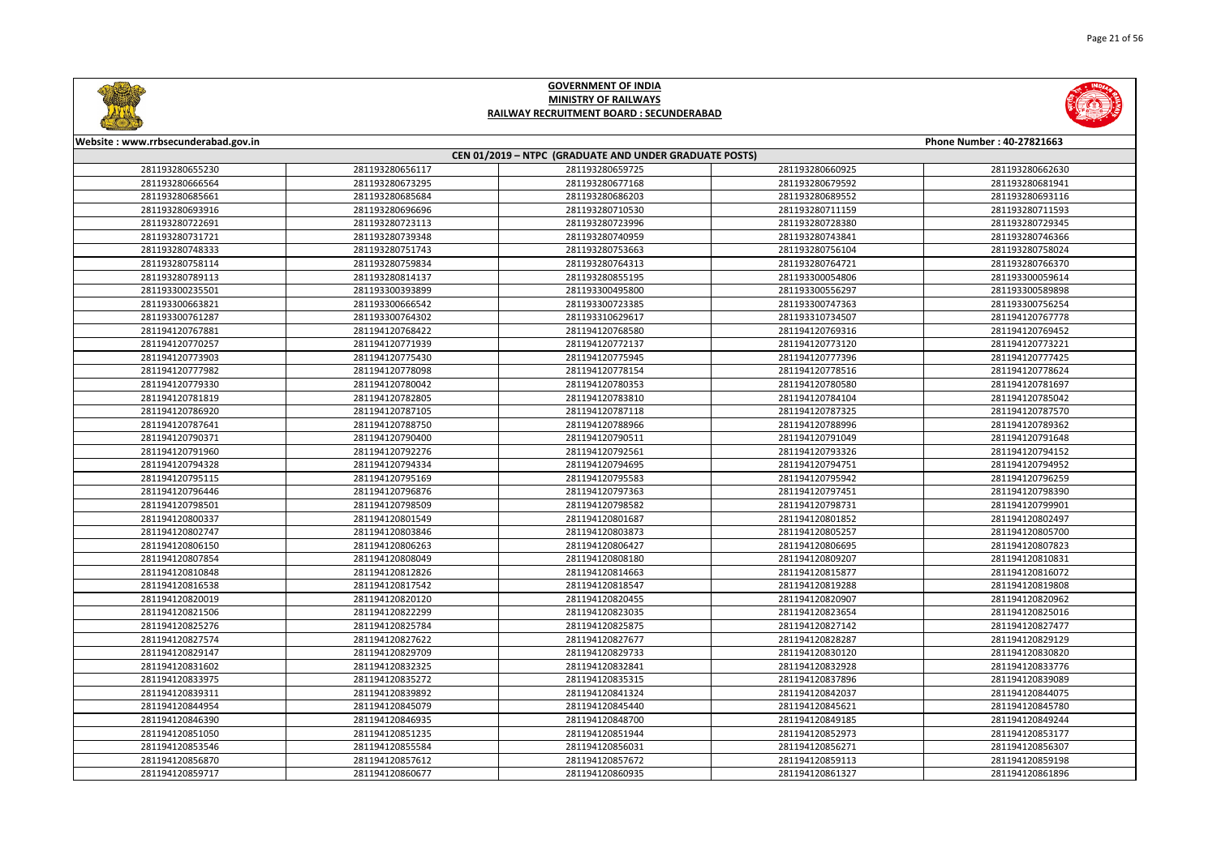# GOVERNMENT OF INDIA
## MINISTRY OF RAILWAYS
### RAILWAY RECRUITMENT BOARD : SECUNDERABAD

Website : www.rrbsecunderabad.gov.in | Phone Number : 40-27821663

**CEN 01/2019 – NTPC (GRADUATE AND UNDER GRADUATE POSTS)**

| | | | | |
|---|---|---|---|---|
| 281193280655230 | 281193280656117 | 281193280659725 | 281193280660925 | 281193280662630 |
| 281193280666564 | 281193280673295 | 281193280677168 | 281193280679592 | 281193280681941 |
| 281193280685661 | 281193280685684 | 281193280686203 | 281193280689552 | 281193280693116 |
| 281193280693916 | 281193280696696 | 281193280710530 | 281193280711159 | 281193280711593 |
| 281193280722691 | 281193280723113 | 281193280723996 | 281193280728380 | 281193280729345 |
| 281193280731721 | 281193280739348 | 281193280740959 | 281193280743841 | 281193280746366 |
| 281193280748333 | 281193280751743 | 281193280753663 | 281193280756104 | 281193280758024 |
| 281193280758114 | 281193280759834 | 281193280764313 | 281193280764721 | 281193280766370 |
| 281193280789113 | 281193280814137 | 281193280855195 | 281193300054806 | 281193300059614 |
| 281193300235501 | 281193300393899 | 281193300495800 | 281193300556297 | 281193300589898 |
| 281193300663821 | 281193300666542 | 281193300723385 | 281193300747363 | 281193300756254 |
| 281193300761287 | 281193300764302 | 281193310629617 | 281193310734507 | 281194120767778 |
| 281194120767881 | 281194120768422 | 281194120768580 | 281194120769316 | 281194120769452 |
| 281194120770257 | 281194120771939 | 281194120772137 | 281194120773120 | 281194120773221 |
| 281194120773903 | 281194120775430 | 281194120775945 | 281194120777396 | 281194120777425 |
| 281194120777982 | 281194120778098 | 281194120778154 | 281194120778516 | 281194120778624 |
| 281194120779330 | 281194120780042 | 281194120780353 | 281194120780580 | 281194120781697 |
| 281194120781819 | 281194120782805 | 281194120783810 | 281194120784104 | 281194120785042 |
| 281194120786920 | 281194120787105 | 281194120787118 | 281194120787325 | 281194120787570 |
| 281194120787641 | 281194120788750 | 281194120788966 | 281194120788996 | 281194120789362 |
| 281194120790371 | 281194120790400 | 281194120790511 | 281194120791049 | 281194120791648 |
| 281194120791960 | 281194120792276 | 281194120792561 | 281194120793326 | 281194120794152 |
| 281194120794328 | 281194120794334 | 281194120794695 | 281194120794751 | 281194120794952 |
| 281194120795115 | 281194120795169 | 281194120795583 | 281194120795942 | 281194120796259 |
| 281194120796446 | 281194120796876 | 281194120797363 | 281194120797451 | 281194120798390 |
| 281194120798501 | 281194120798509 | 281194120798731 | 281194120799901 | 281194120799901 |
| 281194120800337 | 281194120801549 | 281194120801687 | 281194120801852 | 281194120802497 |
| 281194120802747 | 281194120803846 | 281194120803873 | 281194120805257 | 281194120805700 |
| 281194120806150 | 281194120806263 | 281194120806427 | 281194120806695 | 281194120807823 |
| 281194120807854 | 281194120808049 | 281194120808180 | 281194120809207 | 281194120810831 |
| 281194120810848 | 281194120812826 | 281194120814663 | 281194120815877 | 281194120816072 |
| 281194120816538 | 281194120817542 | 281194120818547 | 281194120819288 | 281194120819808 |
| 281194120820019 | 281194120820120 | 281194120820455 | 281194120820907 | 281194120820962 |
| 281194120821506 | 281194120822299 | 281194120823035 | 281194120823654 | 281194120825016 |
| 281194120825276 | 281194120825784 | 281194120825875 | 281194120827142 | 281194120827477 |
| 281194120827574 | 281194120827622 | 281194120827677 | 281194120828287 | 281194120829129 |
| 281194120829147 | 281194120829709 | 281194120829733 | 281194120830120 | 281194120830820 |
| 281194120831602 | 281194120832325 | 281194120832841 | 281194120832928 | 281194120833776 |
| 281194120833975 | 281194120835272 | 281194120835315 | 281194120837896 | 281194120839089 |
| 281194120839311 | 281194120839892 | 281194120841324 | 281194120842037 | 281194120844075 |
| 281194120844954 | 281194120845079 | 281194120845440 | 281194120845621 | 281194120845780 |
| 281194120846390 | 281194120846935 | 281194120848700 | 281194120849185 | 281194120849244 |
| 281194120851050 | 281194120851235 | 281194120851944 | 281194120852973 | 281194120853177 |
| 281194120853546 | 281194120855584 | 281194120856031 | 281194120856271 | 281194120856307 |
| 281194120856870 | 281194120857612 | 281194120857672 | 281194120859113 | 281194120859198 |
| 281194120859717 | 281194120860677 | 281194120860935 | 281194120861327 | 281194120861896 |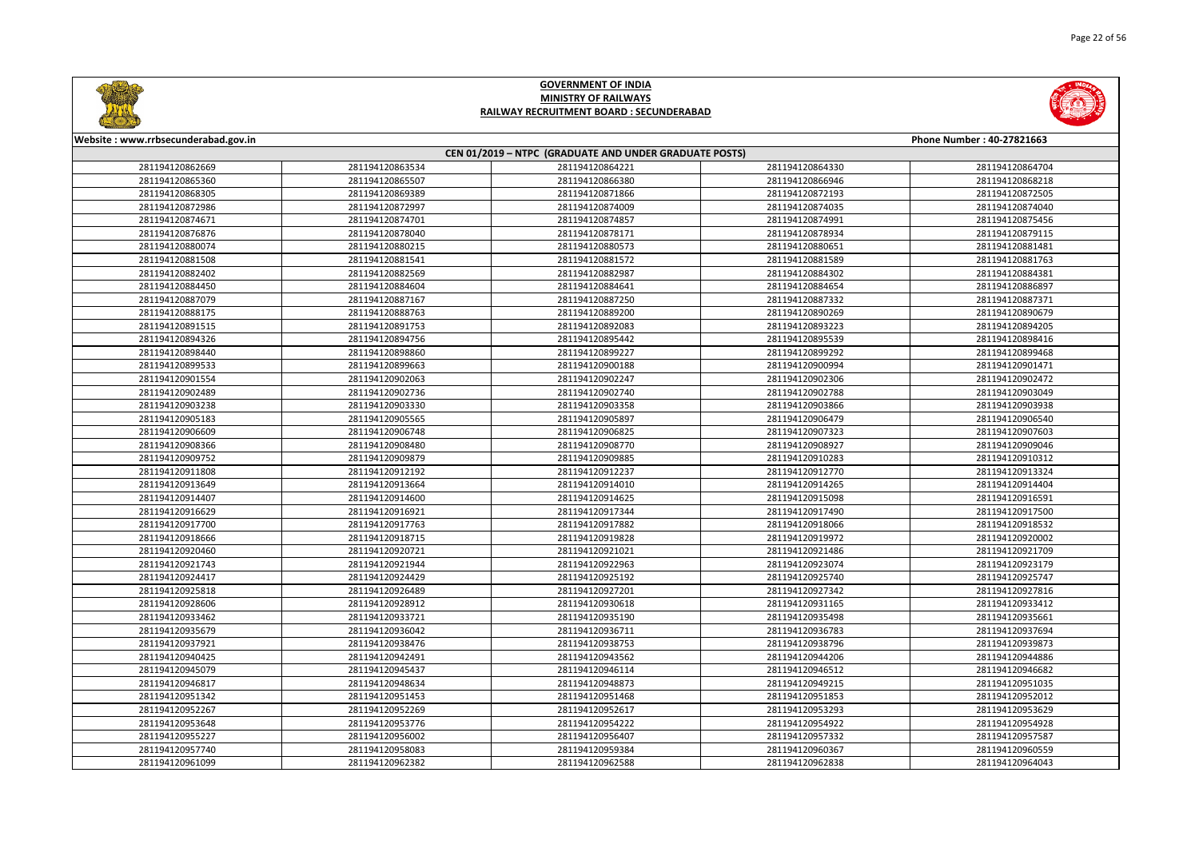# GOVERNMENT OF INDIA
## MINISTRY OF RAILWAYS
## RAILWAY RECRUITMENT BOARD : SECUNDERABAD

Website : www.rrbsecunderabad.gov.in | Phone Number : 40-27821663

### CEN 01/2019 – NTPC (GRADUATE AND UNDER GRADUATE POSTS)

| | | | | |
|---|---|---|---|---|
| 281194120862669 | 281194120863534 | 281194120864221 | 281194120864330 | 281194120864704 |
| 281194120865360 | 281194120865507 | 281194120866380 | 281194120866946 | 281194120868218 |
| 281194120868305 | 281194120869389 | 281194120871866 | 281194120872193 | 281194120872505 |
| 281194120872986 | 281194120872997 | 281194120874009 | 281194120874035 | 281194120874040 |
| 281194120874671 | 281194120874701 | 281194120874857 | 281194120874991 | 281194120875456 |
| 281194120876876 | 281194120878040 | 281194120878171 | 281194120878934 | 281194120879115 |
| 281194120880074 | 281194120880215 | 281194120880573 | 281194120880651 | 281194120881481 |
| 281194120881508 | 281194120881541 | 281194120881572 | 281194120881589 | 281194120881763 |
| 281194120882402 | 281194120882569 | 281194120882987 | 281194120884302 | 281194120884381 |
| 281194120884450 | 281194120884604 | 281194120884641 | 281194120884654 | 281194120886897 |
| 281194120887079 | 281194120887167 | 281194120887250 | 281194120887332 | 281194120887371 |
| 281194120888175 | 281194120888763 | 281194120889200 | 281194120890269 | 281194120890679 |
| 281194120891515 | 281194120891753 | 281194120892083 | 281194120893223 | 281194120894205 |
| 281194120894326 | 281194120894756 | 281194120895442 | 281194120895539 | 281194120898416 |
| 281194120898440 | 281194120898860 | 281194120899227 | 281194120899292 | 281194120899468 |
| 281194120899533 | 281194120899663 | 281194120900188 | 281194120900994 | 281194120901471 |
| 281194120901554 | 281194120902063 | 281194120902247 | 281194120902306 | 281194120902472 |
| 281194120902489 | 281194120902736 | 281194120902740 | 281194120902788 | 281194120903049 |
| 281194120903238 | 281194120903330 | 281194120903358 | 281194120903866 | 281194120903938 |
| 281194120905183 | 281194120905565 | 281194120905897 | 281194120906479 | 281194120906540 |
| 281194120906609 | 281194120906748 | 281194120906825 | 281194120907323 | 281194120907603 |
| 281194120908366 | 281194120908480 | 281194120908770 | 281194120908927 | 281194120909046 |
| 281194120909752 | 281194120909879 | 281194120909885 | 281194120910283 | 281194120910312 |
| 281194120911808 | 281194120912192 | 281194120912237 | 281194120912770 | 281194120913324 |
| 281194120913649 | 281194120913664 | 281194120914010 | 281194120914265 | 281194120914404 |
| 281194120914407 | 281194120914600 | 281194120914625 | 281194120915098 | 281194120916591 |
| 281194120916629 | 281194120916921 | 281194120917344 | 281194120917490 | 281194120917500 |
| 281194120917700 | 281194120917763 | 281194120917882 | 281194120918066 | 281194120918532 |
| 281194120918666 | 281194120918715 | 281194120919828 | 281194120919972 | 281194120920002 |
| 281194120920460 | 281194120920721 | 281194120921021 | 281194120921486 | 281194120921709 |
| 281194120921743 | 281194120921944 | 281194120922963 | 281194120923074 | 281194120923179 |
| 281194120924417 | 281194120924429 | 281194120925192 | 281194120925740 | 281194120925747 |
| 281194120925818 | 281194120926489 | 281194120927201 | 281194120927342 | 281194120927816 |
| 281194120928606 | 281194120928912 | 281194120930618 | 281194120931165 | 281194120933412 |
| 281194120933462 | 281194120933721 | 281194120935190 | 281194120935498 | 281194120935661 |
| 281194120935679 | 281194120936042 | 281194120936711 | 281194120936783 | 281194120937694 |
| 281194120937921 | 281194120938476 | 281194120938753 | 281194120938796 | 281194120939873 |
| 281194120940425 | 281194120942491 | 281194120943562 | 281194120944206 | 281194120944886 |
| 281194120945079 | 281194120945437 | 281194120946114 | 281194120946512 | 281194120946682 |
| 281194120946817 | 281194120948634 | 281194120948873 | 281194120949215 | 281194120951035 |
| 281194120951342 | 281194120951453 | 281194120951468 | 281194120951853 | 281194120952012 |
| 281194120952267 | 281194120952269 | 281194120952617 | 281194120953293 | 281194120953629 |
| 281194120953648 | 281194120953776 | 281194120954222 | 281194120954922 | 281194120954928 |
| 281194120955227 | 281194120956002 | 281194120956407 | 281194120957332 | 281194120957587 |
| 281194120957740 | 281194120958083 | 281194120959384 | 281194120960367 | 281194120960559 |
| 281194120961099 | 281194120962382 | 281194120962588 | 281194120962838 | 281194120964043 |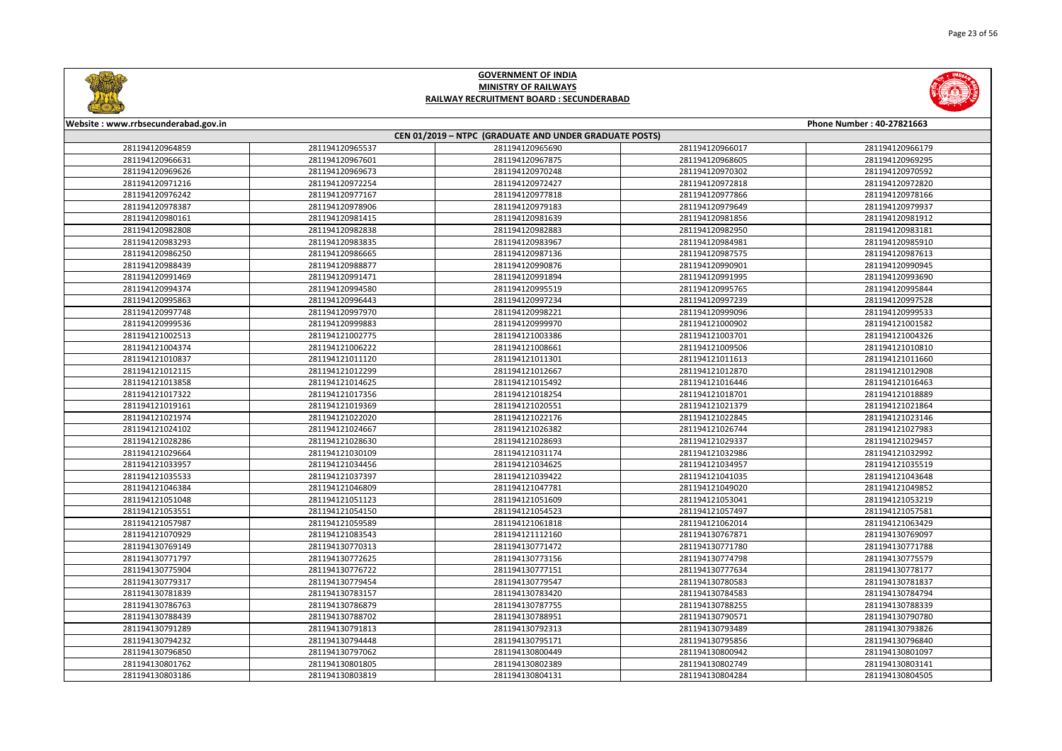# GOVERNMENT OF INDIA
## MINISTRY OF RAILWAYS
## RAILWAY RECRUITMENT BOARD : SECUNDERABAD

Website : www.rrbsecunderabad.gov.in

Phone Number : 40-27821663

### CEN 01/2019 – NTPC (GRADUATE AND UNDER GRADUATE POSTS)

| | | | | |
|---|---|---|---|---|
| 281194120964859 | 281194120965537 | 281194120965690 | 281194120966017 | 281194120966179 |
| 281194120966631 | 281194120967601 | 281194120967875 | 281194120968605 | 281194120969295 |
| 281194120969626 | 281194120969673 | 281194120970248 | 281194120970302 | 281194120970592 |
| 281194120971216 | 281194120972254 | 281194120972427 | 281194120972818 | 281194120972820 |
| 281194120976242 | 281194120977167 | 281194120977818 | 281194120977866 | 281194120978166 |
| 281194120978387 | 281194120978906 | 281194120979183 | 281194120979649 | 281194120979937 |
| 281194120980161 | 281194120981415 | 281194120981639 | 281194120981856 | 281194120981912 |
| 281194120982808 | 281194120982838 | 281194120982883 | 281194120982950 | 281194120983181 |
| 281194120983293 | 281194120983835 | 281194120983967 | 281194120984981 | 281194120985910 |
| 281194120986250 | 281194120986665 | 281194120987136 | 281194120987575 | 281194120987613 |
| 281194120988439 | 281194120988877 | 281194120990876 | 281194120990901 | 281194120990945 |
| 281194120991469 | 281194120991471 | 281194120991894 | 281194120991995 | 281194120993690 |
| 281194120994374 | 281194120994580 | 281194120995519 | 281194120995765 | 281194120995844 |
| 281194120995863 | 281194120996443 | 281194120997234 | 281194120997239 | 281194120997528 |
| 281194120997748 | 281194120997970 | 281194120998221 | 281194120999096 | 281194120999533 |
| 281194120999536 | 281194120999883 | 281194120999970 | 281194121000902 | 281194121001582 |
| 281194121002513 | 281194121002775 | 281194121003386 | 281194121003701 | 281194121004326 |
| 281194121004374 | 281194121006222 | 281194121008661 | 281194121009506 | 281194121010810 |
| 281194121010837 | 281194121011120 | 281194121011301 | 281194121011613 | 281194121011660 |
| 281194121012115 | 281194121012299 | 281194121012667 | 281194121012870 | 281194121012908 |
| 281194121013858 | 281194121014625 | 281194121015492 | 281194121016446 | 281194121016463 |
| 281194121017322 | 281194121017356 | 281194121018254 | 281194121018701 | 281194121018889 |
| 281194121019161 | 281194121019369 | 281194121020551 | 281194121021379 | 281194121021864 |
| 281194121021974 | 281194121022020 | 281194121022176 | 281194121022845 | 281194121023146 |
| 281194121024102 | 281194121024667 | 281194121026382 | 281194121026744 | 281194121027983 |
| 281194121028286 | 281194121028630 | 281194121028693 | 281194121029337 | 281194121029457 |
| 281194121029664 | 281194121030109 | 281194121031174 | 281194121032986 | 281194121032992 |
| 281194121033957 | 281194121034456 | 281194121034625 | 281194121034957 | 281194121035519 |
| 281194121035533 | 281194121037397 | 281194121039422 | 281194121041035 | 281194121043648 |
| 281194121046384 | 281194121046809 | 281194121047781 | 281194121049020 | 281194121049852 |
| 281194121051048 | 281194121051123 | 281194121051609 | 281194121053041 | 281194121053219 |
| 281194121053551 | 281194121054150 | 281194121054523 | 281194121057497 | 281194121057581 |
| 281194121057987 | 281194121059589 | 281194121061818 | 281194121062014 | 281194121063429 |
| 281194121070929 | 281194121083543 | 281194121112160 | 281194130767871 | 281194130769097 |
| 281194130769149 | 281194130770313 | 281194130771472 | 281194130771780 | 281194130771788 |
| 281194130771797 | 281194130772625 | 281194130773156 | 281194130774798 | 281194130775579 |
| 281194130775904 | 281194130776722 | 281194130777151 | 281194130777634 | 281194130778177 |
| 281194130779317 | 281194130779454 | 281194130779547 | 281194130780583 | 281194130781837 |
| 281194130781839 | 281194130783157 | 281194130783420 | 281194130784583 | 281194130784794 |
| 281194130786763 | 281194130786879 | 281194130787755 | 281194130788255 | 281194130788339 |
| 281194130788439 | 281194130788702 | 281194130788951 | 281194130790571 | 281194130790780 |
| 281194130791289 | 281194130791813 | 281194130792313 | 281194130793489 | 281194130793826 |
| 281194130794232 | 281194130794448 | 281194130795171 | 281194130795856 | 281194130796840 |
| 281194130796850 | 281194130797062 | 281194130800449 | 281194130800942 | 281194130801097 |
| 281194130801762 | 281194130801805 | 281194130802389 | 281194130802749 | 281194130803141 |
| 281194130803186 | 281194130803819 | 281194130804131 | 281194130804284 | 281194130804505 |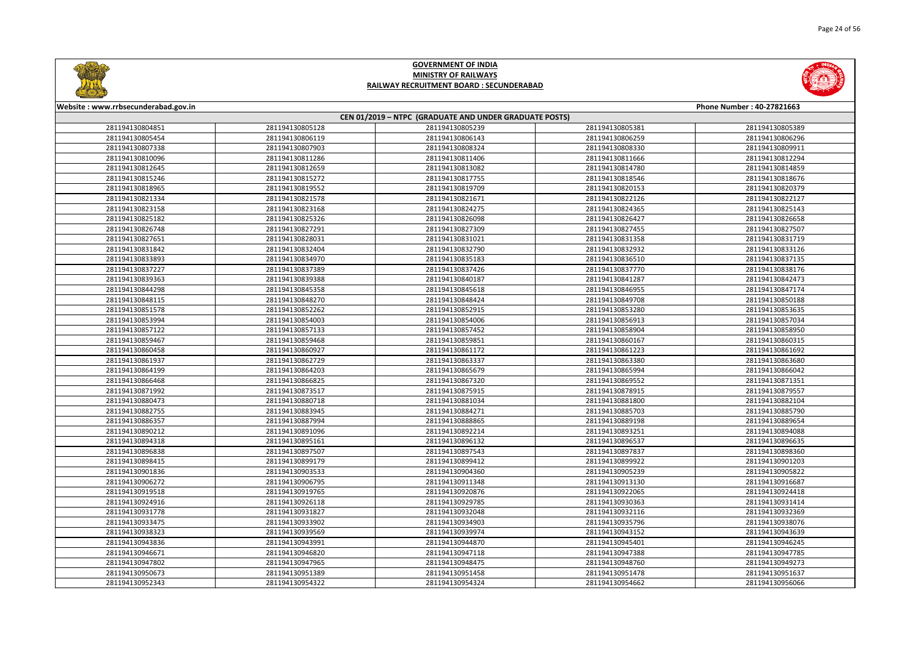# GOVERNMENT OF INDIA
## MINISTRY OF RAILWAYS
## RAILWAY RECRUITMENT BOARD : SECUNDERABAD

Website : www.rrbsecunderabad.gov.in | Phone Number : 40-27821663

### CEN 01/2019 – NTPC (GRADUATE AND UNDER GRADUATE POSTS)

| | | | | |
|---|---|---|---|---|
| 281194130804851 | 281194130805128 | 281194130805239 | 281194130805381 | 281194130805389 |
| 281194130805454 | 281194130806119 | 281194130806143 | 281194130806259 | 281194130806296 |
| 281194130807338 | 281194130807903 | 281194130808324 | 281194130808330 | 281194130809911 |
| 281194130810096 | 281194130811286 | 281194130811406 | 281194130811666 | 281194130812294 |
| 281194130812645 | 281194130812659 | 281194130813082 | 281194130814780 | 281194130814859 |
| 281194130815246 | 281194130815272 | 281194130817755 | 281194130818546 | 281194130818676 |
| 281194130818965 | 281194130819552 | 281194130819709 | 281194130820153 | 281194130820379 |
| 281194130821334 | 281194130821578 | 281194130821671 | 281194130822126 | 281194130822127 |
| 281194130823158 | 281194130823168 | 281194130824275 | 281194130824365 | 281194130825143 |
| 281194130825182 | 281194130825326 | 281194130826098 | 281194130826427 | 281194130826658 |
| 281194130826748 | 281194130827291 | 281194130827309 | 281194130827455 | 281194130827507 |
| 281194130827651 | 281194130828031 | 281194130831021 | 281194130831358 | 281194130831719 |
| 281194130831842 | 281194130832404 | 281194130832790 | 281194130832932 | 281194130833126 |
| 281194130833893 | 281194130834970 | 281194130835183 | 281194130836510 | 281194130837135 |
| 281194130837227 | 281194130837389 | 281194130837426 | 281194130837770 | 281194130838176 |
| 281194130839363 | 281194130839388 | 281194130840187 | 281194130841287 | 281194130842473 |
| 281194130844298 | 281194130845358 | 281194130845618 | 281194130846955 | 281194130847174 |
| 281194130848115 | 281194130848270 | 281194130848424 | 281194130849708 | 281194130850188 |
| 281194130851578 | 281194130852262 | 281194130852915 | 281194130853280 | 281194130853635 |
| 281194130853994 | 281194130854003 | 281194130854006 | 281194130856913 | 281194130857034 |
| 281194130857122 | 281194130857133 | 281194130857452 | 281194130858904 | 281194130858950 |
| 281194130859467 | 281194130859468 | 281194130859851 | 281194130860167 | 281194130860315 |
| 281194130860458 | 281194130860927 | 281194130861172 | 281194130861223 | 281194130861692 |
| 281194130861937 | 281194130862729 | 281194130863337 | 281194130863380 | 281194130863680 |
| 281194130864199 | 281194130864203 | 281194130865679 | 281194130865994 | 281194130866042 |
| 281194130866468 | 281194130866825 | 281194130867320 | 281194130869552 | 281194130871351 |
| 281194130871992 | 281194130873517 | 281194130875915 | 281194130878915 | 281194130879557 |
| 281194130880473 | 281194130880718 | 281194130881034 | 281194130881800 | 281194130882104 |
| 281194130882755 | 281194130883945 | 281194130884271 | 281194130885703 | 281194130885790 |
| 281194130886357 | 281194130887994 | 281194130888865 | 281194130889198 | 281194130889654 |
| 281194130890212 | 281194130891096 | 281194130892214 | 281194130893251 | 281194130894088 |
| 281194130894318 | 281194130895161 | 281194130896132 | 281194130896537 | 281194130896635 |
| 281194130896838 | 281194130897507 | 281194130897543 | 281194130897837 | 281194130898360 |
| 281194130898415 | 281194130899179 | 281194130899412 | 281194130899922 | 281194130901203 |
| 281194130901836 | 281194130903533 | 281194130904360 | 281194130905239 | 281194130905822 |
| 281194130906272 | 281194130906795 | 281194130911348 | 281194130913130 | 281194130916687 |
| 281194130919518 | 281194130919765 | 281194130920876 | 281194130922065 | 281194130924418 |
| 281194130924916 | 281194130926118 | 281194130929785 | 281194130930363 | 281194130931414 |
| 281194130931778 | 281194130931827 | 281194130932048 | 281194130932116 | 281194130932369 |
| 281194130933475 | 281194130933902 | 281194130934903 | 281194130935796 | 281194130938076 |
| 281194130938323 | 281194130939569 | 281194130939974 | 281194130943152 | 281194130943639 |
| 281194130943836 | 281194130943991 | 281194130944870 | 281194130945401 | 281194130946245 |
| 281194130946671 | 281194130946820 | 281194130947118 | 281194130947388 | 281194130947785 |
| 281194130947802 | 281194130947965 | 281194130948475 | 281194130948760 | 281194130949273 |
| 281194130950673 | 281194130951389 | 281194130951458 | 281194130951478 | 281194130951637 |
| 281194130952343 | 281194130954322 | 281194130954324 | 281194130954662 | 281194130956066 |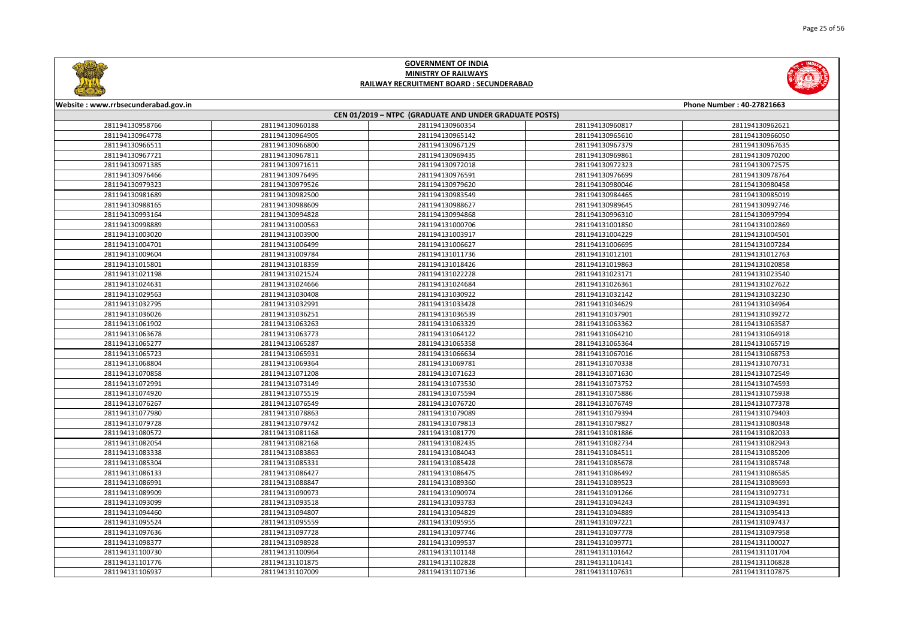# GOVERNMENT OF INDIA
## MINISTRY OF RAILWAYS
## RAILWAY RECRUITMENT BOARD : SECUNDERABAD

Website : www.rrbsecunderabad.gov.in | Phone Number : 40-27821663

### CEN 01/2019 – NTPC (GRADUATE AND UNDER GRADUATE POSTS)

| | | | | |
|---|---|---|---|---|
| 281194130958766 | 281194130960188 | 281194130960354 | 281194130960817 | 281194130962621 |
| 281194130964778 | 281194130964905 | 281194130965142 | 281194130965610 | 281194130966050 |
| 281194130966511 | 281194130966800 | 281194130967129 | 281194130967379 | 281194130967635 |
| 281194130967721 | 281194130967811 | 281194130969435 | 281194130969861 | 281194130970200 |
| 281194130971385 | 281194130971611 | 281194130972018 | 281194130972323 | 281194130972575 |
| 281194130976466 | 281194130976495 | 281194130976591 | 281194130976699 | 281194130978764 |
| 281194130979323 | 281194130979526 | 281194130979620 | 281194130980046 | 281194130980458 |
| 281194130981689 | 281194130982500 | 281194130983549 | 281194130984465 | 281194130985019 |
| 281194130988165 | 281194130988609 | 281194130988627 | 281194130989645 | 281194130992746 |
| 281194130993164 | 281194130994828 | 281194130994868 | 281194130996310 | 281194130997994 |
| 281194130998889 | 281194131000563 | 281194131000706 | 281194131001850 | 281194131002869 |
| 281194131003020 | 281194131003900 | 281194131003917 | 281194131004229 | 281194131004501 |
| 281194131004701 | 281194131006499 | 281194131006627 | 281194131006695 | 281194131007284 |
| 281194131009604 | 281194131009784 | 281194131011736 | 281194131012101 | 281194131012763 |
| 281194131015801 | 281194131018359 | 281194131018426 | 281194131019863 | 281194131020858 |
| 281194131021198 | 281194131021524 | 281194131022228 | 281194131023171 | 281194131023540 |
| 281194131024631 | 281194131024666 | 281194131024684 | 281194131026361 | 281194131027622 |
| 281194131029563 | 281194131030408 | 281194131030922 | 281194131032142 | 281194131032230 |
| 281194131032795 | 281194131032991 | 281194131033428 | 281194131034629 | 281194131034964 |
| 281194131036026 | 281194131036251 | 281194131036539 | 281194131037901 | 281194131039272 |
| 281194131061902 | 281194131063263 | 281194131063329 | 281194131063362 | 281194131063587 |
| 281194131063678 | 281194131063773 | 281194131064122 | 281194131064210 | 281194131064918 |
| 281194131065277 | 281194131065287 | 281194131065358 | 281194131065364 | 281194131065719 |
| 281194131065723 | 281194131065931 | 281194131066634 | 281194131067016 | 281194131068753 |
| 281194131068804 | 281194131069364 | 281194131069781 | 281194131070338 | 281194131070731 |
| 281194131070858 | 281194131071208 | 281194131071623 | 281194131071630 | 281194131072549 |
| 281194131072991 | 281194131073149 | 281194131073530 | 281194131073752 | 281194131074593 |
| 281194131074920 | 281194131075519 | 281194131075594 | 281194131075886 | 281194131075938 |
| 281194131076267 | 281194131076549 | 281194131076720 | 281194131076749 | 281194131077378 |
| 281194131077980 | 281194131078863 | 281194131079089 | 281194131079394 | 281194131079403 |
| 281194131079728 | 281194131079742 | 281194131079813 | 281194131079827 | 281194131080348 |
| 281194131080572 | 281194131081168 | 281194131081779 | 281194131081886 | 281194131082033 |
| 281194131082054 | 281194131082168 | 281194131082435 | 281194131082734 | 281194131082943 |
| 281194131083338 | 281194131083863 | 281194131084043 | 281194131084511 | 281194131085209 |
| 281194131085304 | 281194131085331 | 281194131085428 | 281194131085678 | 281194131085748 |
| 281194131086133 | 281194131086427 | 281194131086475 | 281194131086492 | 281194131086585 |
| 281194131086991 | 281194131088847 | 281194131089360 | 281194131089523 | 281194131089693 |
| 281194131089909 | 281194131090973 | 281194131090974 | 281194131092266 | 281194131092731 |
| 281194131093099 | 281194131093518 | 281194131093783 | 281194131094243 | 281194131094391 |
| 281194131094460 | 281194131094807 | 281194131094829 | 281194131094889 | 281194131095413 |
| 281194131095524 | 281194131095559 | 281194131095955 | 281194131097221 | 281194131097437 |
| 281194131097636 | 281194131097728 | 281194131097746 | 281194131097778 | 281194131097958 |
| 281194131098377 | 281194131098928 | 281194131099537 | 281194131099771 | 281194131100027 |
| 281194131100730 | 281194131100964 | 281194131101148 | 281194131101642 | 281194131101704 |
| 281194131101776 | 281194131101875 | 281194131102828 | 281194131104141 | 281194131106828 |
| 281194131106937 | 281194131107009 | 281194131107136 | 281194131107631 | 281194131107875 |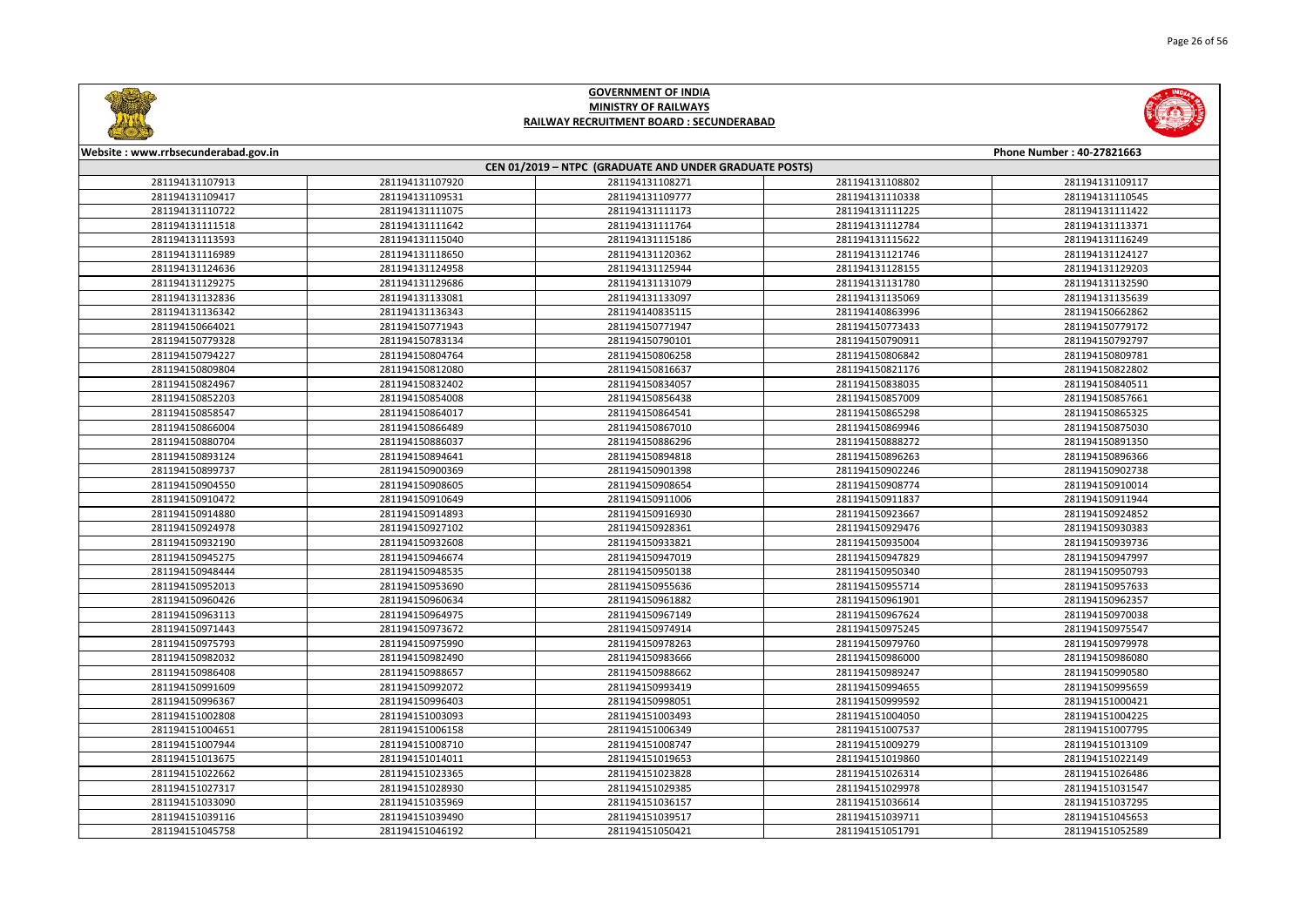# GOVERNMENT OF INDIA
## MINISTRY OF RAILWAYS
### RAILWAY RECRUITMENT BOARD : SECUNDERABAD

Website : www.rrbsecunderabad.gov.in | Phone Number : 40-27821663

**CEN 01/2019 – NTPC (GRADUATE AND UNDER GRADUATE POSTS)**

| | | | | |
|---|---|---|---|---|
| 281194131107913 | 281194131107920 | 281194131108271 | 281194131108802 | 281194131109117 |
| 281194131109417 | 281194131109531 | 281194131109777 | 281194131110338 | 281194131110545 |
| 281194131110722 | 281194131111075 | 281194131111173 | 281194131111225 | 281194131111422 |
| 281194131111518 | 281194131111642 | 281194131111764 | 281194131112784 | 281194131113371 |
| 281194131113593 | 281194131115040 | 281194131115186 | 281194131115622 | 281194131116249 |
| 281194131116989 | 281194131118650 | 281194131120362 | 281194131121746 | 281194131124127 |
| 281194131124636 | 281194131124958 | 281194131125944 | 281194131128155 | 281194131129203 |
| 281194131129275 | 281194131129686 | 281194131131079 | 281194131131780 | 281194131132590 |
| 281194131132836 | 281194131133081 | 281194131133097 | 281194131135069 | 281194131135639 |
| 281194131136342 | 281194131136343 | 281194140835115 | 281194140863996 | 281194150662862 |
| 281194150664021 | 281194150771943 | 281194150773433 | 281194150779172 | |
| 281194150779328 | 281194150783134 | 281194150790101 | 281194150790911 | 281194150792797 |
| 281194150794227 | 281194150804764 | 281194150806258 | 281194150806842 | 281194150809781 |
| 281194150809804 | 281194150812080 | 281194150816637 | 281194150821176 | 281194150822802 |
| 281194150824967 | 281194150832402 | 281194150834057 | 281194150838035 | 281194150840511 |
| 281194150852203 | 281194150854008 | 281194150856438 | 281194150857009 | 281194150857661 |
| 281194150858547 | 281194150864017 | 281194150864541 | 281194150865298 | 281194150865325 |
| 281194150866004 | 281194150866489 | 281194150867010 | 281194150869946 | 281194150875030 |
| 281194150880704 | 281194150886037 | 281194150886296 | 281194150888272 | 281194150891350 |
| 281194150893124 | 281194150894641 | 281194150894818 | 281194150896263 | 281194150896366 |
| 281194150899737 | 281194150900369 | 281194150901398 | 281194150902246 | 281194150902738 |
| 281194150904550 | 281194150908605 | 281194150908654 | 281194150908774 | 281194150910014 |
| 281194150910472 | 281194150910649 | 281194150911006 | 281194150911837 | 281194150911944 |
| 281194150914880 | 281194150914893 | 281194150916930 | 281194150923667 | 281194150924852 |
| 281194150924978 | 281194150927102 | 281194150928361 | 281194150929476 | 281194150930383 |
| 281194150932190 | 281194150932608 | 281194150933821 | 281194150935004 | 281194150939736 |
| 281194150945275 | 281194150946674 | 281194150947019 | 281194150947829 | 281194150947997 |
| 281194150948444 | 281194150948535 | 281194150950138 | 281194150950340 | 281194150950793 |
| 281194150952013 | 281194150953690 | 281194150955636 | 281194150955714 | 281194150957633 |
| 281194150960426 | 281194150960634 | 281194150961882 | 281194150961901 | 281194150962357 |
| 281194150963113 | 281194150964975 | 281194150967149 | 281194150967624 | 281194150970038 |
| 281194150971443 | 281194150973672 | 281194150974914 | 281194150975245 | 281194150975547 |
| 281194150975793 | 281194150975990 | 281194150978263 | 281194150979760 | 281194150979978 |
| 281194150982032 | 281194150982490 | 281194150983666 | 281194150986000 | 281194150986080 |
| 281194150986408 | 281194150988657 | 281194150988662 | 281194150989247 | 281194150990580 |
| 281194150991609 | 281194150992072 | 281194150993419 | 281194150994655 | 281194150995659 |
| 281194150996367 | 281194150996403 | 281194150998051 | 281194150999592 | 281194151000421 |
| 281194151002808 | 281194151003093 | 281194151003493 | 281194151004050 | 281194151004225 |
| 281194151004651 | 281194151006158 | 281194151006349 | 281194151007537 | 281194151007795 |
| 281194151007944 | 281194151008710 | 281194151008747 | 281194151009279 | 281194151013109 |
| 281194151013675 | 281194151014011 | 281194151019653 | 281194151019860 | 281194151022149 |
| 281194151022662 | 281194151023365 | 281194151023828 | 281194151026314 | 281194151026486 |
| 281194151027317 | 281194151028930 | 281194151029385 | 281194151029978 | 281194151031547 |
| 281194151033090 | 281194151035969 | 281194151036157 | 281194151036614 | 281194151037295 |
| 281194151039116 | 281194151039490 | 281194151039517 | 281194151039711 | 281194151045653 |
| 281194151045758 | 281194151046192 | 281194151050421 | 281194151051791 | 281194151052589 |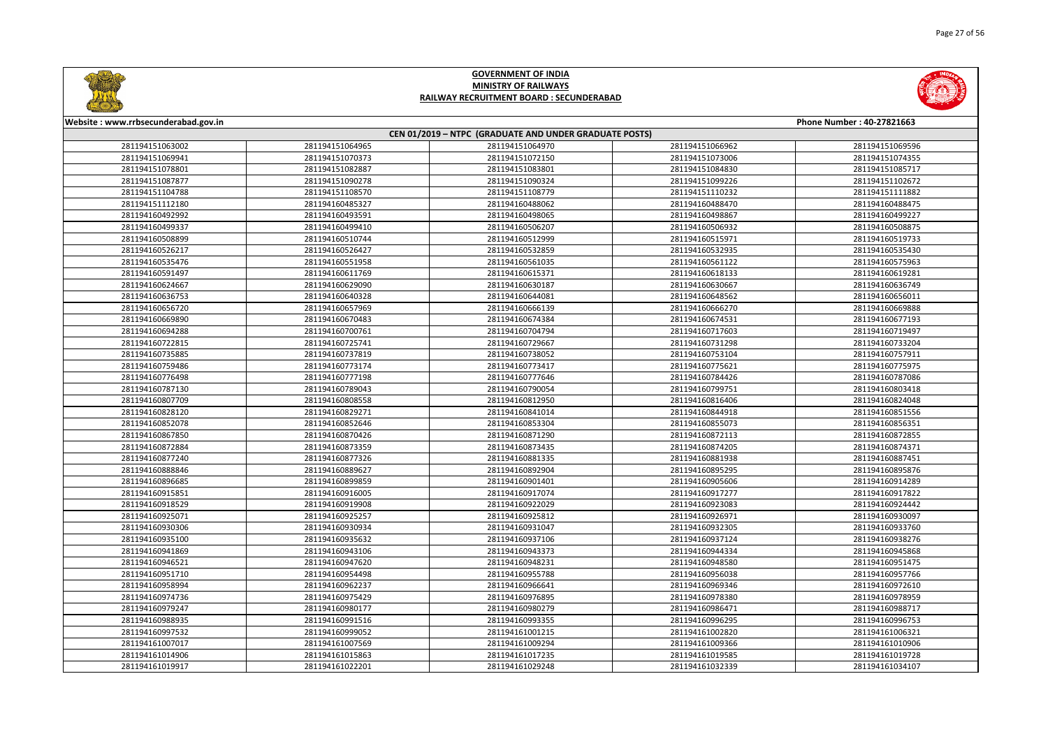# GOVERNMENT OF INDIA
## MINISTRY OF RAILWAYS
### RAILWAY RECRUITMENT BOARD : SECUNDERABAD

Website : www.rrbsecunderabad.gov.in | Phone Number : 40-27821663

**CEN 01/2019 – NTPC (GRADUATE AND UNDER GRADUATE POSTS)**

| | | | | |
|---|---|---|---|---|
| 281194151063002 | 281194151064965 | 281194151064970 | 281194151066962 | 281194151069596 |
| 281194151069941 | 281194151070373 | 281194151072150 | 281194151073006 | 281194151074355 |
| 281194151078801 | 281194151082887 | 281194151083801 | 281194151084830 | 281194151085717 |
| 281194151087877 | 281194151090278 | 281194151090324 | 281194151099226 | 281194151102672 |
| 281194151104788 | 281194151108570 | 281194151108779 | 281194151110232 | 281194151111882 |
| 281194151112180 | 281194160485327 | 281194160488062 | 281194160488470 | 281194160488475 |
| 281194160492992 | 281194160493591 | 281194160498065 | 281194160498867 | 281194160499227 |
| 281194160499337 | 281194160499410 | 281194160506207 | 281194160506932 | 281194160508875 |
| 281194160508899 | 281194160510744 | 281194160512999 | 281194160515971 | 281194160519733 |
| 281194160526217 | 281194160526427 | 281194160532859 | 281194160532935 | 281194160535430 |
| 281194160535476 | 281194160551958 | 281194160561035 | 281194160561122 | 281194160575963 |
| 281194160591497 | 281194160611769 | 281194160615371 | 281194160618133 | 281194160619281 |
| 281194160624667 | 281194160629090 | 281194160630187 | 281194160630667 | 281194160636749 |
| 281194160636753 | 281194160640328 | 281194160644081 | 281194160648562 | 281194160656011 |
| 281194160656720 | 281194160657969 | 281194160666139 | 281194160666270 | 281194160669888 |
| 281194160669890 | 281194160670483 | 281194160674384 | 281194160674531 | 281194160677193 |
| 281194160694288 | 281194160700761 | 281194160704794 | 281194160717603 | 281194160719497 |
| 281194160722815 | 281194160725741 | 281194160729667 | 281194160731298 | 281194160733204 |
| 281194160735885 | 281194160737819 | 281194160738052 | 281194160753104 | 281194160757911 |
| 281194160759486 | 281194160773174 | 281194160773417 | 281194160775621 | 281194160775975 |
| 281194160776498 | 281194160777198 | 281194160777646 | 281194160784426 | 281194160787086 |
| 281194160787130 | 281194160789043 | 281194160790054 | 281194160799751 | 281194160803418 |
| 281194160807709 | 281194160808558 | 281194160812950 | 281194160816406 | 281194160824048 |
| 281194160828120 | 281194160829271 | 281194160841014 | 281194160844918 | 281194160851556 |
| 281194160852078 | 281194160852646 | 281194160853304 | 281194160855073 | 281194160856351 |
| 281194160867850 | 281194160870426 | 281194160871290 | 281194160872113 | 281194160872855 |
| 281194160872884 | 281194160873359 | 281194160873435 | 281194160874205 | 281194160874371 |
| 281194160877240 | 281194160877326 | 281194160881335 | 281194160881938 | 281194160887451 |
| 281194160888846 | 281194160889627 | 281194160892904 | 281194160895295 | 281194160895876 |
| 281194160896685 | 281194160899859 | 281194160901401 | 281194160905606 | 281194160914289 |
| 281194160915851 | 281194160916005 | 281194160917074 | 281194160917277 | 281194160917822 |
| 281194160918529 | 281194160919908 | 281194160922029 | 281194160923083 | 281194160924442 |
| 281194160925071 | 281194160925257 | 281194160925812 | 281194160926971 | 281194160930097 |
| 281194160930306 | 281194160930934 | 281194160931047 | 281194160932305 | 281194160933760 |
| 281194160935100 | 281194160935632 | 281194160937106 | 281194160937124 | 281194160938276 |
| 281194160941869 | 281194160943106 | 281194160943373 | 281194160944334 | 281194160945868 |
| 281194160946521 | 281194160947620 | 281194160948231 | 281194160948580 | 281194160951475 |
| 281194160951710 | 281194160954498 | 281194160955788 | 281194160956038 | 281194160957766 |
| 281194160958994 | 281194160962237 | 281194160966641 | 281194160969346 | 281194160972610 |
| 281194160974736 | 281194160975429 | 281194160976895 | 281194160978380 | 281194160978959 |
| 281194160979247 | 281194160980177 | 281194160980279 | 281194160986471 | 281194160988717 |
| 281194160988935 | 281194160991516 | 281194160993355 | 281194160996295 | 281194160996753 |
| 281194160997532 | 281194160999052 | 281194161001215 | 281194161002820 | 281194161006321 |
| 281194161007017 | 281194161007569 | 281194161009294 | 281194161009366 | 281194161010906 |
| 281194161014906 | 281194161015863 | 281194161017235 | 281194161019585 | 281194161019728 |
| 281194161019917 | 281194161022201 | 281194161029248 | 281194161032339 | 281194161034107 |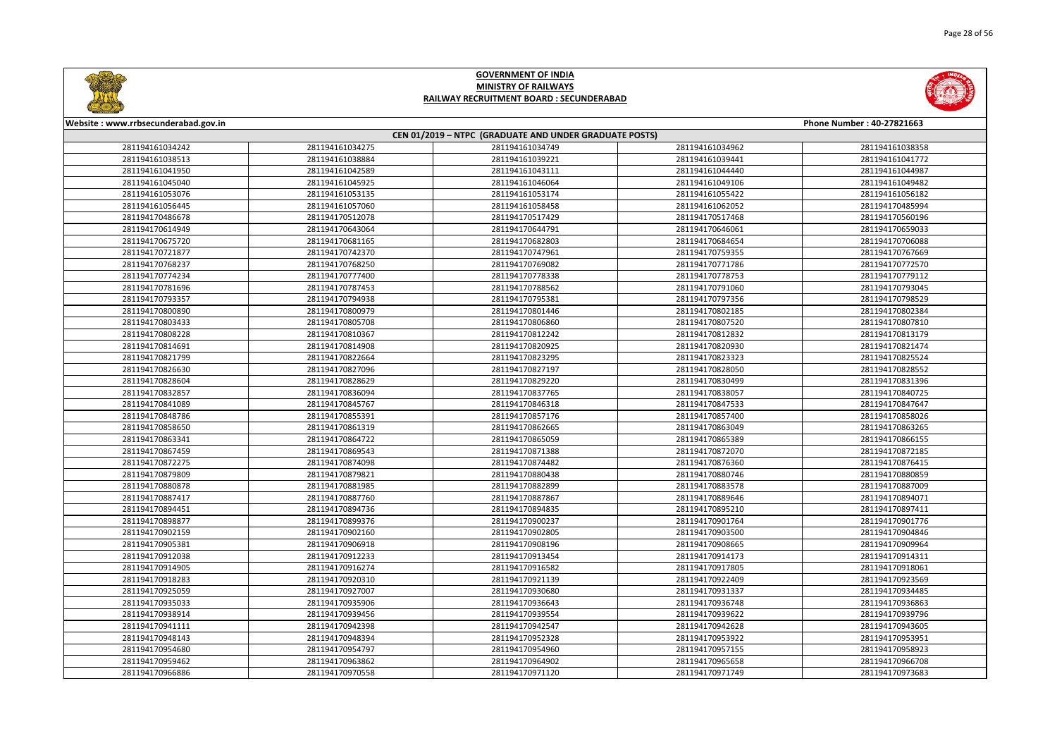# GOVERNMENT OF INDIA
## MINISTRY OF RAILWAYS
### RAILWAY RECRUITMENT BOARD : SECUNDERABAD

Website : www.rrbsecunderabad.gov.in | Phone Number : 40-27821663

**CEN 01/2019 – NTPC (GRADUATE AND UNDER GRADUATE POSTS)**

| | | | | |
|---|---|---|---|---|
| 281194161034242 | 281194161034275 | 281194161034749 | 281194161034962 | 281194161038358 |
| 281194161038513 | 281194161038884 | 281194161039221 | 281194161039441 | 281194161041772 |
| 281194161041950 | 281194161042589 | 281194161043111 | 281194161044440 | 281194161044987 |
| 281194161045040 | 281194161045925 | 281194161046064 | 281194161049106 | 281194161049482 |
| 281194161053076 | 281194161053135 | 281194161053174 | 281194161055422 | 281194161056182 |
| 281194161056445 | 281194161057060 | 281194161058458 | 281194161062052 | 281194170485994 |
| 281194170486678 | 281194170512078 | 281194170517429 | 281194170517468 | 281194170560196 |
| 281194170614949 | 281194170643064 | 281194170644791 | 281194170646061 | 281194170659033 |
| 281194170675720 | 281194170681165 | 281194170682803 | 281194170684654 | 281194170706088 |
| 281194170721877 | 281194170742370 | 281194170747961 | 281194170759355 | 281194170767669 |
| 281194170768237 | 281194170768250 | 281194170769082 | 281194170771786 | 281194170772570 |
| 281194170774234 | 281194170777400 | 281194170778338 | 281194170778753 | 281194170779112 |
| 281194170781696 | 281194170787453 | 281194170788562 | 281194170791060 | 281194170793045 |
| 281194170793357 | 281194170794938 | 281194170795381 | 281194170797356 | 281194170798529 |
| 281194170800890 | 281194170800979 | 281194170801446 | 281194170802185 | 281194170802384 |
| 281194170803433 | 281194170805708 | 281194170806860 | 281194170807520 | 281194170807810 |
| 281194170808228 | 281194170810367 | 281194170812242 | 281194170812832 | 281194170813179 |
| 281194170814691 | 281194170814908 | 281194170820925 | 281194170820930 | 281194170821474 |
| 281194170821799 | 281194170822664 | 281194170823295 | 281194170823323 | 281194170825524 |
| 281194170826630 | 281194170827096 | 281194170827197 | 281194170828050 | 281194170828552 |
| 281194170828604 | 281194170828629 | 281194170829220 | 281194170830499 | 281194170831396 |
| 281194170832857 | 281194170836094 | 281194170837765 | 281194170838057 | 281194170840725 |
| 281194170841089 | 281194170845767 | 281194170846318 | 281194170847533 | 281194170847647 |
| 281194170848786 | 281194170855391 | 281194170857176 | 281194170857400 | 281194170858026 |
| 281194170858650 | 281194170861319 | 281194170862665 | 281194170863049 | 281194170863265 |
| 281194170863341 | 281194170864722 | 281194170865059 | 281194170865389 | 281194170866155 |
| 281194170867459 | 281194170869543 | 281194170871388 | 281194170872070 | 281194170872185 |
| 281194170872275 | 281194170874098 | 281194170874482 | 281194170876360 | 281194170876415 |
| 281194170879809 | 281194170879821 | 281194170880438 | 281194170880746 | 281194170880859 |
| 281194170880878 | 281194170881985 | 281194170882899 | 281194170883578 | 281194170887009 |
| 281194170887417 | 281194170887760 | 281194170887867 | 281194170889646 | 281194170894071 |
| 281194170894451 | 281194170894736 | 281194170894835 | 281194170895210 | 281194170897411 |
| 281194170898877 | 281194170899376 | 281194170900237 | 281194170901764 | 281194170901776 |
| 281194170902159 | 281194170902160 | 281194170902805 | 281194170903500 | 281194170904846 |
| 281194170905381 | 281194170906918 | 281194170908196 | 281194170908665 | 281194170909964 |
| 281194170912038 | 281194170912233 | 281194170913454 | 281194170914173 | 281194170914311 |
| 281194170914905 | 281194170916274 | 281194170916582 | 281194170917805 | 281194170918061 |
| 281194170918283 | 281194170920310 | 281194170921139 | 281194170922409 | 281194170923569 |
| 281194170925059 | 281194170927007 | 281194170930680 | 281194170931337 | 281194170934485 |
| 281194170935033 | 281194170935906 | 281194170936643 | 281194170936748 | 281194170936863 |
| 281194170938914 | 281194170939456 | 281194170939554 | 281194170939622 | 281194170939796 |
| 281194170941111 | 281194170942398 | 281194170942547 | 281194170942628 | 281194170943605 |
| 281194170948143 | 281194170948394 | 281194170952328 | 281194170953922 | 281194170953951 |
| 281194170954680 | 281194170954797 | 281194170954960 | 281194170957155 | 281194170958923 |
| 281194170959462 | 281194170963862 | 281194170964902 | 281194170965658 | 281194170966708 |
| 281194170966886 | 281194170970558 | 281194170971120 | 281194170971749 | 281194170973683 |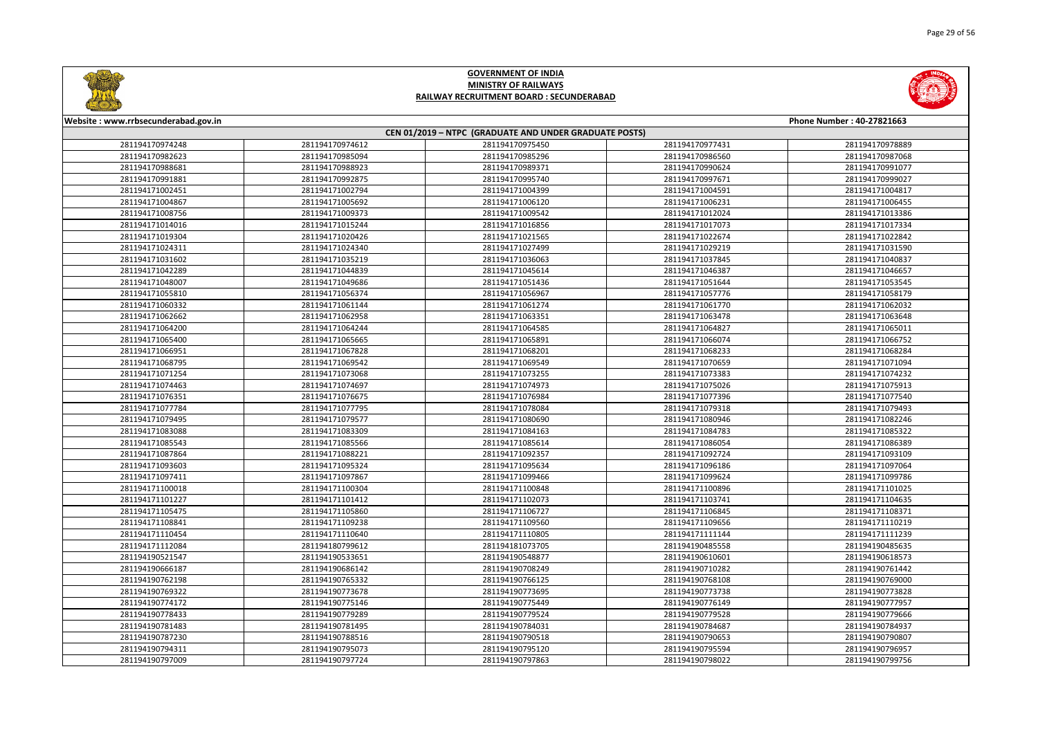**GOVERNMENT OF INDIA**
**MINISTRY OF RAILWAYS**
**RAILWAY RECRUITMENT BOARD : SECUNDERABAD**

Website : www.rrbsecunderabad.gov.in | Phone Number : 40-27821663

**CEN 01/2019 – NTPC (GRADUATE AND UNDER GRADUATE POSTS)**

| | | | | |
|---|---|---|---|---|
| 281194170974248 | 281194170974612 | 281194170975450 | 281194170977431 | 281194170978889 |
| 281194170982623 | 281194170985094 | 281194170985296 | 281194170986560 | 281194170987068 |
| 281194170988681 | 281194170988923 | 281194170989371 | 281194170990624 | 281194170991077 |
| 281194170991881 | 281194170992875 | 281194170995740 | 281194170997671 | 281194170999027 |
| 281194171002451 | 281194171002794 | 281194171004399 | 281194171004591 | 281194171004817 |
| 281194171004867 | 281194171005692 | 281194171006120 | 281194171006231 | 281194171006455 |
| 281194171008756 | 281194171009373 | 281194171009542 | 281194171012024 | 281194171013386 |
| 281194171014016 | 281194171015244 | 281194171016856 | 281194171017073 | 281194171017334 |
| 281194171019304 | 281194171020426 | 281194171021565 | 281194171022674 | 281194171022842 |
| 281194171024311 | 281194171024340 | 281194171027499 | 281194171029219 | 281194171031590 |
| 281194171031602 | 281194171035219 | 281194171036063 | 281194171037845 | 281194171040837 |
| 281194171042289 | 281194171044839 | 281194171045614 | 281194171046387 | 281194171046657 |
| 281194171048007 | 281194171049686 | 281194171051436 | 281194171051644 | 281194171053545 |
| 281194171055810 | 281194171056374 | 281194171056967 | 281194171057776 | 281194171058179 |
| 281194171060332 | 281194171061144 | 281194171061274 | 281194171061770 | 281194171062032 |
| 281194171062662 | 281194171062958 | 281194171063351 | 281194171063478 | 281194171063648 |
| 281194171064200 | 281194171064244 | 281194171064585 | 281194171064827 | 281194171065011 |
| 281194171065400 | 281194171065665 | 281194171065891 | 281194171066074 | 281194171066752 |
| 281194171066951 | 281194171067828 | 281194171068201 | 281194171068233 | 281194171068284 |
| 281194171068795 | 281194171069542 | 281194171069549 | 281194171070659 | 281194171071094 |
| 281194171071254 | 281194171073068 | 281194171073255 | 281194171073383 | 281194171074232 |
| 281194171074463 | 281194171074697 | 281194171074973 | 281194171075026 | 281194171075913 |
| 281194171076351 | 281194171076675 | 281194171076984 | 281194171077396 | 281194171077540 |
| 281194171077784 | 281194171077795 | 281194171078084 | 281194171079318 | 281194171079493 |
| 281194171079495 | 281194171079577 | 281194171080690 | 281194171080946 | 281194171082246 |
| 281194171083088 | 281194171083309 | 281194171084163 | 281194171084783 | 281194171085322 |
| 281194171085543 | 281194171085566 | 281194171085614 | 281194171086054 | 281194171086389 |
| 281194171087864 | 281194171088221 | 281194171092357 | 281194171092724 | 281194171093109 |
| 281194171093603 | 281194171095324 | 281194171095634 | 281194171096186 | 281194171097064 |
| 281194171097411 | 281194171097867 | 281194171099466 | 281194171099624 | 281194171099786 |
| 281194171100018 | 281194171100304 | 281194171100848 | 281194171100896 | 281194171101025 |
| 281194171101227 | 281194171101412 | 281194171102073 | 281194171103741 | 281194171104635 |
| 281194171105475 | 281194171105860 | 281194171106727 | 281194171106845 | 281194171108371 |
| 281194171108841 | 281194171109238 | 281194171109560 | 281194171109656 | 281194171110219 |
| 281194171110454 | 281194171110640 | 281194171110805 | 281194171111144 | 281194171111239 |
| 281194171112084 | 281194180799612 | 281194181073705 | 281194190485558 | 281194190485635 |
| 281194190521547 | 281194190533651 | 281194190548877 | 281194190610601 | 281194190618573 |
| 281194190666187 | 281194190686142 | 281194190708249 | 281194190710282 | 281194190761442 |
| 281194190762198 | 281194190765332 | 281194190766125 | 281194190768108 | 281194190769000 |
| 281194190769322 | 281194190773678 | 281194190773695 | 281194190773738 | 281194190773828 |
| 281194190774172 | 281194190775146 | 281194190775449 | 281194190776149 | 281194190777957 |
| 281194190778433 | 281194190779289 | 281194190779524 | 281194190779528 | 281194190779666 |
| 281194190781483 | 281194190781495 | 281194190784031 | 281194190784687 | 281194190784937 |
| 281194190787230 | 281194190788516 | 281194190790518 | 281194190790653 | 281194190790807 |
| 281194190794311 | 281194190795073 | 281194190795120 | 281194190795594 | 281194190796957 |
| 281194190797009 | 281194190797724 | 281194190797863 | 281194190798022 | 281194190799756 |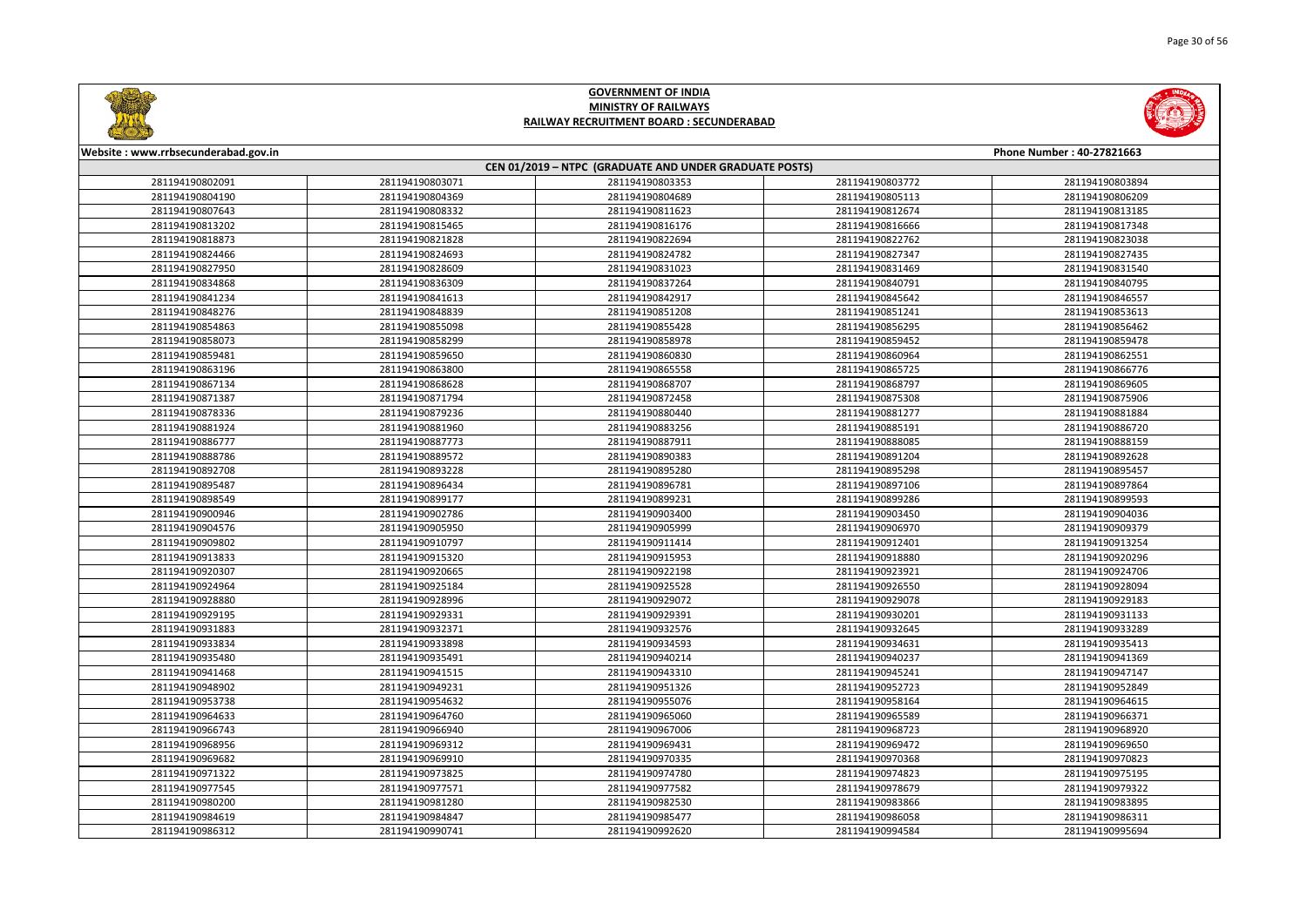# GOVERNMENT OF INDIA
## MINISTRY OF RAILWAYS
## RAILWAY RECRUITMENT BOARD : SECUNDERABAD

Website : www.rrbsecunderabad.gov.in | Phone Number : 40-27821663

**CEN 01/2019 – NTPC (GRADUATE AND UNDER GRADUATE POSTS)**

| | | | | |
|---|---|---|---|---|
| 281194190802091 | 281194190803071 | 281194190803353 | 281194190803772 | 281194190803894 |
| 281194190804190 | 281194190804369 | 281194190804689 | 281194190805113 | 281194190806209 |
| 281194190807643 | 281194190808332 | 281194190811623 | 281194190812674 | 281194190813185 |
| 281194190813202 | 281194190815465 | 281194190816176 | 281194190816666 | 281194190817348 |
| 281194190818873 | 281194190821828 | 281194190822694 | 281194190822762 | 281194190823038 |
| 281194190824466 | 281194190824693 | 281194190824782 | 281194190827347 | 281194190827435 |
| 281194190827950 | 281194190828609 | 281194190831023 | 281194190831469 | 281194190831540 |
| 281194190834868 | 281194190836309 | 281194190837264 | 281194190840791 | 281194190840795 |
| 281194190841234 | 281194190841613 | 281194190842917 | 281194190845642 | 281194190846557 |
| 281194190848276 | 281194190848839 | 281194190851208 | 281194190851241 | 281194190853613 |
| 281194190854863 | 281194190855098 | 281194190855428 | 281194190856295 | 281194190856462 |
| 281194190858073 | 281194190858299 | 281194190858978 | 281194190859452 | 281194190859478 |
| 281194190859481 | 281194190859650 | 281194190860830 | 281194190860964 | 281194190862551 |
| 281194190863196 | 281194190863800 | 281194190865558 | 281194190865725 | 281194190866776 |
| 281194190867134 | 281194190868628 | 281194190868707 | 281194190868797 | 281194190869605 |
| 281194190871387 | 281194190871794 | 281194190872458 | 281194190875308 | 281194190875906 |
| 281194190878336 | 281194190879236 | 281194190880440 | 281194190881277 | 281194190881884 |
| 281194190881924 | 281194190881960 | 281194190883256 | 281194190885191 | 281194190886720 |
| 281194190886777 | 281194190887773 | 281194190887911 | 281194190888085 | 281194190888159 |
| 281194190888786 | 281194190889572 | 281194190890383 | 281194190891204 | 281194190892628 |
| 281194190892708 | 281194190893228 | 281194190895280 | 281194190895298 | 281194190895457 |
| 281194190895487 | 281194190896434 | 281194190896781 | 281194190897106 | 281194190897864 |
| 281194190898549 | 281194190899177 | 281194190899231 | 281194190899286 | 281194190899593 |
| 281194190900946 | 281194190902786 | 281194190903400 | 281194190903450 | 281194190904036 |
| 281194190904576 | 281194190905950 | 281194190905999 | 281194190906970 | 281194190909379 |
| 281194190909802 | 281194190910797 | 281194190911414 | 281194190912401 | 281194190913254 |
| 281194190913833 | 281194190915320 | 281194190915953 | 281194190918880 | 281194190920296 |
| 281194190920307 | 281194190920665 | 281194190922198 | 281194190923921 | 281194190924706 |
| 281194190924964 | 281194190925184 | 281194190925528 | 281194190926550 | 281194190928094 |
| 281194190928880 | 281194190928996 | 281194190929072 | 281194190929078 | 281194190929183 |
| 281194190929195 | 281194190929331 | 281194190929391 | 281194190930201 | 281194190931133 |
| 281194190931883 | 281194190932371 | 281194190932576 | 281194190932645 | 281194190933289 |
| 281194190933834 | 281194190933898 | 281194190934593 | 281194190934631 | 281194190935413 |
| 281194190935480 | 281194190935491 | 281194190940214 | 281194190940237 | 281194190941369 |
| 281194190941468 | 281194190941515 | 281194190943310 | 281194190945241 | 281194190947147 |
| 281194190948902 | 281194190949231 | 281194190951326 | 281194190952723 | 281194190952849 |
| 281194190953738 | 281194190954632 | 281194190955076 | 281194190958164 | 281194190964615 |
| 281194190964633 | 281194190964760 | 281194190965060 | 281194190965589 | 281194190966371 |
| 281194190966743 | 281194190966940 | 281194190967006 | 281194190968723 | 281194190968920 |
| 281194190968956 | 281194190969312 | 281194190969431 | 281194190969472 | 281194190969650 |
| 281194190969682 | 281194190969910 | 281194190970335 | 281194190970368 | 281194190970823 |
| 281194190971322 | 281194190973825 | 281194190974780 | 281194190974823 | 281194190975195 |
| 281194190977545 | 281194190977571 | 281194190977582 | 281194190978679 | 281194190979322 |
| 281194190980200 | 281194190981280 | 281194190982530 | 281194190983866 | 281194190983895 |
| 281194190984619 | 281194190984847 | 281194190985477 | 281194190986058 | 281194190986311 |
| 281194190986312 | 281194190990741 | 281194190992620 | 281194190994584 | 281194190995694 |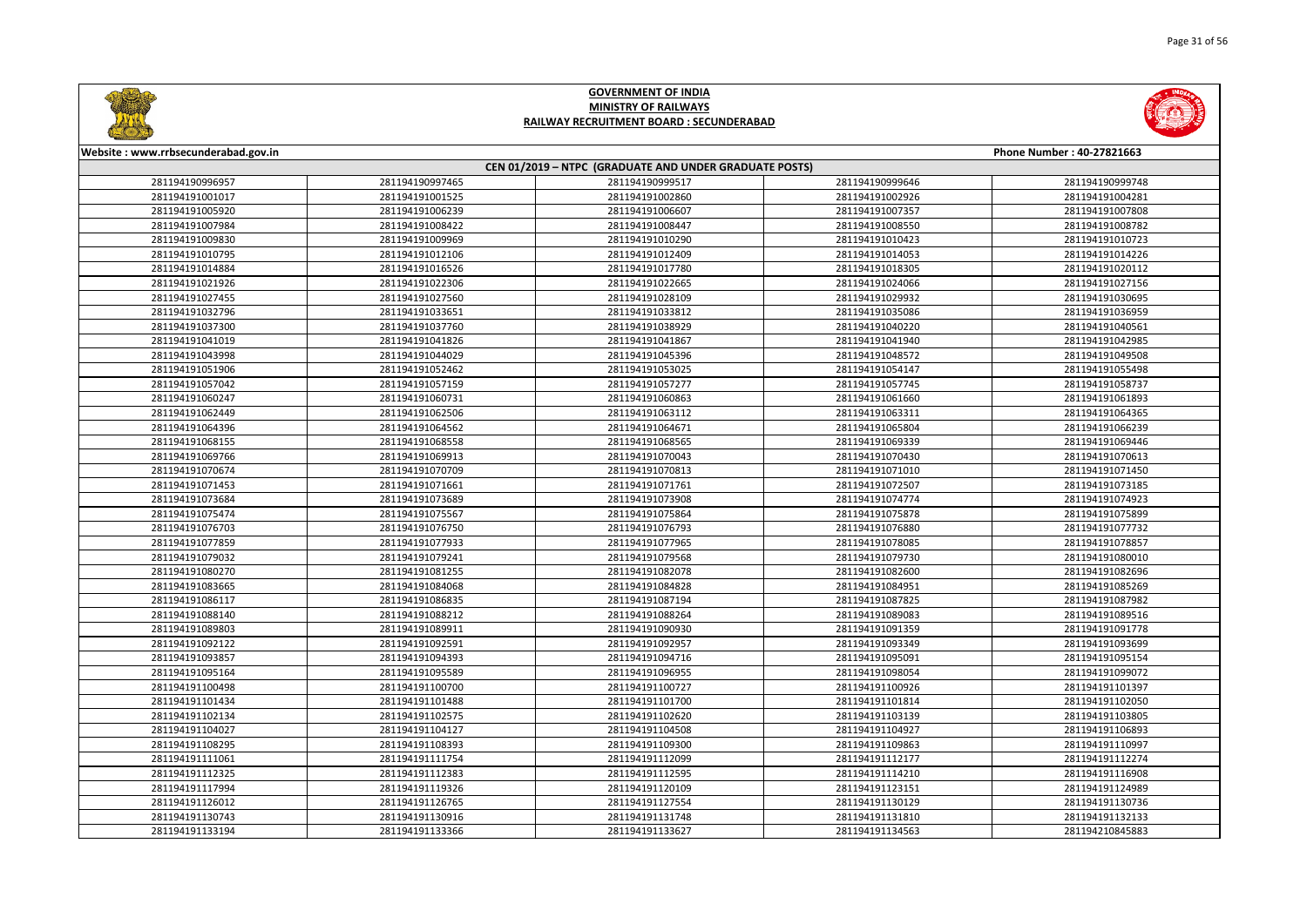# GOVERNMENT OF INDIA
## MINISTRY OF RAILWAYS
## RAILWAY RECRUITMENT BOARD : SECUNDERABAD

Website : www.rrbsecunderabad.gov.in | Phone Number : 40-27821663

**CEN 01/2019 – NTPC (GRADUATE AND UNDER GRADUATE POSTS)**

| | | | | |
|---|---|---|---|---|
| 281194190996957 | 281194190997465 | 281194190999517 | 281194190999646 | 281194190999748 |
| 281194191001017 | 281194191001525 | 281194191002860 | 281194191002926 | 281194191004281 |
| 281194191005920 | 281194191006239 | 281194191006607 | 281194191007357 | 281194191007808 |
| 281194191007984 | 281194191008422 | 281194191008447 | 281194191008550 | 281194191008782 |
| 281194191009830 | 281194191009969 | 281194191010290 | 281194191010423 | 281194191010723 |
| 281194191010795 | 281194191012106 | 281194191012409 | 281194191014053 | 281194191014226 |
| 281194191014884 | 281194191016526 | 281194191017780 | 281194191018305 | 281194191020112 |
| 281194191021926 | 281194191022306 | 281194191022665 | 281194191024066 | 281194191027156 |
| 281194191027455 | 281194191027560 | 281194191028109 | 281194191029932 | 281194191030695 |
| 281194191032796 | 281194191033651 | 281194191033812 | 281194191035086 | 281194191036959 |
| 281194191037300 | 281194191037760 | 281194191038929 | 281194191040220 | 281194191040561 |
| 281194191041019 | 281194191041826 | 281194191041867 | 281194191041940 | 281194191042985 |
| 281194191043998 | 281194191044029 | 281194191045396 | 281194191048572 | 281194191049508 |
| 281194191051906 | 281194191052462 | 281194191053025 | 281194191054147 | 281194191055498 |
| 281194191057042 | 281194191057159 | 281194191057277 | 281194191057745 | 281194191058737 |
| 281194191060247 | 281194191060731 | 281194191060863 | 281194191061660 | 281194191061893 |
| 281194191062449 | 281194191062506 | 281194191063112 | 281194191063311 | 281194191064365 |
| 281194191064396 | 281194191064562 | 281194191064671 | 281194191065804 | 281194191066239 |
| 281194191068155 | 281194191068558 | 281194191068565 | 281194191069339 | 281194191069446 |
| 281194191069766 | 281194191069913 | 281194191070043 | 281194191070430 | 281194191070613 |
| 281194191070674 | 281194191070709 | 281194191070813 | 281194191071010 | 281194191071450 |
| 281194191071453 | 281194191071661 | 281194191071761 | 281194191072507 | 281194191073185 |
| 281194191073684 | 281194191073689 | 281194191073908 | 281194191074774 | 281194191074923 |
| 281194191075474 | 281194191075567 | 281194191075864 | 281194191075878 | 281194191075899 |
| 281194191076703 | 281194191076750 | 281194191076793 | 281194191076880 | 281194191077732 |
| 281194191077859 | 281194191077933 | 281194191077965 | 281194191078085 | 281194191078857 |
| 281194191079032 | 281194191079241 | 281194191079568 | 281194191079730 | 281194191080010 |
| 281194191080270 | 281194191081255 | 281194191082078 | 281194191082600 | 281194191082696 |
| 281194191083665 | 281194191084068 | 281194191084828 | 281194191084951 | 281194191085269 |
| 281194191086117 | 281194191086835 | 281194191087194 | 281194191087825 | 281194191087982 |
| 281194191088140 | 281194191088212 | 281194191088264 | 281194191089083 | 281194191089516 |
| 281194191089803 | 281194191089911 | 281194191090930 | 281194191091359 | 281194191091778 |
| 281194191092122 | 281194191092591 | 281194191092957 | 281194191093349 | 281194191093699 |
| 281194191093857 | 281194191094393 | 281194191094716 | 281194191095091 | 281194191095154 |
| 281194191095164 | 281194191095589 | 281194191096955 | 281194191098054 | 281194191099072 |
| 281194191100498 | 281194191100700 | 281194191100727 | 281194191100926 | 281194191101397 |
| 281194191101434 | 281194191101488 | 281194191101700 | 281194191101814 | 281194191102050 |
| 281194191102134 | 281194191102575 | 281194191102620 | 281194191103139 | 281194191103805 |
| 281194191104027 | 281194191104127 | 281194191104508 | 281194191104927 | 281194191106893 |
| 281194191108295 | 281194191108393 | 281194191109300 | 281194191109863 | 281194191110997 |
| 281194191111061 | 281194191111754 | 281194191112099 | 281194191112177 | 281194191112274 |
| 281194191112325 | 281194191112383 | 281194191112595 | 281194191114210 | 281194191116908 |
| 281194191117994 | 281194191119326 | 281194191120109 | 281194191123151 | 281194191124989 |
| 281194191126012 | 281194191126765 | 281194191127554 | 281194191130129 | 281194191130736 |
| 281194191130743 | 281194191130916 | 281194191131748 | 281194191131810 | 281194191132133 |
| 281194191133194 | 281194191133366 | 281194191133627 | 281194191134563 | 281194210845883 |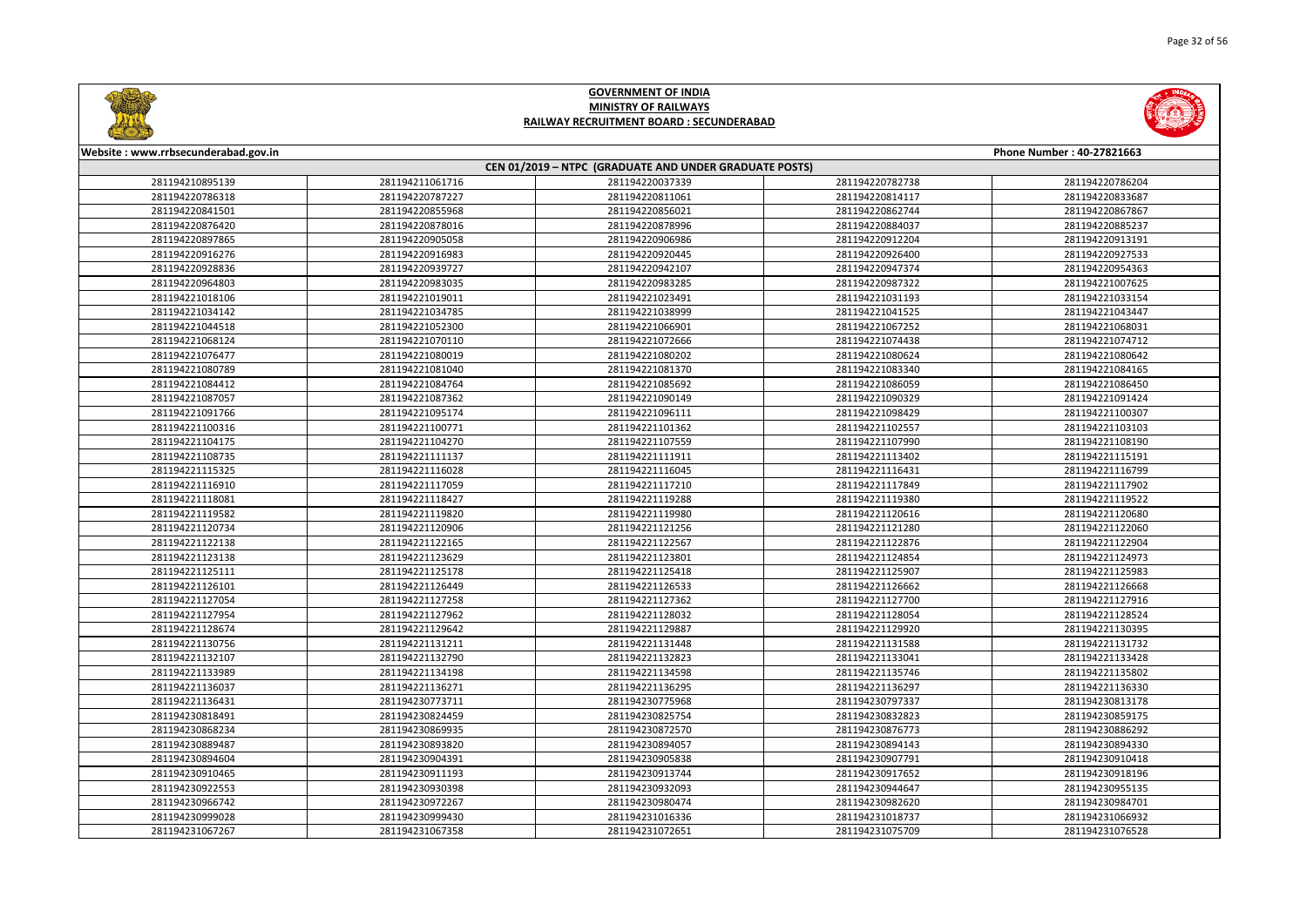# GOVERNMENT OF INDIA
## MINISTRY OF RAILWAYS
### RAILWAY RECRUITMENT BOARD : SECUNDERABAD

Website : www.rrbsecunderabad.gov.in | Phone Number : 40-27821663

**CEN 01/2019 – NTPC (GRADUATE AND UNDER GRADUATE POSTS)**

| | | | | |
|---|---|---|---|---|
| 281194210895139 | 281194211061716 | 281194220037339 | 281194220782738 | 281194220786204 |
| 281194220786318 | 281194220787227 | 281194220811061 | 281194220814117 | 281194220833687 |
| 281194220841501 | 281194220855968 | 281194220856021 | 281194220862744 | 281194220867867 |
| 281194220876420 | 281194220878016 | 281194220878996 | 281194220884037 | 281194220885237 |
| 281194220897865 | 281194220905058 | 281194220906986 | 281194220912204 | 281194220913191 |
| 281194220916276 | 281194220916983 | 281194220920445 | 281194220926400 | 281194220927533 |
| 281194220928836 | 281194220939727 | 281194220942107 | 281194220947374 | 281194220954363 |
| 281194220964803 | 281194220983035 | 281194220983285 | 281194220987322 | 281194221007625 |
| 281194221018106 | 281194221019011 | 281194221023491 | 281194221031193 | 281194221033154 |
| 281194221034142 | 281194221034785 | 281194221038999 | 281194221041525 | 281194221043447 |
| 281194221044518 | 281194221052300 | 281194221066901 | 281194221067252 | 281194221068031 |
| 281194221068124 | 281194221070110 | 281194221072666 | 281194221074438 | 281194221074712 |
| 281194221076477 | 281194221080019 | 281194221080202 | 281194221080624 | 281194221080642 |
| 281194221080789 | 281194221081040 | 281194221081370 | 281194221083340 | 281194221084165 |
| 281194221084412 | 281194221084764 | 281194221085692 | 281194221086059 | 281194221086450 |
| 281194221087057 | 281194221087362 | 281194221090149 | 281194221090329 | 281194221091424 |
| 281194221091766 | 281194221095174 | 281194221096111 | 281194221098429 | 281194221100307 |
| 281194221100316 | 281194221100771 | 281194221101362 | 281194221102557 | 281194221103103 |
| 281194221104175 | 281194221104270 | 281194221107559 | 281194221107990 | 281194221108190 |
| 281194221108735 | 281194221111137 | 281194221111911 | 281194221113402 | 281194221115191 |
| 281194221115325 | 281194221116028 | 281194221116045 | 281194221116431 | 281194221116799 |
| 281194221116910 | 281194221117059 | 281194221117210 | 281194221117849 | 281194221117902 |
| 281194221118081 | 281194221118427 | 281194221119288 | 281194221119380 | 281194221119522 |
| 281194221119582 | 281194221119820 | 281194221119980 | 281194221120616 | 281194221120680 |
| 281194221120734 | 281194221120906 | 281194221121256 | 281194221121280 | 281194221122060 |
| 281194221122138 | 281194221122165 | 281194221122567 | 281194221122876 | 281194221122904 |
| 281194221123138 | 281194221123629 | 281194221123801 | 281194221124854 | 281194221124973 |
| 281194221125111 | 281194221125178 | 281194221125418 | 281194221125907 | 281194221125983 |
| 281194221126101 | 281194221126449 | 281194221126533 | 281194221126662 | 281194221126668 |
| 281194221127054 | 281194221127258 | 281194221127362 | 281194221127700 | 281194221127916 |
| 281194221127954 | 281194221127962 | 281194221128032 | 281194221128054 | 281194221128524 |
| 281194221128674 | 281194221129642 | 281194221129887 | 281194221129920 | 281194221130395 |
| 281194221130756 | 281194221131211 | 281194221131448 | 281194221131588 | 281194221131732 |
| 281194221132107 | 281194221132790 | 281194221132823 | 281194221133041 | 281194221133428 |
| 281194221133989 | 281194221134198 | 281194221134598 | 281194221135746 | 281194221135802 |
| 281194221136037 | 281194221136271 | 281194221136295 | 281194221136297 | 281194221136330 |
| 281194221136431 | 281194230773711 | 281194230775968 | 281194230797337 | 281194230813178 |
| 281194230818491 | 281194230824459 | 281194230825754 | 281194230832823 | 281194230859175 |
| 281194230868234 | 281194230869935 | 281194230872570 | 281194230876773 | 281194230886292 |
| 281194230889487 | 281194230893820 | 281194230894057 | 281194230894143 | 281194230894330 |
| 281194230894604 | 281194230904391 | 281194230905838 | 281194230907791 | 281194230910418 |
| 281194230910465 | 281194230911193 | 281194230913744 | 281194230917652 | 281194230918196 |
| 281194230922553 | 281194230930398 | 281194230932093 | 281194230944647 | 281194230955135 |
| 281194230966742 | 281194230972267 | 281194230980474 | 281194230982620 | 281194230984701 |
| 281194230999028 | 281194230999430 | 281194231016336 | 281194231018737 | 281194231066932 |
| 281194231067267 | 281194231067358 | 281194231072651 | 281194231075709 | 281194231076528 |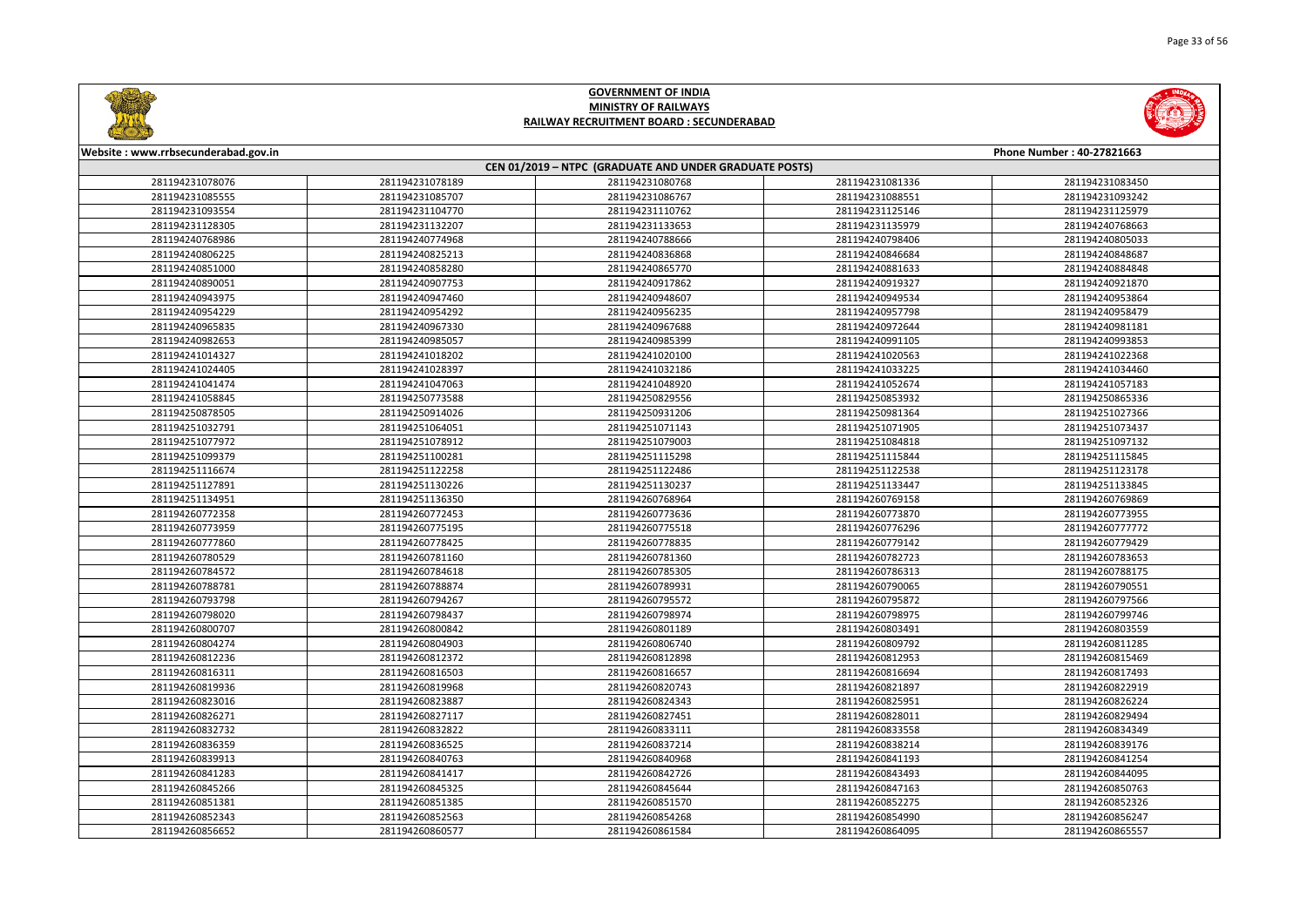**GOVERNMENT OF INDIA**
**MINISTRY OF RAILWAYS**
**RAILWAY RECRUITMENT BOARD : SECUNDERABAD**

Website : www.rrbsecunderabad.gov.in

Phone Number : 40-27821663

**CEN 01/2019 – NTPC (GRADUATE AND UNDER GRADUATE POSTS)**

| | | | | |
|---|---|---|---|---|
| 281194231078076 | 281194231078189 | 281194231080768 | 281194231081336 | 281194231083450 |
| 281194231085555 | 281194231085707 | 281194231086767 | 281194231088551 | 281194231093242 |
| 281194231093554 | 281194231104770 | 281194231110762 | 281194231125146 | 281194231125979 |
| 281194231128305 | 281194231132207 | 281194231133653 | 281194231135979 | 281194240768663 |
| 281194240768986 | 281194240774968 | 281194240788666 | 281194240798406 | 281194240805033 |
| 281194240806225 | 281194240825213 | 281194240836868 | 281194240846684 | 281194240848687 |
| 281194240851000 | 281194240858280 | 281194240865770 | 281194240881633 | 281194240884848 |
| 281194240890051 | 281194240907753 | 281194240917862 | 281194240919327 | 281194240921870 |
| 281194240943975 | 281194240947460 | 281194240948607 | 281194240949534 | 281194240953864 |
| 281194240954229 | 281194240954292 | 281194240956235 | 281194240957798 | 281194240958479 |
| 281194240965835 | 281194240967330 | 281194240967688 | 281194240972644 | 281194240981181 |
| 281194240982653 | 281194240985057 | 281194240985399 | 281194240991105 | 281194240993853 |
| 281194241014327 | 281194241018202 | 281194241020100 | 281194241020563 | 281194241022368 |
| 281194241024405 | 281194241028397 | 281194241032186 | 281194241033225 | 281194241034460 |
| 281194241041474 | 281194241047063 | 281194241048920 | 281194241052674 | 281194241057183 |
| 281194241058845 | 281194250773588 | 281194250829556 | 281194250853932 | 281194250865336 |
| 281194250878505 | 281194250914026 | 281194250931206 | 281194250981364 | 281194251027366 |
| 281194251032791 | 281194251064051 | 281194251071143 | 281194251071905 | 281194251073437 |
| 281194251077972 | 281194251078912 | 281194251079003 | 281194251084818 | 281194251097132 |
| 281194251099379 | 281194251100281 | 281194251115298 | 281194251115844 | 281194251115845 |
| 281194251116674 | 281194251122258 | 281194251122486 | 281194251122538 | 281194251123178 |
| 281194251127891 | 281194251130226 | 281194251130237 | 281194251133447 | 281194251133845 |
| 281194251134951 | 281194251136350 | 281194260768964 | 281194260769158 | 281194260769869 |
| 281194260772358 | 281194260772453 | 281194260773636 | 281194260773870 | 281194260773955 |
| 281194260773959 | 281194260775195 | 281194260775518 | 281194260776296 | 281194260777772 |
| 281194260777860 | 281194260778425 | 281194260778835 | 281194260779142 | 281194260779429 |
| 281194260780529 | 281194260781160 | 281194260781360 | 281194260782723 | 281194260783653 |
| 281194260784572 | 281194260784618 | 281194260785305 | 281194260786313 | 281194260788175 |
| 281194260788781 | 281194260788874 | 281194260789931 | 281194260790065 | 281194260790551 |
| 281194260793798 | 281194260794267 | 281194260795572 | 281194260795872 | 281194260797566 |
| 281194260798020 | 281194260798437 | 281194260798974 | 281194260798975 | 281194260799746 |
| 281194260800707 | 281194260800842 | 281194260801189 | 281194260803491 | 281194260803559 |
| 281194260804274 | 281194260804903 | 281194260806740 | 281194260809792 | 281194260811285 |
| 281194260812236 | 281194260812372 | 281194260812898 | 281194260812953 | 281194260815469 |
| 281194260816311 | 281194260816503 | 281194260816657 | 281194260816694 | 281194260817493 |
| 281194260819936 | 281194260819968 | 281194260820743 | 281194260821897 | 281194260822919 |
| 281194260823016 | 281194260823887 | 281194260824343 | 281194260825951 | 281194260826224 |
| 281194260826271 | 281194260827117 | 281194260827451 | 281194260828011 | 281194260829494 |
| 281194260832732 | 281194260832822 | 281194260833111 | 281194260833558 | 281194260834349 |
| 281194260836359 | 281194260836525 | 281194260837214 | 281194260838214 | 281194260839176 |
| 281194260839913 | 281194260840763 | 281194260840968 | 281194260841193 | 281194260841254 |
| 281194260841283 | 281194260841417 | 281194260842726 | 281194260843493 | 281194260844095 |
| 281194260845266 | 281194260845325 | 281194260845644 | 281194260847163 | 281194260850763 |
| 281194260851381 | 281194260851385 | 281194260851570 | 281194260852275 | 281194260852326 |
| 281194260852343 | 281194260852563 | 281194260854268 | 281194260854990 | 281194260856247 |
| 281194260856652 | 281194260860577 | 281194260861584 | 281194260864095 | 281194260865557 |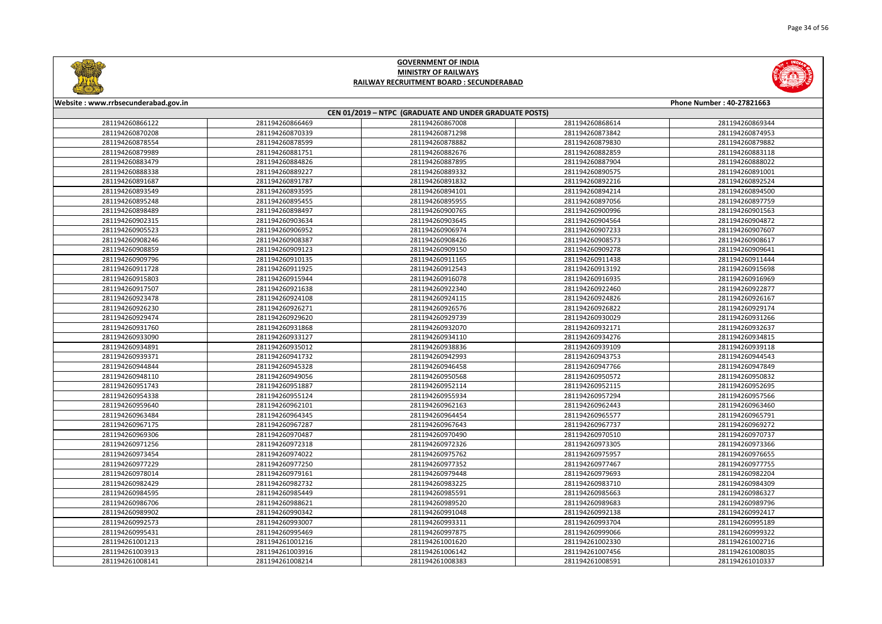# GOVERNMENT OF INDIA
## MINISTRY OF RAILWAYS
### RAILWAY RECRUITMENT BOARD : SECUNDERABAD

Website : www.rrbsecunderabad.gov.in | Phone Number : 40-27821663

**CEN 01/2019 – NTPC (GRADUATE AND UNDER GRADUATE POSTS)**

| | | | | |
|---|---|---|---|---|
| 281194260866122 | 281194260866469 | 281194260867008 | 281194260868614 | 281194260869344 |
| 281194260870208 | 281194260870339 | 281194260871298 | 281194260873842 | 281194260874953 |
| 281194260878554 | 281194260878599 | 281194260878882 | 281194260879830 | 281194260879882 |
| 281194260879989 | 281194260881751 | 281194260882676 | 281194260882859 | 281194260883118 |
| 281194260883479 | 281194260884826 | 281194260887895 | 281194260887904 | 281194260888022 |
| 281194260888338 | 281194260889227 | 281194260889332 | 281194260890575 | 281194260891001 |
| 281194260891687 | 281194260891787 | 281194260891832 | 281194260892216 | 281194260892524 |
| 281194260893549 | 281194260893595 | 281194260894101 | 281194260894214 | 281194260894500 |
| 281194260895248 | 281194260895455 | 281194260895955 | 281194260897056 | 281194260897759 |
| 281194260898489 | 281194260898497 | 281194260900765 | 281194260900996 | 281194260901563 |
| 281194260902315 | 281194260903634 | 281194260903645 | 281194260904564 | 281194260904872 |
| 281194260905523 | 281194260906952 | 281194260906974 | 281194260907233 | 281194260907607 |
| 281194260908246 | 281194260908387 | 281194260908426 | 281194260908573 | 281194260908617 |
| 281194260908859 | 281194260909123 | 281194260909150 | 281194260909278 | 281194260909641 |
| 281194260909796 | 281194260910135 | 281194260911165 | 281194260911438 | 281194260911444 |
| 281194260911728 | 281194260911925 | 281194260912543 | 281194260913192 | 281194260915698 |
| 281194260915803 | 281194260915944 | 281194260916078 | 281194260916935 | 281194260916969 |
| 281194260917507 | 281194260921638 | 281194260922340 | 281194260922460 | 281194260922877 |
| 281194260923478 | 281194260924108 | 281194260924115 | 281194260924826 | 281194260926167 |
| 281194260926230 | 281194260926271 | 281194260926576 | 281194260926822 | 281194260929174 |
| 281194260929474 | 281194260929620 | 281194260929739 | 281194260930029 | 281194260931266 |
| 281194260931760 | 281194260931868 | 281194260932070 | 281194260932171 | 281194260932637 |
| 281194260933090 | 281194260933127 | 281194260934110 | 281194260934276 | 281194260934815 |
| 281194260934891 | 281194260935012 | 281194260938836 | 281194260939109 | 281194260939118 |
| 281194260939371 | 281194260941732 | 281194260942993 | 281194260943753 | 281194260944543 |
| 281194260944844 | 281194260945328 | 281194260946458 | 281194260947766 | 281194260947849 |
| 281194260948110 | 281194260949056 | 281194260950568 | 281194260950572 | 281194260950832 |
| 281194260951743 | 281194260951887 | 281194260952114 | 281194260952115 | 281194260952695 |
| 281194260954338 | 281194260955124 | 281194260955934 | 281194260957294 | 281194260957566 |
| 281194260959640 | 281194260962101 | 281194260962163 | 281194260962443 | 281194260963460 |
| 281194260963484 | 281194260964345 | 281194260964454 | 281194260965577 | 281194260965791 |
| 281194260967175 | 281194260967287 | 281194260967643 | 281194260967737 | 281194260969272 |
| 281194260969306 | 281194260970487 | 281194260970490 | 281194260970510 | 281194260970737 |
| 281194260971256 | 281194260972318 | 281194260972326 | 281194260973305 | 281194260973366 |
| 281194260973454 | 281194260974022 | 281194260975762 | 281194260975957 | 281194260976655 |
| 281194260977229 | 281194260977250 | 281194260977352 | 281194260977467 | 281194260977755 |
| 281194260978014 | 281194260979161 | 281194260979448 | 281194260979693 | 281194260982204 |
| 281194260982429 | 281194260982732 | 281194260983225 | 281194260983710 | 281194260984309 |
| 281194260984595 | 281194260985449 | 281194260985591 | 281194260985663 | 281194260986327 |
| 281194260986706 | 281194260988621 | 281194260989520 | 281194260989683 | 281194260989796 |
| 281194260989902 | 281194260990342 | 281194260991048 | 281194260992138 | 281194260992417 |
| 281194260992573 | 281194260993007 | 281194260993311 | 281194260993704 | 281194260995189 |
| 281194260995431 | 281194260995469 | 281194260997875 | 281194260999066 | 281194260999322 |
| 281194261001213 | 281194261001216 | 281194261001620 | 281194261002330 | 281194261002716 |
| 281194261003913 | 281194261003916 | 281194261006142 | 281194261007456 | 281194261008035 |
| 281194261008141 | 281194261008214 | 281194261008383 | 281194261008591 | 281194261010337 |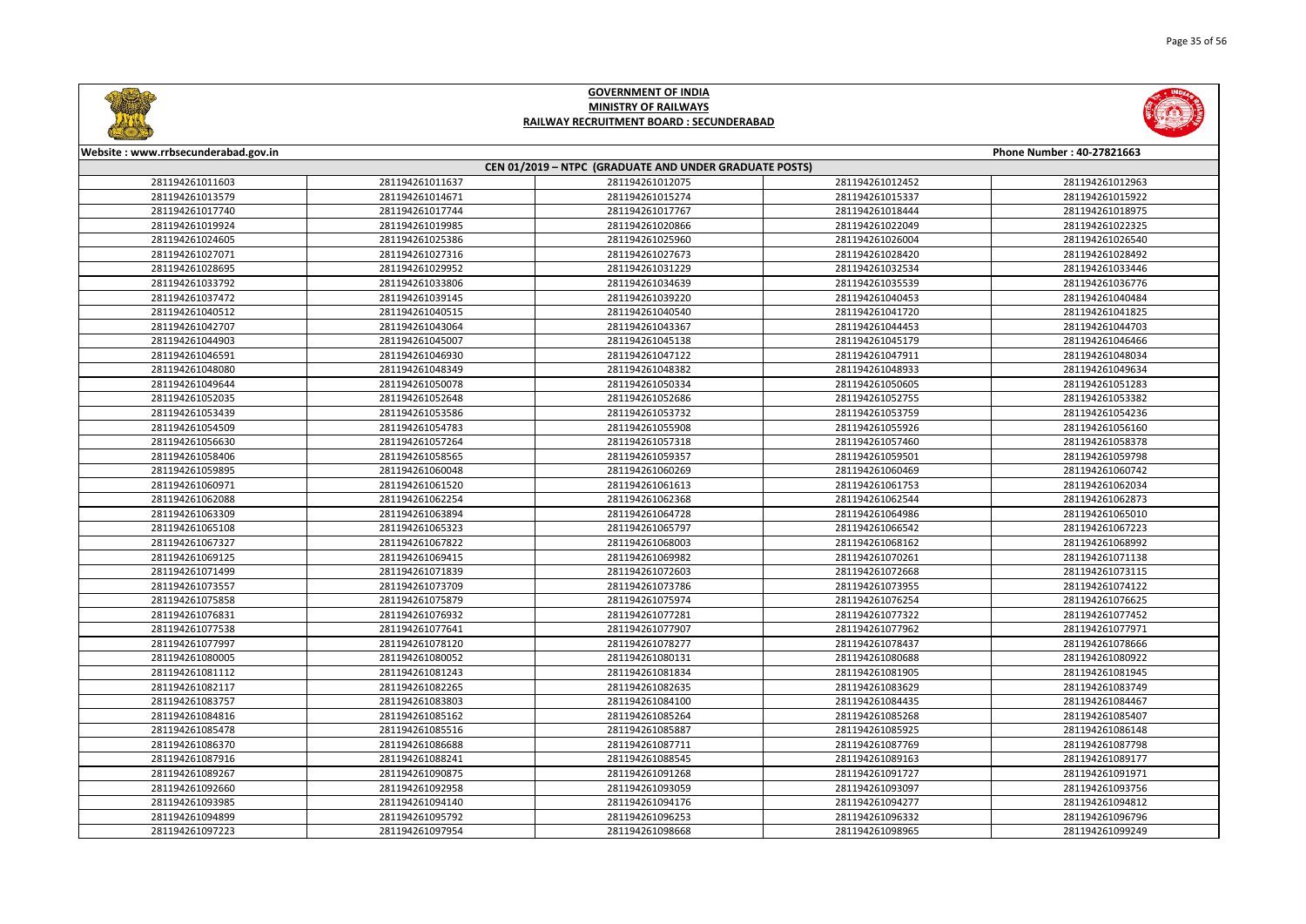# GOVERNMENT OF INDIA
## MINISTRY OF RAILWAYS
## RAILWAY RECRUITMENT BOARD : SECUNDERABAD

Website : www.rrbsecunderabad.gov.in | Phone Number : 40-27821663

### CEN 01/2019 – NTPC (GRADUATE AND UNDER GRADUATE POSTS)

| | | | | |
|---|---|---|---|---|
| 281194261011603 | 281194261011637 | 281194261012075 | 281194261012452 | 281194261012963 |
| 281194261013579 | 281194261014671 | 281194261015274 | 281194261015337 | 281194261015922 |
| 281194261017740 | 281194261017744 | 281194261017767 | 281194261018444 | 281194261018975 |
| 281194261019924 | 281194261019985 | 281194261020866 | 281194261022049 | 281194261022325 |
| 281194261024605 | 281194261025386 | 281194261025960 | 281194261026004 | 281194261026540 |
| 281194261027071 | 281194261027316 | 281194261027673 | 281194261028420 | 281194261028492 |
| 281194261028695 | 281194261029952 | 281194261031229 | 281194261032534 | 281194261033446 |
| 281194261033792 | 281194261033806 | 281194261034639 | 281194261035539 | 281194261036776 |
| 281194261037472 | 281194261039145 | 281194261039220 | 281194261040453 | 281194261040484 |
| 281194261040512 | 281194261040515 | 281194261040540 | 281194261041720 | 281194261041825 |
| 281194261042707 | 281194261043064 | 281194261043367 | 281194261044453 | 281194261044703 |
| 281194261044903 | 281194261045007 | 281194261045138 | 281194261045179 | 281194261046466 |
| 281194261046591 | 281194261046930 | 281194261047122 | 281194261047911 | 281194261048034 |
| 281194261048080 | 281194261048349 | 281194261048382 | 281194261048933 | 281194261049634 |
| 281194261049644 | 281194261050078 | 281194261050334 | 281194261050605 | 281194261051283 |
| 281194261052035 | 281194261052648 | 281194261052686 | 281194261052755 | 281194261053382 |
| 281194261053439 | 281194261053586 | 281194261053732 | 281194261053759 | 281194261054236 |
| 281194261054509 | 281194261054783 | 281194261055908 | 281194261055926 | 281194261056160 |
| 281194261056630 | 281194261057264 | 281194261057318 | 281194261057460 | 281194261058378 |
| 281194261058406 | 281194261058565 | 281194261059357 | 281194261059501 | 281194261059798 |
| 281194261059895 | 281194261060048 | 281194261060269 | 281194261060469 | 281194261060742 |
| 281194261060971 | 281194261061520 | 281194261061613 | 281194261061753 | 281194261062034 |
| 281194261062088 | 281194261062254 | 281194261062368 | 281194261062544 | 281194261062873 |
| 281194261063309 | 281194261063894 | 281194261064728 | 281194261064986 | 281194261065010 |
| 281194261065108 | 281194261065323 | 281194261065797 | 281194261066542 | 281194261067223 |
| 281194261067327 | 281194261067822 | 281194261068003 | 281194261068162 | 281194261068992 |
| 281194261069125 | 281194261069415 | 281194261069982 | 281194261070261 | 281194261071138 |
| 281194261071499 | 281194261071839 | 281194261072603 | 281194261072668 | 281194261073115 |
| 281194261073557 | 281194261073709 | 281194261073786 | 281194261073955 | 281194261074122 |
| 281194261075858 | 281194261075879 | 281194261075974 | 281194261076254 | 281194261076625 |
| 281194261076831 | 281194261076932 | 281194261077281 | 281194261077322 | 281194261077452 |
| 281194261077538 | 281194261077641 | 281194261077907 | 281194261077962 | 281194261077971 |
| 281194261077997 | 281194261078120 | 281194261078277 | 281194261078437 | 281194261078666 |
| 281194261080005 | 281194261080052 | 281194261080131 | 281194261080688 | 281194261080922 |
| 281194261081112 | 281194261081243 | 281194261081834 | 281194261081905 | 281194261081945 |
| 281194261082117 | 281194261082265 | 281194261082635 | 281194261083629 | 281194261083749 |
| 281194261083757 | 281194261083803 | 281194261084100 | 281194261084435 | 281194261084467 |
| 281194261084816 | 281194261085162 | 281194261085264 | 281194261085268 | 281194261085407 |
| 281194261085478 | 281194261085516 | 281194261085887 | 281194261085925 | 281194261086148 |
| 281194261086370 | 281194261086688 | 281194261087711 | 281194261087769 | 281194261087798 |
| 281194261087916 | 281194261088241 | 281194261088545 | 281194261089163 | 281194261089177 |
| 281194261089267 | 281194261090875 | 281194261091268 | 281194261091727 | 281194261091971 |
| 281194261092660 | 281194261092958 | 281194261093059 | 281194261093097 | 281194261093756 |
| 281194261093985 | 281194261094140 | 281194261094176 | 281194261094277 | 281194261094812 |
| 281194261094899 | 281194261095792 | 281194261096253 | 281194261096332 | 281194261096796 |
| 281194261097223 | 281194261097954 | 281194261098668 | 281194261098965 | 281194261099249 |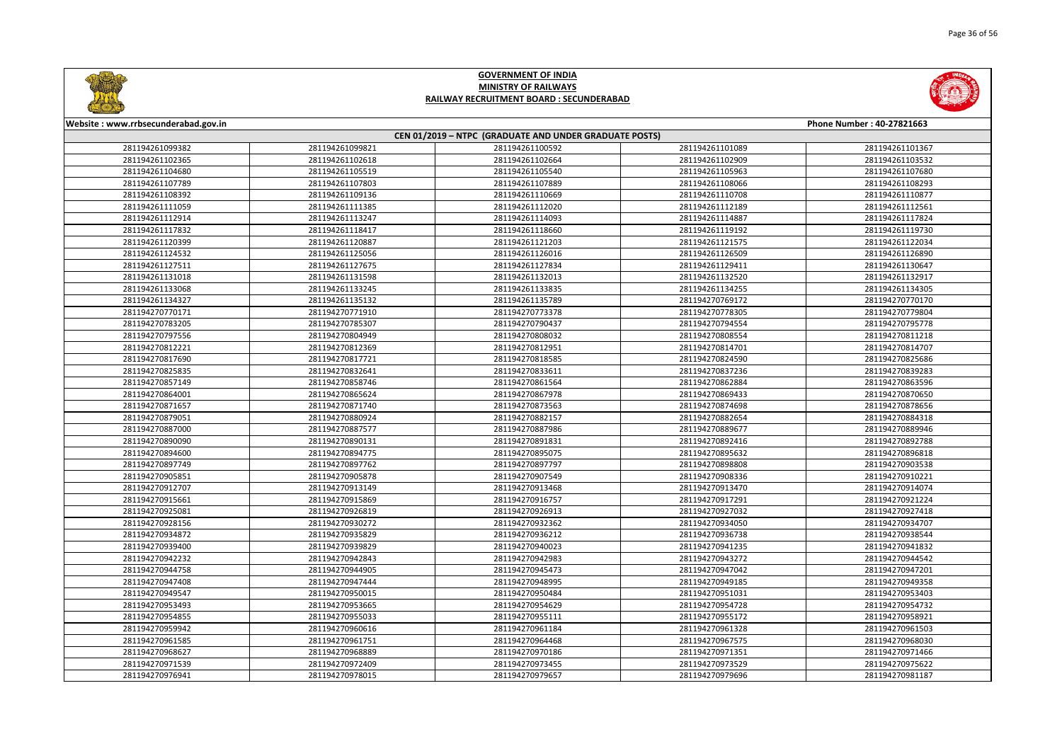# GOVERNMENT OF INDIA
## MINISTRY OF RAILWAYS
## RAILWAY RECRUITMENT BOARD : SECUNDERABAD

Website : www.rrbsecunderabad.gov.in

Phone Number : 40-27821663

**CEN 01/2019 – NTPC (GRADUATE AND UNDER GRADUATE POSTS)**

| | | | | |
|---|---|---|---|---|
| 281194261099382 | 281194261099821 | 281194261100592 | 281194261101089 | 281194261101367 |
| 281194261102365 | 281194261102618 | 281194261102664 | 281194261102909 | 281194261103532 |
| 281194261104680 | 281194261105519 | 281194261105540 | 281194261105963 | 281194261107680 |
| 281194261107789 | 281194261107803 | 281194261107889 | 281194261108066 | 281194261108293 |
| 281194261108392 | 281194261109136 | 281194261110669 | 281194261110708 | 281194261110877 |
| 281194261111059 | 281194261111385 | 281194261112020 | 281194261112189 | 281194261112561 |
| 281194261112914 | 281194261113247 | 281194261114093 | 281194261114887 | 281194261117824 |
| 281194261117832 | 281194261118417 | 281194261118660 | 281194261119192 | 281194261119730 |
| 281194261120399 | 281194261120887 | 281194261121203 | 281194261121575 | 281194261122034 |
| 281194261124532 | 281194261125056 | 281194261126016 | 281194261126509 | 281194261126890 |
| 281194261127511 | 281194261127675 | 281194261127834 | 281194261129411 | 281194261130647 |
| 281194261131018 | 281194261131598 | 281194261132013 | 281194261132520 | 281194261132917 |
| 281194261133068 | 281194261133245 | 281194261133835 | 281194261134255 | 281194261134305 |
| 281194261134327 | 281194261135132 | 281194261135789 | 281194270769172 | 281194270770170 |
| 281194270770171 | 281194270771910 | 281194270773378 | 281194270778305 | 281194270779804 |
| 281194270783205 | 281194270785307 | 281194270790437 | 281194270794554 | 281194270795778 |
| 281194270797556 | 281194270804949 | 281194270808032 | 281194270808554 | 281194270811218 |
| 281194270812221 | 281194270812369 | 281194270812951 | 281194270814701 | 281194270814707 |
| 281194270817690 | 281194270817721 | 281194270818585 | 281194270824590 | 281194270825686 |
| 281194270825835 | 281194270832641 | 281194270833611 | 281194270837236 | 281194270839283 |
| 281194270857149 | 281194270858746 | 281194270861564 | 281194270862884 | 281194270863596 |
| 281194270864001 | 281194270865624 | 281194270867978 | 281194270869433 | 281194270870650 |
| 281194270871657 | 281194270871740 | 281194270873563 | 281194270874698 | 281194270878656 |
| 281194270879051 | 281194270880924 | 281194270882157 | 281194270882654 | 281194270884318 |
| 281194270887000 | 281194270887577 | 281194270887986 | 281194270889677 | 281194270889946 |
| 281194270890090 | 281194270890131 | 281194270891831 | 281194270892416 | 281194270892788 |
| 281194270894600 | 281194270894775 | 281194270895075 | 281194270895632 | 281194270896818 |
| 281194270897749 | 281194270897762 | 281194270897797 | 281194270898808 | 281194270903538 |
| 281194270905851 | 281194270905878 | 281194270907549 | 281194270908336 | 281194270910221 |
| 281194270912707 | 281194270913149 | 281194270913468 | 281194270913470 | 281194270914074 |
| 281194270915661 | 281194270915869 | 281194270916757 | 281194270917291 | 281194270921224 |
| 281194270925081 | 281194270926819 | 281194270926913 | 281194270927032 | 281194270927418 |
| 281194270928156 | 281194270930272 | 281194270932362 | 281194270934050 | 281194270934707 |
| 281194270934872 | 281194270935829 | 281194270936212 | 281194270936738 | 281194270938544 |
| 281194270939400 | 281194270939829 | 281194270940023 | 281194270941235 | 281194270941832 |
| 281194270942232 | 281194270942843 | 281194270942983 | 281194270943272 | 281194270944542 |
| 281194270944758 | 281194270944905 | 281194270945473 | 281194270947042 | 281194270947201 |
| 281194270947408 | 281194270947444 | 281194270948995 | 281194270949185 | 281194270949358 |
| 281194270949547 | 281194270950015 | 281194270950484 | 281194270951031 | 281194270953403 |
| 281194270953493 | 281194270953665 | 281194270954629 | 281194270954728 | 281194270954732 |
| 281194270954855 | 281194270955033 | 281194270955111 | 281194270955172 | 281194270958921 |
| 281194270959942 | 281194270960616 | 281194270961184 | 281194270961328 | 281194270961503 |
| 281194270961585 | 281194270961751 | 281194270964468 | 281194270967575 | 281194270968030 |
| 281194270968627 | 281194270968889 | 281194270970186 | 281194270971351 | 281194270971466 |
| 281194270971539 | 281194270972409 | 281194270973455 | 281194270973529 | 281194270975622 |
| 281194270976941 | 281194270978015 | 281194270979657 | 281194270979696 | 281194270981187 |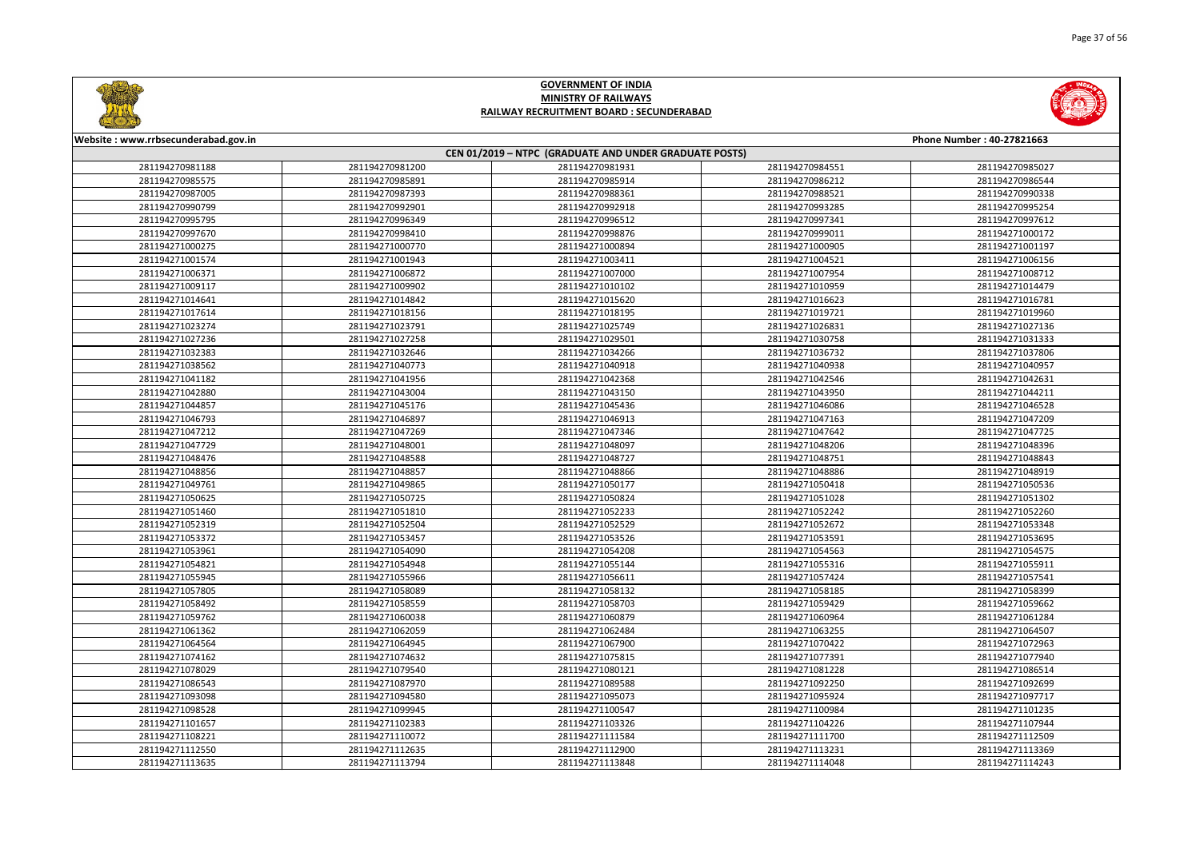# GOVERNMENT OF INDIA
## MINISTRY OF RAILWAYS
### RAILWAY RECRUITMENT BOARD : SECUNDERABAD

Website : www.rrbsecunderabad.gov.in | Phone Number : 40-27821663

**CEN 01/2019 – NTPC (GRADUATE AND UNDER GRADUATE POSTS)**

| | | | | |
|---|---|---|---|---|
| 281194270981188 | 281194270981200 | 281194270981931 | 281194270984551 | 281194270985027 |
| 281194270985575 | 281194270985891 | 281194270985914 | 281194270986212 | 281194270986544 |
| 281194270987005 | 281194270987393 | 281194270988361 | 281194270988521 | 281194270990338 |
| 281194270990799 | 281194270992901 | 281194270992918 | 281194270993285 | 281194270995254 |
| 281194270995795 | 281194270996349 | 281194270996512 | 281194270997341 | 281194270997612 |
| 281194270997670 | 281194270998410 | 281194270998876 | 281194270999011 | 281194271000172 |
| 281194271000275 | 281194271000770 | 281194271000894 | 281194271000905 | 281194271001197 |
| 281194271001574 | 281194271001943 | 281194271003411 | 281194271004521 | 281194271006156 |
| 281194271006371 | 281194271006872 | 281194271007000 | 281194271007954 | 281194271008712 |
| 281194271009117 | 281194271009902 | 281194271010102 | 281194271010959 | 281194271014479 |
| 281194271014641 | 281194271014842 | 281194271015620 | 281194271016623 | 281194271016781 |
| 281194271017614 | 281194271018156 | 281194271018195 | 281194271019721 | 281194271019960 |
| 281194271023274 | 281194271023791 | 281194271025749 | 281194271026831 | 281194271027136 |
| 281194271027236 | 281194271027258 | 281194271029501 | 281194271030758 | 281194271031333 |
| 281194271032383 | 281194271032646 | 281194271034266 | 281194271036732 | 281194271037806 |
| 281194271038562 | 281194271040773 | 281194271040918 | 281194271040938 | 281194271040957 |
| 281194271041182 | 281194271041956 | 281194271042368 | 281194271042546 | 281194271042631 |
| 281194271042880 | 281194271043004 | 281194271043150 | 281194271043950 | 281194271044211 |
| 281194271044857 | 281194271045176 | 281194271045436 | 281194271046086 | 281194271046528 |
| 281194271046793 | 281194271046897 | 281194271046913 | 281194271047163 | 281194271047209 |
| 281194271047212 | 281194271047269 | 281194271047346 | 281194271047642 | 281194271047725 |
| 281194271047729 | 281194271048001 | 281194271048097 | 281194271048206 | 281194271048396 |
| 281194271048476 | 281194271048588 | 281194271048727 | 281194271048751 | 281194271048843 |
| 281194271048856 | 281194271048857 | 281194271048866 | 281194271048886 | 281194271048919 |
| 281194271049761 | 281194271049865 | 281194271050177 | 281194271050418 | 281194271050536 |
| 281194271050625 | 281194271050725 | 281194271050824 | 281194271051028 | 281194271051302 |
| 281194271051460 | 281194271051810 | 281194271052233 | 281194271052242 | 281194271052260 |
| 281194271052319 | 281194271052504 | 281194271052529 | 281194271052672 | 281194271053348 |
| 281194271053372 | 281194271053457 | 281194271053526 | 281194271053591 | 281194271053695 |
| 281194271053961 | 281194271054090 | 281194271054208 | 281194271054563 | 281194271054575 |
| 281194271054821 | 281194271054948 | 281194271055144 | 281194271055316 | 281194271055911 |
| 281194271055945 | 281194271055966 | 281194271056611 | 281194271057424 | 281194271057541 |
| 281194271057805 | 281194271058089 | 281194271058132 | 281194271058185 | 281194271058399 |
| 281194271058492 | 281194271058559 | 281194271058703 | 281194271059429 | 281194271059662 |
| 281194271059762 | 281194271060038 | 281194271060879 | 281194271060964 | 281194271061284 |
| 281194271061362 | 281194271062059 | 281194271062484 | 281194271063255 | 281194271064507 |
| 281194271064564 | 281194271064945 | 281194271067900 | 281194271070422 | 281194271072963 |
| 281194271074162 | 281194271074632 | 281194271075815 | 281194271077391 | 281194271077940 |
| 281194271078029 | 281194271079540 | 281194271080121 | 281194271081228 | 281194271086514 |
| 281194271086543 | 281194271087970 | 281194271089588 | 281194271092250 | 281194271092699 |
| 281194271093098 | 281194271094580 | 281194271095073 | 281194271095924 | 281194271097717 |
| 281194271098528 | 281194271099945 | 281194271100547 | 281194271100984 | 281194271101235 |
| 281194271101657 | 281194271102383 | 281194271103326 | 281194271104226 | 281194271107944 |
| 281194271108221 | 281194271110072 | 281194271111584 | 281194271111700 | 281194271112509 |
| 281194271112550 | 281194271112635 | 281194271112900 | 281194271113231 | 281194271113369 |
| 281194271113635 | 281194271113794 | 281194271113848 | 281194271114048 | 281194271114243 |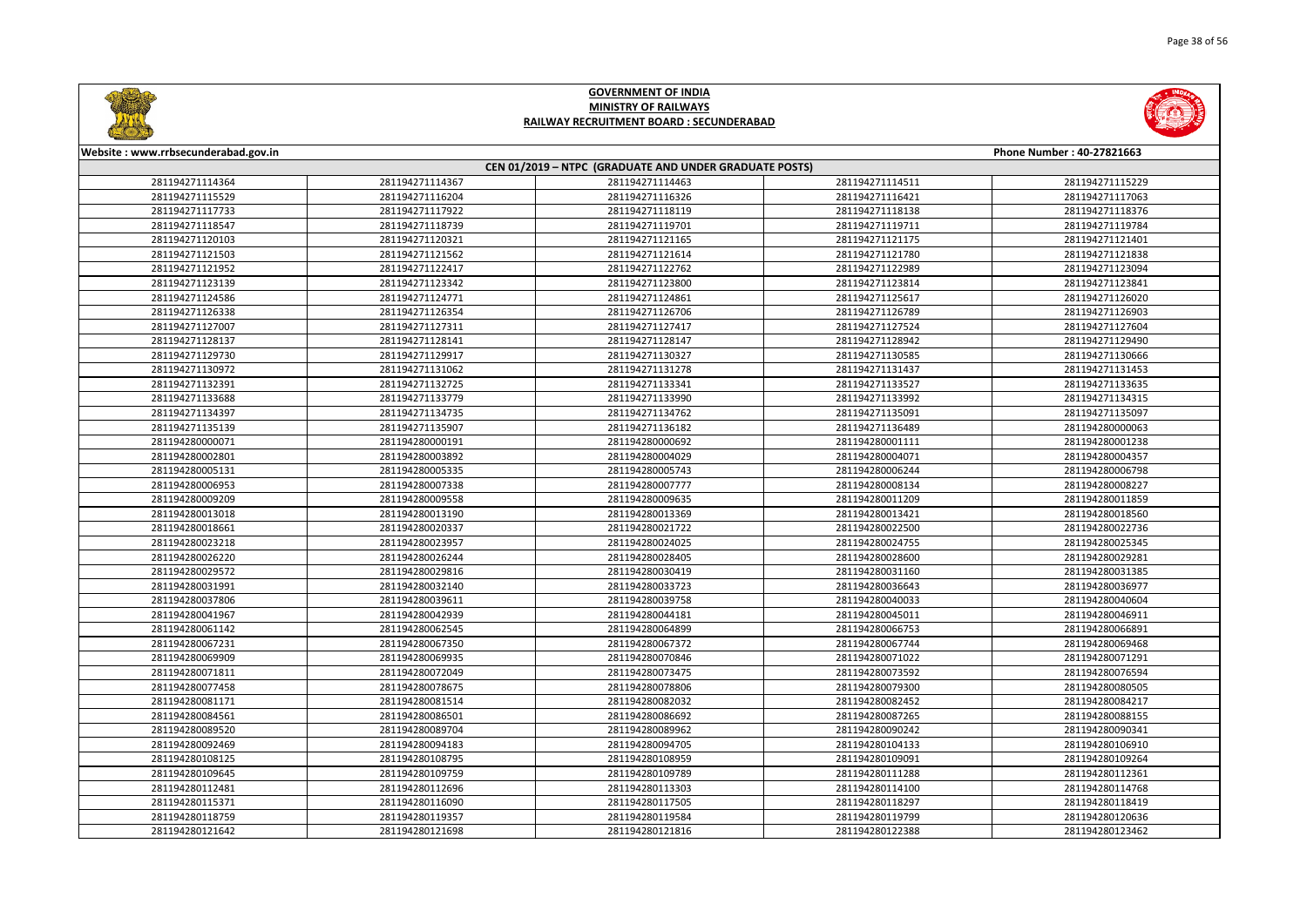# GOVERNMENT OF INDIA
## MINISTRY OF RAILWAYS
## RAILWAY RECRUITMENT BOARD : SECUNDERABAD

Website : www.rrbsecunderabad.gov.in | Phone Number : 40-27821663

### CEN 01/2019 – NTPC (GRADUATE AND UNDER GRADUATE POSTS)

| | | | | |
|---|---|---|---|---|
| 281194271114364 | 281194271114367 | 281194271114463 | 281194271114511 | 281194271115229 |
| 281194271115529 | 281194271116204 | 281194271116326 | 281194271116421 | 281194271117063 |
| 281194271117733 | 281194271117922 | 281194271118119 | 281194271118138 | 281194271118376 |
| 281194271118547 | 281194271118739 | 281194271119701 | 281194271119711 | 281194271119784 |
| 281194271120103 | 281194271120321 | 281194271121165 | 281194271121175 | 281194271121401 |
| 281194271121503 | 281194271121562 | 281194271121614 | 281194271121780 | 281194271121838 |
| 281194271121952 | 281194271122417 | 281194271122762 | 281194271122989 | 281194271123094 |
| 281194271123139 | 281194271123342 | 281194271123800 | 281194271123814 | 281194271123841 |
| 281194271124586 | 281194271124771 | 281194271124861 | 281194271125617 | 281194271126020 |
| 281194271126338 | 281194271126354 | 281194271126706 | 281194271126789 | 281194271126903 |
| 281194271127007 | 281194271127311 | 281194271127417 | 281194271127524 | 281194271127604 |
| 281194271128137 | 281194271128141 | 281194271128147 | 281194271128942 | 281194271129490 |
| 281194271129730 | 281194271129917 | 281194271130327 | 281194271130585 | 281194271130666 |
| 281194271130972 | 281194271131062 | 281194271131278 | 281194271131437 | 281194271131453 |
| 281194271132391 | 281194271132725 | 281194271133341 | 281194271133527 | 281194271133635 |
| 281194271133688 | 281194271133779 | 281194271133990 | 281194271133992 | 281194271134315 |
| 281194271134397 | 281194271134735 | 281194271134762 | 281194271135091 | 281194271135097 |
| 281194271135139 | 281194271135907 | 281194271136182 | 281194271136489 | 281194280000063 |
| 281194280000071 | 281194280000191 | 281194280000692 | 281194280001111 | 281194280001238 |
| 281194280002801 | 281194280003892 | 281194280004029 | 281194280004071 | 281194280004357 |
| 281194280005131 | 281194280005335 | 281194280005743 | 281194280006244 | 281194280006798 |
| 281194280006953 | 281194280007338 | 281194280007777 | 281194280008134 | 281194280008227 |
| 281194280009209 | 281194280009558 | 281194280009635 | 281194280011209 | 281194280011859 |
| 281194280013018 | 281194280013190 | 281194280013369 | 281194280013421 | 281194280018560 |
| 281194280018661 | 281194280020337 | 281194280021722 | 281194280022500 | 281194280022736 |
| 281194280023218 | 281194280023957 | 281194280024025 | 281194280024755 | 281194280025345 |
| 281194280026220 | 281194280026244 | 281194280028405 | 281194280028600 | 281194280029281 |
| 281194280029572 | 281194280029816 | 281194280030419 | 281194280031160 | 281194280031385 |
| 281194280031991 | 281194280032140 | 281194280033723 | 281194280036643 | 281194280036977 |
| 281194280037806 | 281194280039611 | 281194280039758 | 281194280040033 | 281194280040604 |
| 281194280041967 | 281194280042939 | 281194280044181 | 281194280045011 | 281194280046911 |
| 281194280061142 | 281194280062545 | 281194280064899 | 281194280066753 | 281194280066891 |
| 281194280067231 | 281194280067350 | 281194280067372 | 281194280067744 | 281194280069468 |
| 281194280069909 | 281194280069935 | 281194280070846 | 281194280071022 | 281194280071291 |
| 281194280071811 | 281194280072049 | 281194280073475 | 281194280073592 | 281194280076594 |
| 281194280077458 | 281194280078675 | 281194280078806 | 281194280079300 | 281194280080505 |
| 281194280081171 | 281194280081514 | 281194280082032 | 281194280082452 | 281194280084217 |
| 281194280084561 | 281194280086501 | 281194280086692 | 281194280087265 | 281194280088155 |
| 281194280089520 | 281194280089704 | 281194280089962 | 281194280090242 | 281194280090341 |
| 281194280092469 | 281194280094183 | 281194280094705 | 281194280104133 | 281194280106910 |
| 281194280108125 | 281194280108795 | 281194280108959 | 281194280109091 | 281194280109264 |
| 281194280109645 | 281194280109759 | 281194280109789 | 281194280111288 | 281194280112361 |
| 281194280112481 | 281194280112696 | 281194280113303 | 281194280114100 | 281194280114768 |
| 281194280115371 | 281194280116090 | 281194280117505 | 281194280118297 | 281194280118419 |
| 281194280118759 | 281194280119357 | 281194280119584 | 281194280119799 | 281194280120636 |
| 281194280121642 | 281194280121698 | 281194280121816 | 281194280122388 | 281194280123462 |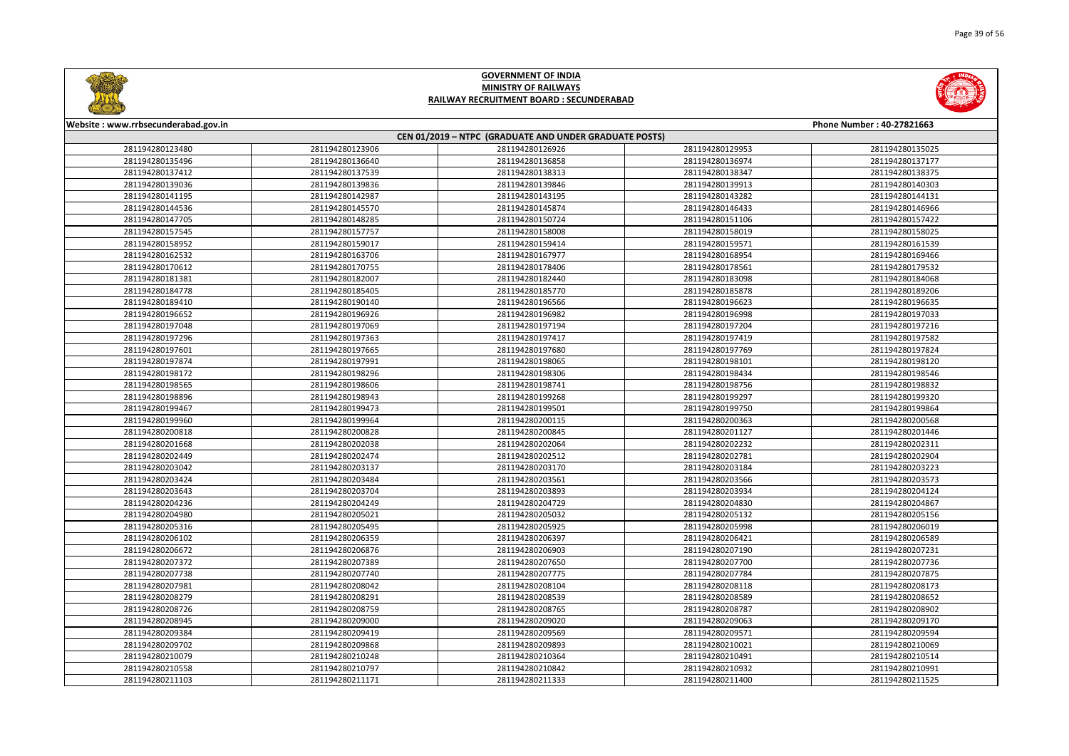**GOVERNMENT OF INDIA**
**MINISTRY OF RAILWAYS**
**RAILWAY RECRUITMENT BOARD : SECUNDERABAD**

**Website : www.rrbsecunderabad.gov.in** | **Phone Number : 40-27821663**

**CEN 01/2019 – NTPC (GRADUATE AND UNDER GRADUATE POSTS)**

| | | | | |
|---|---|---|---|---|
| 281194280123480 | 281194280123906 | 281194280126926 | 281194280129953 | 281194280135025 |
| 281194280135496 | 281194280136640 | 281194280136858 | 281194280136974 | 281194280137177 |
| 281194280137412 | 281194280137539 | 281194280138313 | 281194280138347 | 281194280138375 |
| 281194280139036 | 281194280139836 | 281194280139846 | 281194280139913 | 281194280140303 |
| 281194280141195 | 281194280142987 | 281194280143195 | 281194280143282 | 281194280144131 |
| 281194280144536 | 281194280145570 | 281194280145874 | 281194280146433 | 281194280146966 |
| 281194280147705 | 281194280148285 | 281194280150724 | 281194280151106 | 281194280157422 |
| 281194280157545 | 281194280157757 | 281194280158008 | 281194280158019 | 281194280158025 |
| 281194280158952 | 281194280159017 | 281194280159414 | 281194280159571 | 281194280161539 |
| 281194280162532 | 281194280163706 | 281194280167977 | 281194280168954 | 281194280169466 |
| 281194280170612 | 281194280170755 | 281194280178406 | 281194280178561 | 281194280179532 |
| 281194280181381 | 281194280182007 | 281194280182440 | 281194280183098 | 281194280184068 |
| 281194280184778 | 281194280185405 | 281194280185770 | 281194280185878 | 281194280189206 |
| 281194280189410 | 281194280190140 | 281194280196566 | 281194280196623 | 281194280196635 |
| 281194280196652 | 281194280196926 | 281194280196982 | 281194280196998 | 281194280197033 |
| 281194280197048 | 281194280197069 | 281194280197194 | 281194280197204 | 281194280197216 |
| 281194280197296 | 281194280197363 | 281194280197417 | 281194280197419 | 281194280197582 |
| 281194280197601 | 281194280197665 | 281194280197680 | 281194280197769 | 281194280197824 |
| 281194280197874 | 281194280197991 | 281194280198065 | 281194280198101 | 281194280198120 |
| 281194280198172 | 281194280198296 | 281194280198306 | 281194280198434 | 281194280198546 |
| 281194280198565 | 281194280198606 | 281194280198741 | 281194280198756 | 281194280198832 |
| 281194280198896 | 281194280198943 | 281194280199268 | 281194280199297 | 281194280199320 |
| 281194280199467 | 281194280199473 | 281194280199501 | 281194280199750 | 281194280199864 |
| 281194280199960 | 281194280199964 | 281194280200115 | 281194280200363 | 281194280200568 |
| 281194280200818 | 281194280200828 | 281194280200845 | 281194280201127 | 281194280201446 |
| 281194280201668 | 281194280202038 | 281194280202064 | 281194280202232 | 281194280202311 |
| 281194280202449 | 281194280202474 | 281194280202512 | 281194280202781 | 281194280202904 |
| 281194280203042 | 281194280203137 | 281194280203170 | 281194280203184 | 281194280203223 |
| 281194280203424 | 281194280203484 | 281194280203561 | 281194280203566 | 281194280203573 |
| 281194280203643 | 281194280203704 | 281194280203893 | 281194280203934 | 281194280204124 |
| 281194280204236 | 281194280204249 | 281194280204729 | 281194280204830 | 281194280204867 |
| 281194280204980 | 281194280205021 | 281194280205032 | 281194280205132 | 281194280205156 |
| 281194280205316 | 281194280205495 | 281194280205925 | 281194280205998 | 281194280206019 |
| 281194280206102 | 281194280206359 | 281194280206397 | 281194280206421 | 281194280206589 |
| 281194280206672 | 281194280206876 | 281194280206903 | 281194280207190 | 281194280207231 |
| 281194280207372 | 281194280207389 | 281194280207650 | 281194280207700 | 281194280207736 |
| 281194280207738 | 281194280207740 | 281194280207775 | 281194280207784 | 281194280207875 |
| 281194280207981 | 281194280208042 | 281194280208104 | 281194280208118 | 281194280208173 |
| 281194280208279 | 281194280208291 | 281194280208539 | 281194280208589 | 281194280208652 |
| 281194280208726 | 281194280208759 | 281194280208765 | 281194280208787 | 281194280208902 |
| 281194280208945 | 281194280209000 | 281194280209020 | 281194280209063 | 281194280209170 |
| 281194280209384 | 281194280209419 | 281194280209569 | 281194280209571 | 281194280209594 |
| 281194280209702 | 281194280209868 | 281194280209893 | 281194280210021 | 281194280210069 |
| 281194280210079 | 281194280210248 | 281194280210364 | 281194280210491 | 281194280210514 |
| 281194280210558 | 281194280210797 | 281194280210842 | 281194280210932 | 281194280210991 |
| 281194280211103 | 281194280211171 | 281194280211333 | 281194280211400 | 281194280211525 |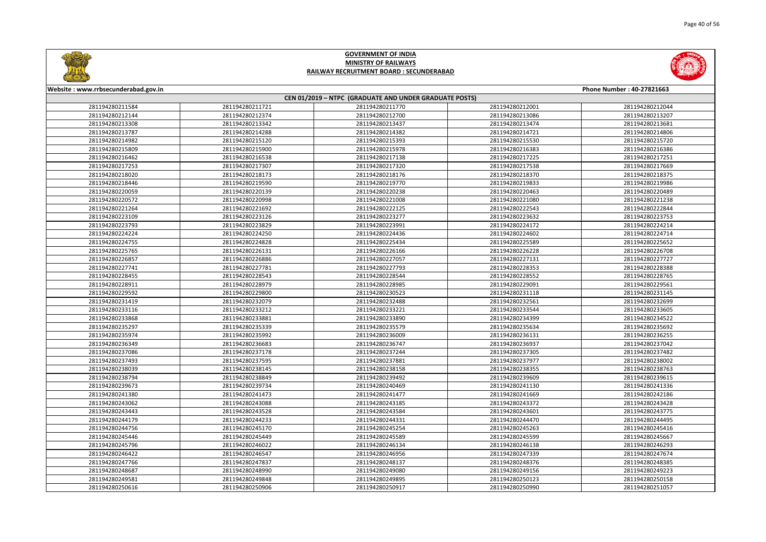# GOVERNMENT OF INDIA
## MINISTRY OF RAILWAYS
## RAILWAY RECRUITMENT BOARD : SECUNDERABAD

Website : www.rrbsecunderabad.gov.in | Phone Number : 40-27821663

### CEN 01/2019 – NTPC (GRADUATE AND UNDER GRADUATE POSTS)

| | | | | |
|---|---|---|---|---|
| 281194280211584 | 281194280211721 | 281194280211770 | 281194280212001 | 281194280212044 |
| 281194280212144 | 281194280212374 | 281194280212700 | 281194280213086 | 281194280213207 |
| 281194280213308 | 281194280213342 | 281194280213437 | 281194280213474 | 281194280213681 |
| 281194280213787 | 281194280214288 | 281194280214382 | 281194280214721 | 281194280214806 |
| 281194280214982 | 281194280215120 | 281194280215393 | 281194280215530 | 281194280215720 |
| 281194280215809 | 281194280215900 | 281194280215978 | 281194280216383 | 281194280216386 |
| 281194280216462 | 281194280216538 | 281194280217138 | 281194280217225 | 281194280217251 |
| 281194280217253 | 281194280217307 | 281194280217320 | 281194280217538 | 281194280217669 |
| 281194280218020 | 281194280218173 | 281194280218176 | 281194280218370 | 281194280218375 |
| 281194280218446 | 281194280219590 | 281194280219770 | 281194280219833 | 281194280219986 |
| 281194280220059 | 281194280220139 | 281194280220238 | 281194280220463 | 281194280220489 |
| 281194280220572 | 281194280220998 | 281194280221008 | 281194280221080 | 281194280221238 |
| 281194280221264 | 281194280221692 | 281194280222125 | 281194280222543 | 281194280222844 |
| 281194280223109 | 281194280223126 | 281194280223277 | 281194280223632 | 281194280223753 |
| 281194280223793 | 281194280223829 | 281194280223991 | 281194280224172 | 281194280224214 |
| 281194280224224 | 281194280224250 | 281194280224436 | 281194280224602 | 281194280224714 |
| 281194280224755 | 281194280224828 | 281194280225434 | 281194280225589 | 281194280225652 |
| 281194280225765 | 281194280226131 | 281194280226166 | 281194280226228 | 281194280226708 |
| 281194280226857 | 281194280226886 | 281194280227057 | 281194280227131 | 281194280227727 |
| 281194280227741 | 281194280227781 | 281194280227793 | 281194280228353 | 281194280228388 |
| 281194280228455 | 281194280228543 | 281194280228544 | 281194280228552 | 281194280228765 |
| 281194280228911 | 281194280228979 | 281194280228985 | 281194280229091 | 281194280229561 |
| 281194280229592 | 281194280229800 | 281194280230523 | 281194280231118 | 281194280231145 |
| 281194280231419 | 281194280232079 | 281194280232488 | 281194280232561 | 281194280232699 |
| 281194280233116 | 281194280233212 | 281194280233221 | 281194280233544 | 281194280233605 |
| 281194280233868 | 281194280233881 | 281194280233890 | 281194280234399 | 281194280234522 |
| 281194280235297 | 281194280235339 | 281194280235579 | 281194280235634 | 281194280235692 |
| 281194280235974 | 281194280235992 | 281194280236009 | 281194280236131 | 281194280236255 |
| 281194280236349 | 281194280236683 | 281194280236747 | 281194280236937 | 281194280237042 |
| 281194280237086 | 281194280237178 | 281194280237244 | 281194280237305 | 281194280237482 |
| 281194280237493 | 281194280237595 | 281194280237881 | 281194280237977 | 281194280238002 |
| 281194280238039 | 281194280238145 | 281194280238158 | 281194280238355 | 281194280238763 |
| 281194280238794 | 281194280238849 | 281194280239492 | 281194280239609 | 281194280239615 |
| 281194280239673 | 281194280239734 | 281194280240469 | 281194280241130 | 281194280241336 |
| 281194280241380 | 281194280241473 | 281194280241477 | 281194280241669 | 281194280242186 |
| 281194280243062 | 281194280243088 | 281194280243185 | 281194280243372 | 281194280243428 |
| 281194280243443 | 281194280243528 | 281194280243584 | 281194280243601 | 281194280243775 |
| 281194280244179 | 281194280244233 | 281194280244331 | 281194280244470 | 281194280244495 |
| 281194280244756 | 281194280245170 | 281194280245254 | 281194280245263 | 281194280245416 |
| 281194280245446 | 281194280245449 | 281194280245589 | 281194280245599 | 281194280245667 |
| 281194280245796 | 281194280246022 | 281194280246134 | 281194280246138 | 281194280246293 |
| 281194280246422 | 281194280246547 | 281194280246956 | 281194280247339 | 281194280247674 |
| 281194280247766 | 281194280247837 | 281194280248137 | 281194280248376 | 281194280248385 |
| 281194280248687 | 281194280248990 | 281194280249080 | 281194280249156 | 281194280249223 |
| 281194280249581 | 281194280249848 | 281194280249895 | 281194280250123 | 281194280250158 |
| 281194280250616 | 281194280250906 | 281194280250917 | 281194280250990 | 281194280251057 |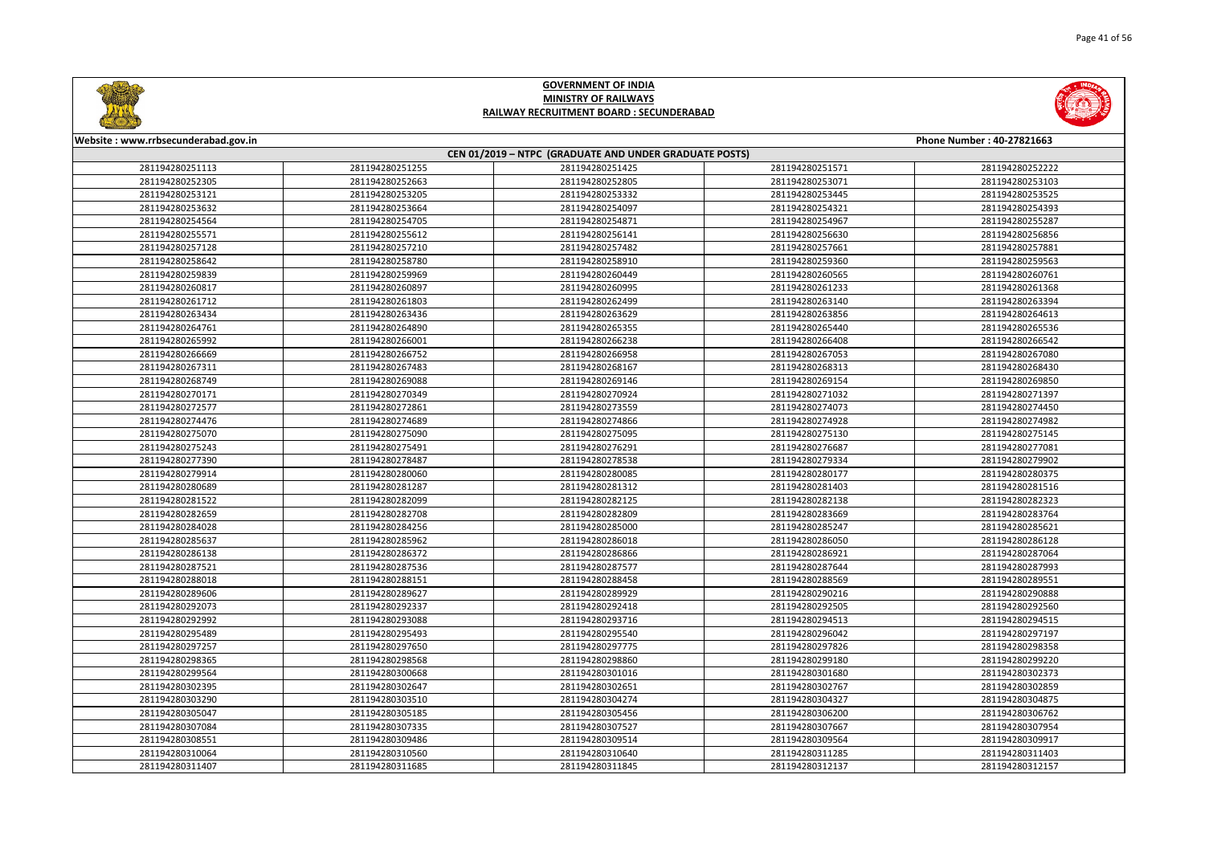# GOVERNMENT OF INDIA
## MINISTRY OF RAILWAYS
### RAILWAY RECRUITMENT BOARD : SECUNDERABAD

Website : www.rrbsecunderabad.gov.in | Phone Number : 40-27821663

**CEN 01/2019 – NTPC (GRADUATE AND UNDER GRADUATE POSTS)**

| | | | | |
|---|---|---|---|---|
| 281194280251113 | 281194280251255 | 281194280251425 | 281194280251571 | 281194280252222 |
| 281194280252305 | 281194280252663 | 281194280252805 | 281194280253071 | 281194280253103 |
| 281194280253121 | 281194280253205 | 281194280253332 | 281194280253445 | 281194280253525 |
| 281194280253632 | 281194280253664 | 281194280254097 | 281194280254321 | 281194280254393 |
| 281194280254564 | 281194280254705 | 281194280254871 | 281194280254967 | 281194280255287 |
| 281194280255571 | 281194280255612 | 281194280256141 | 281194280256630 | 281194280256856 |
| 281194280257128 | 281194280257210 | 281194280257482 | 281194280257661 | 281194280257881 |
| 281194280258642 | 281194280258780 | 281194280258910 | 281194280259360 | 281194280259563 |
| 281194280259839 | 281194280259969 | 281194280260449 | 281194280260565 | 281194280260761 |
| 281194280260817 | 281194280260897 | 281194280260995 | 281194280261233 | 281194280261368 |
| 281194280261712 | 281194280261803 | 281194280262499 | 281194280263140 | 281194280263394 |
| 281194280263434 | 281194280263436 | 281194280263629 | 281194280263856 | 281194280264613 |
| 281194280264761 | 281194280264890 | 281194280265355 | 281194280265440 | 281194280265536 |
| 281194280265992 | 281194280266001 | 281194280266238 | 281194280266408 | 281194280266542 |
| 281194280266669 | 281194280266752 | 281194280266958 | 281194280267053 | 281194280267080 |
| 281194280267311 | 281194280267483 | 281194280268167 | 281194280268313 | 281194280268430 |
| 281194280268749 | 281194280269088 | 281194280269146 | 281194280269154 | 281194280269850 |
| 281194280270171 | 281194280270349 | 281194280270924 | 281194280271032 | 281194280271397 |
| 281194280272577 | 281194280272861 | 281194280273559 | 281194280274073 | 281194280274450 |
| 281194280274476 | 281194280274689 | 281194280274866 | 281194280274928 | 281194280274982 |
| 281194280275070 | 281194280275090 | 281194280275095 | 281194280275130 | 281194280275145 |
| 281194280275243 | 281194280275491 | 281194280276291 | 281194280276687 | 281194280277081 |
| 281194280277390 | 281194280278487 | 281194280278538 | 281194280279334 | 281194280279902 |
| 281194280279914 | 281194280280060 | 281194280280085 | 281194280280177 | 281194280280375 |
| 281194280280689 | 281194280281287 | 281194280281312 | 281194280281403 | 281194280281516 |
| 281194280281522 | 281194280282099 | 281194280282125 | 281194280282138 | 281194280282323 |
| 281194280282659 | 281194280282708 | 281194280282809 | 281194280283669 | 281194280283764 |
| 281194280284028 | 281194280284256 | 281194280285000 | 281194280285247 | 281194280285621 |
| 281194280285637 | 281194280285962 | 281194280286018 | 281194280286050 | 281194280286128 |
| 281194280286138 | 281194280286372 | 281194280286866 | 281194280286921 | 281194280287064 |
| 281194280287521 | 281194280287536 | 281194280287577 | 281194280287644 | 281194280287993 |
| 281194280288018 | 281194280288151 | 281194280288458 | 281194280288569 | 281194280289551 |
| 281194280289606 | 281194280289627 | 281194280289929 | 281194280290216 | 281194280290888 |
| 281194280292073 | 281194280292337 | 281194280292418 | 281194280292505 | 281194280292560 |
| 281194280292992 | 281194280293088 | 281194280293716 | 281194280294513 | 281194280294515 |
| 281194280295489 | 281194280295493 | 281194280295540 | 281194280296042 | 281194280297197 |
| 281194280297257 | 281194280297650 | 281194280297775 | 281194280297826 | 281194280298358 |
| 281194280298365 | 281194280298568 | 281194280298860 | 281194280299180 | 281194280299220 |
| 281194280299564 | 281194280300668 | 281194280301016 | 281194280301680 | 281194280302373 |
| 281194280302395 | 281194280302647 | 281194280302651 | 281194280302767 | 281194280302859 |
| 281194280303290 | 281194280303510 | 281194280304274 | 281194280304327 | 281194280304875 |
| 281194280305047 | 281194280305185 | 281194280305456 | 281194280306200 | 281194280306762 |
| 281194280307084 | 281194280307335 | 281194280307527 | 281194280307667 | 281194280307954 |
| 281194280308551 | 281194280309486 | 281194280309514 | 281194280309564 | 281194280309917 |
| 281194280310064 | 281194280310560 | 281194280310640 | 281194280311285 | 281194280311403 |
| 281194280311407 | 281194280311685 | 281194280311845 | 281194280312137 | 281194280312157 |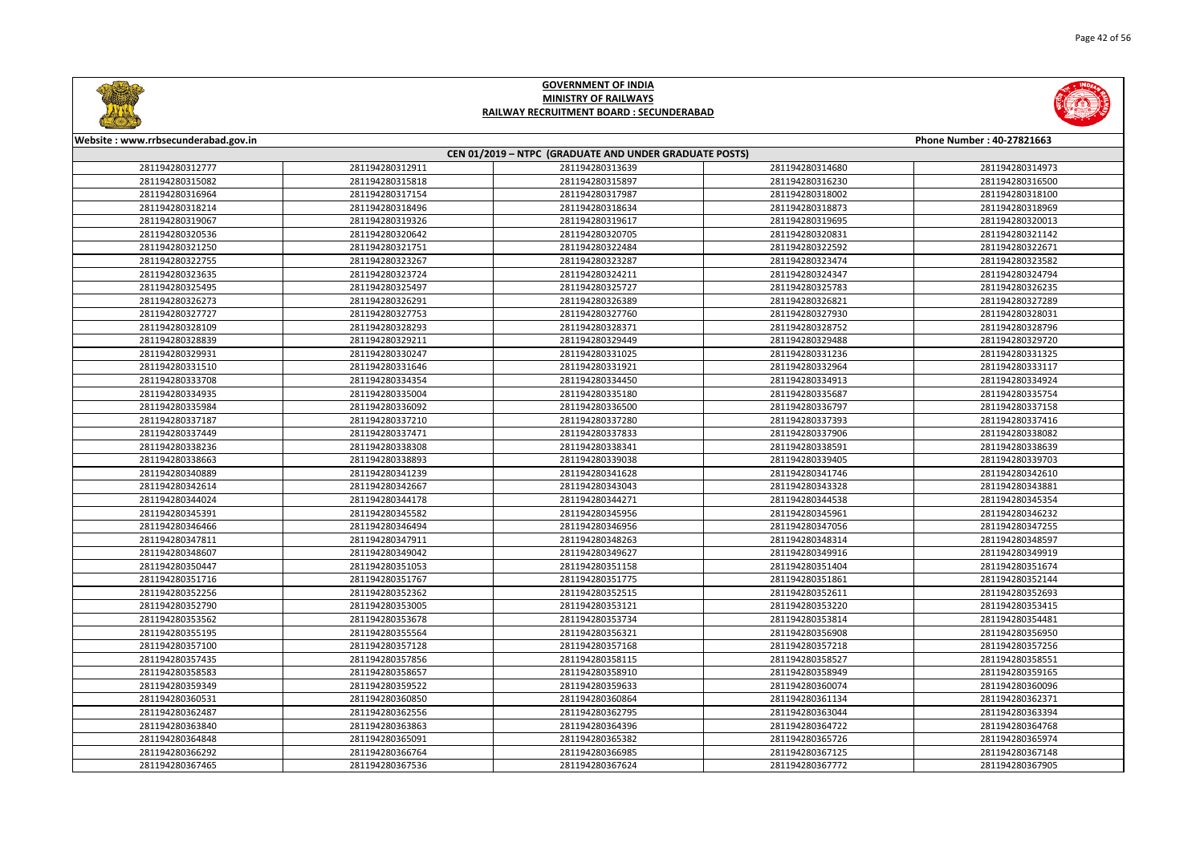# GOVERNMENT OF INDIA
## MINISTRY OF RAILWAYS
### RAILWAY RECRUITMENT BOARD : SECUNDERABAD

**Website : www.rrbsecunderabad.gov.in** **Phone Number : 40-27821663**

**CEN 01/2019 – NTPC (GRADUATE AND UNDER GRADUATE POSTS)**

| | | | | |
|---|---|---|---|---|
| 281194280312777 | 281194280312911 | 281194280313639 | 281194280314680 | 281194280314973 |
| 281194280315082 | 281194280315818 | 281194280315897 | 281194280316230 | 281194280316500 |
| 281194280316964 | 281194280317154 | 281194280317987 | 281194280318002 | 281194280318100 |
| 281194280318214 | 281194280318496 | 281194280318634 | 281194280318873 | 281194280318969 |
| 281194280319067 | 281194280319326 | 281194280319617 | 281194280319695 | 281194280320013 |
| 281194280320536 | 281194280320642 | 281194280320705 | 281194280320831 | 281194280321142 |
| 281194280321250 | 281194280321751 | 281194280322484 | 281194280322592 | 281194280322671 |
| 281194280322755 | 281194280323267 | 281194280323287 | 281194280323474 | 281194280323582 |
| 281194280323635 | 281194280323724 | 281194280324211 | 281194280324347 | 281194280324794 |
| 281194280325495 | 281194280325497 | 281194280325727 | 281194280325783 | 281194280326235 |
| 281194280326273 | 281194280326291 | 281194280326389 | 281194280326821 | 281194280327289 |
| 281194280327727 | 281194280327753 | 281194280327760 | 281194280327930 | 281194280328031 |
| 281194280328109 | 281194280328293 | 281194280328371 | 281194280328752 | 281194280328796 |
| 281194280328839 | 281194280329211 | 281194280329449 | 281194280329488 | 281194280329720 |
| 281194280329931 | 281194280330247 | 281194280331025 | 281194280331236 | 281194280331325 |
| 281194280331510 | 281194280331646 | 281194280331921 | 281194280332964 | 281194280333117 |
| 281194280333708 | 281194280334354 | 281194280334450 | 281194280334913 | 281194280334924 |
| 281194280334935 | 281194280335004 | 281194280335180 | 281194280335687 | 281194280335754 |
| 281194280335984 | 281194280336092 | 281194280336500 | 281194280336797 | 281194280337158 |
| 281194280337187 | 281194280337210 | 281194280337280 | 281194280337393 | 281194280337416 |
| 281194280337449 | 281194280337471 | 281194280337833 | 281194280337906 | 281194280338082 |
| 281194280338236 | 281194280338308 | 281194280338341 | 281194280338591 | 281194280338639 |
| 281194280338663 | 281194280338893 | 281194280339038 | 281194280339405 | 281194280339703 |
| 281194280340889 | 281194280341239 | 281194280341628 | 281194280341746 | 281194280342610 |
| 281194280342614 | 281194280342667 | 281194280343043 | 281194280343328 | 281194280343881 |
| 281194280344024 | 281194280344178 | 281194280344271 | 281194280344538 | 281194280345354 |
| 281194280345391 | 281194280345582 | 281194280345956 | 281194280345961 | 281194280346232 |
| 281194280346466 | 281194280346494 | 281194280346956 | 281194280347056 | 281194280347255 |
| 281194280347811 | 281194280347911 | 281194280348263 | 281194280348314 | 281194280348597 |
| 281194280348607 | 281194280349042 | 281194280349627 | 281194280349916 | 281194280349919 |
| 281194280350447 | 281194280351053 | 281194280351158 | 281194280351404 | 281194280351674 |
| 281194280351716 | 281194280351767 | 281194280351775 | 281194280351861 | 281194280352144 |
| 281194280352256 | 281194280352362 | 281194280352515 | 281194280352611 | 281194280352693 |
| 281194280352790 | 281194280353005 | 281194280353121 | 281194280353220 | 281194280353415 |
| 281194280353562 | 281194280353678 | 281194280353734 | 281194280353814 | 281194280354481 |
| 281194280355195 | 281194280355564 | 281194280356321 | 281194280356908 | 281194280356950 |
| 281194280357100 | 281194280357128 | 281194280357168 | 281194280357218 | 281194280357256 |
| 281194280357435 | 281194280357856 | 281194280358115 | 281194280358527 | 281194280358551 |
| 281194280358583 | 281194280358657 | 281194280358910 | 281194280358949 | 281194280359165 |
| 281194280359349 | 281194280359522 | 281194280359633 | 281194280360074 | 281194280360096 |
| 281194280360531 | 281194280360850 | 281194280360864 | 281194280361134 | 281194280362371 |
| 281194280362487 | 281194280362556 | 281194280362795 | 281194280363044 | 281194280363394 |
| 281194280363840 | 281194280363863 | 281194280364396 | 281194280364722 | 281194280364768 |
| 281194280364848 | 281194280365091 | 281194280365382 | 281194280365726 | 281194280365974 |
| 281194280366292 | 281194280366764 | 281194280366985 | 281194280367125 | 281194280367148 |
| 281194280367465 | 281194280367536 | 281194280367624 | 281194280367772 | 281194280367905 |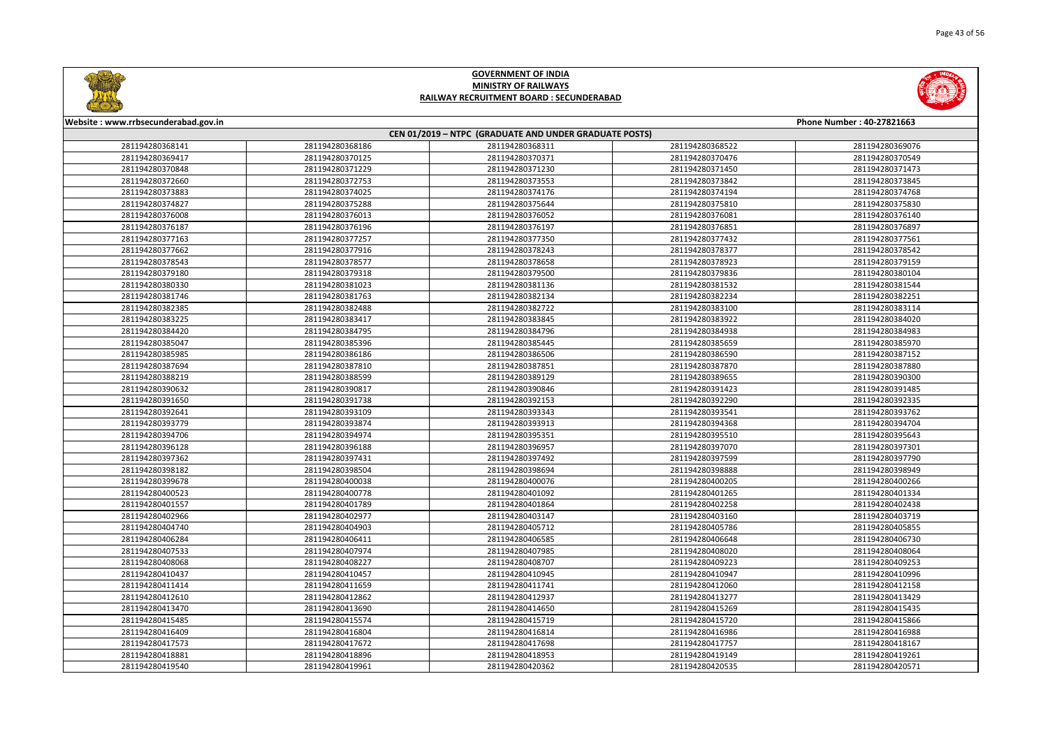# GOVERNMENT OF INDIA
## MINISTRY OF RAILWAYS
### RAILWAY RECRUITMENT BOARD : SECUNDERABAD

Website : www.rrbsecunderabad.gov.in

Phone Number : 40-27821663

**CEN 01/2019 – NTPC (GRADUATE AND UNDER GRADUATE POSTS)**

| | | | | |
|---|---|---|---|---|
| 281194280368141 | 281194280368186 | 281194280368311 | 281194280368522 | 281194280369076 |
| 281194280369417 | 281194280370125 | 281194280370371 | 281194280370476 | 281194280370549 |
| 281194280370848 | 281194280371229 | 281194280371230 | 281194280371450 | 281194280371473 |
| 281194280372660 | 281194280372753 | 281194280373553 | 281194280373842 | 281194280373845 |
| 281194280373883 | 281194280374025 | 281194280374176 | 281194280374194 | 281194280374768 |
| 281194280374827 | 281194280375288 | 281194280375644 | 281194280375810 | 281194280375830 |
| 281194280376008 | 281194280376013 | 281194280376052 | 281194280376081 | 281194280376140 |
| 281194280376187 | 281194280376196 | 281194280376197 | 281194280376851 | 281194280376897 |
| 281194280377163 | 281194280377257 | 281194280377350 | 281194280377432 | 281194280377561 |
| 281194280377662 | 281194280377916 | 281194280378243 | 281194280378377 | 281194280378542 |
| 281194280378543 | 281194280378577 | 281194280378658 | 281194280378923 | 281194280379159 |
| 281194280379180 | 281194280379318 | 281194280379500 | 281194280379836 | 281194280380104 |
| 281194280380330 | 281194280381023 | 281194280381136 | 281194280381532 | 281194280381544 |
| 281194280381746 | 281194280381763 | 281194280382134 | 281194280382234 | 281194280382251 |
| 281194280382385 | 281194280382488 | 281194280382722 | 281194280383100 | 281194280383114 |
| 281194280383225 | 281194280383417 | 281194280383845 | 281194280383922 | 281194280384020 |
| 281194280384420 | 281194280384795 | 281194280384796 | 281194280384938 | 281194280384983 |
| 281194280385047 | 281194280385396 | 281194280385445 | 281194280385659 | 281194280385970 |
| 281194280385985 | 281194280386186 | 281194280386506 | 281194280386590 | 281194280387152 |
| 281194280387694 | 281194280387810 | 281194280387851 | 281194280387870 | 281194280387880 |
| 281194280388219 | 281194280388599 | 281194280389129 | 281194280389655 | 281194280390300 |
| 281194280390632 | 281194280390817 | 281194280390846 | 281194280391423 | 281194280391485 |
| 281194280391650 | 281194280391738 | 281194280392153 | 281194280392290 | 281194280392335 |
| 281194280392641 | 281194280393109 | 281194280393343 | 281194280393541 | 281194280393762 |
| 281194280393779 | 281194280393874 | 281194280393913 | 281194280394368 | 281194280394704 |
| 281194280394706 | 281194280394974 | 281194280395351 | 281194280395510 | 281194280395643 |
| 281194280396128 | 281194280396188 | 281194280396957 | 281194280397070 | 281194280397301 |
| 281194280397362 | 281194280397431 | 281194280397492 | 281194280397599 | 281194280397790 |
| 281194280398182 | 281194280398504 | 281194280398694 | 281194280398888 | 281194280398949 |
| 281194280399678 | 281194280400038 | 281194280400076 | 281194280400205 | 281194280400266 |
| 281194280400523 | 281194280400778 | 281194280401092 | 281194280401265 | 281194280401334 |
| 281194280401557 | 281194280401789 | 281194280401864 | 281194280402258 | 281194280402438 |
| 281194280402966 | 281194280402977 | 281194280403147 | 281194280403160 | 281194280403719 |
| 281194280404740 | 281194280404903 | 281194280405712 | 281194280405786 | 281194280405855 |
| 281194280406284 | 281194280406411 | 281194280406585 | 281194280406648 | 281194280406730 |
| 281194280407533 | 281194280407974 | 281194280407985 | 281194280408020 | 281194280408064 |
| 281194280408068 | 281194280408227 | 281194280408707 | 281194280409223 | 281194280409253 |
| 281194280410437 | 281194280410457 | 281194280410945 | 281194280410947 | 281194280410996 |
| 281194280411414 | 281194280411659 | 281194280411741 | 281194280412060 | 281194280412158 |
| 281194280412610 | 281194280412862 | 281194280412937 | 281194280413277 | 281194280413429 |
| 281194280413470 | 281194280413690 | 281194280414650 | 281194280415269 | 281194280415435 |
| 281194280415485 | 281194280415574 | 281194280415719 | 281194280415720 | 281194280415866 |
| 281194280416409 | 281194280416804 | 281194280416814 | 281194280416986 | 281194280416988 |
| 281194280417573 | 281194280417672 | 281194280417698 | 281194280417757 | 281194280418167 |
| 281194280418881 | 281194280418896 | 281194280418953 | 281194280419149 | 281194280419261 |
| 281194280419540 | 281194280419961 | 281194280420362 | 281194280420535 | 281194280420571 |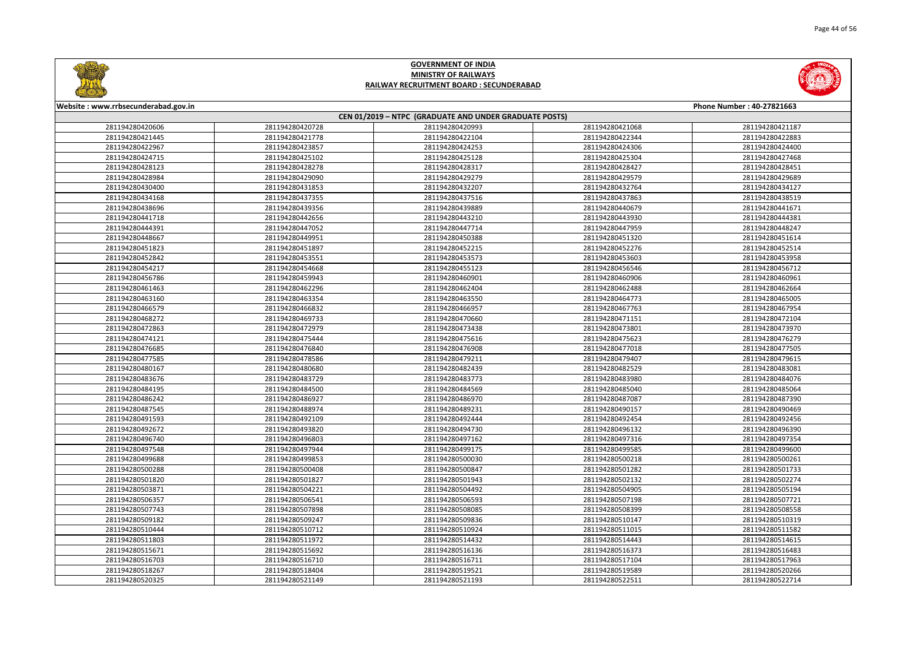**GOVERNMENT OF INDIA**
**MINISTRY OF RAILWAYS**
**RAILWAY RECRUITMENT BOARD : SECUNDERABAD**

**Website : www.rrbsecunderabad.gov.in** **Phone Number : 40-27821663**

**CEN 01/2019 – NTPC (GRADUATE AND UNDER GRADUATE POSTS)**

| | | | | |
|---|---|---|---|---|
| 281194280420606 | 281194280420728 | 281194280420993 | 281194280421068 | 281194280421187 |
| 281194280421445 | 281194280421778 | 281194280422104 | 281194280422344 | 281194280422883 |
| 281194280422967 | 281194280423857 | 281194280424253 | 281194280424306 | 281194280424400 |
| 281194280424715 | 281194280425102 | 281194280425128 | 281194280425304 | 281194280427468 |
| 281194280428123 | 281194280428278 | 281194280428317 | 281194280428427 | 281194280428451 |
| 281194280428984 | 281194280429090 | 281194280429279 | 281194280429579 | 281194280429689 |
| 281194280430400 | 281194280431853 | 281194280432207 | 281194280432764 | 281194280434127 |
| 281194280434168 | 281194280437355 | 281194280437516 | 281194280437863 | 281194280438519 |
| 281194280438696 | 281194280439356 | 281194280439889 | 281194280440679 | 281194280441671 |
| 281194280441718 | 281194280442656 | 281194280443210 | 281194280443930 | 281194280444381 |
| 281194280444391 | 281194280447052 | 281194280447714 | 281194280447959 | 281194280448247 |
| 281194280448667 | 281194280449951 | 281194280450388 | 281194280451320 | 281194280451614 |
| 281194280451823 | 281194280451897 | 281194280452215 | 281194280452276 | 281194280452514 |
| 281194280452842 | 281194280453551 | 281194280453573 | 281194280453603 | 281194280453958 |
| 281194280454217 | 281194280454668 | 281194280455123 | 281194280456546 | 281194280456712 |
| 281194280456786 | 281194280459943 | 281194280460901 | 281194280460906 | 281194280460961 |
| 281194280461463 | 281194280462296 | 281194280462404 | 281194280462488 | 281194280462664 |
| 281194280463160 | 281194280463354 | 281194280463550 | 281194280464773 | 281194280465005 |
| 281194280466579 | 281194280466832 | 281194280466957 | 281194280467763 | 281194280467954 |
| 281194280468272 | 281194280469733 | 281194280470660 | 281194280471151 | 281194280472104 |
| 281194280472863 | 281194280472979 | 281194280473438 | 281194280473801 | 281194280473970 |
| 281194280474121 | 281194280475444 | 281194280475616 | 281194280475623 | 281194280476279 |
| 281194280476685 | 281194280476840 | 281194280476908 | 281194280477018 | 281194280477505 |
| 281194280477585 | 281194280478586 | 281194280479211 | 281194280479407 | 281194280479615 |
| 281194280480167 | 281194280480680 | 281194280482439 | 281194280482529 | 281194280483081 |
| 281194280483676 | 281194280483729 | 281194280483773 | 281194280483980 | 281194280484076 |
| 281194280484195 | 281194280484500 | 281194280484569 | 281194280485040 | 281194280485064 |
| 281194280486242 | 281194280486927 | 281194280486970 | 281194280487087 | 281194280487390 |
| 281194280487545 | 281194280488974 | 281194280489231 | 281194280490157 | 281194280490469 |
| 281194280491593 | 281194280492109 | 281194280492444 | 281194280492454 | 281194280492456 |
| 281194280492672 | 281194280493820 | 281194280494730 | 281194280496132 | 281194280496390 |
| 281194280496740 | 281194280496803 | 281194280497162 | 281194280497316 | 281194280497354 |
| 281194280497548 | 281194280497944 | 281194280499175 | 281194280499585 | 281194280499600 |
| 281194280499688 | 281194280499853 | 281194280500030 | 281194280500218 | 281194280500261 |
| 281194280500288 | 281194280500408 | 281194280500847 | 281194280501282 | 281194280501733 |
| 281194280501820 | 281194280501827 | 281194280501943 | 281194280502132 | 281194280502274 |
| 281194280503871 | 281194280504221 | 281194280504492 | 281194280504905 | 281194280505194 |
| 281194280506357 | 281194280506541 | 281194280506593 | 281194280507198 | 281194280507721 |
| 281194280507743 | 281194280507898 | 281194280508085 | 281194280508399 | 281194280508558 |
| 281194280509182 | 281194280509247 | 281194280509836 | 281194280510147 | 281194280510319 |
| 281194280510444 | 281194280510712 | 281194280510924 | 281194280511015 | 281194280511582 |
| 281194280511803 | 281194280511972 | 281194280514432 | 281194280514443 | 281194280514615 |
| 281194280515671 | 281194280515692 | 281194280516136 | 281194280516373 | 281194280516483 |
| 281194280516703 | 281194280516710 | 281194280516711 | 281194280517104 | 281194280517963 |
| 281194280518267 | 281194280518404 | 281194280519521 | 281194280519589 | 281194280520266 |
| 281194280520325 | 281194280521149 | 281194280521193 | 281194280522511 | 281194280522714 |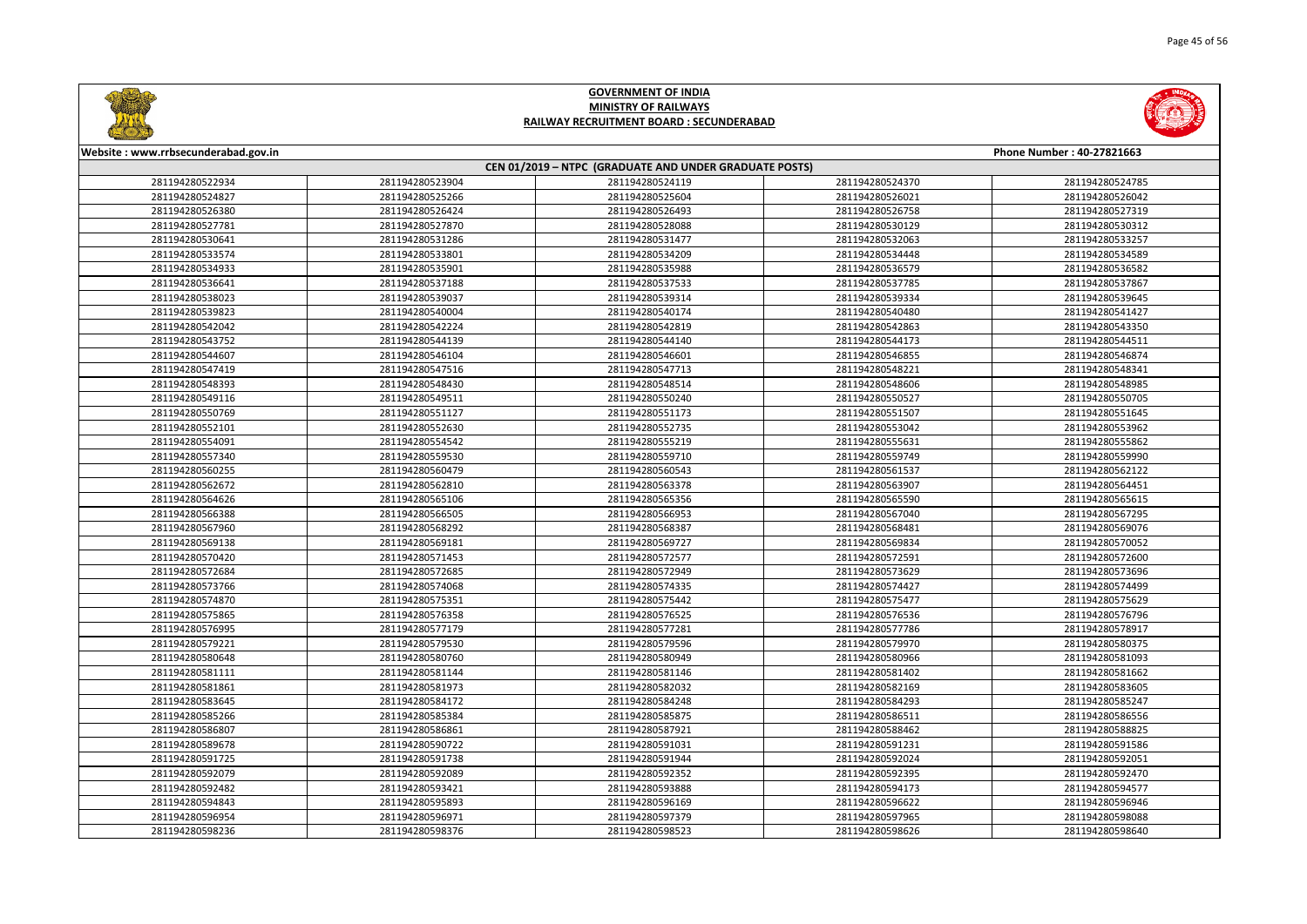**GOVERNMENT OF INDIA**
**MINISTRY OF RAILWAYS**
**RAILWAY RECRUITMENT BOARD : SECUNDERABAD**

**Website : www.rrbsecunderabad.gov.in** **Phone Number : 40-27821663**

**CEN 01/2019 – NTPC (GRADUATE AND UNDER GRADUATE POSTS)**

| | | | | |
|---|---|---|---|---|
| 281194280522934 | 281194280523904 | 281194280524119 | 281194280524370 | 281194280524785 |
| 281194280524827 | 281194280525266 | 281194280525604 | 281194280526021 | 281194280526042 |
| 281194280526380 | 281194280526424 | 281194280526493 | 281194280526758 | 281194280527319 |
| 281194280527781 | 281194280527870 | 281194280528088 | 281194280530129 | 281194280530312 |
| 281194280530641 | 281194280531286 | 281194280531477 | 281194280532063 | 281194280533257 |
| 281194280533574 | 281194280533801 | 281194280534209 | 281194280534448 | 281194280534589 |
| 281194280534933 | 281194280535901 | 281194280535988 | 281194280536579 | 281194280536582 |
| 281194280536641 | 281194280537188 | 281194280537533 | 281194280537785 | 281194280537867 |
| 281194280538023 | 281194280539037 | 281194280539314 | 281194280539334 | 281194280539645 |
| 281194280539823 | 281194280540004 | 281194280540174 | 281194280540480 | 281194280541427 |
| 281194280542042 | 281194280542224 | 281194280542819 | 281194280542863 | 281194280543350 |
| 281194280543752 | 281194280544139 | 281194280544140 | 281194280544173 | 281194280544511 |
| 281194280544607 | 281194280546104 | 281194280546601 | 281194280546855 | 281194280546874 |
| 281194280547419 | 281194280547516 | 281194280547713 | 281194280548221 | 281194280548341 |
| 281194280548393 | 281194280548430 | 281194280548514 | 281194280548606 | 281194280548985 |
| 281194280549116 | 281194280549511 | 281194280550240 | 281194280550527 | 281194280550705 |
| 281194280550769 | 281194280551127 | 281194280551173 | 281194280551507 | 281194280551645 |
| 281194280552101 | 281194280552630 | 281194280552735 | 281194280553042 | 281194280553962 |
| 281194280554091 | 281194280554542 | 281194280555219 | 281194280555631 | 281194280555862 |
| 281194280557340 | 281194280559530 | 281194280559710 | 281194280559749 | 281194280559990 |
| 281194280560255 | 281194280560479 | 281194280560543 | 281194280561537 | 281194280562122 |
| 281194280562672 | 281194280562810 | 281194280563378 | 281194280563907 | 281194280564451 |
| 281194280564626 | 281194280565106 | 281194280565356 | 281194280565590 | 281194280565615 |
| 281194280566388 | 281194280566505 | 281194280566953 | 281194280567040 | 281194280567295 |
| 281194280567960 | 281194280568292 | 281194280568387 | 281194280568481 | 281194280569076 |
| 281194280569138 | 281194280569181 | 281194280569727 | 281194280569834 | 281194280570052 |
| 281194280570420 | 281194280571453 | 281194280572577 | 281194280572591 | 281194280572600 |
| 281194280572684 | 281194280572685 | 281194280572949 | 281194280573629 | 281194280573696 |
| 281194280573766 | 281194280574068 | 281194280574335 | 281194280574427 | 281194280574499 |
| 281194280574870 | 281194280575351 | 281194280575442 | 281194280575477 | 281194280575629 |
| 281194280575865 | 281194280576358 | 281194280576525 | 281194280576536 | 281194280576796 |
| 281194280576995 | 281194280577179 | 281194280577281 | 281194280577786 | 281194280578917 |
| 281194280579221 | 281194280579530 | 281194280579596 | 281194280579970 | 281194280580375 |
| 281194280580648 | 281194280580760 | 281194280580949 | 281194280580966 | 281194280581093 |
| 281194280581111 | 281194280581144 | 281194280581146 | 281194280581402 | 281194280581662 |
| 281194280581861 | 281194280581973 | 281194280582032 | 281194280582169 | 281194280583605 |
| 281194280583645 | 281194280584172 | 281194280584248 | 281194280584293 | 281194280585247 |
| 281194280585266 | 281194280585384 | 281194280585875 | 281194280586511 | 281194280586556 |
| 281194280586807 | 281194280586861 | 281194280587921 | 281194280588462 | 281194280588825 |
| 281194280589678 | 281194280590722 | 281194280591031 | 281194280591231 | 281194280591586 |
| 281194280591725 | 281194280591738 | 281194280591944 | 281194280592024 | 281194280592051 |
| 281194280592079 | 281194280592089 | 281194280592352 | 281194280592395 | 281194280592470 |
| 281194280592482 | 281194280593421 | 281194280593888 | 281194280594173 | 281194280594577 |
| 281194280594843 | 281194280595893 | 281194280596169 | 281194280596622 | 281194280596946 |
| 281194280596954 | 281194280596971 | 281194280597379 | 281194280597965 | 281194280598088 |
| 281194280598236 | 281194280598376 | 281194280598523 | 281194280598626 | 281194280598640 |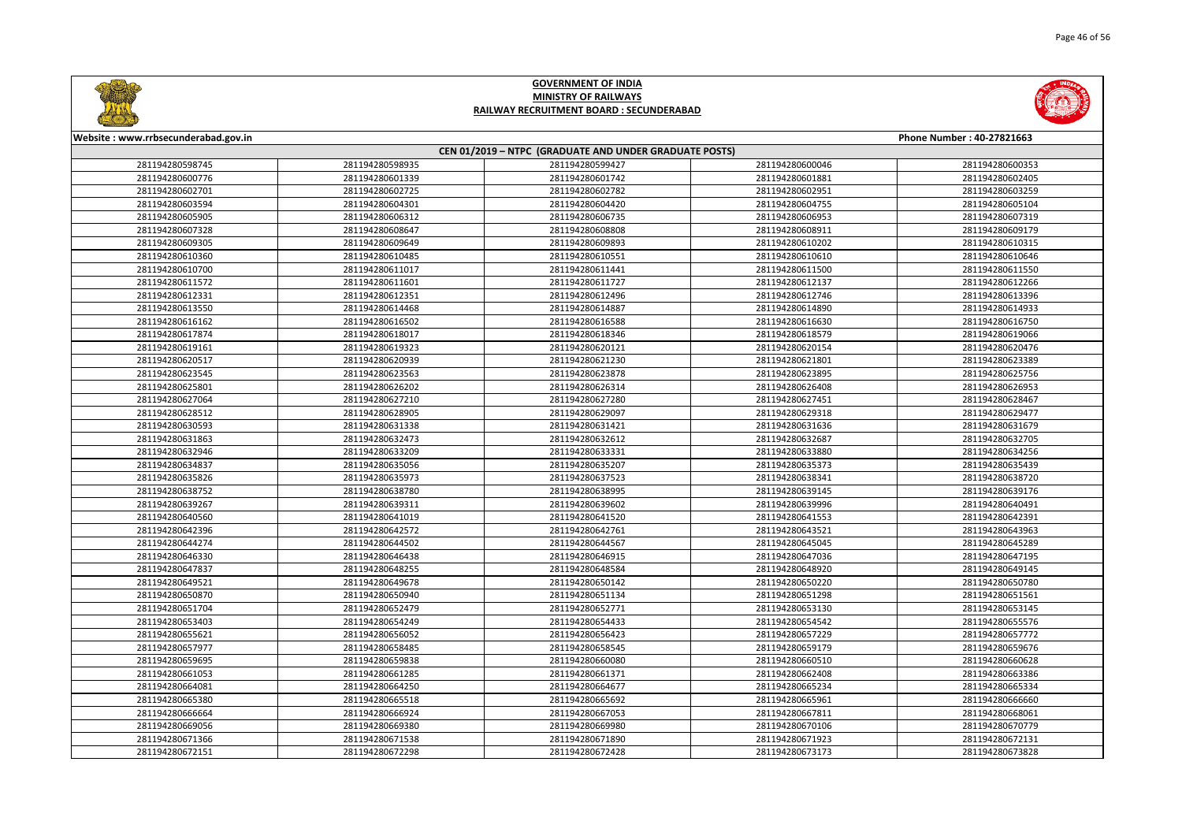# GOVERNMENT OF INDIA
## MINISTRY OF RAILWAYS
### RAILWAY RECRUITMENT BOARD : SECUNDERABAD

Website : www.rrbsecunderabad.gov.in | Phone Number : 40-27821663

**CEN 01/2019 – NTPC (GRADUATE AND UNDER GRADUATE POSTS)**

| | | | | |
|---|---|---|---|---|
| 281194280598745 | 281194280598935 | 281194280599427 | 281194280600046 | 281194280600353 |
| 281194280600776 | 281194280601339 | 281194280601742 | 281194280601881 | 281194280602405 |
| 281194280602701 | 281194280602725 | 281194280602782 | 281194280602951 | 281194280603259 |
| 281194280603594 | 281194280604301 | 281194280604420 | 281194280604755 | 281194280605104 |
| 281194280605905 | 281194280606312 | 281194280606735 | 281194280606953 | 281194280607319 |
| 281194280607328 | 281194280608647 | 281194280608808 | 281194280608911 | 281194280609179 |
| 281194280609305 | 281194280609649 | 281194280609893 | 281194280610202 | 281194280610315 |
| 281194280610360 | 281194280610485 | 281194280610551 | 281194280610610 | 281194280610646 |
| 281194280610700 | 281194280611017 | 281194280611441 | 281194280611500 | 281194280611550 |
| 281194280611572 | 281194280611601 | 281194280611727 | 281194280612137 | 281194280612266 |
| 281194280612331 | 281194280612351 | 281194280612496 | 281194280612746 | 281194280613396 |
| 281194280613550 | 281194280614468 | 281194280614887 | 281194280614890 | 281194280614933 |
| 281194280616162 | 281194280616502 | 281194280616588 | 281194280616630 | 281194280616750 |
| 281194280617874 | 281194280618017 | 281194280618346 | 281194280618579 | 281194280619066 |
| 281194280619161 | 281194280619323 | 281194280620121 | 281194280620154 | 281194280620476 |
| 281194280620517 | 281194280620939 | 281194280621230 | 281194280621801 | 281194280623389 |
| 281194280623545 | 281194280623563 | 281194280623878 | 281194280623895 | 281194280625756 |
| 281194280625801 | 281194280626202 | 281194280626314 | 281194280626408 | 281194280626953 |
| 281194280627064 | 281194280627210 | 281194280627280 | 281194280627451 | 281194280628467 |
| 281194280628512 | 281194280628905 | 281194280629097 | 281194280629318 | 281194280629477 |
| 281194280630593 | 281194280631338 | 281194280631421 | 281194280631636 | 281194280631679 |
| 281194280631863 | 281194280632473 | 281194280632612 | 281194280632687 | 281194280632705 |
| 281194280632946 | 281194280633209 | 281194280633331 | 281194280633880 | 281194280634256 |
| 281194280634837 | 281194280635056 | 281194280635207 | 281194280635373 | 281194280635439 |
| 281194280635826 | 281194280635973 | 281194280637523 | 281194280638341 | 281194280638720 |
| 281194280638752 | 281194280638780 | 281194280638995 | 281194280639145 | 281194280639176 |
| 281194280639267 | 281194280639311 | 281194280639602 | 281194280639996 | 281194280640491 |
| 281194280640560 | 281194280641019 | 281194280641520 | 281194280641553 | 281194280642391 |
| 281194280642396 | 281194280642572 | 281194280642761 | 281194280643521 | 281194280643963 |
| 281194280644274 | 281194280644502 | 281194280644567 | 281194280645045 | 281194280645289 |
| 281194280646330 | 281194280646438 | 281194280646915 | 281194280647036 | 281194280647195 |
| 281194280647837 | 281194280648255 | 281194280648584 | 281194280648920 | 281194280649145 |
| 281194280649521 | 281194280649678 | 281194280650142 | 281194280650220 | 281194280650780 |
| 281194280650870 | 281194280650940 | 281194280651134 | 281194280651298 | 281194280651561 |
| 281194280651704 | 281194280652479 | 281194280652771 | 281194280653130 | 281194280653145 |
| 281194280653403 | 281194280654249 | 281194280654433 | 281194280654542 | 281194280655576 |
| 281194280655621 | 281194280656052 | 281194280656423 | 281194280657229 | 281194280657772 |
| 281194280657977 | 281194280658485 | 281194280658545 | 281194280659179 | 281194280659676 |
| 281194280659695 | 281194280659838 | 281194280660080 | 281194280660510 | 281194280660628 |
| 281194280661053 | 281194280661285 | 281194280661371 | 281194280662408 | 281194280663386 |
| 281194280664081 | 281194280664250 | 281194280664677 | 281194280665234 | 281194280665334 |
| 281194280665380 | 281194280665518 | 281194280665692 | 281194280665961 | 281194280666660 |
| 281194280666664 | 281194280666924 | 281194280667053 | 281194280667811 | 281194280668061 |
| 281194280669056 | 281194280669380 | 281194280669980 | 281194280670106 | 281194280670779 |
| 281194280671366 | 281194280671538 | 281194280671890 | 281194280671923 | 281194280672131 |
| 281194280672151 | 281194280672298 | 281194280672428 | 281194280673173 | 281194280673828 |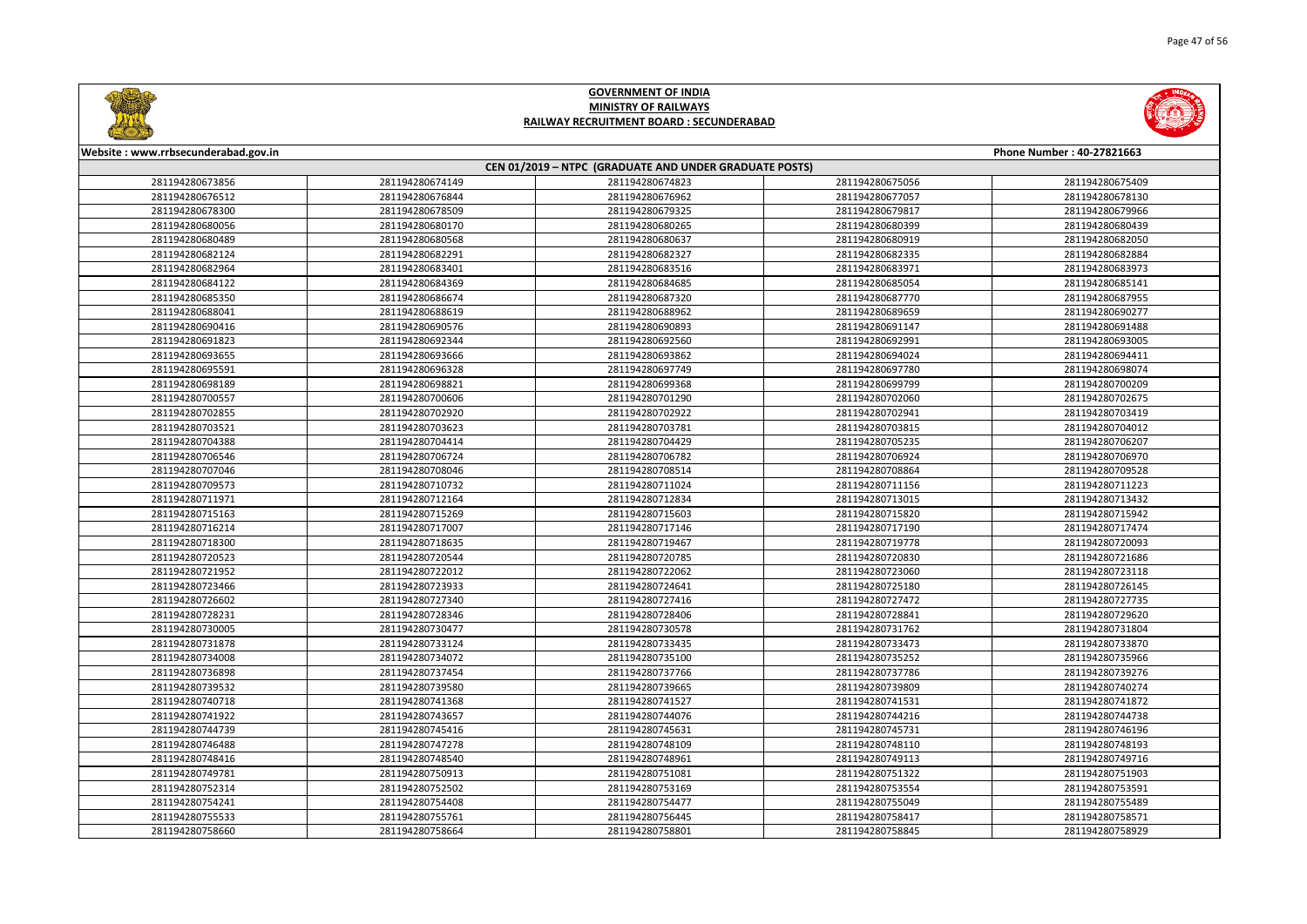# GOVERNMENT OF INDIA
## MINISTRY OF RAILWAYS
### RAILWAY RECRUITMENT BOARD : SECUNDERABAD

Website : www.rrbsecunderabad.gov.in | Phone Number : 40-27821663

**CEN 01/2019 – NTPC (GRADUATE AND UNDER GRADUATE POSTS)**

| | | | | |
|---|---|---|---|---|
| 281194280673856 | 281194280674149 | 281194280674823 | 281194280675056 | 281194280675409 |
| 281194280676512 | 281194280676844 | 281194280676962 | 281194280677057 | 281194280678130 |
| 281194280678300 | 281194280678509 | 281194280679325 | 281194280679817 | 281194280679966 |
| 281194280680056 | 281194280680170 | 281194280680265 | 281194280680399 | 281194280680439 |
| 281194280680489 | 281194280680568 | 281194280680637 | 281194280680919 | 281194280682050 |
| 281194280682124 | 281194280682291 | 281194280682327 | 281194280682335 | 281194280682884 |
| 281194280682964 | 281194280683401 | 281194280683516 | 281194280683971 | 281194280683973 |
| 281194280684122 | 281194280684369 | 281194280684685 | 281194280685054 | 281194280685141 |
| 281194280685350 | 281194280686674 | 281194280687320 | 281194280687770 | 281194280687955 |
| 281194280688041 | 281194280688619 | 281194280688962 | 281194280689659 | 281194280690277 |
| 281194280690416 | 281194280690576 | 281194280690893 | 281194280691147 | 281194280691488 |
| 281194280691823 | 281194280692344 | 281194280692560 | 281194280692991 | 281194280693005 |
| 281194280693655 | 281194280693666 | 281194280693862 | 281194280694024 | 281194280694411 |
| 281194280695591 | 281194280696328 | 281194280697749 | 281194280697780 | 281194280698074 |
| 281194280698189 | 281194280698821 | 281194280699368 | 281194280699799 | 281194280700209 |
| 281194280700557 | 281194280700606 | 281194280701290 | 281194280702060 | 281194280702675 |
| 281194280702855 | 281194280702920 | 281194280702922 | 281194280702941 | 281194280703419 |
| 281194280703521 | 281194280703623 | 281194280703781 | 281194280703815 | 281194280704012 |
| 281194280704388 | 281194280704414 | 281194280704429 | 281194280705235 | 281194280706207 |
| 281194280706546 | 281194280706724 | 281194280706782 | 281194280706924 | 281194280706970 |
| 281194280707046 | 281194280708046 | 281194280708514 | 281194280708864 | 281194280709528 |
| 281194280709573 | 281194280710732 | 281194280711024 | 281194280711156 | 281194280711223 |
| 281194280711971 | 281194280712164 | 281194280712834 | 281194280713015 | 281194280713432 |
| 281194280715163 | 281194280715269 | 281194280715603 | 281194280715820 | 281194280715942 |
| 281194280716214 | 281194280717007 | 281194280717146 | 281194280717190 | 281194280717474 |
| 281194280718300 | 281194280718635 | 281194280719467 | 281194280719778 | 281194280720093 |
| 281194280720523 | 281194280720544 | 281194280720785 | 281194280720830 | 281194280721686 |
| 281194280721952 | 281194280722012 | 281194280722062 | 281194280723060 | 281194280723118 |
| 281194280723466 | 281194280723933 | 281194280724641 | 281194280725180 | 281194280726145 |
| 281194280726602 | 281194280727340 | 281194280727416 | 281194280727472 | 281194280727735 |
| 281194280728231 | 281194280728346 | 281194280728406 | 281194280728841 | 281194280729620 |
| 281194280730005 | 281194280730477 | 281194280730578 | 281194280731762 | 281194280731804 |
| 281194280731878 | 281194280733124 | 281194280733435 | 281194280733473 | 281194280733870 |
| 281194280734008 | 281194280734072 | 281194280735100 | 281194280735252 | 281194280735966 |
| 281194280736898 | 281194280737454 | 281194280737766 | 281194280737786 | 281194280739276 |
| 281194280739532 | 281194280739580 | 281194280739665 | 281194280739809 | 281194280740274 |
| 281194280740718 | 281194280741368 | 281194280741527 | 281194280741531 | 281194280741872 |
| 281194280741922 | 281194280743657 | 281194280744076 | 281194280744216 | 281194280744738 |
| 281194280744739 | 281194280745416 | 281194280745631 | 281194280745731 | 281194280746196 |
| 281194280746488 | 281194280747278 | 281194280748109 | 281194280748110 | 281194280748193 |
| 281194280748416 | 281194280748540 | 281194280748961 | 281194280749113 | 281194280749716 |
| 281194280749781 | 281194280750913 | 281194280751081 | 281194280751322 | 281194280751903 |
| 281194280752314 | 281194280752502 | 281194280753169 | 281194280753554 | 281194280753591 |
| 281194280754241 | 281194280754408 | 281194280754477 | 281194280755049 | 281194280755489 |
| 281194280755533 | 281194280755761 | 281194280756445 | 281194280758417 | 281194280758571 |
| 281194280758660 | 281194280758664 | 281194280758801 | 281194280758845 | 281194280758929 |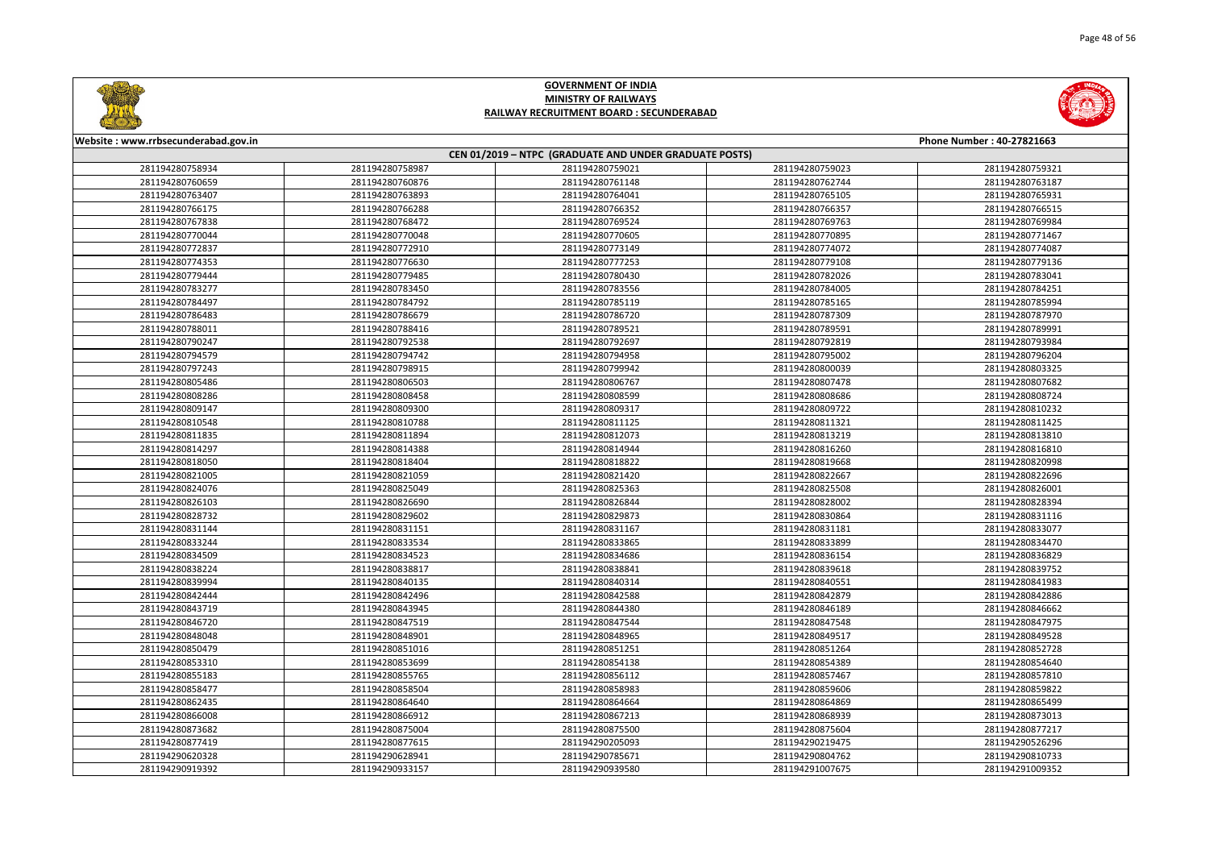# GOVERNMENT OF INDIA
## MINISTRY OF RAILWAYS
## RAILWAY RECRUITMENT BOARD : SECUNDERABAD

Website : www.rrbsecunderabad.gov.in | Phone Number : 40-27821663

### CEN 01/2019 – NTPC (GRADUATE AND UNDER GRADUATE POSTS)

| | | | | |
|---|---|---|---|---|
| 281194280758934 | 281194280758987 | 281194280759021 | 281194280759023 | 281194280759321 |
| 281194280760659 | 281194280760876 | 281194280761148 | 281194280762744 | 281194280763187 |
| 281194280763407 | 281194280763893 | 281194280764041 | 281194280765105 | 281194280765931 |
| 281194280766175 | 281194280766288 | 281194280766352 | 281194280766357 | 281194280766515 |
| 281194280767838 | 281194280768472 | 281194280769524 | 281194280769763 | 281194280769984 |
| 281194280770044 | 281194280770048 | 281194280770605 | 281194280770895 | 281194280771467 |
| 281194280772837 | 281194280772910 | 281194280773149 | 281194280774072 | 281194280774087 |
| 281194280774353 | 281194280776630 | 281194280777253 | 281194280779108 | 281194280779136 |
| 281194280779444 | 281194280779485 | 281194280780430 | 281194280782026 | 281194280783041 |
| 281194280783277 | 281194280783450 | 281194280783556 | 281194280784005 | 281194280784251 |
| 281194280784497 | 281194280784792 | 281194280785119 | 281194280785165 | 281194280785994 |
| 281194280786483 | 281194280786679 | 281194280786720 | 281194280787309 | 281194280787970 |
| 281194280788011 | 281194280788416 | 281194280789521 | 281194280789591 | 281194280789991 |
| 281194280790247 | 281194280792538 | 281194280792697 | 281194280792819 | 281194280793984 |
| 281194280794579 | 281194280794742 | 281194280794958 | 281194280795002 | 281194280796204 |
| 281194280797243 | 281194280798915 | 281194280799942 | 281194280800039 | 281194280803325 |
| 281194280805486 | 281194280806503 | 281194280806767 | 281194280807478 | 281194280807682 |
| 281194280808286 | 281194280808458 | 281194280808599 | 281194280808686 | 281194280808724 |
| 281194280809147 | 281194280809300 | 281194280809317 | 281194280809722 | 281194280810232 |
| 281194280810548 | 281194280810788 | 281194280811125 | 281194280811321 | 281194280811425 |
| 281194280811835 | 281194280811894 | 281194280812073 | 281194280813219 | 281194280813810 |
| 281194280814297 | 281194280814388 | 281194280814944 | 281194280816260 | 281194280816810 |
| 281194280818050 | 281194280818404 | 281194280818822 | 281194280819668 | 281194280820998 |
| 281194280821005 | 281194280821059 | 281194280821420 | 281194280822667 | 281194280822696 |
| 281194280824076 | 281194280825049 | 281194280825363 | 281194280825508 | 281194280826001 |
| 281194280826103 | 281194280826690 | 281194280826844 | 281194280828002 | 281194280828394 |
| 281194280828732 | 281194280829602 | 281194280829873 | 281194280830864 | 281194280831116 |
| 281194280831144 | 281194280831151 | 281194280831167 | 281194280831181 | 281194280833077 |
| 281194280833244 | 281194280833534 | 281194280833865 | 281194280833899 | 281194280834470 |
| 281194280834509 | 281194280834523 | 281194280834686 | 281194280836154 | 281194280836829 |
| 281194280838224 | 281194280838817 | 281194280838841 | 281194280839618 | 281194280839752 |
| 281194280839994 | 281194280840135 | 281194280840314 | 281194280840551 | 281194280841983 |
| 281194280842444 | 281194280842496 | 281194280842588 | 281194280842879 | 281194280842886 |
| 281194280843719 | 281194280843945 | 281194280844380 | 281194280846189 | 281194280846662 |
| 281194280846720 | 281194280847519 | 281194280847544 | 281194280847548 | 281194280847975 |
| 281194280848048 | 281194280848901 | 281194280848965 | 281194280849517 | 281194280849528 |
| 281194280850479 | 281194280851016 | 281194280851251 | 281194280851264 | 281194280852728 |
| 281194280853310 | 281194280853699 | 281194280854138 | 281194280854389 | 281194280854640 |
| 281194280855183 | 281194280855765 | 281194280856112 | 281194280857467 | 281194280857810 |
| 281194280858477 | 281194280858504 | 281194280858983 | 281194280859606 | 281194280859822 |
| 281194280862435 | 281194280864640 | 281194280864664 | 281194280864869 | 281194280865499 |
| 281194280866008 | 281194280866912 | 281194280867213 | 281194280868939 | 281194280873013 |
| 281194280873682 | 281194280875004 | 281194280875500 | 281194280875604 | 281194280877217 |
| 281194280877419 | 281194280877615 | 281194290205093 | 281194290219475 | 281194290526296 |
| 281194290620328 | 281194290628941 | 281194290785671 | 281194290804762 | 281194290810733 |
| 281194290919392 | 281194290933157 | 281194290939580 | 281194291007675 | 281194291009352 |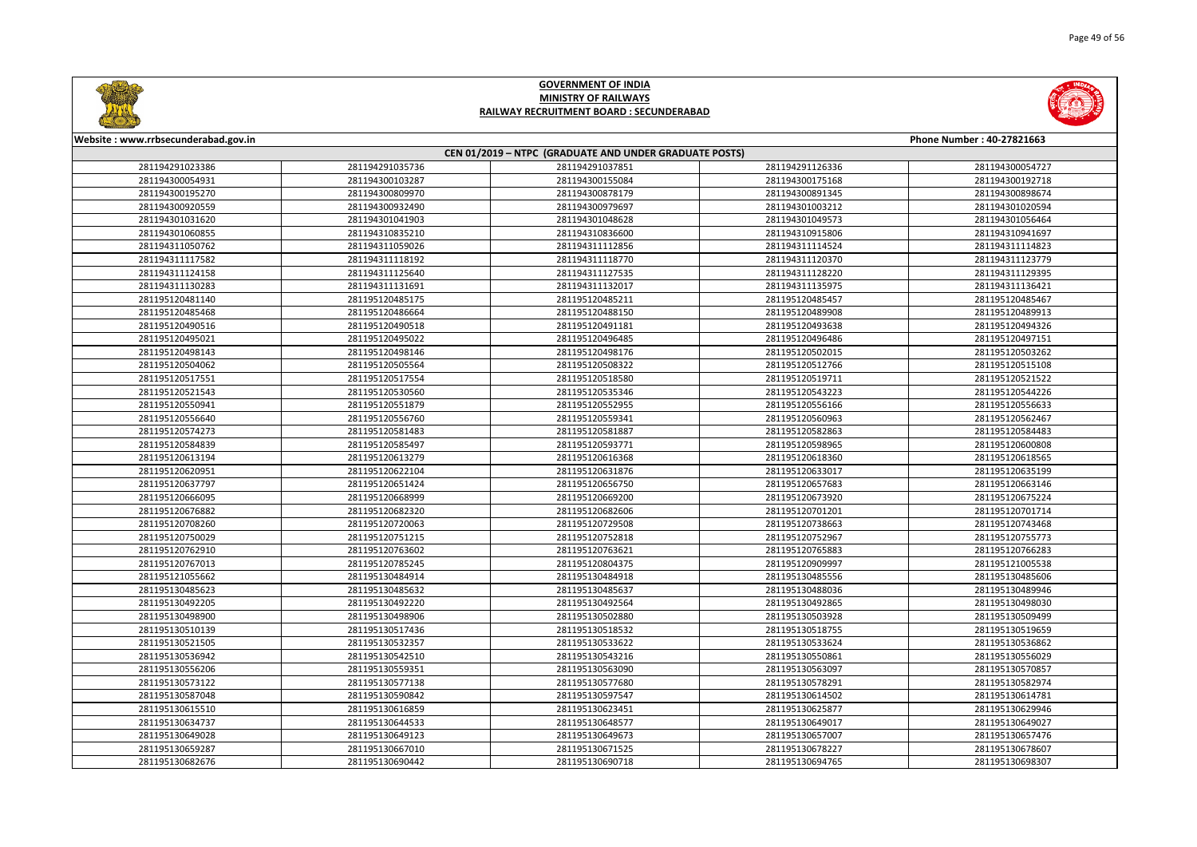# GOVERNMENT OF INDIA
## MINISTRY OF RAILWAYS
### RAILWAY RECRUITMENT BOARD : SECUNDERABAD

Website : www.rrbsecunderabad.gov.in | Phone Number : 40-27821663

**CEN 01/2019 – NTPC (GRADUATE AND UNDER GRADUATE POSTS)**

| | | | | |
|---|---|---|---|---|
| 281194291023386 | 281194291035736 | 281194291037851 | 281194291126336 | 281194300054727 |
| 281194300054931 | 281194300103287 | 281194300155084 | 281194300175168 | 281194300192718 |
| 281194300195270 | 281194300809970 | 281194300878179 | 281194300891345 | 281194300898674 |
| 281194300920559 | 281194300932490 | 281194300979697 | 281194301003212 | 281194301020594 |
| 281194301031620 | 281194301041903 | 281194301048628 | 281194301049573 | 281194301056464 |
| 281194301060855 | 281194310835210 | 281194310836600 | 281194310915806 | 281194310941697 |
| 281194311050762 | 281194311059026 | 281194311112856 | 281194311114524 | 281194311114823 |
| 281194311117582 | 281194311118192 | 281194311118770 | 281194311120370 | 281194311123779 |
| 281194311124158 | 281194311125640 | 281194311127535 | 281194311128220 | 281194311129395 |
| 281194311130283 | 281194311131691 | 281194311132017 | 281194311135975 | 281194311136421 |
| 281195120481140 | 281195120485175 | 281195120485211 | 281195120485457 | 281195120485467 |
| 281195120485468 | 281195120486664 | 281195120488150 | 281195120489908 | 281195120489913 |
| 281195120490516 | 281195120490518 | 281195120491181 | 281195120493638 | 281195120494326 |
| 281195120495021 | 281195120495022 | 281195120496485 | 281195120496486 | 281195120497151 |
| 281195120498143 | 281195120498146 | 281195120498176 | 281195120502015 | 281195120503262 |
| 281195120504062 | 281195120505564 | 281195120508322 | 281195120512766 | 281195120515108 |
| 281195120517551 | 281195120517554 | 281195120518580 | 281195120519711 | 281195120521522 |
| 281195120521543 | 281195120530560 | 281195120535346 | 281195120543223 | 281195120544226 |
| 281195120550941 | 281195120551879 | 281195120552955 | 281195120556166 | 281195120556633 |
| 281195120556640 | 281195120556760 | 281195120559341 | 281195120560963 | 281195120562467 |
| 281195120574273 | 281195120581483 | 281195120581887 | 281195120582863 | 281195120584483 |
| 281195120584839 | 281195120585497 | 281195120593771 | 281195120598965 | 281195120600808 |
| 281195120613194 | 281195120613279 | 281195120616368 | 281195120618360 | 281195120618565 |
| 281195120620951 | 281195120622104 | 281195120631876 | 281195120633017 | 281195120635199 |
| 281195120637797 | 281195120651424 | 281195120656750 | 281195120657683 | 281195120663146 |
| 281195120666095 | 281195120668999 | 281195120669200 | 281195120673920 | 281195120675224 |
| 281195120676882 | 281195120682320 | 281195120682606 | 281195120701201 | 281195120701714 |
| 281195120708260 | 281195120720063 | 281195120729508 | 281195120738663 | 281195120743468 |
| 281195120750029 | 281195120751215 | 281195120752818 | 281195120752967 | 281195120755773 |
| 281195120762910 | 281195120763602 | 281195120763621 | 281195120765883 | 281195120766283 |
| 281195120767013 | 281195120785245 | 281195120804375 | 281195120909997 | 281195121005538 |
| 281195121055662 | 281195130484914 | 281195130484918 | 281195130485556 | 281195130485606 |
| 281195130485623 | 281195130485632 | 281195130485637 | 281195130488036 | 281195130489946 |
| 281195130492205 | 281195130492220 | 281195130492564 | 281195130492865 | 281195130498030 |
| 281195130498900 | 281195130498906 | 281195130502880 | 281195130503928 | 281195130509499 |
| 281195130510139 | 281195130517436 | 281195130518532 | 281195130518755 | 281195130519659 |
| 281195130521505 | 281195130532357 | 281195130533622 | 281195130533624 | 281195130536862 |
| 281195130536942 | 281195130542510 | 281195130543216 | 281195130550861 | 281195130556029 |
| 281195130556206 | 281195130559351 | 281195130563090 | 281195130563097 | 281195130570857 |
| 281195130573122 | 281195130577138 | 281195130577680 | 281195130578291 | 281195130582974 |
| 281195130587048 | 281195130590842 | 281195130597547 | 281195130614502 | 281195130614781 |
| 281195130615510 | 281195130616859 | 281195130623451 | 281195130625877 | 281195130629946 |
| 281195130634737 | 281195130644533 | 281195130648577 | 281195130649017 | 281195130649027 |
| 281195130649028 | 281195130649123 | 281195130649673 | 281195130657007 | 281195130657476 |
| 281195130659287 | 281195130667010 | 281195130671525 | 281195130678227 | 281195130678607 |
| 281195130682676 | 281195130690442 | 281195130690718 | 281195130694765 | 281195130698307 |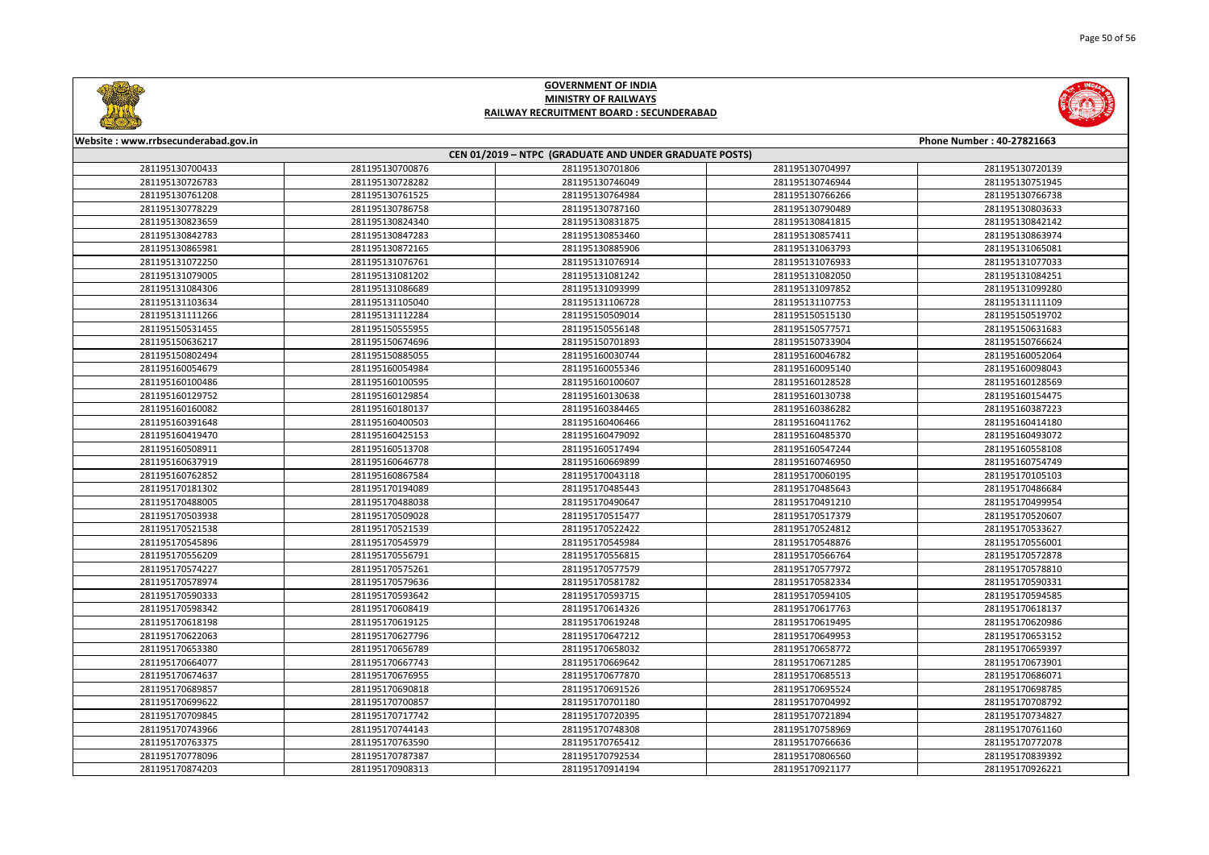# GOVERNMENT OF INDIA
## MINISTRY OF RAILWAYS
## RAILWAY RECRUITMENT BOARD : SECUNDERABAD

Website : www.rrbsecunderabad.gov.in | Phone Number : 40-27821663

**CEN 01/2019 – NTPC (GRADUATE AND UNDER GRADUATE POSTS)**

| | | | | |
|---|---|---|---|---|
| 281195130700433 | 281195130700876 | 281195130701806 | 281195130704997 | 281195130720139 |
| 281195130726783 | 281195130728282 | 281195130746049 | 281195130746944 | 281195130751945 |
| 281195130761208 | 281195130761525 | 281195130764984 | 281195130766266 | 281195130766738 |
| 281195130778229 | 281195130786758 | 281195130787160 | 281195130790489 | 281195130803633 |
| 281195130823659 | 281195130824340 | 281195130831875 | 281195130841815 | 281195130842142 |
| 281195130842783 | 281195130847283 | 281195130853460 | 281195130857411 | 281195130863974 |
| 281195130865981 | 281195130872165 | 281195130885906 | 281195131063793 | 281195131065081 |
| 281195131072250 | 281195131076761 | 281195131076914 | 281195131076933 | 281195131077033 |
| 281195131079005 | 281195131081202 | 281195131081242 | 281195131082050 | 281195131084251 |
| 281195131084306 | 281195131086689 | 281195131093999 | 281195131097852 | 281195131099280 |
| 281195131103634 | 281195131105040 | 281195131106728 | 281195131107753 | 281195131111109 |
| 281195131111266 | 281195131112284 | 281195150509014 | 281195150515130 | 281195150519702 |
| 281195150531455 | 281195150555955 | 281195150556148 | 281195150577571 | 281195150631683 |
| 281195150636217 | 281195150674696 | 281195150701893 | 281195150733904 | 281195150766624 |
| 281195150802494 | 281195150885055 | 281195160030744 | 281195160046782 | 281195160052064 |
| 281195160054679 | 281195160054984 | 281195160055346 | 281195160095140 | 281195160098043 |
| 281195160100486 | 281195160100595 | 281195160100607 | 281195160128528 | 281195160128569 |
| 281195160129752 | 281195160129854 | 281195160130638 | 281195160130738 | 281195160154475 |
| 281195160160082 | 281195160180137 | 281195160384465 | 281195160386282 | 281195160387223 |
| 281195160391648 | 281195160400503 | 281195160406466 | 281195160411762 | 281195160414180 |
| 281195160419470 | 281195160425153 | 281195160479092 | 281195160485370 | 281195160493072 |
| 281195160508911 | 281195160513708 | 281195160517494 | 281195160547244 | 281195160558108 |
| 281195160637919 | 281195160646778 | 281195160669899 | 281195160746950 | 281195160754749 |
| 281195160762852 | 281195160867584 | 281195170043118 | 281195170060195 | 281195170105103 |
| 281195170181302 | 281195170194089 | 281195170485443 | 281195170485643 | 281195170486684 |
| 281195170488005 | 281195170488038 | 281195170490647 | 281195170491210 | 281195170499954 |
| 281195170503938 | 281195170509028 | 281195170515477 | 281195170517379 | 281195170520607 |
| 281195170521538 | 281195170521539 | 281195170522422 | 281195170524812 | 281195170533627 |
| 281195170545896 | 281195170545979 | 281195170545984 | 281195170548876 | 281195170556001 |
| 281195170556209 | 281195170556791 | 281195170556815 | 281195170566764 | 281195170572878 |
| 281195170574227 | 281195170575261 | 281195170577579 | 281195170577972 | 281195170578810 |
| 281195170578974 | 281195170579636 | 281195170581782 | 281195170582334 | 281195170590331 |
| 281195170590333 | 281195170593642 | 281195170593715 | 281195170594105 | 281195170594585 |
| 281195170598342 | 281195170608419 | 281195170614326 | 281195170617763 | 281195170618137 |
| 281195170618198 | 281195170619125 | 281195170619248 | 281195170619495 | 281195170620986 |
| 281195170622063 | 281195170627796 | 281195170647212 | 281195170649953 | 281195170653152 |
| 281195170653380 | 281195170656789 | 281195170658032 | 281195170658772 | 281195170659397 |
| 281195170664077 | 281195170667743 | 281195170669642 | 281195170671285 | 281195170673901 |
| 281195170674637 | 281195170676955 | 281195170677870 | 281195170685513 | 281195170686071 |
| 281195170689857 | 281195170690818 | 281195170691526 | 281195170695524 | 281195170698785 |
| 281195170699622 | 281195170700857 | 281195170701180 | 281195170704992 | 281195170708792 |
| 281195170709845 | 281195170717742 | 281195170720395 | 281195170721894 | 281195170734827 |
| 281195170743966 | 281195170744143 | 281195170748308 | 281195170758969 | 281195170761160 |
| 281195170763375 | 281195170763590 | 281195170765412 | 281195170766636 | 281195170772078 |
| 281195170778096 | 281195170787387 | 281195170792534 | 281195170806560 | 281195170839392 |
| 281195170874203 | 281195170908313 | 281195170914194 | 281195170921177 | 281195170926221 |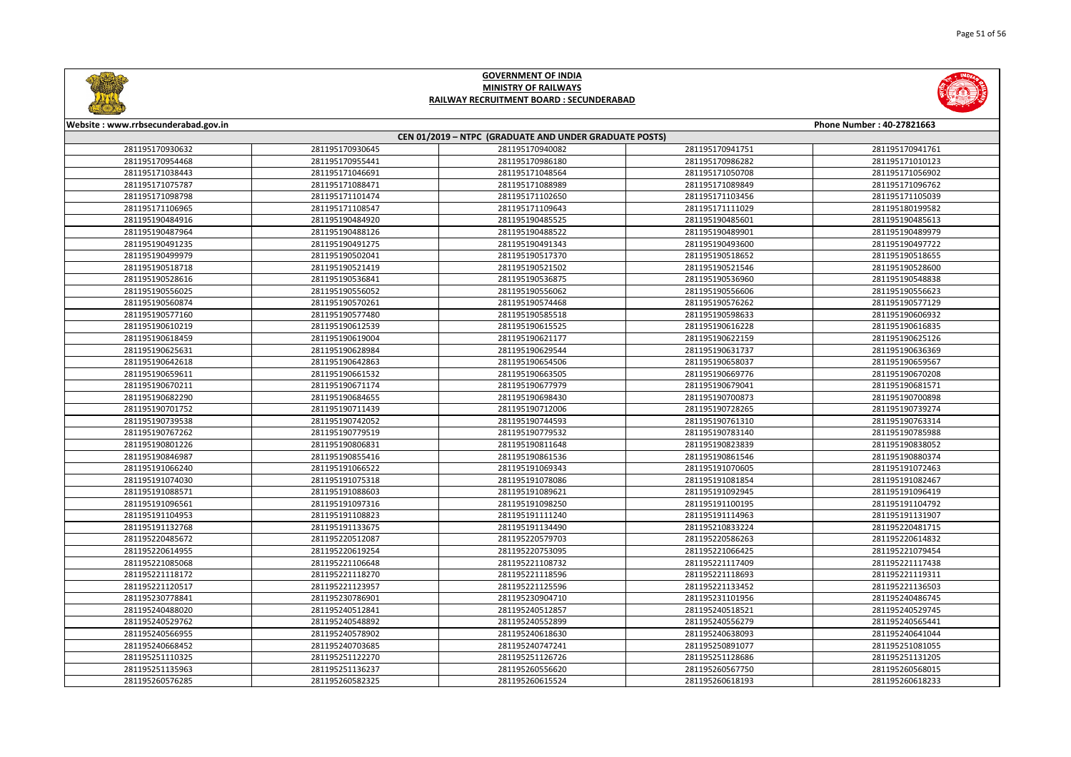# GOVERNMENT OF INDIA
## MINISTRY OF RAILWAYS
### RAILWAY RECRUITMENT BOARD : SECUNDERABAD

**Website : www.rrbsecunderabad.gov.in** | **Phone Number : 40-27821663**

**CEN 01/2019 – NTPC (GRADUATE AND UNDER GRADUATE POSTS)**

| | | | | |
|---|---|---|---|---|
| 281195170930632 | 281195170930645 | 281195170940082 | 281195170941751 | 281195170941761 |
| 281195170954468 | 281195170955441 | 281195170986180 | 281195170986282 | 281195171010123 |
| 281195171038443 | 281195171046691 | 281195171048564 | 281195171050708 | 281195171056902 |
| 281195171075787 | 281195171088471 | 281195171088989 | 281195171089849 | 281195171096762 |
| 281195171098798 | 281195171101474 | 281195171102650 | 281195171103456 | 281195171105039 |
| 281195171106965 | 281195171108547 | 281195171109643 | 281195171111029 | 281195180199582 |
| 281195190484916 | 281195190484920 | 281195190485525 | 281195190485601 | 281195190485613 |
| 281195190487964 | 281195190488126 | 281195190488522 | 281195190489901 | 281195190489979 |
| 281195190491235 | 281195190491275 | 281195190491343 | 281195190493600 | 281195190497722 |
| 281195190499979 | 281195190502041 | 281195190517370 | 281195190518652 | 281195190518655 |
| 281195190518718 | 281195190521419 | 281195190521502 | 281195190521546 | 281195190528600 |
| 281195190528616 | 281195190536841 | 281195190536875 | 281195190536960 | 281195190548838 |
| 281195190556025 | 281195190556052 | 281195190556062 | 281195190556606 | 281195190556623 |
| 281195190560874 | 281195190570261 | 281195190574468 | 281195190576262 | 281195190577129 |
| 281195190577160 | 281195190577480 | 281195190585518 | 281195190598633 | 281195190606932 |
| 281195190610219 | 281195190612539 | 281195190615525 | 281195190616228 | 281195190616835 |
| 281195190618459 | 281195190619004 | 281195190621177 | 281195190622159 | 281195190625126 |
| 281195190625631 | 281195190628984 | 281195190629544 | 281195190631737 | 281195190636369 |
| 281195190642618 | 281195190642863 | 281195190654506 | 281195190658037 | 281195190659567 |
| 281195190659611 | 281195190661532 | 281195190663505 | 281195190669776 | 281195190670208 |
| 281195190670211 | 281195190671174 | 281195190677979 | 281195190679041 | 281195190681571 |
| 281195190682290 | 281195190684655 | 281195190698430 | 281195190700873 | 281195190700898 |
| 281195190701752 | 281195190711439 | 281195190712006 | 281195190728265 | 281195190739274 |
| 281195190739538 | 281195190742052 | 281195190744593 | 281195190761310 | 281195190763314 |
| 281195190767262 | 281195190779519 | 281195190779532 | 281195190783140 | 281195190785988 |
| 281195190801226 | 281195190806831 | 281195190811648 | 281195190823839 | 281195190838052 |
| 281195190846987 | 281195190855416 | 281195190861536 | 281195190861546 | 281195190880374 |
| 281195191066240 | 281195191066522 | 281195191069343 | 281195191070605 | 281195191072463 |
| 281195191074030 | 281195191075318 | 281195191078086 | 281195191081854 | 281195191082467 |
| 281195191088571 | 281195191088603 | 281195191089621 | 281195191092945 | 281195191096419 |
| 281195191096561 | 281195191097316 | 281195191098250 | 281195191100195 | 281195191104792 |
| 281195191104953 | 281195191108823 | 281195191111240 | 281195191114963 | 281195191131907 |
| 281195191132768 | 281195191133675 | 281195191134490 | 281195210833224 | 281195220481715 |
| 281195220485672 | 281195220512087 | 281195220579703 | 281195220586263 | 281195220614832 |
| 281195220614955 | 281195220619254 | 281195220753095 | 281195221066425 | 281195221079454 |
| 281195221085068 | 281195221106648 | 281195221108732 | 281195221117409 | 281195221117438 |
| 281195221118172 | 281195221118270 | 281195221118596 | 281195221118693 | 281195221119311 |
| 281195221120517 | 281195221123957 | 281195221125596 | 281195221133452 | 281195221136503 |
| 281195230778841 | 281195230786901 | 281195230904710 | 281195231101956 | 281195240486745 |
| 281195240488020 | 281195240512841 | 281195240512857 | 281195240518521 | 281195240529745 |
| 281195240529762 | 281195240548892 | 281195240552899 | 281195240556279 | 281195240565441 |
| 281195240566955 | 281195240578902 | 281195240618630 | 281195240638093 | 281195240641044 |
| 281195240668452 | 281195240703685 | 281195240747241 | 281195250891077 | 281195251081055 |
| 281195251110325 | 281195251122270 | 281195251126726 | 281195251128686 | 281195251131205 |
| 281195251135963 | 281195251136237 | 281195260556620 | 281195260567750 | 281195260568015 |
| 281195260576285 | 281195260582325 | 281195260615524 | 281195260618193 | 281195260618233 |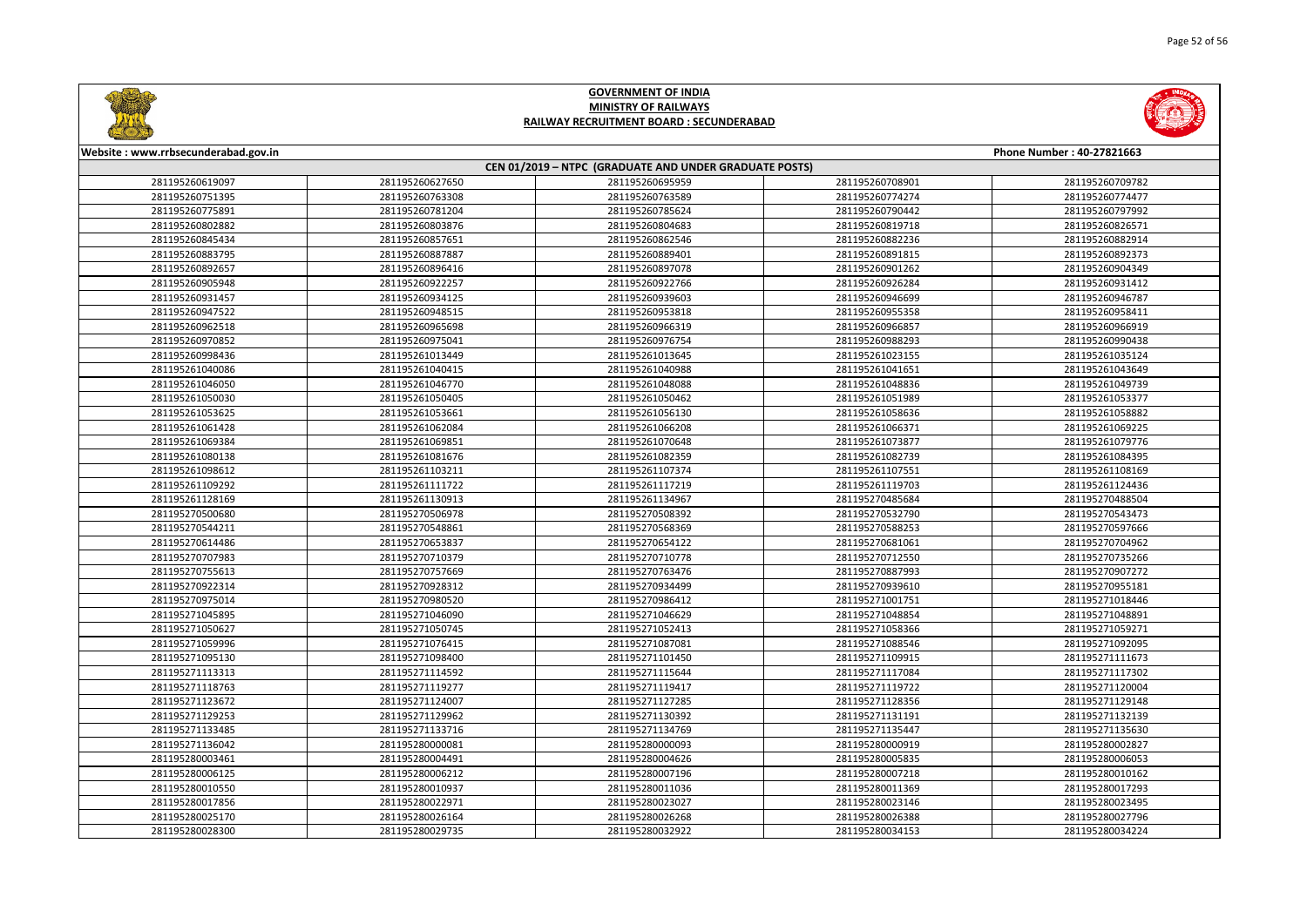# GOVERNMENT OF INDIA
## MINISTRY OF RAILWAYS
## RAILWAY RECRUITMENT BOARD : SECUNDERABAD

Website : www.rrbsecunderabad.gov.in | Phone Number : 40-27821663

**CEN 01/2019 – NTPC (GRADUATE AND UNDER GRADUATE POSTS)**

| | | | | |
|---|---|---|---|---|
| 281195260619097 | 281195260627650 | 281195260695959 | 281195260708901 | 281195260709782 |
| 281195260751395 | 281195260763308 | 281195260763589 | 281195260774274 | 281195260774477 |
| 281195260775891 | 281195260781204 | 281195260785624 | 281195260790442 | 281195260797992 |
| 281195260802882 | 281195260803876 | 281195260804683 | 281195260819718 | 281195260826571 |
| 281195260845434 | 281195260857651 | 281195260862546 | 281195260882236 | 281195260882914 |
| 281195260883795 | 281195260887887 | 281195260889401 | 281195260891815 | 281195260892373 |
| 281195260892657 | 281195260896416 | 281195260897078 | 281195260901262 | 281195260904349 |
| 281195260905948 | 281195260922257 | 281195260922766 | 281195260926284 | 281195260931412 |
| 281195260931457 | 281195260934125 | 281195260939603 | 281195260946699 | 281195260946787 |
| 281195260947522 | 281195260948515 | 281195260953818 | 281195260955358 | 281195260958411 |
| 281195260962518 | 281195260965698 | 281195260966319 | 281195260966857 | 281195260966919 |
| 281195260970852 | 281195260975041 | 281195260976754 | 281195260988293 | 281195260990438 |
| 281195260998436 | 281195261013449 | 281195261013645 | 281195261023155 | 281195261035124 |
| 281195261040086 | 281195261040415 | 281195261040988 | 281195261041651 | 281195261043649 |
| 281195261046050 | 281195261046770 | 281195261048088 | 281195261048836 | 281195261049739 |
| 281195261050030 | 281195261050405 | 281195261050462 | 281195261051989 | 281195261053377 |
| 281195261053625 | 281195261053661 | 281195261056130 | 281195261058636 | 281195261058882 |
| 281195261061428 | 281195261062084 | 281195261066208 | 281195261066371 | 281195261069225 |
| 281195261069384 | 281195261069851 | 281195261070648 | 281195261073877 | 281195261079776 |
| 281195261080138 | 281195261081676 | 281195261082359 | 281195261082739 | 281195261084395 |
| 281195261098612 | 281195261103211 | 281195261107374 | 281195261107551 | 281195261108169 |
| 281195261109292 | 281195261111722 | 281195261117219 | 281195261119703 | 281195261124436 |
| 281195261128169 | 281195261130913 | 281195261134967 | 281195270485684 | 281195270488504 |
| 281195270500680 | 281195270506978 | 281195270508392 | 281195270532790 | 281195270543473 |
| 281195270544211 | 281195270548861 | 281195270568369 | 281195270588253 | 281195270597666 |
| 281195270614486 | 281195270653837 | 281195270654122 | 281195270681061 | 281195270704962 |
| 281195270707983 | 281195270710379 | 281195270710778 | 281195270712550 | 281195270735266 |
| 281195270755613 | 281195270757669 | 281195270763476 | 281195270887993 | 281195270907272 |
| 281195270922314 | 281195270934499 | 281195270939610 | 281195270955181 | 281195270955181 |
| 281195270975014 | 281195270980520 | 281195270986412 | 281195271001751 | 281195271018446 |
| 281195271045895 | 281195271046090 | 281195271046629 | 281195271048854 | 281195271048891 |
| 281195271050627 | 281195271050745 | 281195271052413 | 281195271058366 | 281195271059271 |
| 281195271059996 | 281195271076415 | 281195271087081 | 281195271088546 | 281195271092095 |
| 281195271095130 | 281195271098400 | 281195271101450 | 281195271109915 | 281195271111673 |
| 281195271113313 | 281195271114592 | 281195271115644 | 281195271117084 | 281195271117302 |
| 281195271118763 | 281195271119277 | 281195271119417 | 281195271119722 | 281195271120004 |
| 281195271123672 | 281195271124007 | 281195271127285 | 281195271128356 | 281195271129148 |
| 281195271129253 | 281195271129962 | 281195271130392 | 281195271131191 | 281195271132139 |
| 281195271133485 | 281195271133716 | 281195271134769 | 281195271135447 | 281195271135630 |
| 281195271136042 | 281195280000081 | 281195280000093 | 281195280000919 | 281195280002827 |
| 281195280003461 | 281195280004491 | 281195280004626 | 281195280005835 | 281195280006053 |
| 281195280006125 | 281195280006212 | 281195280007196 | 281195280007218 | 281195280010162 |
| 281195280010550 | 281195280010937 | 281195280011036 | 281195280011369 | 281195280017293 |
| 281195280017856 | 281195280022971 | 281195280023027 | 281195280023146 | 281195280023495 |
| 281195280025170 | 281195280026164 | 281195280026268 | 281195280026388 | 281195280027796 |
| 281195280028300 | 281195280029735 | 281195280032922 | 281195280034153 | 281195280034224 |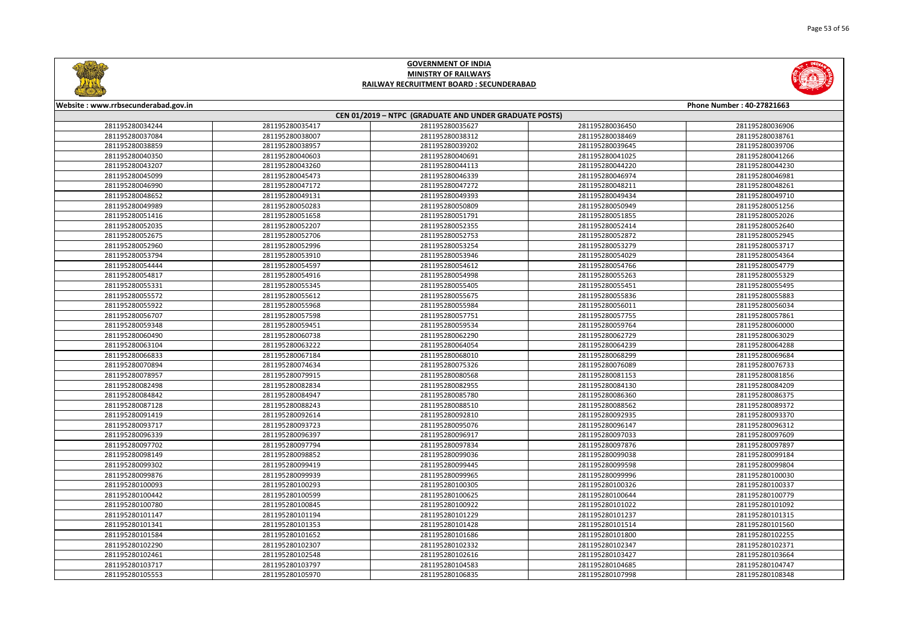# GOVERNMENT OF INDIA
## MINISTRY OF RAILWAYS
## RAILWAY RECRUITMENT BOARD : SECUNDERABAD

Website : www.rrbsecunderabad.gov.in | Phone Number : 40-27821663

### CEN 01/2019 – NTPC (GRADUATE AND UNDER GRADUATE POSTS)

| | | | | |
|---|---|---|---|---|
| 281195280034244 | 281195280035417 | 281195280035627 | 281195280036450 | 281195280036906 |
| 281195280037084 | 281195280038007 | 281195280038312 | 281195280038469 | 281195280038761 |
| 281195280038859 | 281195280038957 | 281195280039202 | 281195280039645 | 281195280039706 |
| 281195280040350 | 281195280040603 | 281195280040691 | 281195280041025 | 281195280041266 |
| 281195280043207 | 281195280043260 | 281195280044113 | 281195280044220 | 281195280044230 |
| 281195280045099 | 281195280045473 | 281195280046339 | 281195280046974 | 281195280046981 |
| 281195280046990 | 281195280047172 | 281195280047272 | 281195280048211 | 281195280048261 |
| 281195280048652 | 281195280049131 | 281195280049393 | 281195280049434 | 281195280049710 |
| 281195280049989 | 281195280050283 | 281195280050809 | 281195280050949 | 281195280051256 |
| 281195280051416 | 281195280051658 | 281195280051791 | 281195280051855 | 281195280052026 |
| 281195280052035 | 281195280052207 | 281195280052355 | 281195280052414 | 281195280052640 |
| 281195280052675 | 281195280052706 | 281195280052753 | 281195280052872 | 281195280052945 |
| 281195280052960 | 281195280052996 | 281195280053254 | 281195280053279 | 281195280053717 |
| 281195280053794 | 281195280053910 | 281195280053946 | 281195280054029 | 281195280054364 |
| 281195280054444 | 281195280054597 | 281195280054612 | 281195280054766 | 281195280054779 |
| 281195280054817 | 281195280054916 | 281195280054998 | 281195280055263 | 281195280055329 |
| 281195280055331 | 281195280055345 | 281195280055405 | 281195280055451 | 281195280055495 |
| 281195280055572 | 281195280055612 | 281195280055675 | 281195280055836 | 281195280055883 |
| 281195280055922 | 281195280055968 | 281195280055984 | 281195280056011 | 281195280056034 |
| 281195280056707 | 281195280057598 | 281195280057751 | 281195280057755 | 281195280057861 |
| 281195280059348 | 281195280059451 | 281195280059534 | 281195280059764 | 281195280060000 |
| 281195280060490 | 281195280060738 | 281195280062290 | 281195280062729 | 281195280063029 |
| 281195280063104 | 281195280063222 | 281195280064054 | 281195280064239 | 281195280064288 |
| 281195280066833 | 281195280067184 | 281195280068010 | 281195280068299 | 281195280069684 |
| 281195280070894 | 281195280074634 | 281195280075326 | 281195280076089 | 281195280076733 |
| 281195280078957 | 281195280079915 | 281195280080568 | 281195280081153 | 281195280081856 |
| 281195280082498 | 281195280082834 | 281195280082955 | 281195280084130 | 281195280084209 |
| 281195280084842 | 281195280084947 | 281195280085780 | 281195280086360 | 281195280086375 |
| 281195280087128 | 281195280088243 | 281195280088510 | 281195280088562 | 281195280089372 |
| 281195280091419 | 281195280092614 | 281195280092810 | 281195280092935 | 281195280093370 |
| 281195280093717 | 281195280093723 | 281195280095076 | 281195280096147 | 281195280096312 |
| 281195280096339 | 281195280096397 | 281195280096917 | 281195280097033 | 281195280097609 |
| 281195280097702 | 281195280097794 | 281195280097834 | 281195280097876 | 281195280097897 |
| 281195280098149 | 281195280098852 | 281195280099036 | 281195280099038 | 281195280099184 |
| 281195280099302 | 281195280099419 | 281195280099445 | 281195280099598 | 281195280099804 |
| 281195280099876 | 281195280099939 | 281195280099965 | 281195280099996 | 281195280100030 |
| 281195280100093 | 281195280100293 | 281195280100305 | 281195280100326 | 281195280100337 |
| 281195280100442 | 281195280100599 | 281195280100625 | 281195280100644 | 281195280100779 |
| 281195280100780 | 281195280100845 | 281195280100922 | 281195280101022 | 281195280101092 |
| 281195280101147 | 281195280101194 | 281195280101229 | 281195280101237 | 281195280101315 |
| 281195280101341 | 281195280101353 | 281195280101428 | 281195280101514 | 281195280101560 |
| 281195280101584 | 281195280101652 | 281195280101686 | 281195280101800 | 281195280102255 |
| 281195280102290 | 281195280102307 | 281195280102332 | 281195280102347 | 281195280102371 |
| 281195280102461 | 281195280102548 | 281195280102616 | 281195280103427 | 281195280103664 |
| 281195280103717 | 281195280103797 | 281195280104583 | 281195280104685 | 281195280104747 |
| 281195280105553 | 281195280105970 | 281195280106835 | 281195280107998 | 281195280108348 |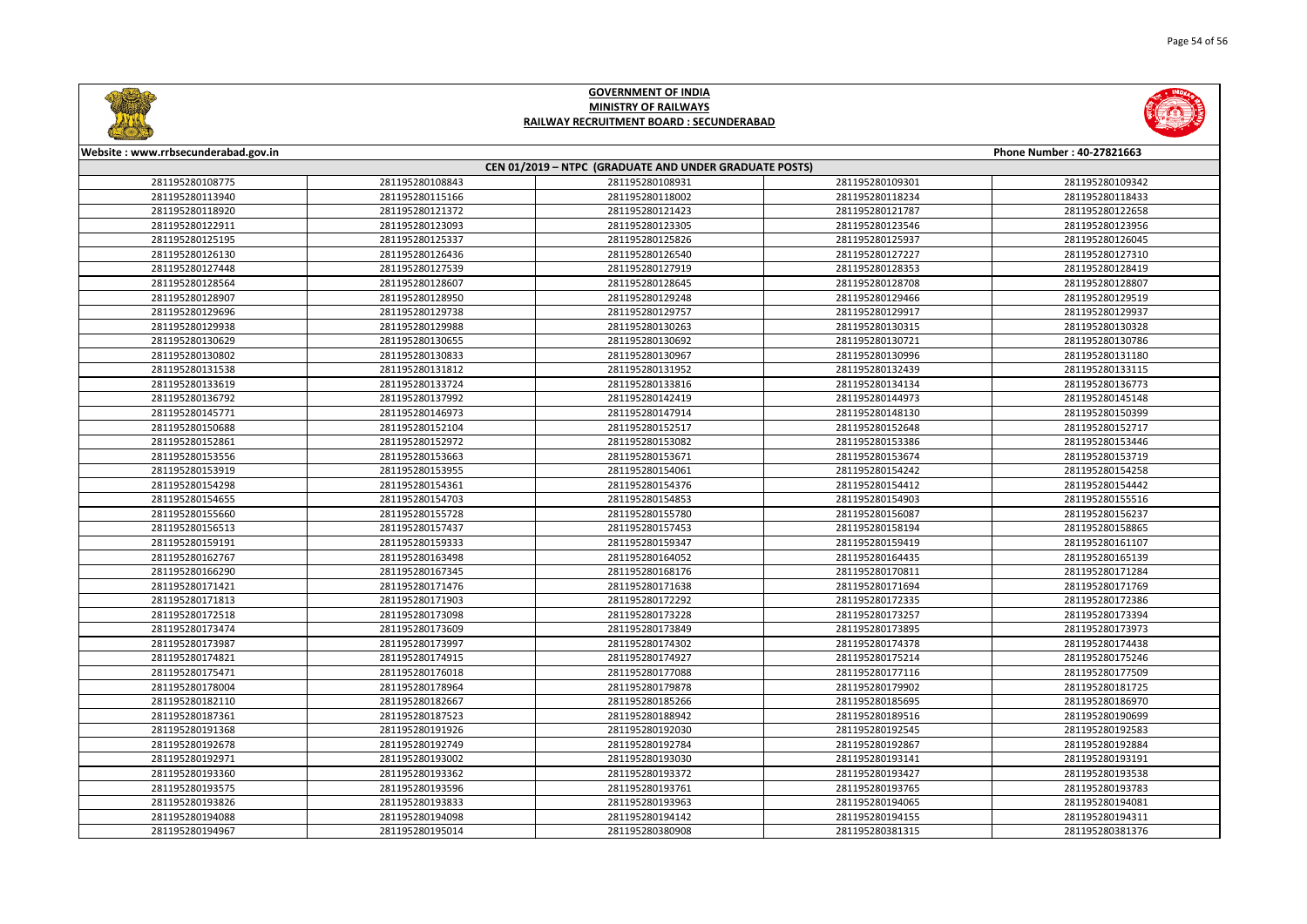**GOVERNMENT OF INDIA**
**MINISTRY OF RAILWAYS**
**RAILWAY RECRUITMENT BOARD : SECUNDERABAD**

Website : www.rrbsecunderabad.gov.in | Phone Number : 40-27821663

**CEN 01/2019 – NTPC (GRADUATE AND UNDER GRADUATE POSTS)**

| | | | | |
|---|---|---|---|---|
| 281195280108775 | 281195280108843 | 281195280108931 | 281195280109301 | 281195280109342 |
| 281195280113940 | 281195280115166 | 281195280118002 | 281195280118234 | 281195280118433 |
| 281195280118920 | 281195280121372 | 281195280121423 | 281195280121787 | 281195280122658 |
| 281195280122911 | 281195280123093 | 281195280123305 | 281195280123546 | 281195280123956 |
| 281195280125195 | 281195280125337 | 281195280125826 | 281195280125937 | 281195280126045 |
| 281195280126130 | 281195280126436 | 281195280126540 | 281195280127227 | 281195280127310 |
| 281195280127448 | 281195280127539 | 281195280127919 | 281195280128353 | 281195280128419 |
| 281195280128564 | 281195280128607 | 281195280128645 | 281195280128708 | 281195280128807 |
| 281195280128907 | 281195280128950 | 281195280129248 | 281195280129466 | 281195280129519 |
| 281195280129696 | 281195280129738 | 281195280129757 | 281195280129917 | 281195280129937 |
| 281195280129938 | 281195280129988 | 281195280130263 | 281195280130315 | 281195280130328 |
| 281195280130629 | 281195280130655 | 281195280130692 | 281195280130721 | 281195280130786 |
| 281195280130802 | 281195280130833 | 281195280130967 | 281195280130996 | 281195280131180 |
| 281195280131538 | 281195280131812 | 281195280131952 | 281195280132439 | 281195280133115 |
| 281195280133619 | 281195280133724 | 281195280133816 | 281195280134134 | 281195280136773 |
| 281195280136792 | 281195280137992 | 281195280142419 | 281195280144973 | 281195280145148 |
| 281195280145771 | 281195280146973 | 281195280147914 | 281195280148130 | 281195280150399 |
| 281195280150688 | 281195280152104 | 281195280152517 | 281195280152648 | 281195280152717 |
| 281195280152861 | 281195280152972 | 281195280153082 | 281195280153386 | 281195280153446 |
| 281195280153556 | 281195280153663 | 281195280153671 | 281195280153674 | 281195280153719 |
| 281195280153919 | 281195280153955 | 281195280154061 | 281195280154242 | 281195280154258 |
| 281195280154298 | 281195280154361 | 281195280154376 | 281195280154412 | 281195280154442 |
| 281195280154655 | 281195280154703 | 281195280154853 | 281195280154903 | 281195280155516 |
| 281195280155660 | 281195280155728 | 281195280155780 | 281195280156087 | 281195280156237 |
| 281195280156513 | 281195280157437 | 281195280157453 | 281195280158194 | 281195280158865 |
| 281195280159191 | 281195280159333 | 281195280159347 | 281195280159419 | 281195280161107 |
| 281195280162767 | 281195280163498 | 281195280164052 | 281195280164435 | 281195280165139 |
| 281195280166290 | 281195280167345 | 281195280168176 | 281195280170811 | 281195280171284 |
| 281195280171421 | 281195280171476 | 281195280171638 | 281195280171694 | 281195280171769 |
| 281195280171813 | 281195280171903 | 281195280172292 | 281195280172335 | 281195280172386 |
| 281195280172518 | 281195280173098 | 281195280173228 | 281195280173257 | 281195280173394 |
| 281195280173474 | 281195280173609 | 281195280173849 | 281195280173895 | 281195280173973 |
| 281195280173987 | 281195280173997 | 281195280174302 | 281195280174378 | 281195280174438 |
| 281195280174821 | 281195280174915 | 281195280174927 | 281195280175214 | 281195280175246 |
| 281195280175471 | 281195280176018 | 281195280177088 | 281195280177116 | 281195280177509 |
| 281195280178004 | 281195280178964 | 281195280179878 | 281195280179902 | 281195280181725 |
| 281195280182110 | 281195280182667 | 281195280185266 | 281195280185695 | 281195280186970 |
| 281195280187361 | 281195280187523 | 281195280188942 | 281195280189516 | 281195280190699 |
| 281195280191368 | 281195280191926 | 281195280192030 | 281195280192545 | 281195280192583 |
| 281195280192678 | 281195280192749 | 281195280192784 | 281195280192867 | 281195280192884 |
| 281195280192971 | 281195280193002 | 281195280193030 | 281195280193141 | 281195280193191 |
| 281195280193360 | 281195280193362 | 281195280193372 | 281195280193427 | 281195280193538 |
| 281195280193575 | 281195280193596 | 281195280193761 | 281195280193765 | 281195280193783 |
| 281195280193826 | 281195280193833 | 281195280193963 | 281195280194065 | 281195280194081 |
| 281195280194088 | 281195280194098 | 281195280194142 | 281195280194155 | 281195280194311 |
| 281195280194967 | 281195280195014 | 281195280380908 | 281195280381315 | 281195280381376 |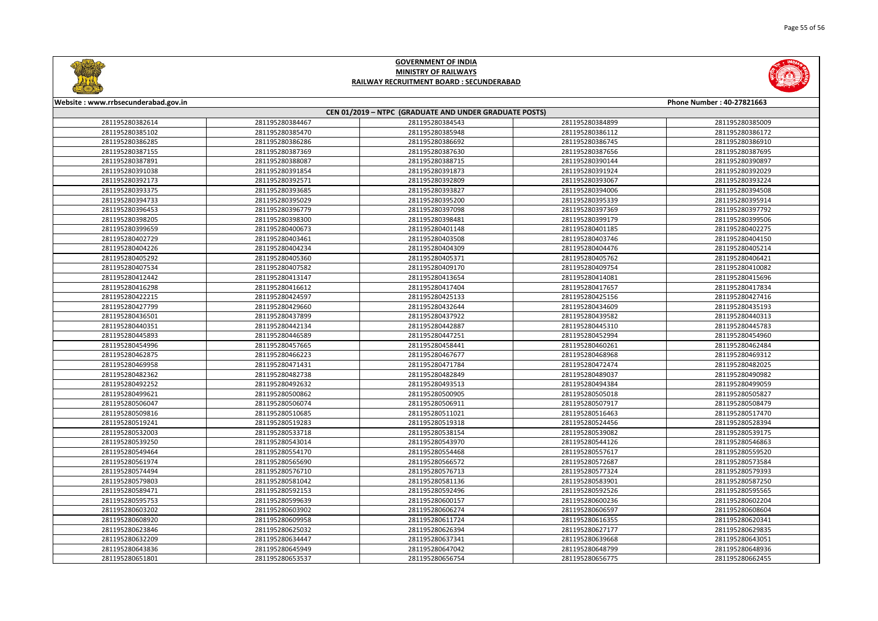## GOVERNMENT OF INDIA
## MINISTRY OF RAILWAYS
## RAILWAY RECRUITMENT BOARD : SECUNDERABAD

Website : www.rrbsecunderabad.gov.in | Phone Number : 40-27821663

**CEN 01/2019 – NTPC (GRADUATE AND UNDER GRADUATE POSTS)**

| | | | | |
|---|---|---|---|---|
| 281195280382614 | 281195280384467 | 281195280384543 | 281195280384899 | 281195280385009 |
| 281195280385102 | 281195280385470 | 281195280385948 | 281195280386112 | 281195280386172 |
| 281195280386285 | 281195280386286 | 281195280386692 | 281195280386745 | 281195280386910 |
| 281195280387155 | 281195280387369 | 281195280387630 | 281195280387656 | 281195280387695 |
| 281195280387891 | 281195280388087 | 281195280388715 | 281195280390144 | 281195280390897 |
| 281195280391038 | 281195280391854 | 281195280391873 | 281195280391924 | 281195280392029 |
| 281195280392173 | 281195280392571 | 281195280392809 | 281195280393067 | 281195280393224 |
| 281195280393375 | 281195280393685 | 281195280393827 | 281195280394006 | 281195280394508 |
| 281195280394733 | 281195280395029 | 281195280395200 | 281195280395339 | 281195280395914 |
| 281195280396453 | 281195280396779 | 281195280397098 | 281195280397369 | 281195280397792 |
| 281195280398205 | 281195280398300 | 281195280398481 | 281195280399179 | 281195280399506 |
| 281195280399659 | 281195280400673 | 281195280401148 | 281195280401185 | 281195280402275 |
| 281195280402729 | 281195280403461 | 281195280403508 | 281195280403746 | 281195280404150 |
| 281195280404226 | 281195280404234 | 281195280404309 | 281195280404476 | 281195280405214 |
| 281195280405292 | 281195280405360 | 281195280405371 | 281195280405762 | 281195280406421 |
| 281195280407534 | 281195280407582 | 281195280409170 | 281195280409754 | 281195280410082 |
| 281195280412442 | 281195280413147 | 281195280413654 | 281195280414081 | 281195280415696 |
| 281195280416298 | 281195280416612 | 281195280417404 | 281195280417657 | 281195280417834 |
| 281195280422215 | 281195280424597 | 281195280425133 | 281195280425156 | 281195280427416 |
| 281195280427799 | 281195280429660 | 281195280432644 | 281195280434609 | 281195280435193 |
| 281195280436501 | 281195280437899 | 281195280437922 | 281195280439582 | 281195280440313 |
| 281195280440351 | 281195280442134 | 281195280442887 | 281195280445310 | 281195280445783 |
| 281195280445893 | 281195280446589 | 281195280447251 | 281195280452994 | 281195280454960 |
| 281195280454996 | 281195280457665 | 281195280458441 | 281195280460261 | 281195280462484 |
| 281195280462875 | 281195280466223 | 281195280467677 | 281195280468968 | 281195280469312 |
| 281195280469958 | 281195280471431 | 281195280471784 | 281195280472474 | 281195280482025 |
| 281195280482362 | 281195280482738 | 281195280482849 | 281195280489037 | 281195280490982 |
| 281195280492252 | 281195280492632 | 281195280493513 | 281195280494384 | 281195280499059 |
| 281195280499621 | 281195280500862 | 281195280500905 | 281195280505018 | 281195280505827 |
| 281195280506047 | 281195280506074 | 281195280506911 | 281195280507917 | 281195280508479 |
| 281195280509816 | 281195280510685 | 281195280511021 | 281195280516463 | 281195280517470 |
| 281195280519241 | 281195280519283 | 281195280519318 | 281195280524456 | 281195280528394 |
| 281195280532003 | 281195280533718 | 281195280538154 | 281195280539082 | 281195280539175 |
| 281195280539250 | 281195280543014 | 281195280543970 | 281195280544126 | 281195280546863 |
| 281195280549464 | 281195280554170 | 281195280554468 | 281195280557617 | 281195280559520 |
| 281195280561974 | 281195280565690 | 281195280566572 | 281195280572687 | 281195280573584 |
| 281195280574494 | 281195280576710 | 281195280576713 | 281195280577324 | 281195280579393 |
| 281195280579803 | 281195280581042 | 281195280581136 | 281195280583901 | 281195280587250 |
| 281195280589471 | 281195280592153 | 281195280592496 | 281195280592526 | 281195280595565 |
| 281195280595753 | 281195280599639 | 281195280600157 | 281195280600236 | 281195280602204 |
| 281195280603202 | 281195280603902 | 281195280606274 | 281195280606597 | 281195280608604 |
| 281195280608920 | 281195280609958 | 281195280611724 | 281195280616355 | 281195280620341 |
| 281195280623846 | 281195280625032 | 281195280626394 | 281195280627177 | 281195280629835 |
| 281195280632209 | 281195280634447 | 281195280637341 | 281195280639668 | 281195280643051 |
| 281195280643836 | 281195280645949 | 281195280647042 | 281195280648799 | 281195280648936 |
| 281195280651801 | 281195280653537 | 281195280656754 | 281195280656775 | 281195280662455 |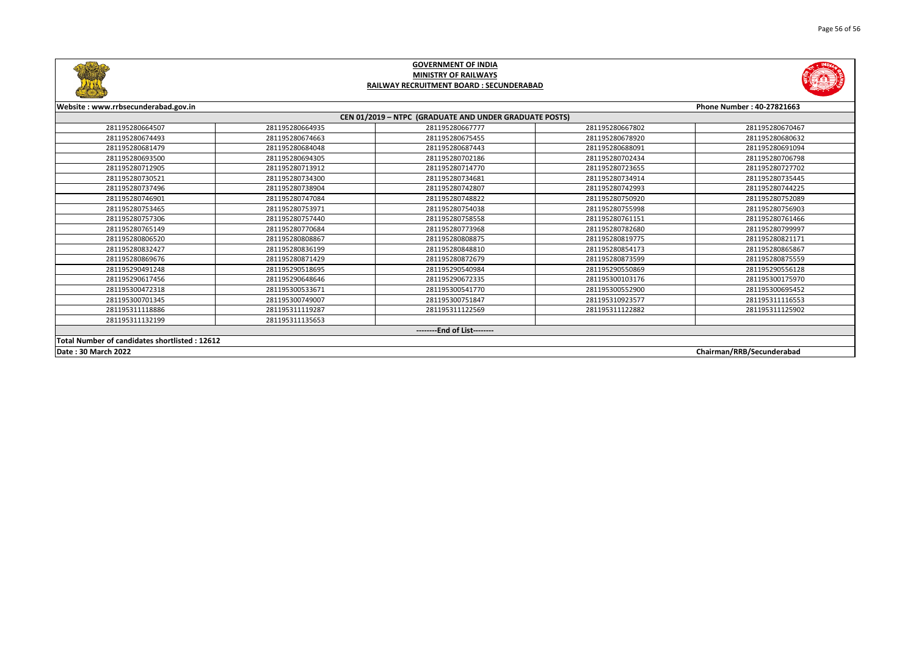# GOVERNMENT OF INDIA
## MINISTRY OF RAILWAYS
## RAILWAY RECRUITMENT BOARD : SECUNDERABAD

**Website : www.rrbsecunderabad.gov.in** **Phone Number : 40-27821663**

**CEN 01/2019 – NTPC (GRADUATE AND UNDER GRADUATE POSTS)**

| | | | | |
|---|---|---|---|---|
| 281195280664507 | 281195280664935 | 281195280667777 | 281195280667802 | 281195280670467 |
| 281195280674493 | 281195280674663 | 281195280675455 | 281195280678920 | 281195280680632 |
| 281195280681479 | 281195280684048 | 281195280687443 | 281195280688091 | 281195280691094 |
| 281195280693500 | 281195280694305 | 281195280702186 | 281195280702434 | 281195280706798 |
| 281195280712905 | 281195280713912 | 281195280714770 | 281195280723655 | 281195280727702 |
| 281195280730521 | 281195280734300 | 281195280734681 | 281195280734914 | 281195280735445 |
| 281195280737496 | 281195280738904 | 281195280742807 | 281195280742993 | 281195280744225 |
| 281195280746901 | 281195280747084 | 281195280748822 | 281195280750920 | 281195280752089 |
| 281195280753465 | 281195280753971 | 281195280754038 | 281195280755998 | 281195280756903 |
| 281195280757306 | 281195280757440 | 281195280758558 | 281195280761151 | 281195280761466 |
| 281195280765149 | 281195280770684 | 281195280773968 | 281195280782680 | 281195280799997 |
| 281195280806520 | 281195280808867 | 281195280808875 | 281195280819775 | 281195280821171 |
| 281195280832427 | 281195280836199 | 281195280848810 | 281195280854173 | 281195280865867 |
| 281195280869676 | 281195280871429 | 281195280872679 | 281195280873599 | 281195280875559 |
| 281195290491248 | 281195290518695 | 281195290540984 | 281195290550869 | 281195290556128 |
| 281195290617456 | 281195290648646 | 281195290672335 | 281195300103176 | 281195300175970 |
| 281195300472318 | 281195300533671 | 281195300541770 | 281195300552900 | 281195300695452 |
| 281195300701345 | 281195300749007 | 281195300751847 | 281195310923577 | 281195311116553 |
| 281195311118886 | 281195311119287 | 281195311122569 | 281195311122882 | 281195311125902 |
| 281195311132199 | 281195311135653 | | | |

--------End of List--------

**Total Number of candidates shortlisted : 12612**

**Date : 30 March 2022** **Chairman/RRB/Secunderabad**